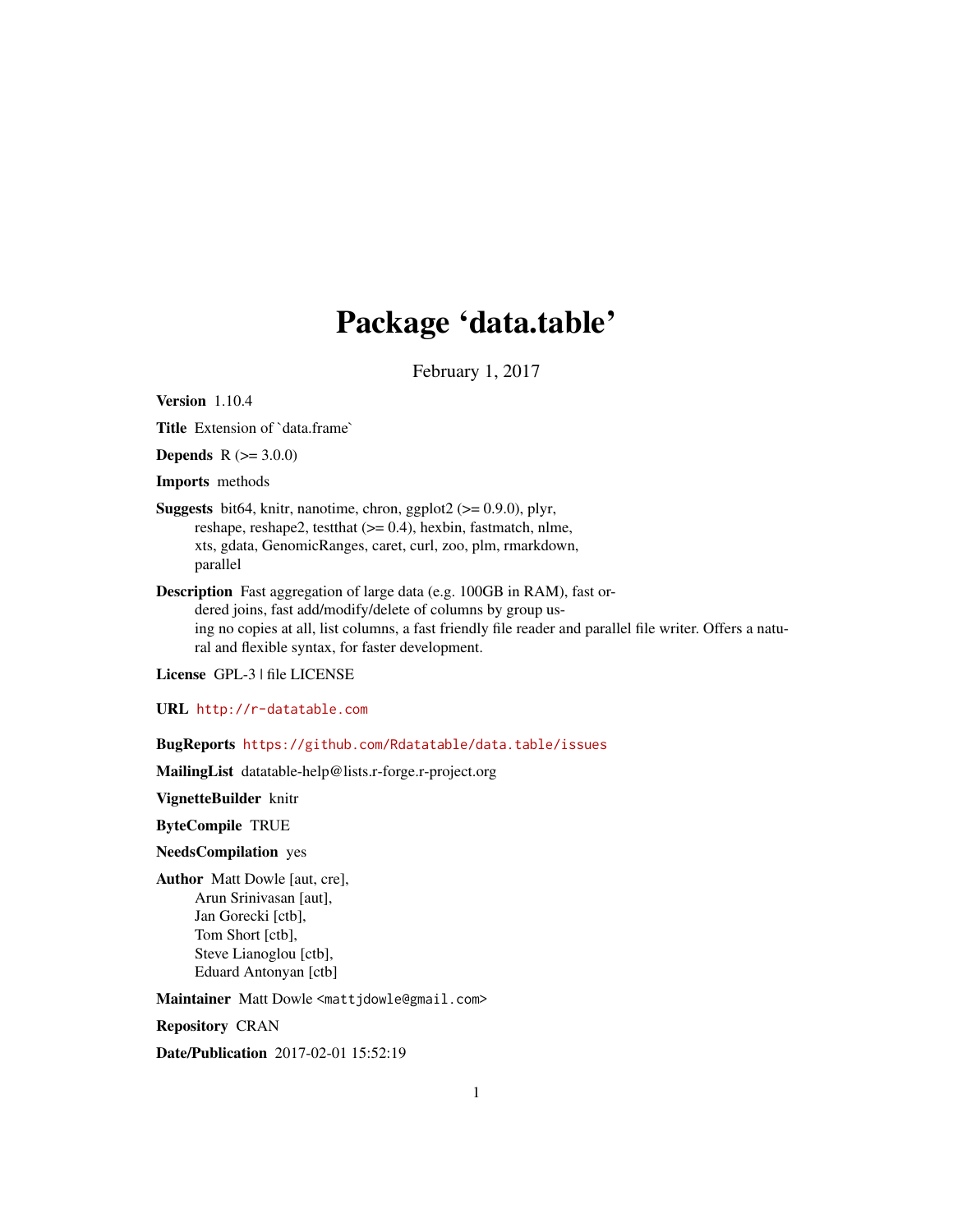# Package 'data.table'

February 1, 2017

**Version** 1.10.4

**Title** Extension of `data.frame`

**Depends** R (>= 3.0.0)

**Imports** methods

**Suggests** bit64, knitr, nanotime, chron, ggplot2 (>= 0.9.0), plyr, reshape, reshape2, testthat (>= 0.4), hexbin, fastmatch, nlme, xts, gdata, GenomicRanges, caret, curl, zoo, plm, rmarkdown, parallel

**Description** Fast aggregation of large data (e.g. 100GB in RAM), fast ordered joins, fast add/modify/delete of columns by group using no copies at all, list columns, a fast friendly file reader and parallel file writer. Offers a natural and flexible syntax, for faster development.

**License** GPL-3 | file LICENSE

**URL** http://r-datatable.com

**BugReports** https://github.com/Rdatatable/data.table/issues

**MailingList** datatable-help@lists.r-forge.r-project.org

**VignetteBuilder** knitr

**ByteCompile** TRUE

**NeedsCompilation** yes

**Author** Matt Dowle [aut, cre],
Arun Srinivasan [aut],
Jan Gorecki [ctb],
Tom Short [ctb],
Steve Lianoglou [ctb],
Eduard Antonyan [ctb]

**Maintainer** Matt Dowle <mattjdowle@gmail.com>

**Repository** CRAN

**Date/Publication** 2017-02-01 15:52:19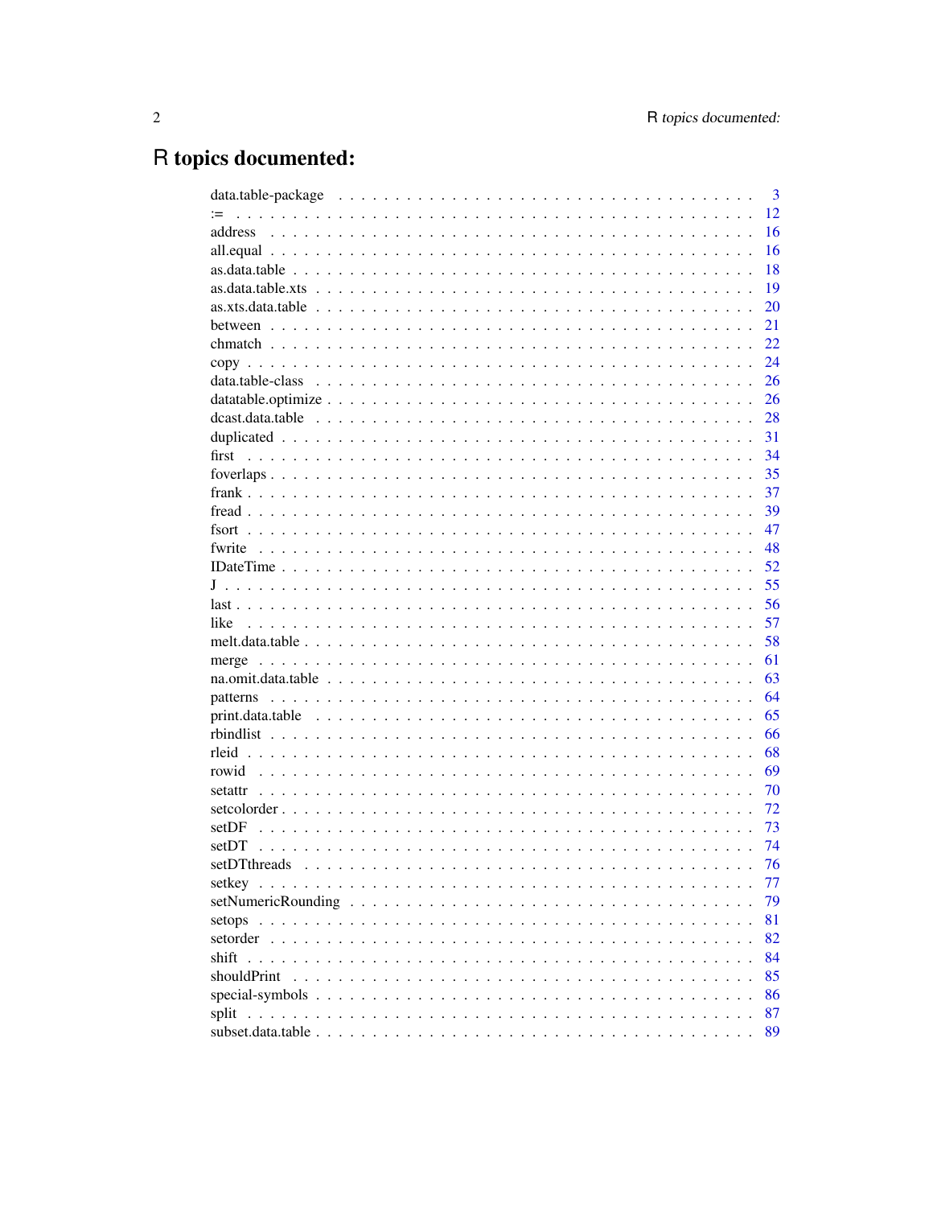# R topics documented:

| | |
|---|---|
| data.table-package | 3 |
| := | 12 |
| address | 16 |
| all.equal | 16 |
| as.data.table | 18 |
| as.data.table.xts | 19 |
| as.xts.data.table | 20 |
| between | 21 |
| chmatch | 22 |
| copy | 24 |
| data.table-class | 26 |
| datatable.optimize | 26 |
| dcast.data.table | 28 |
| duplicated | 31 |
| first | 34 |
| foverlaps | 35 |
| frank | 37 |
| fread | 39 |
| fsort | 47 |
| fwrite | 48 |
| IDateTime | 52 |
| J | 55 |
| last | 56 |
| like | 57 |
| melt.data.table | 58 |
| merge | 61 |
| na.omit.data.table | 63 |
| patterns | 64 |
| print.data.table | 65 |
| rbindlist | 66 |
| rleid | 68 |
| rowid | 69 |
| setattr | 70 |
| setcolorder | 72 |
| setDF | 73 |
| setDT | 74 |
| setDTthreads | 76 |
| setkey | 77 |
| setNumericRounding | 79 |
| setops | 81 |
| setorder | 82 |
| shift | 84 |
| shouldPrint | 85 |
| special-symbols | 86 |
| split | 87 |
| subset.data.table | 89 |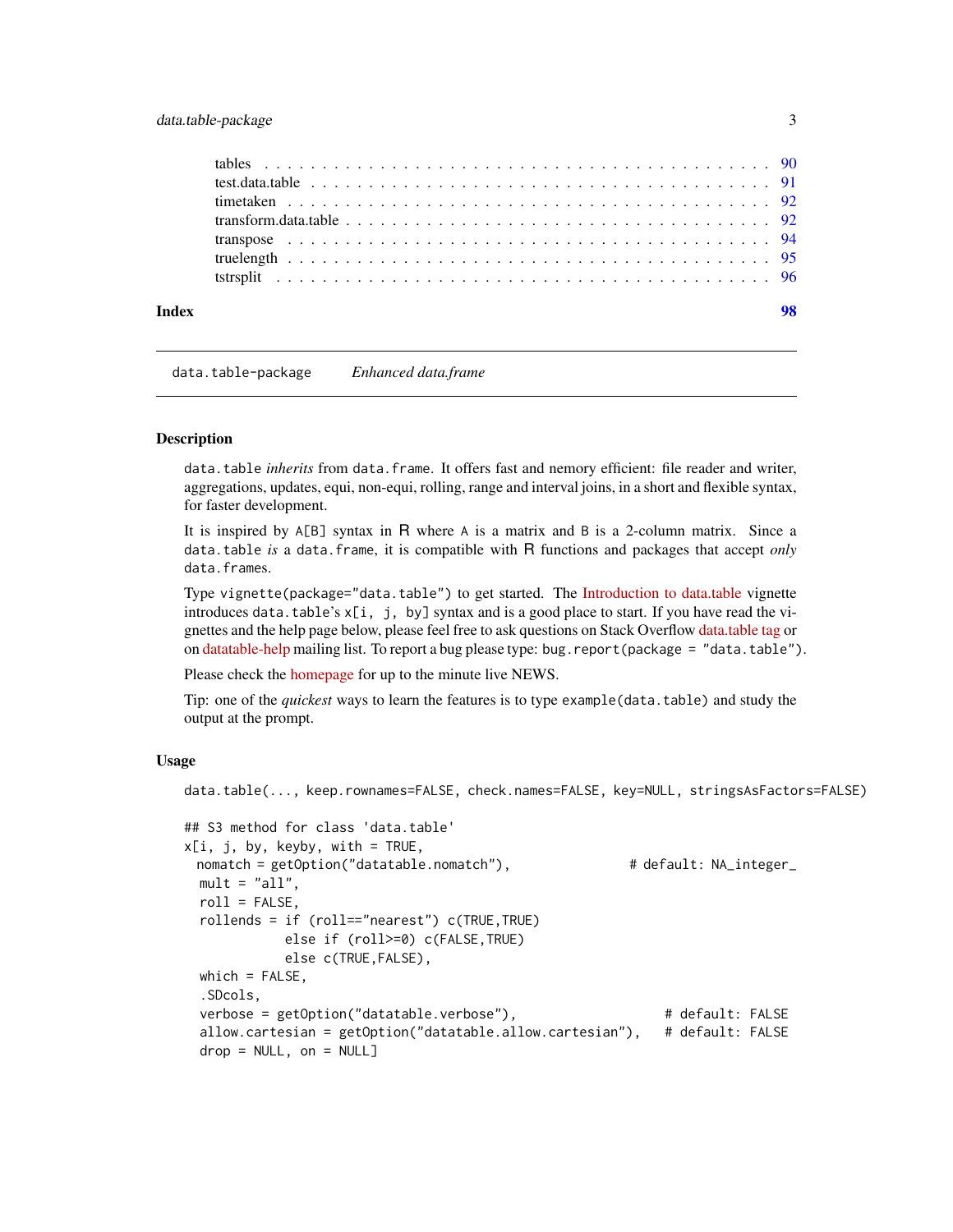tables . . . . . . . . . . . . . . . . . . . . . . . . . . . . . . . . . . . . . . . . . . 90
test.data.table . . . . . . . . . . . . . . . . . . . . . . . . . . . . . . . . . . . . . . 91
timetaken . . . . . . . . . . . . . . . . . . . . . . . . . . . . . . . . . . . . . . . . . 92
transform.data.table . . . . . . . . . . . . . . . . . . . . . . . . . . . . . . . . . . . . 92
transpose . . . . . . . . . . . . . . . . . . . . . . . . . . . . . . . . . . . . . . . . . 94
truelength . . . . . . . . . . . . . . . . . . . . . . . . . . . . . . . . . . . . . . . . . 95
tstrsplit . . . . . . . . . . . . . . . . . . . . . . . . . . . . . . . . . . . . . . . . . . 96

**Index** **98**

---

## data.table-package — *Enhanced data.frame*

---

### Description

`data.table` *inherits* from `data.frame`. It offers fast and nemory efficient: file reader and writer, aggregations, updates, equi, non-equi, rolling, range and interval joins, in a short and flexible syntax, for faster development.

It is inspired by `A[B]` syntax in R where `A` is a matrix and `B` is a 2-column matrix. Since a `data.table` *is* a `data.frame`, it is compatible with R functions and packages that accept *only* `data.frame`s.

Type `vignette(package="data.table")` to get started. The Introduction to data.table vignette introduces `data.table`'s `x[i, j, by]` syntax and is a good place to start. If you have read the vignettes and the help page below, please feel free to ask questions on Stack Overflow data.table tag or on datatable-help mailing list. To report a bug please type: `bug.report(package = "data.table")`.

Please check the homepage for up to the minute live NEWS.

Tip: one of the *quickest* ways to learn the features is to type `example(data.table)` and study the output at the prompt.

### Usage

```
data.table(..., keep.rownames=FALSE, check.names=FALSE, key=NULL, stringsAsFactors=FALSE)

## S3 method for class 'data.table'
x[i, j, by, keyby, with = TRUE,
  nomatch = getOption("datatable.nomatch"),                # default: NA_integer_
  mult = "all",
  roll = FALSE,
  rollends = if (roll=="nearest") c(TRUE,TRUE)
             else if (roll>=0) c(FALSE,TRUE)
             else c(TRUE,FALSE),
  which = FALSE,
  .SDcols,
  verbose = getOption("datatable.verbose"),                   # default: FALSE
  allow.cartesian = getOption("datatable.allow.cartesian"),   # default: FALSE
  drop = NULL, on = NULL]
```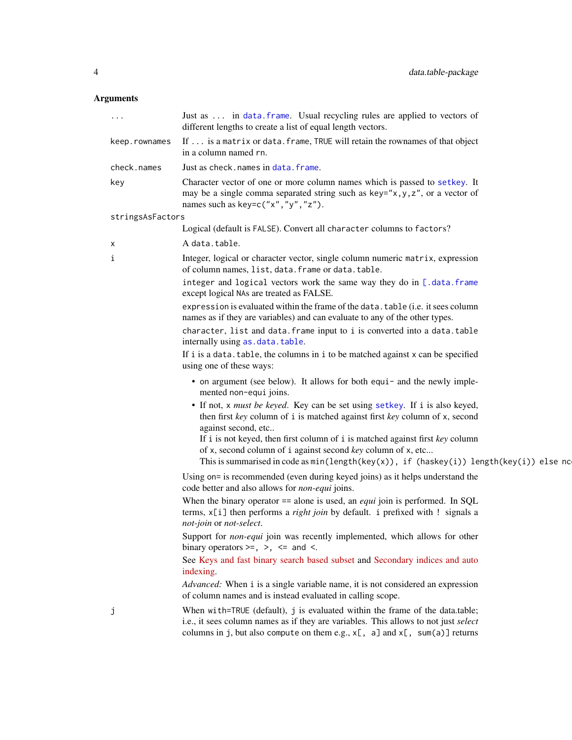## Arguments

`...` — Just as `...` in `data.frame`. Usual recycling rules are applied to vectors of different lengths to create a list of equal length vectors.

`keep.rownames` — If `...` is a `matrix` or `data.frame`, `TRUE` will retain the rownames of that object in a column named `rn`.

`check.names` — Just as `check.names` in `data.frame`.

`key` — Character vector of one or more column names which is passed to `setkey`. It may be a single comma separated string such as `key="x,y,z"`, or a vector of names such as `key=c("x","y","z")`.

`stringsAsFactors` — Logical (default is `FALSE`). Convert all `character` columns to `factor`s?

`x` — A `data.table`.

`i` — Integer, logical or character vector, single column numeric `matrix`, expression of column names, `list`, `data.frame` or `data.table`.

`integer` and `logical` vectors work the same way they do in `[.data.frame` except logical `NA`s are treated as FALSE.

`expression` is evaluated within the frame of the `data.table` (i.e. it sees column names as if they are variables) and can evaluate to any of the other types.

`character`, `list` and `data.frame` input to `i` is converted into a `data.table` internally using `as.data.table`.

If `i` is a `data.table`, the columns in `i` to be matched against `x` can be specified using one of these ways:

- `on` argument (see below). It allows for both `equi-` and the newly implemented `non-equi` joins.
- If not, `x` *must be keyed*. Key can be set using `setkey`. If `i` is also keyed, then first *key* column of `i` is matched against first *key* column of `x`, second against second, etc..
  If `i` is not keyed, then first column of `i` is matched against first *key* column of `x`, second column of `i` against second *key* column of `x`, etc...
  This is summarised in code as `min(length(key(x)), if (haskey(i)) length(key(i)) else nc`

Using `on=` is recommended (even during keyed joins) as it helps understand the code better and also allows for *non-equi* joins.

When the binary operator `==` alone is used, an *equi* join is performed. In SQL terms, `x[i]` then performs a *right join* by default. `i` prefixed with `!` signals a *not-join* or *not-select*.

Support for *non-equi* join was recently implemented, which allows for other binary operators `>=, >, <= and <`.

See Keys and fast binary search based subset and Secondary indices and auto indexing.

*Advanced:* When `i` is a single variable name, it is not considered an expression of column names and is instead evaluated in calling scope.

`j` — When `with=TRUE` (default), `j` is evaluated within the frame of the data.table; i.e., it sees column names as if they are variables. This allows to not just *select* columns in `j`, but also `compute` on them e.g., `x[, a]` and `x[, sum(a)]` returns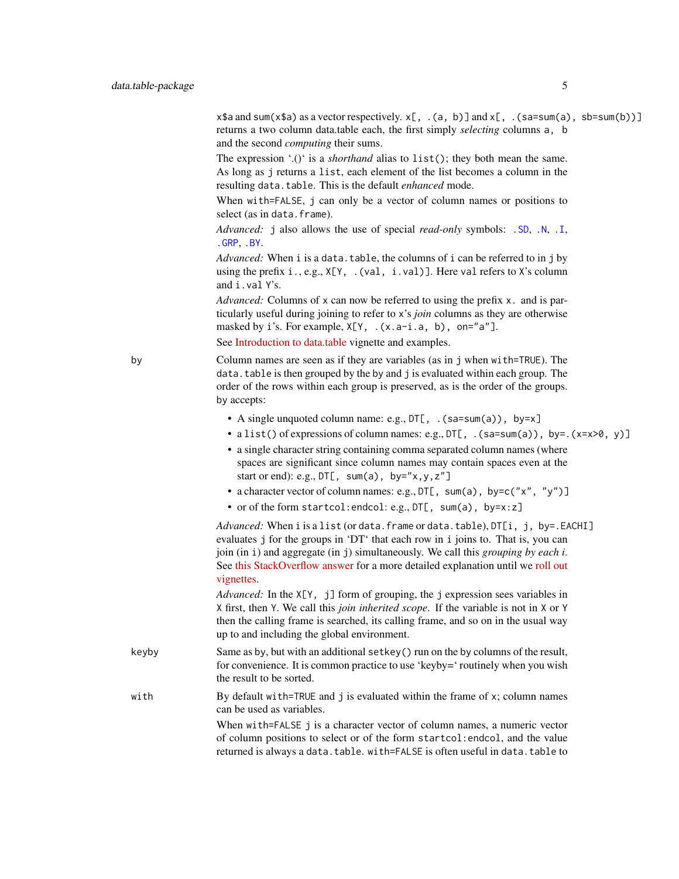`x$a` and `sum(x$a)` as a vector respectively. `x[, .(a, b)]` and `x[, .(sa=sum(a), sb=sum(b))]` returns a two column data.table each, the first simply *selecting* columns `a, b` and the second *computing* their sums.

The expression '.()' is a *shorthand* alias to `list()`; they both mean the same. As long as `j` returns a `list`, each element of the list becomes a column in the resulting `data.table`. This is the default *enhanced* mode.

When `with=FALSE`, `j` can only be a vector of column names or positions to select (as in `data.frame`).

*Advanced:* `j` also allows the use of special *read-only* symbols: `.SD`, `.N`, `.I`, `.GRP`, `.BY`.

*Advanced:* When `i` is a `data.table`, the columns of `i` can be referred to in `j` by using the prefix `i.`, e.g., `X[Y, .(val, i.val)]`. Here `val` refers to `X`'s column and `i.val` `Y`'s.

*Advanced:* Columns of `x` can now be referred to using the prefix `x.` and is particularly useful during joining to refer to `x`'s *join* columns as they are otherwise masked by `i`'s. For example, `X[Y, .(x.a-i.a, b), on="a"]`.

See Introduction to data.table vignette and examples.

**by**

Column names are seen as if they are variables (as in `j` when `with=TRUE`). The `data.table` is then grouped by the `by` and `j` is evaluated within each group. The order of the rows within each group is preserved, as is the order of the groups. `by` accepts:

- A single unquoted column name: e.g., `DT[, .(sa=sum(a)), by=x]`
- a `list()` of expressions of column names: e.g., `DT[, .(sa=sum(a)), by=.(x=x>0, y)]`
- a single character string containing comma separated column names (where spaces are significant since column names may contain spaces even at the start or end): e.g., `DT[, sum(a), by="x,y,z"]`
- a character vector of column names: e.g., `DT[, sum(a), by=c("x", "y")]`
- or of the form `startcol:endcol`: e.g., `DT[, sum(a), by=x:z]`

*Advanced:* When `i` is a `list` (or `data.frame` or `data.table`), `DT[i, j, by=.EACHI]` evaluates `j` for the groups in 'DT' that each row in `i` joins to. That is, you can join (in `i`) and aggregate (in `j`) simultaneously. We call this *grouping by each i*. See this StackOverflow answer for a more detailed explanation until we roll out vignettes.

*Advanced:* In the `X[Y, j]` form of grouping, the `j` expression sees variables in `X` first, then `Y`. We call this *join inherited scope*. If the variable is not in `X` or `Y` then the calling frame is searched, its calling frame, and so on in the usual way up to and including the global environment.

**keyby**

Same as `by`, but with an additional `setkey()` run on the `by` columns of the result, for convenience. It is common practice to use 'keyby=' routinely when you wish the result to be sorted.

**with**

By default `with=TRUE` and `j` is evaluated within the frame of `x`; column names can be used as variables.

When `with=FALSE` `j` is a character vector of column names, a numeric vector of column positions to select or of the form `startcol:endcol`, and the value returned is always a `data.table`. `with=FALSE` is often useful in `data.table` to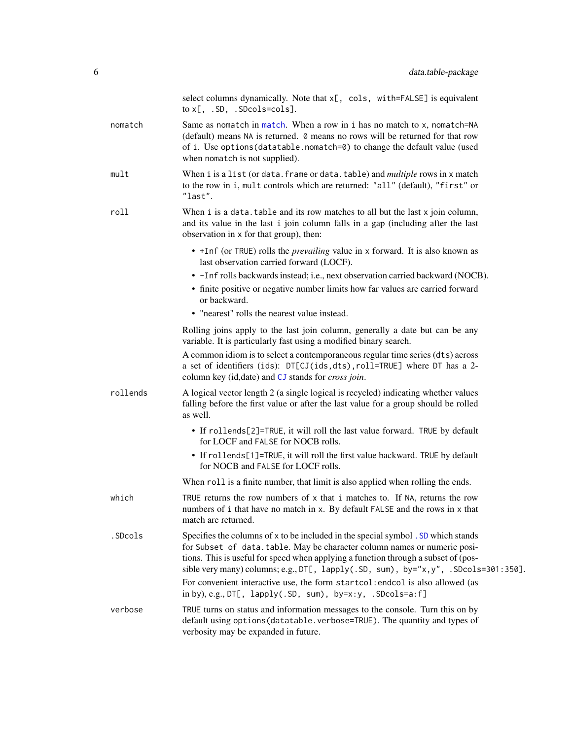select columns dynamically. Note that `x[, cols, with=FALSE]` is equivalent to `x[, .SD, .SDcols=cols]`.

**nomatch**
Same as nomatch in `match`. When a row in i has no match to x, `nomatch=NA` (default) means NA is returned. `0` means no rows will be returned for that row of i. Use `options(datatable.nomatch=0)` to change the default value (used when nomatch is not supplied).

**mult**
When i is a `list` (or `data.frame` or `data.table`) and *multiple* rows in x match to the row in i, mult controls which are returned: `"all"` (default), `"first"` or `"last"`.

**roll**
When i is a `data.table` and its row matches to all but the last x join column, and its value in the last i join column falls in a gap (including after the last observation in x for that group), then:

- `+Inf` (or `TRUE`) rolls the *prevailing* value in x forward. It is also known as last observation carried forward (LOCF).
- `-Inf` rolls backwards instead; i.e., next observation carried backward (NOCB).
- finite positive or negative number limits how far values are carried forward or backward.
- "nearest" rolls the nearest value instead.

Rolling joins apply to the last join column, generally a date but can be any variable. It is particularly fast using a modified binary search.

A common idiom is to select a contemporaneous regular time series (dts) across a set of identifiers (ids): `DT[CJ(ids,dts),roll=TRUE]` where DT has a 2-column key (id,date) and `CJ` stands for *cross join*.

**rollends**
A logical vector length 2 (a single logical is recycled) indicating whether values falling before the first value or after the last value for a group should be rolled as well.

- If `rollends[2]=TRUE`, it will roll the last value forward. `TRUE` by default for LOCF and `FALSE` for NOCB rolls.
- If `rollends[1]=TRUE`, it will roll the first value backward. `TRUE` by default for NOCB and `FALSE` for LOCF rolls.

When roll is a finite number, that limit is also applied when rolling the ends.

**which**
`TRUE` returns the row numbers of x that i matches to. If `NA`, returns the row numbers of i that have no match in x. By default `FALSE` and the rows in x that match are returned.

**.SDcols**
Specifies the columns of x to be included in the special symbol `.SD` which stands for `Subset of data.table`. May be character column names or numeric positions. This is useful for speed when applying a function through a subset of (possible very many) columns; e.g., `DT[, lapply(.SD, sum), by="x,y", .SDcols=301:350]`.

For convenient interactive use, the form `startcol:endcol` is also allowed (as in by), e.g., `DT[, lapply(.SD, sum), by=x:y, .SDcols=a:f]`

**verbose**
`TRUE` turns on status and information messages to the console. Turn this on by default using `options(datatable.verbose=TRUE)`. The quantity and types of verbosity may be expanded in future.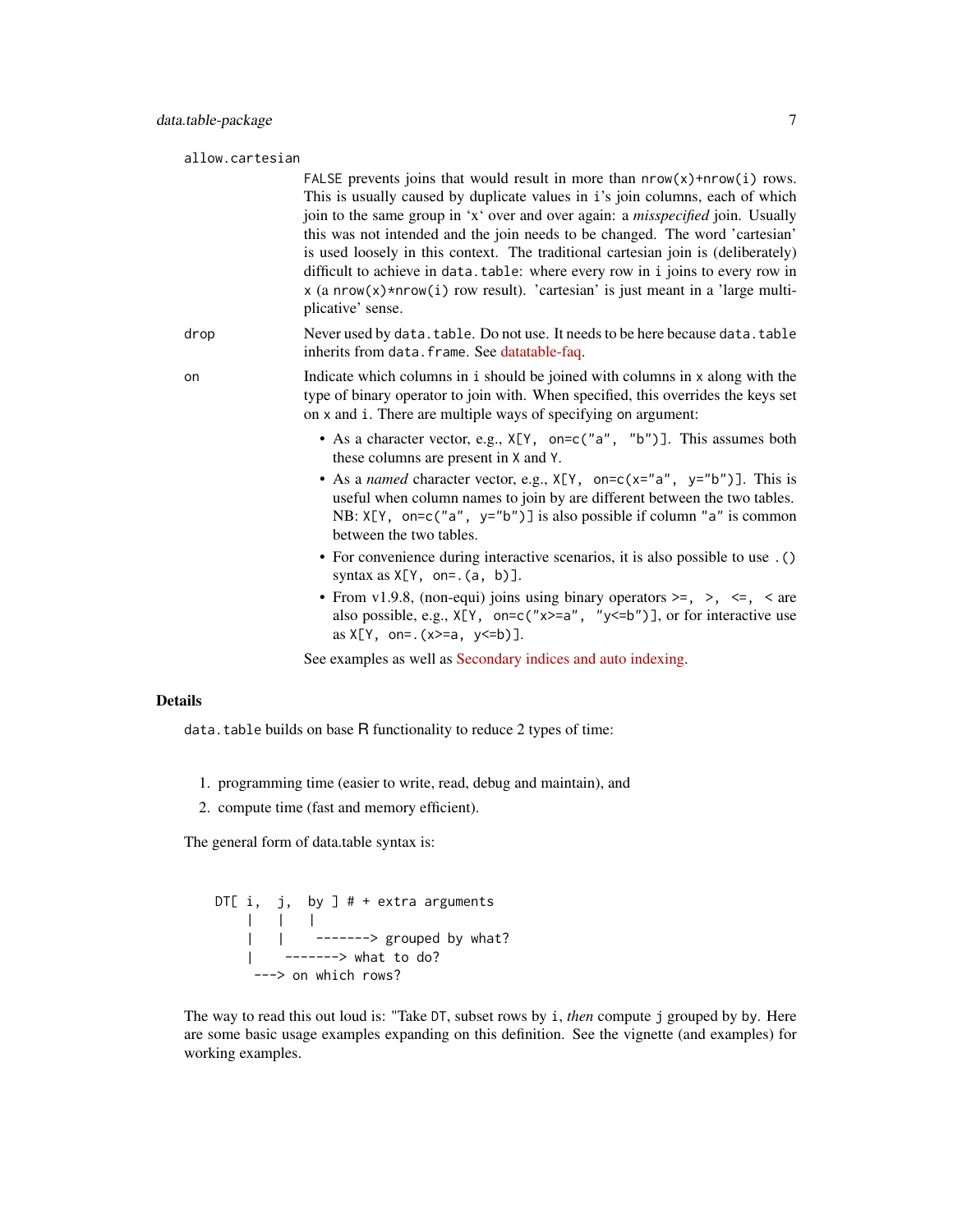`allow.cartesian`
: `FALSE` prevents joins that would result in more than `nrow(x)+nrow(i)` rows. This is usually caused by duplicate values in `i`'s join columns, each of which join to the same group in 'x' over and over again: a *misspecified* join. Usually this was not intended and the join needs to be changed. The word 'cartesian' is used loosely in this context. The traditional cartesian join is (deliberately) difficult to achieve in `data.table`: where every row in `i` joins to every row in `x` (a `nrow(x)*nrow(i)` row result). 'cartesian' is just meant in a 'large multiplicative' sense.

`drop`
: Never used by `data.table`. Do not use. It needs to be here because `data.table` inherits from `data.frame`. See datatable-faq.

`on`
: Indicate which columns in `i` should be joined with columns in `x` along with the type of binary operator to join with. When specified, this overrides the keys set on `x` and `i`. There are multiple ways of specifying `on` argument:

  - As a character vector, e.g., `X[Y, on=c("a", "b")]`. This assumes both these columns are present in `X` and `Y`.
  - As a *named* character vector, e.g., `X[Y, on=c(x="a", y="b")]`. This is useful when column names to join by are different between the two tables. NB: `X[Y, on=c("a", y="b")]` is also possible if column `"a"` is common between the two tables.
  - For convenience during interactive scenarios, it is also possible to use `.()` syntax as `X[Y, on=.(a, b)]`.
  - From v1.9.8, (non-equi) joins using binary operators `>=, >, <=, <` are also possible, e.g., `X[Y, on=c("x>=a", "y<=b")]`, or for interactive use as `X[Y, on=.(x>=a, y<=b)]`.

  See examples as well as Secondary indices and auto indexing.

## Details

`data.table` builds on base R functionality to reduce 2 types of time:

1. programming time (easier to write, read, debug and maintain), and
2. compute time (fast and memory efficient).

The general form of data.table syntax is:

```
DT[ i,  j,  by ] # + extra arguments
    |   |   |
    |   |    -------> grouped by what?
    |    -------> what to do?
     ---> on which rows?
```

The way to read this out loud is: "Take `DT`, subset rows by `i`, *then* compute `j` grouped by `by`. Here are some basic usage examples expanding on this definition. See the vignette (and examples) for working examples.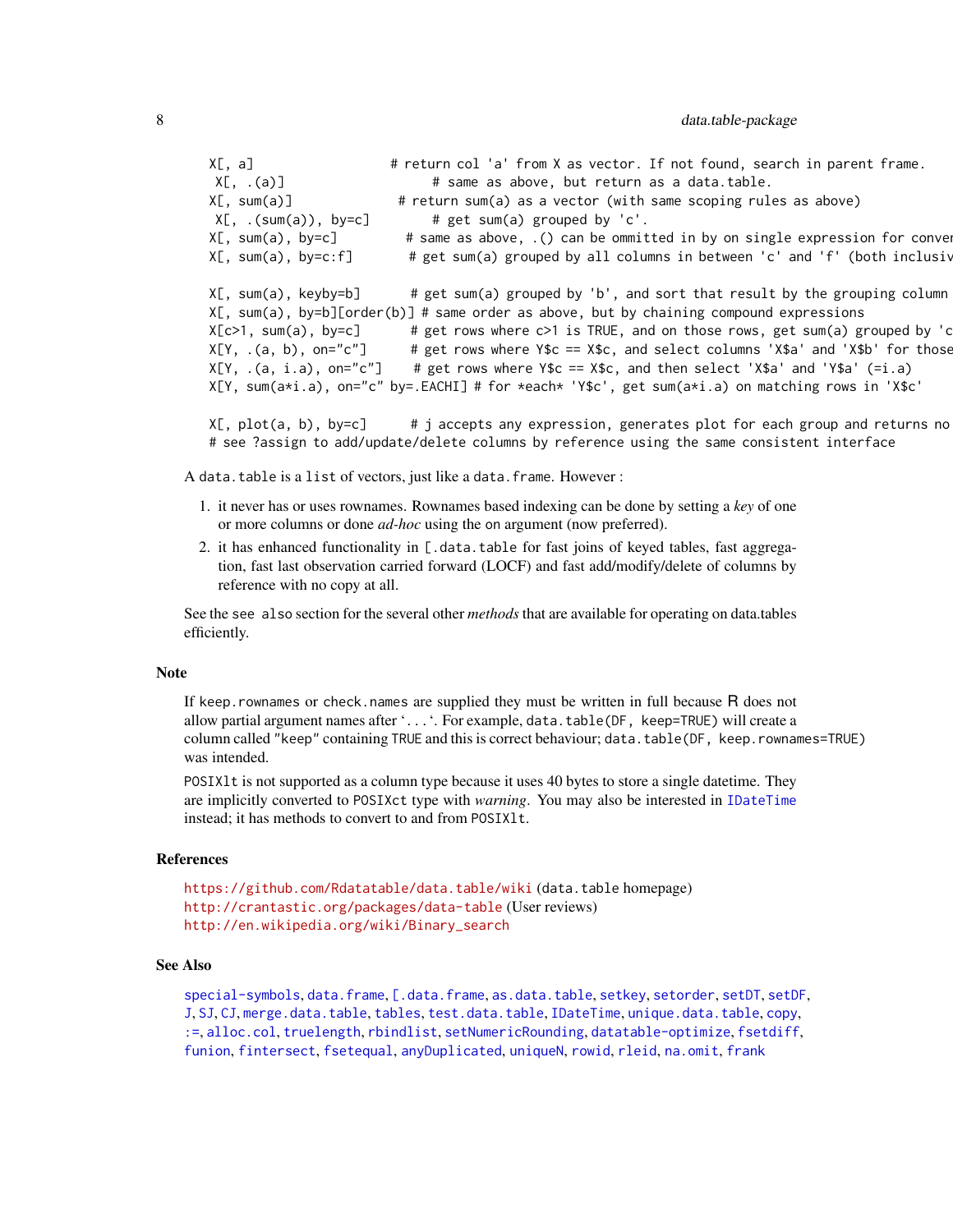```
X[, a]                  # return col 'a' from X as vector. If not found, search in parent frame.
 X[, .(a)]                   # same as above, but return as a data.table.
X[, sum(a)]              # return sum(a) as a vector (with same scoping rules as above)
 X[, .(sum(a)), by=c]        # get sum(a) grouped by 'c'.
X[, sum(a), by=c]         # same as above, .() can be ommitted in by on single expression for conver
X[, sum(a), by=c:f]       # get sum(a) grouped by all columns in between 'c' and 'f' (both inclusiv

X[, sum(a), keyby=b]      # get sum(a) grouped by 'b', and sort that result by the grouping column
X[, sum(a), by=b][order(b)] # same order as above, but by chaining compound expressions
X[c>1, sum(a), by=c]      # get rows where c>1 is TRUE, and on those rows, get sum(a) grouped by 'c
X[Y, .(a, b), on="c"]     # get rows where Y$c == X$c, and select columns 'X$a' and 'X$b' for those
X[Y, .(a, i.a), on="c"]    # get rows where Y$c == X$c, and then select 'X$a' and 'Y$a' (=i.a)
X[Y, sum(a*i.a), on="c" by=.EACHI] # for *each* 'Y$c', get sum(a*i.a) on matching rows in 'X$c'

X[, plot(a, b), by=c]     # j accepts any expression, generates plot for each group and returns no
# see ?assign to add/update/delete columns by reference using the same consistent interface
```

A `data.table` is a `list` of vectors, just like a `data.frame`. However :

1. it never has or uses rownames. Rownames based indexing can be done by setting a *key* of one or more columns or done *ad-hoc* using the on argument (now preferred).
2. it has enhanced functionality in `[.data.table` for fast joins of keyed tables, fast aggregation, fast last observation carried forward (LOCF) and fast add/modify/delete of columns by reference with no copy at all.

See the `see also` section for the several other *methods* that are available for operating on data.tables efficiently.

## Note

If `keep.rownames` or `check.names` are supplied they must be written in full because R does not allow partial argument names after '`...`'. For example, `data.table(DF, keep=TRUE)` will create a column called `"keep"` containing `TRUE` and this is correct behaviour; `data.table(DF, keep.rownames=TRUE)` was intended.

`POSIXlt` is not supported as a column type because it uses 40 bytes to store a single datetime. They are implicitly converted to `POSIXct` type with *warning*. You may also be interested in `IDateTime` instead; it has methods to convert to and from `POSIXlt`.

## References

https://github.com/Rdatatable/data.table/wiki (`data.table` homepage)
http://crantastic.org/packages/data-table (User reviews)
http://en.wikipedia.org/wiki/Binary_search

## See Also

`special-symbols`, `data.frame`, `[.data.frame`, `as.data.table`, `setkey`, `setorder`, `setDT`, `setDF`, `J`, `SJ`, `CJ`, `merge.data.table`, `tables`, `test.data.table`, `IDateTime`, `unique.data.table`, `copy`, `:=`, `alloc.col`, `truelength`, `rbindlist`, `setNumericRounding`, `datatable-optimize`, `fsetdiff`, `funion`, `fintersect`, `fsetequal`, `anyDuplicated`, `uniqueN`, `rowid`, `rleid`, `na.omit`, `frank`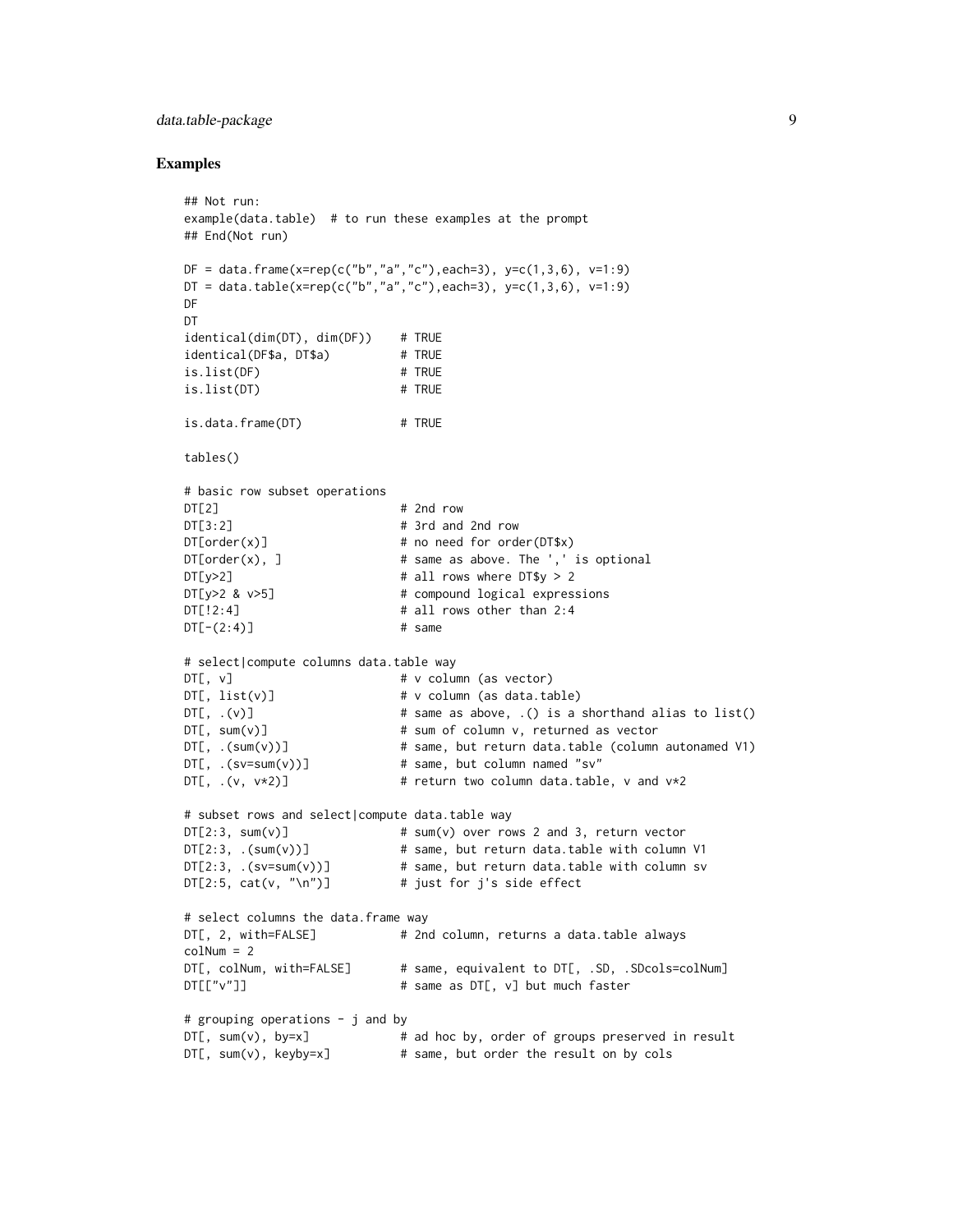## Examples

```
## Not run:
example(data.table)  # to run these examples at the prompt
## End(Not run)

DF = data.frame(x=rep(c("b","a","c"),each=3), y=c(1,3,6), v=1:9)
DT = data.table(x=rep(c("b","a","c"),each=3), y=c(1,3,6), v=1:9)
DF
DT
identical(dim(DT), dim(DF))    # TRUE
identical(DF$a, DT$a)          # TRUE
is.list(DF)                    # TRUE
is.list(DT)                    # TRUE

is.data.frame(DT)              # TRUE

tables()

# basic row subset operations
DT[2]                          # 2nd row
DT[3:2]                        # 3rd and 2nd row
DT[order(x)]                   # no need for order(DT$x)
DT[order(x), ]                 # same as above. The ',' is optional
DT[y>2]                        # all rows where DT$y > 2
DT[y>2 & v>5]                  # compound logical expressions
DT[!2:4]                       # all rows other than 2:4
DT[-(2:4)]                     # same

# select|compute columns data.table way
DT[, v]                        # v column (as vector)
DT[, list(v)]                  # v column (as data.table)
DT[, .(v)]                     # same as above, .() is a shorthand alias to list()
DT[, sum(v)]                   # sum of column v, returned as vector
DT[, .(sum(v))]                # same, but return data.table (column autonamed V1)
DT[, .(sv=sum(v))]             # same, but column named "sv"
DT[, .(v, v*2)]                # return two column data.table, v and v*2

# subset rows and select|compute data.table way
DT[2:3, sum(v)]                # sum(v) over rows 2 and 3, return vector
DT[2:3, .(sum(v))]             # same, but return data.table with column V1
DT[2:3, .(sv=sum(v))]          # same, but return data.table with column sv
DT[2:5, cat(v, "\n")]          # just for j's side effect

# select columns the data.frame way
DT[, 2, with=FALSE]            # 2nd column, returns a data.table always
colNum = 2
DT[, colNum, with=FALSE]       # same, equivalent to DT[, .SD, .SDcols=colNum]
DT[["v"]]                      # same as DT[, v] but much faster

# grouping operations - j and by
DT[, sum(v), by=x]             # ad hoc by, order of groups preserved in result
DT[, sum(v), keyby=x]          # same, but order the result on by cols
```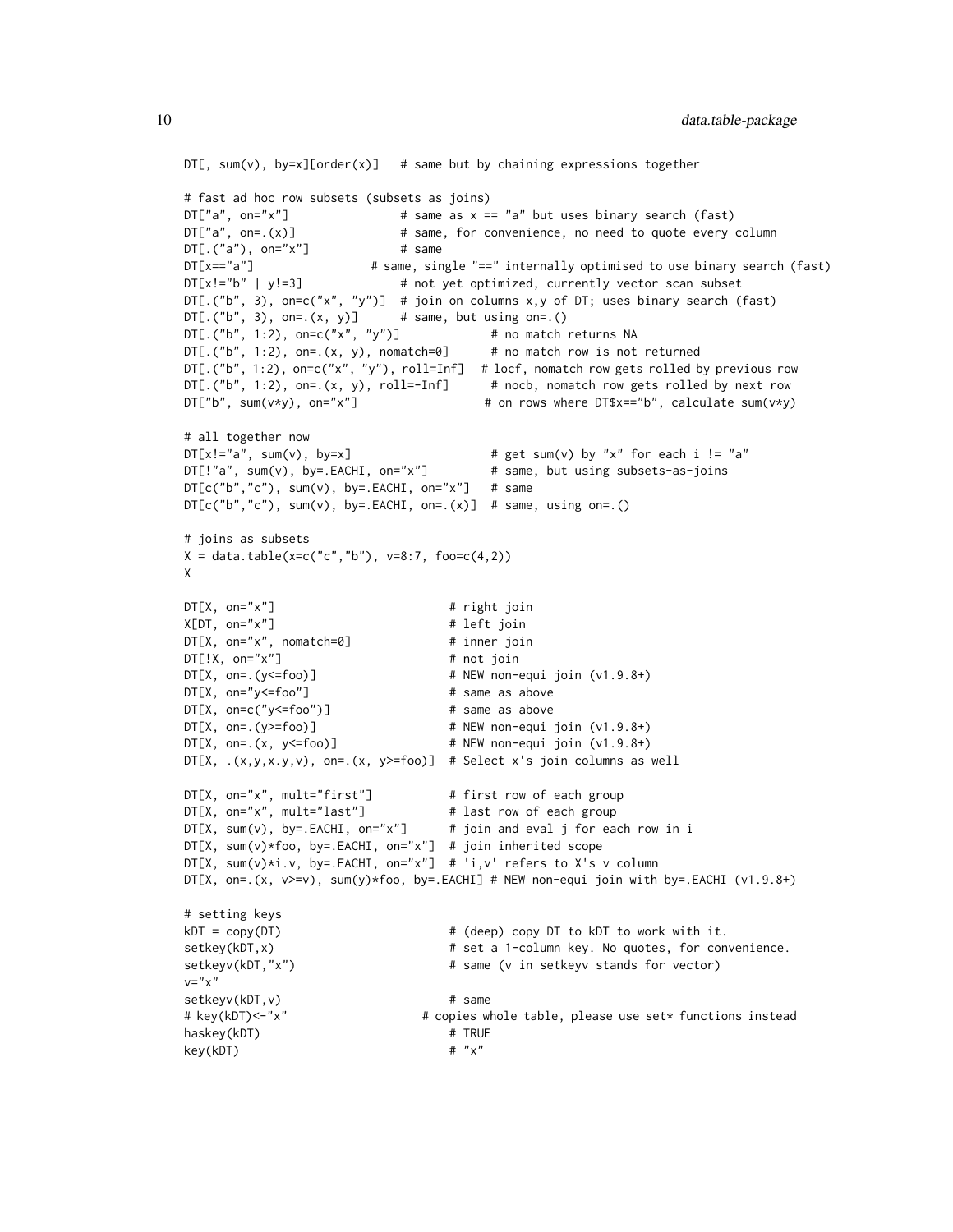```
DT[, sum(v), by=x][order(x)]   # same but by chaining expressions together

# fast ad hoc row subsets (subsets as joins)
DT["a", on="x"]                # same as x == "a" but uses binary search (fast)
DT["a", on=.(x)]               # same, for convenience, no need to quote every column
DT[.("a"), on="x"]             # same
DT[x=="a"]                 # same, single "==" internally optimised to use binary search (fast)
DT[x!="b" | y!=3]              # not yet optimized, currently vector scan subset
DT[.("b", 3), on=c("x", "y")]  # join on columns x,y of DT; uses binary search (fast)
DT[.("b", 3), on=.(x, y)]      # same, but using on=.()
DT[.("b", 1:2), on=c("x", "y")]             # no match returns NA
DT[.("b", 1:2), on=.(x, y), nomatch=0]      # no match row is not returned
DT[.("b", 1:2), on=c("x", "y"), roll=Inf]  # locf, nomatch row gets rolled by previous row
DT[.("b", 1:2), on=.(x, y), roll=-Inf]      # nocb, nomatch row gets rolled by next row
DT["b", sum(v*y), on="x"]                  # on rows where DT$x=="b", calculate sum(v*y)

# all together now
DT[x!="a", sum(v), by=x]                    # get sum(v) by "x" for each i != "a"
DT[!"a", sum(v), by=.EACHI, on="x"]         # same, but using subsets-as-joins
DT[c("b","c"), sum(v), by=.EACHI, on="x"]   # same
DT[c("b","c"), sum(v), by=.EACHI, on=.(x)]  # same, using on=.()

# joins as subsets
X = data.table(x=c("c","b"), v=8:7, foo=c(4,2))
X

DT[X, on="x"]                         # right join
X[DT, on="x"]                         # left join
DT[X, on="x", nomatch=0]              # inner join
DT[!X, on="x"]                        # not join
DT[X, on=.(y<=foo)]                   # NEW non-equi join (v1.9.8+)
DT[X, on="y<=foo"]                    # same as above
DT[X, on=c("y<=foo")]                 # same as above
DT[X, on=.(y>=foo)]                   # NEW non-equi join (v1.9.8+)
DT[X, on=.(x, y<=foo)]                # NEW non-equi join (v1.9.8+)
DT[X, .(x,y,x.y,v), on=.(x, y>=foo)]  # Select x's join columns as well

DT[X, on="x", mult="first"]           # first row of each group
DT[X, on="x", mult="last"]            # last row of each group
DT[X, sum(v), by=.EACHI, on="x"]      # join and eval j for each row in i
DT[X, sum(v)*foo, by=.EACHI, on="x"]  # join inherited scope
DT[X, sum(v)*i.v, by=.EACHI, on="x"]  # 'i,v' refers to X's v column
DT[X, on=.(x, v>=v), sum(y)*foo, by=.EACHI] # NEW non-equi join with by=.EACHI (v1.9.8+)

# setting keys
kDT = copy(DT)                        # (deep) copy DT to kDT to work with it.
setkey(kDT,x)                         # set a 1-column key. No quotes, for convenience.
setkeyv(kDT,"x")                      # same (v in setkeyv stands for vector)
v="x"
setkeyv(kDT,v)                        # same
# key(kDT)<-"x"                   # copies whole table, please use set* functions instead
haskey(kDT)                           # TRUE
key(kDT)                              # "x"
```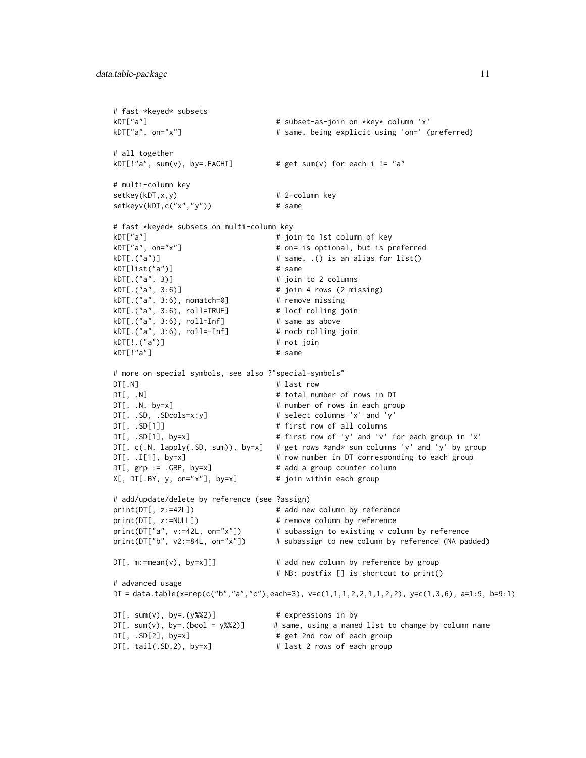```
# fast *keyed* subsets
kDT["a"]                               # subset-as-join on *key* column 'x'
kDT["a", on="x"]                       # same, being explicit using 'on=' (preferred)

# all together
kDT[!"a", sum(v), by=.EACHI]           # get sum(v) for each i != "a"

# multi-column key
setkey(kDT,x,y)                        # 2-column key
setkeyv(kDT,c("x","y"))                # same

# fast *keyed* subsets on multi-column key
kDT["a"]                               # join to 1st column of key
kDT["a", on="x"]                       # on= is optional, but is preferred
kDT[.("a")]                            # same, .() is an alias for list()
kDT[list("a")]                         # same
kDT[.("a", 3)]                         # join to 2 columns
kDT[.("a", 3:6)]                       # join 4 rows (2 missing)
kDT[.("a", 3:6), nomatch=0]            # remove missing
kDT[.("a", 3:6), roll=TRUE]            # locf rolling join
kDT[.("a", 3:6), roll=Inf]             # same as above
kDT[.("a", 3:6), roll=-Inf]            # nocb rolling join
kDT[!.("a")]                           # not join
kDT[!"a"]                              # same

# more on special symbols, see also ?"special-symbols"
DT[.N]                                 # last row
DT[, .N]                               # total number of rows in DT
DT[, .N, by=x]                         # number of rows in each group
DT[, .SD, .SDcols=x:y]                 # select columns 'x' and 'y'
DT[, .SD[1]]                           # first row of all columns
DT[, .SD[1], by=x]                     # first row of 'y' and 'v' for each group in 'x'
DT[, c(.N, lapply(.SD, sum)), by=x]    # get rows *and* sum columns 'v' and 'y' by group
DT[, .I[1], by=x]                      # row number in DT corresponding to each group
DT[, grp := .GRP, by=x]                # add a group counter column
X[, DT[.BY, y, on="x"], by=x]          # join within each group

# add/update/delete by reference (see ?assign)
print(DT[, z:=42L])                    # add new column by reference
print(DT[, z:=NULL])                   # remove column by reference
print(DT["a", v:=42L, on="x"])         # subassign to existing v column by reference
print(DT["b", v2:=84L, on="x"])        # subassign to new column by reference (NA padded)

DT[, m:=mean(v), by=x][]               # add new column by reference by group
                                       # NB: postfix [] is shortcut to print()
# advanced usage
DT = data.table(x=rep(c("b","a","c"),each=3), v=c(1,1,1,2,2,1,1,2,2), y=c(1,3,6), a=1:9, b=9:1)

DT[, sum(v), by=.(y%%2)]               # expressions in by
DT[, sum(v), by=.(bool = y%%2)]       # same, using a named list to change by column name
DT[, .SD[2], by=x]                     # get 2nd row of each group
DT[, tail(.SD,2), by=x]                # last 2 rows of each group
```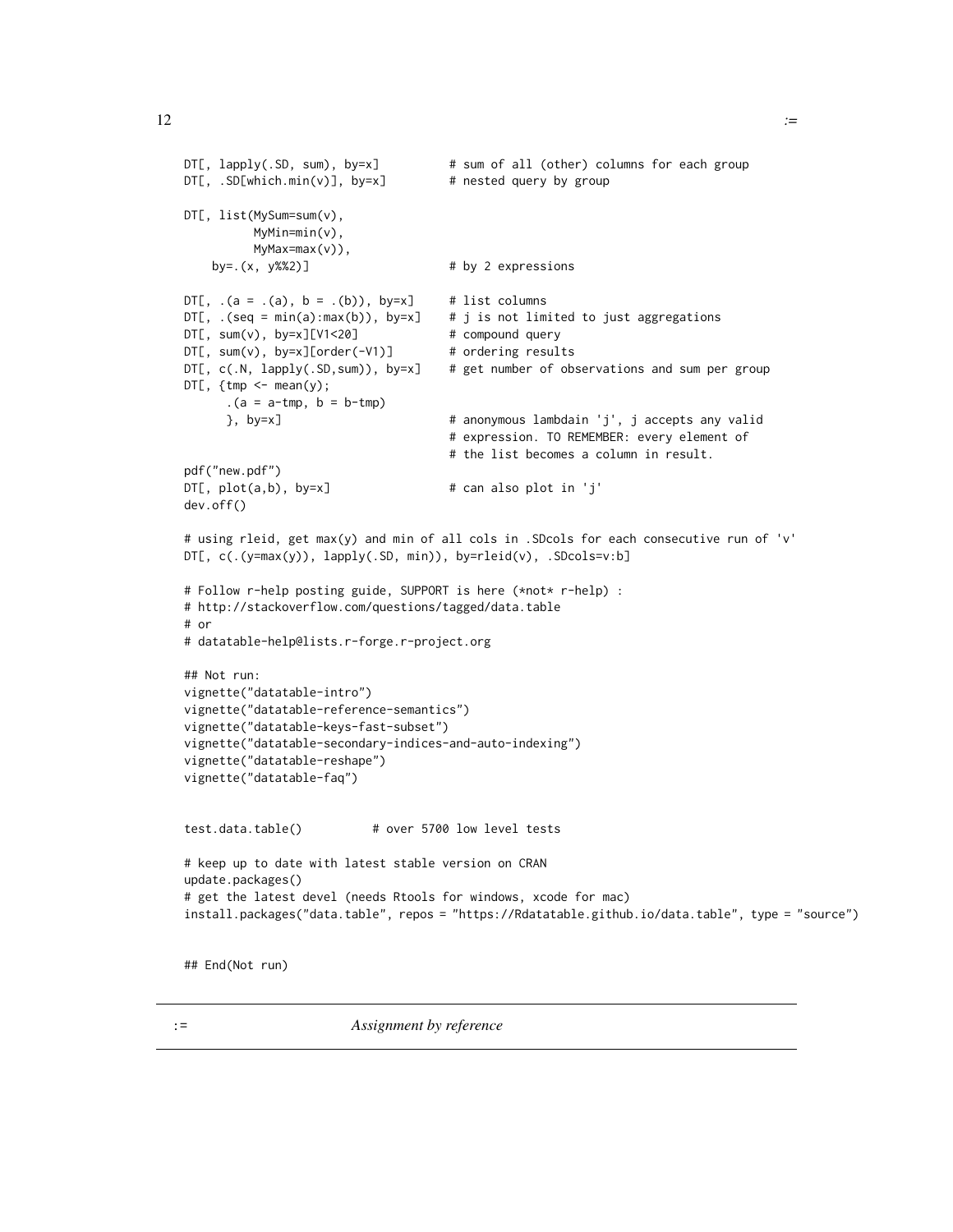```
DT[, lapply(.SD, sum), by=x]          # sum of all (other) columns for each group
DT[, .SD[which.min(v)], by=x]         # nested query by group

DT[, list(MySum=sum(v),
          MyMin=min(v),
          MyMax=max(v)),
    by=.(x, y%%2)]                    # by 2 expressions

DT[, .(a = .(a), b = .(b)), by=x]     # list columns
DT[, .(seq = min(a):max(b)), by=x]    # j is not limited to just aggregations
DT[, sum(v), by=x][V1<20]             # compound query
DT[, sum(v), by=x][order(-V1)]        # ordering results
DT[, c(.N, lapply(.SD,sum)), by=x]    # get number of observations and sum per group
DT[, {tmp <- mean(y);
      .(a = a-tmp, b = b-tmp)
      }, by=x]                        # anonymous lambdain 'j', j accepts any valid
                                      # expression. TO REMEMBER: every element of
                                      # the list becomes a column in result.
pdf("new.pdf")
DT[, plot(a,b), by=x]                 # can also plot in 'j'
dev.off()

# using rleid, get max(y) and min of all cols in .SDcols for each consecutive run of 'v'
DT[, c(.(y=max(y)), lapply(.SD, min)), by=rleid(v), .SDcols=v:b]

# Follow r-help posting guide, SUPPORT is here (*not* r-help) :
# http://stackoverflow.com/questions/tagged/data.table
# or
# datatable-help@lists.r-forge.r-project.org

## Not run:
vignette("datatable-intro")
vignette("datatable-reference-semantics")
vignette("datatable-keys-fast-subset")
vignette("datatable-secondary-indices-and-auto-indexing")
vignette("datatable-reshape")
vignette("datatable-faq")


test.data.table()          # over 5700 low level tests

# keep up to date with latest stable version on CRAN
update.packages()
# get the latest devel (needs Rtools for windows, xcode for mac)
install.packages("data.table", repos = "https://Rdatatable.github.io/data.table", type = "source")


## End(Not run)
```

## := *Assignment by reference*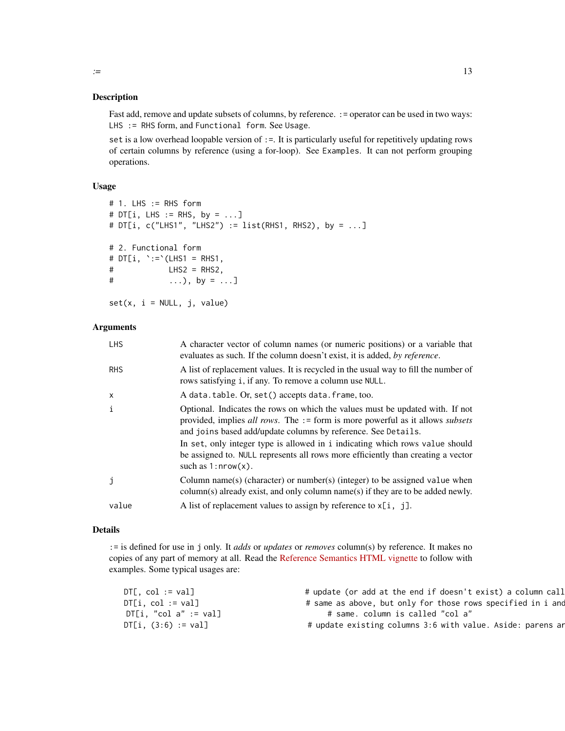## Description

Fast add, remove and update subsets of columns, by reference. `:=` operator can be used in two ways: `LHS := RHS` form, and `Functional form`. See `Usage`.

`set` is a low overhead loopable version of `:=`. It is particularly useful for repetitively updating rows of certain columns by reference (using a for-loop). See `Examples`. It can not perform grouping operations.

## Usage

```
# 1. LHS := RHS form
# DT[i, LHS := RHS, by = ...]
# DT[i, c("LHS1", "LHS2") := list(RHS1, RHS2), by = ...]

# 2. Functional form
# DT[i, `:=`(LHS1 = RHS1,
#            LHS2 = RHS2,
#            ...), by = ...]

set(x, i = NULL, j, value)
```

## Arguments

| | |
|---|---|
| `LHS` | A character vector of column names (or numeric positions) or a variable that evaluates as such. If the column doesn't exist, it is added, *by reference*. |
| `RHS` | A list of replacement values. It is recycled in the usual way to fill the number of rows satisfying `i`, if any. To remove a column use `NULL`. |
| `x` | A `data.table`. Or, `set()` accepts `data.frame`, too. |
| `i` | Optional. Indicates the rows on which the values must be updated with. If not provided, implies *all rows*. The `:=` form is more powerful as it allows *subsets* and `joins` based add/update columns by reference. See `Details`. In `set`, only integer type is allowed in `i` indicating which rows `value` should be assigned to. `NULL` represents all rows more efficiently than creating a vector such as `1:nrow(x)`. |
| `j` | Column name(s) (character) or number(s) (integer) to be assigned `value` when column(s) already exist, and only column name(s) if they are to be added newly. |
| `value` | A list of replacement values to assign by reference to `x[i, j]`. |

## Details

`:=` is defined for use in `j` only. It *adds* or *updates* or *removes* column(s) by reference. It makes no copies of any part of memory at all. Read the Reference Semantics HTML vignette to follow with examples. Some typical usages are:

```
DT[, col := val]                              # update (or add at the end if doesn't exist) a column call
DT[i, col := val]                             # same as above, but only for those rows specified in i and
 DT[i, "col a" := val]                             # same. column is called "col a"
DT[i, (3:6) := val]                            # update existing columns 3:6 with value. Aside: parens ar
```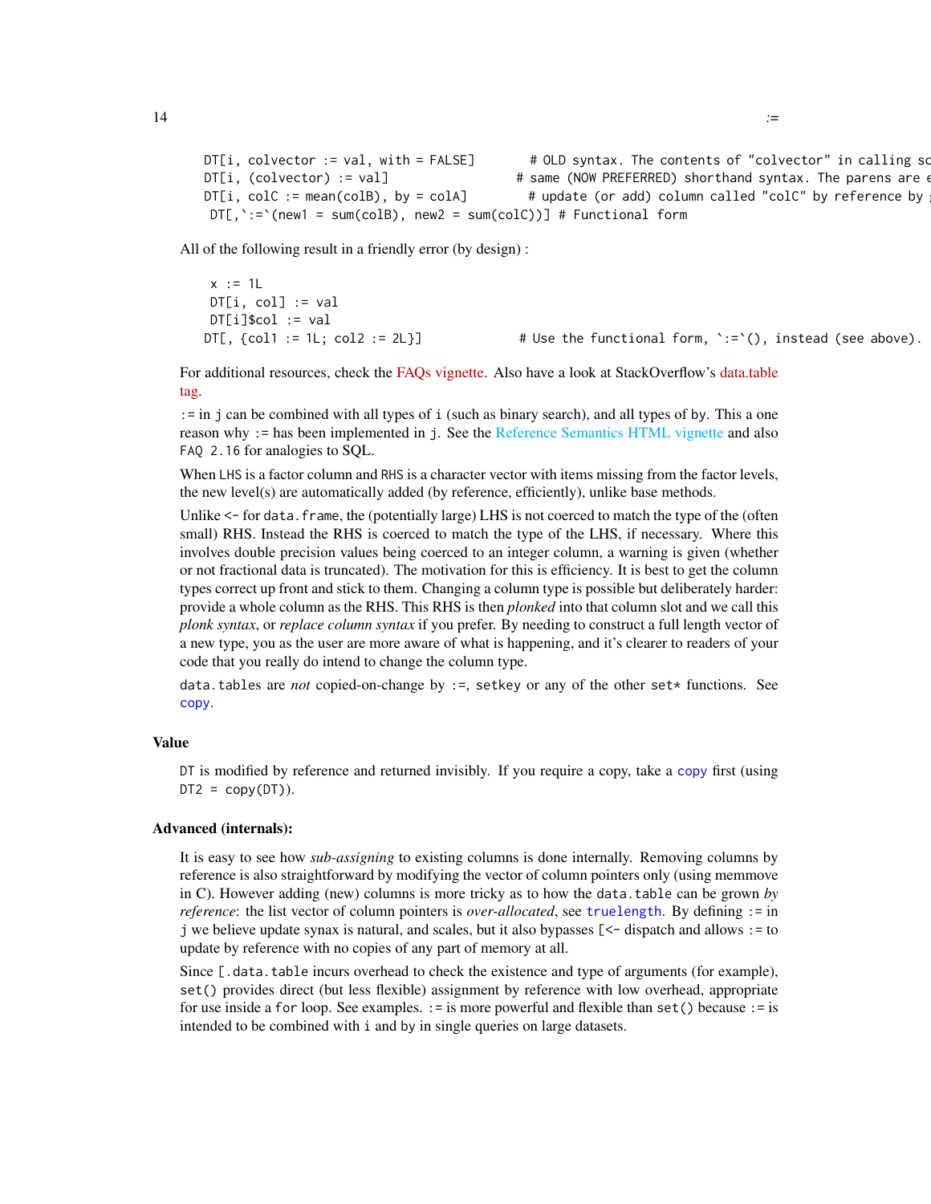```
DT[i, colvector := val, with = FALSE]       # OLD syntax. The contents of "colvector" in calling sc
DT[i, (colvector) := val]                 # same (NOW PREFERRED) shorthand syntax. The parens are e
DT[i, colC := mean(colB), by = colA]        # update (or add) column called "colC" by reference by 
 DT[,`:=`(new1 = sum(colB), new2 = sum(colC))] # Functional form
```

All of the following result in a friendly error (by design) :

```
 x := 1L
 DT[i, col] := val
 DT[i]$col := val
DT[, {col1 := 1L; col2 := 2L}]             # Use the functional form, `:=`(), instead (see above).
```

For additional resources, check the FAQs vignette. Also have a look at StackOverflow's data.table tag.

`:=` in `j` can be combined with all types of `i` (such as binary search), and all types of `by`. This a one reason why `:=` has been implemented in `j`. See the Reference Semantics HTML vignette and also `FAQ 2.16` for analogies to SQL.

When `LHS` is a factor column and `RHS` is a character vector with items missing from the factor levels, the new level(s) are automatically added (by reference, efficiently), unlike base methods.

Unlike `<-` for `data.frame`, the (potentially large) LHS is not coerced to match the type of the (often small) RHS. Instead the RHS is coerced to match the type of the LHS, if necessary. Where this involves double precision values being coerced to an integer column, a warning is given (whether or not fractional data is truncated). The motivation for this is efficiency. It is best to get the column types correct up front and stick to them. Changing a column type is possible but deliberately harder: provide a whole column as the RHS. This RHS is then *plonked* into that column slot and we call this *plonk syntax*, or *replace column syntax* if you prefer. By needing to construct a full length vector of a new type, you as the user are more aware of what is happening, and it's clearer to readers of your code that you really do intend to change the column type.

`data.table`s are *not* copied-on-change by `:=`, `setkey` or any of the other `set*` functions. See `copy`.

### Value

`DT` is modified by reference and returned invisibly. If you require a copy, take a `copy` first (using `DT2 = copy(DT)`).

### Advanced (internals):

It is easy to see how *sub-assigning* to existing columns is done internally. Removing columns by reference is also straightforward by modifying the vector of column pointers only (using memmove in C). However adding (new) columns is more tricky as to how the `data.table` can be grown *by reference*: the list vector of column pointers is *over-allocated*, see `truelength`. By defining `:=` in `j` we believe update synax is natural, and scales, but it also bypasses `[<-` dispatch and allows `:=` to update by reference with no copies of any part of memory at all.

Since `[.data.table` incurs overhead to check the existence and type of arguments (for example), `set()` provides direct (but less flexible) assignment by reference with low overhead, appropriate for use inside a `for` loop. See examples. `:=` is more powerful and flexible than `set()` because `:=` is intended to be combined with `i` and `by` in single queries on large datasets.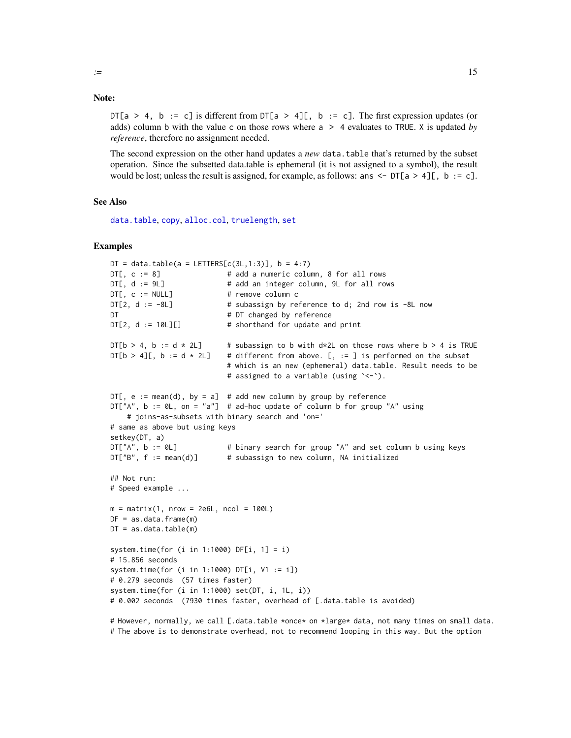### Note:

DT[a > 4, b := c] is different from DT[a > 4][, b := c]. The first expression updates (or adds) column b with the value c on those rows where a > 4 evaluates to TRUE. X is updated *by reference*, therefore no assignment needed.

The second expression on the other hand updates a *new* data.table that's returned by the subset operation. Since the subsetted data.table is ephemeral (it is not assigned to a symbol), the result would be lost; unless the result is assigned, for example, as follows: ans <- DT[a > 4][, b := c].

### See Also

data.table, copy, alloc.col, truelength, set

### Examples

```
DT = data.table(a = LETTERS[c(3L,1:3)], b = 4:7)
DT[, c := 8]                # add a numeric column, 8 for all rows
DT[, d := 9L]               # add an integer column, 9L for all rows
DT[, c := NULL]             # remove column c
DT[2, d := -8L]             # subassign by reference to d; 2nd row is -8L now
DT                          # DT changed by reference
DT[2, d := 10L][]           # shorthand for update and print

DT[b > 4, b := d * 2L]      # subassign to b with d*2L on those rows where b > 4 is TRUE
DT[b > 4][, b := d * 2L]    # different from above. [, := ] is performed on the subset
                            # which is an new (ephemeral) data.table. Result needs to be
                            # assigned to a variable (using `<-`).

DT[, e := mean(d), by = a]  # add new column by group by reference
DT["A", b := 0L, on = "a"]  # ad-hoc update of column b for group "A" using
    # joins-as-subsets with binary search and 'on='
# same as above but using keys
setkey(DT, a)
DT["A", b := 0L]            # binary search for group "A" and set column b using keys
DT["B", f := mean(d)]       # subassign to new column, NA initialized

## Not run:
# Speed example ...

m = matrix(1, nrow = 2e6L, ncol = 100L)
DF = as.data.frame(m)
DT = as.data.table(m)

system.time(for (i in 1:1000) DF[i, 1] = i)
# 15.856 seconds
system.time(for (i in 1:1000) DT[i, V1 := i])
# 0.279 seconds  (57 times faster)
system.time(for (i in 1:1000) set(DT, i, 1L, i))
# 0.002 seconds  (7930 times faster, overhead of [.data.table is avoided)

# However, normally, we call [.data.table *once* on *large* data, not many times on small data.
# The above is to demonstrate overhead, not to recommend looping in this way. But the option
```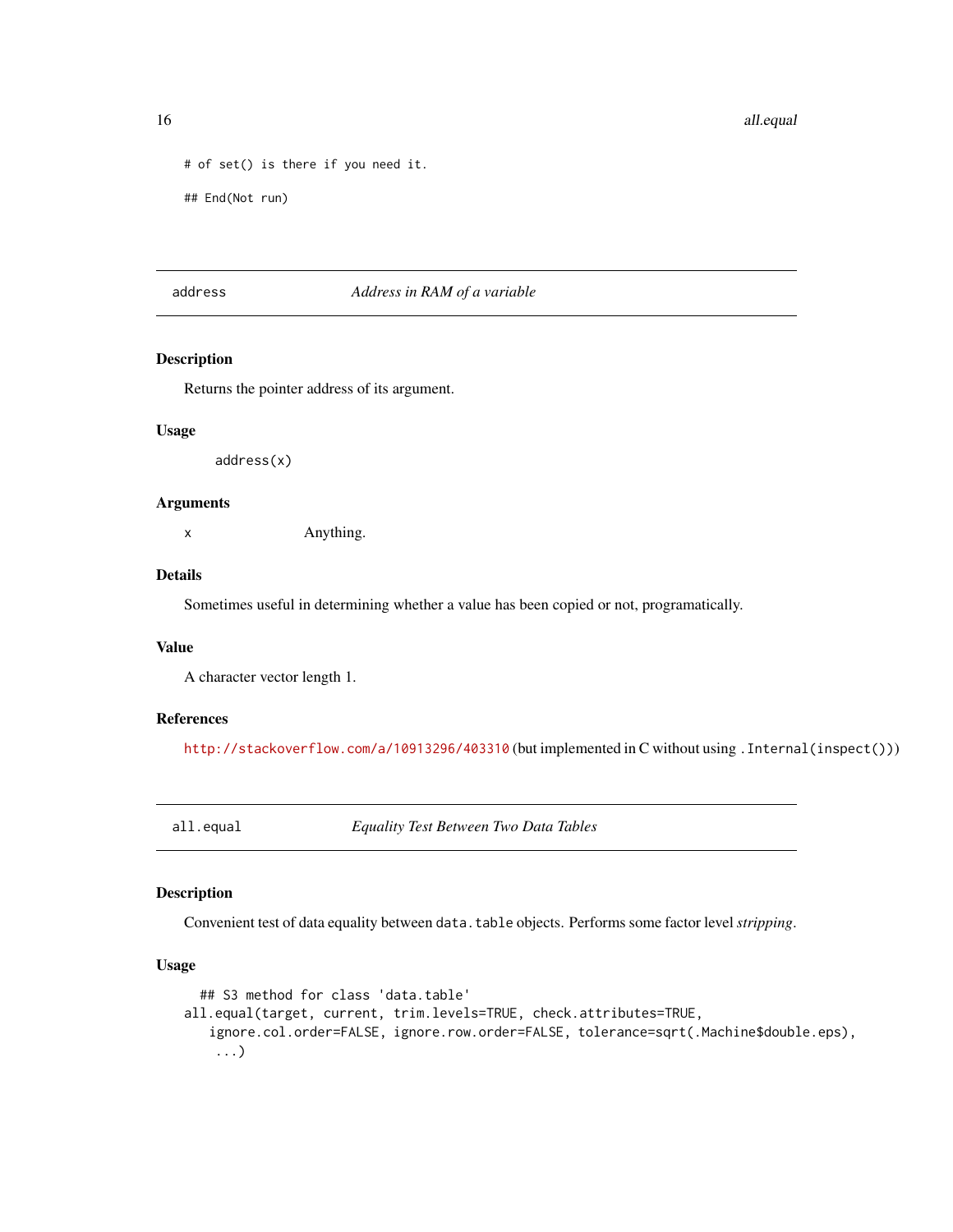```
# of set() is there if you need it.

## End(Not run)
```

---

address *Address in RAM of a variable*

---

### Description

Returns the pointer address of its argument.

### Usage

```
address(x)
```

### Arguments

| | |
|---|---|
| `x` | Anything. |

### Details

Sometimes useful in determining whether a value has been copied or not, programatically.

### Value

A character vector length 1.

### References

http://stackoverflow.com/a/10913296/403310 (but implemented in C without using `.Internal(inspect()))`

---

all.equal *Equality Test Between Two Data Tables*

---

### Description

Convenient test of data equality between `data.table` objects. Performs some factor level *stripping*.

### Usage

```
  ## S3 method for class 'data.table'
all.equal(target, current, trim.levels=TRUE, check.attributes=TRUE,
    ignore.col.order=FALSE, ignore.row.order=FALSE, tolerance=sqrt(.Machine$double.eps),
     ...)
```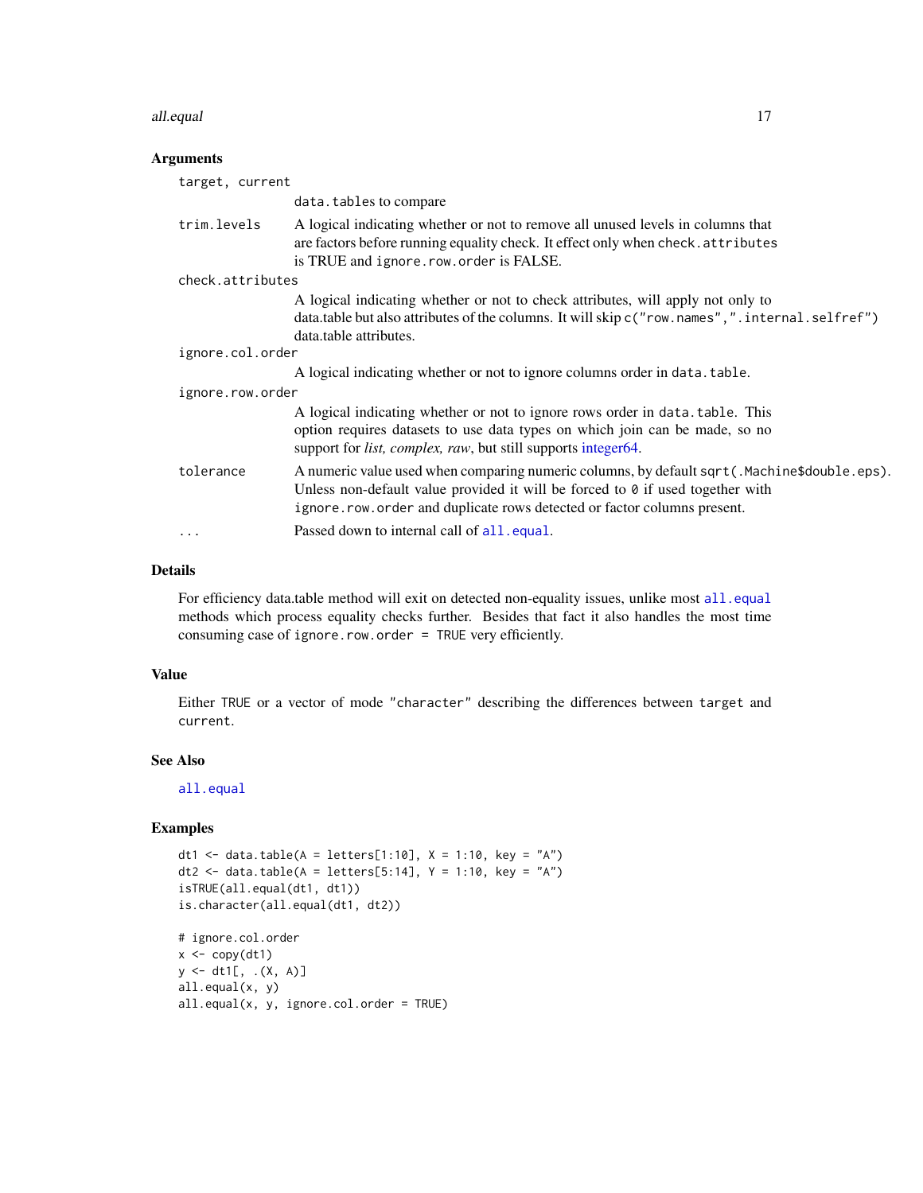## Arguments

`target, current`
: `data.table`s to compare

`trim.levels`
: A logical indicating whether or not to remove all unused levels in columns that are factors before running equality check. It effect only when `check.attributes` is TRUE and `ignore.row.order` is FALSE.

`check.attributes`
: A logical indicating whether or not to check attributes, will apply not only to data.table but also attributes of the columns. It will skip `c("row.names",".internal.selfref")` data.table attributes.

`ignore.col.order`
: A logical indicating whether or not to ignore columns order in `data.table`.

`ignore.row.order`
: A logical indicating whether or not to ignore rows order in `data.table`. This option requires datasets to use data types on which join can be made, so no support for *list, complex, raw*, but still supports integer64.

`tolerance`
: A numeric value used when comparing numeric columns, by default `sqrt(.Machine$double.eps)`. Unless non-default value provided it will be forced to `0` if used together with `ignore.row.order` and duplicate rows detected or factor columns present.

`...`
: Passed down to internal call of `all.equal`.

## Details

For efficiency data.table method will exit on detected non-equality issues, unlike most `all.equal` methods which process equality checks further. Besides that fact it also handles the most time consuming case of `ignore.row.order = TRUE` very efficiently.

## Value

Either `TRUE` or a vector of mode `"character"` describing the differences between `target` and `current`.

## See Also

`all.equal`

## Examples

```
dt1 <- data.table(A = letters[1:10], X = 1:10, key = "A")
dt2 <- data.table(A = letters[5:14], Y = 1:10, key = "A")
isTRUE(all.equal(dt1, dt1))
is.character(all.equal(dt1, dt2))

# ignore.col.order
x <- copy(dt1)
y <- dt1[, .(X, A)]
all.equal(x, y)
all.equal(x, y, ignore.col.order = TRUE)
```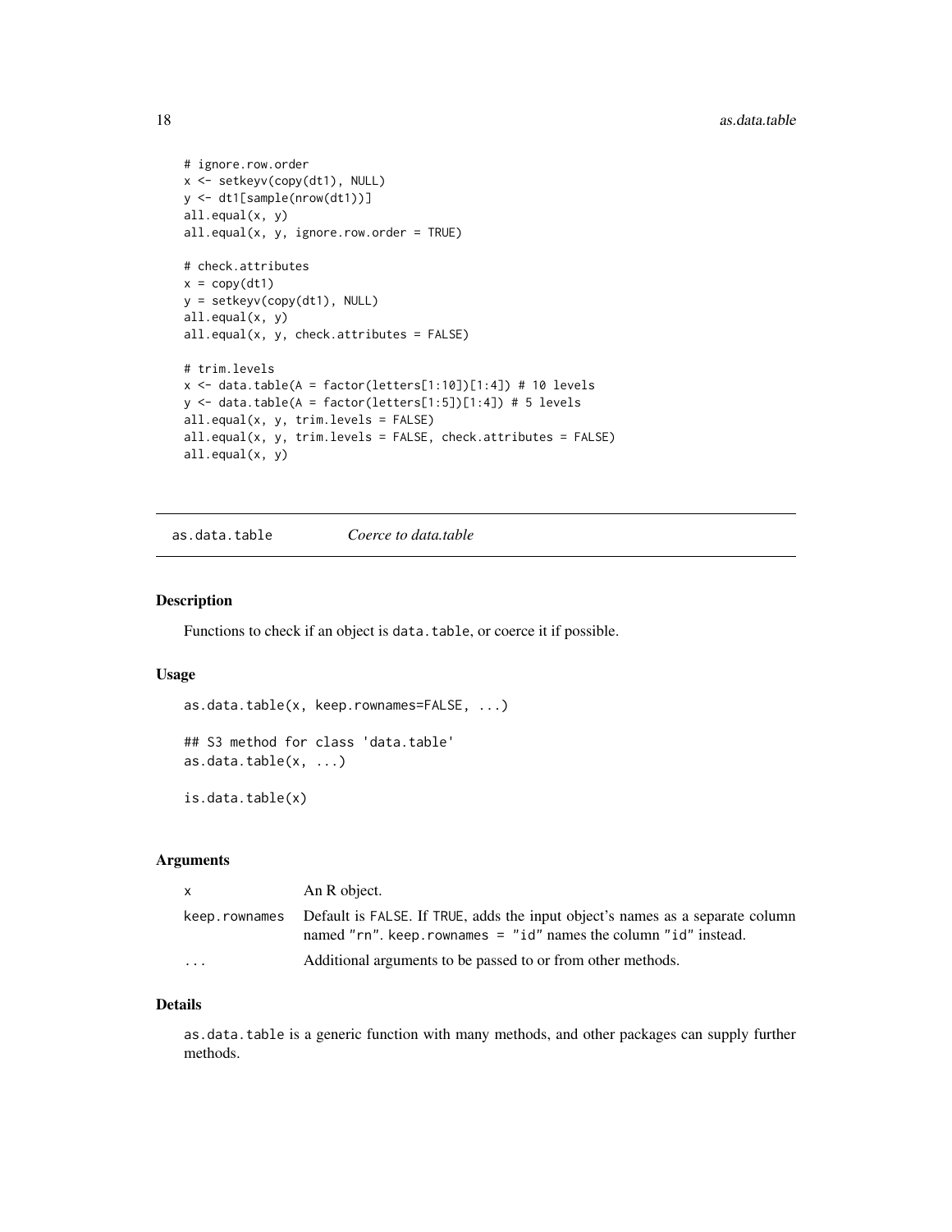```
# ignore.row.order
x <- setkeyv(copy(dt1), NULL)
y <- dt1[sample(nrow(dt1))]
all.equal(x, y)
all.equal(x, y, ignore.row.order = TRUE)

# check.attributes
x = copy(dt1)
y = setkeyv(copy(dt1), NULL)
all.equal(x, y)
all.equal(x, y, check.attributes = FALSE)

# trim.levels
x <- data.table(A = factor(letters[1:10])[1:4]) # 10 levels
y <- data.table(A = factor(letters[1:5])[1:4]) # 5 levels
all.equal(x, y, trim.levels = FALSE)
all.equal(x, y, trim.levels = FALSE, check.attributes = FALSE)
all.equal(x, y)
```

---

## as.data.table &nbsp;&nbsp;&nbsp; *Coerce to data.table*

### Description

Functions to check if an object is `data.table`, or coerce it if possible.

### Usage

```
as.data.table(x, keep.rownames=FALSE, ...)

## S3 method for class 'data.table'
as.data.table(x, ...)

is.data.table(x)
```

### Arguments

| | |
|---|---|
| `x` | An R object. |
| `keep.rownames` | Default is `FALSE`. If `TRUE`, adds the input object's names as a separate column named `"rn"`. `keep.rownames = "id"` names the column `"id"` instead. |
| `...` | Additional arguments to be passed to or from other methods. |

### Details

`as.data.table` is a generic function with many methods, and other packages can supply further methods.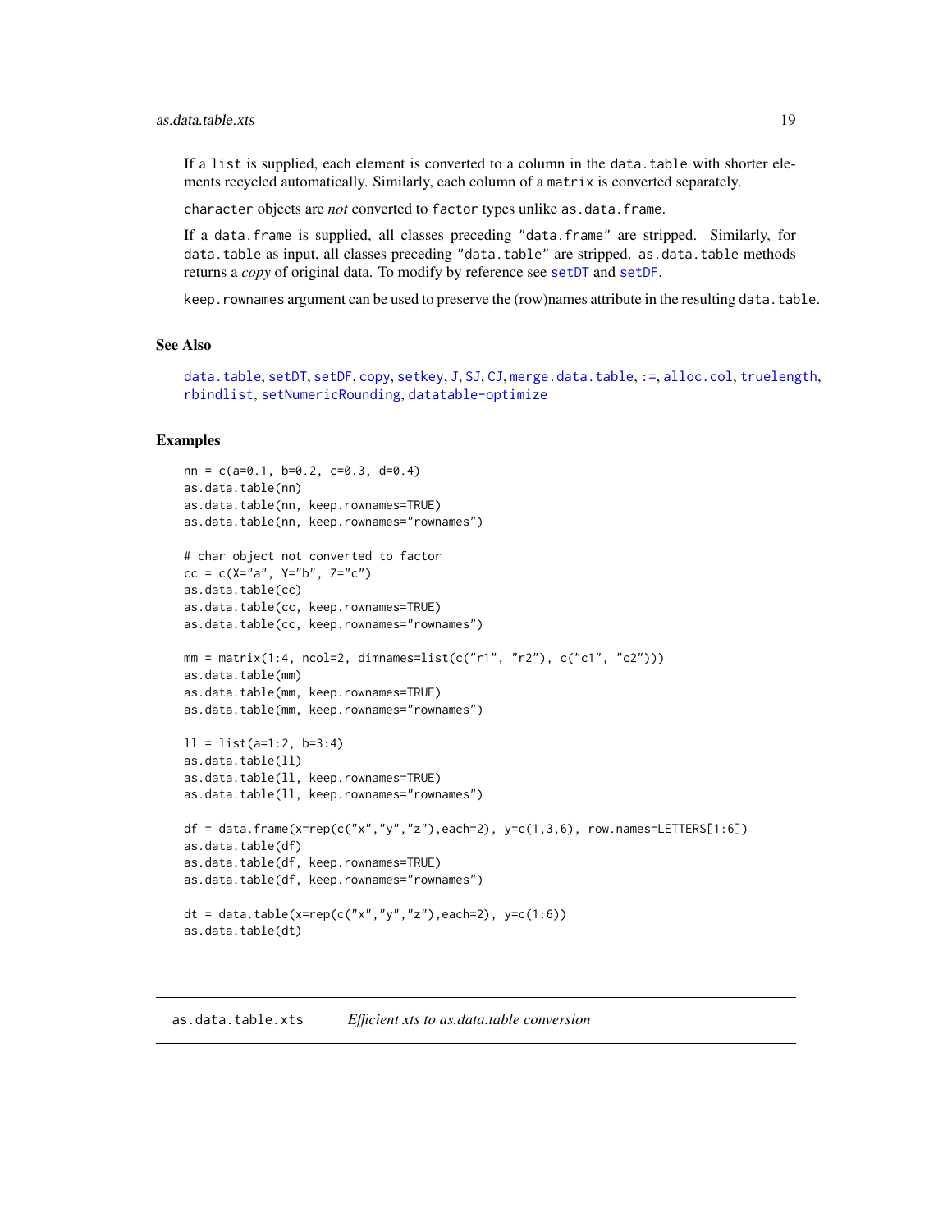If a `list` is supplied, each element is converted to a column in the `data.table` with shorter elements recycled automatically. Similarly, each column of a `matrix` is converted separately.

`character` objects are *not* converted to `factor` types unlike `as.data.frame`.

If a `data.frame` is supplied, all classes preceding `"data.frame"` are stripped. Similarly, for `data.table` as input, all classes preceding `"data.table"` are stripped. `as.data.table` methods returns a *copy* of original data. To modify by reference see `setDT` and `setDF`.

`keep.rownames` argument can be used to preserve the (row)names attribute in the resulting `data.table`.

### See Also

`data.table`, `setDT`, `setDF`, `copy`, `setkey`, `J`, `SJ`, `CJ`, `merge.data.table`, `:=`, `alloc.col`, `truelength`, `rbindlist`, `setNumericRounding`, `datatable-optimize`

### Examples

```
nn = c(a=0.1, b=0.2, c=0.3, d=0.4)
as.data.table(nn)
as.data.table(nn, keep.rownames=TRUE)
as.data.table(nn, keep.rownames="rownames")

# char object not converted to factor
cc = c(X="a", Y="b", Z="c")
as.data.table(cc)
as.data.table(cc, keep.rownames=TRUE)
as.data.table(cc, keep.rownames="rownames")

mm = matrix(1:4, ncol=2, dimnames=list(c("r1", "r2"), c("c1", "c2")))
as.data.table(mm)
as.data.table(mm, keep.rownames=TRUE)
as.data.table(mm, keep.rownames="rownames")

ll = list(a=1:2, b=3:4)
as.data.table(ll)
as.data.table(ll, keep.rownames=TRUE)
as.data.table(ll, keep.rownames="rownames")

df = data.frame(x=rep(c("x","y","z"),each=2), y=c(1,3,6), row.names=LETTERS[1:6])
as.data.table(df)
as.data.table(df, keep.rownames=TRUE)
as.data.table(df, keep.rownames="rownames")

dt = data.table(x=rep(c("x","y","z"),each=2), y=c(1:6))
as.data.table(dt)
```

## as.data.table.xts *Efficient xts to as.data.table conversion*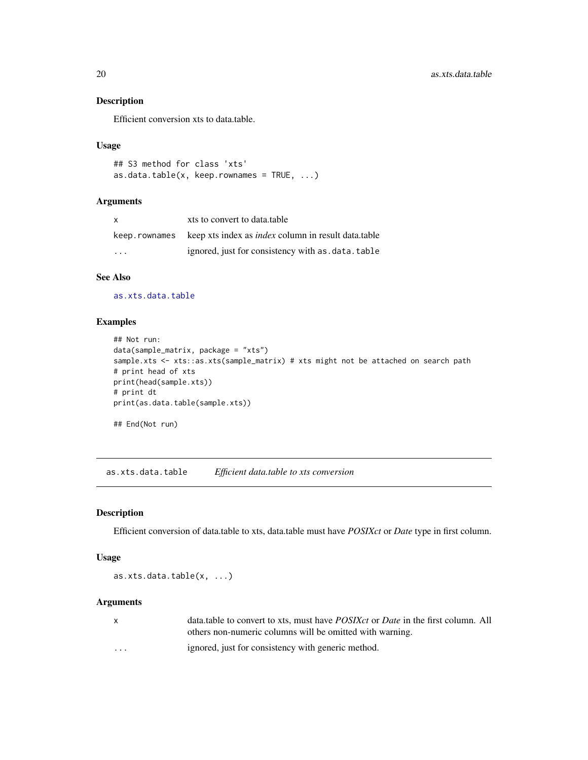### Description

Efficient conversion xts to data.table.

### Usage

```
## S3 method for class 'xts'
as.data.table(x, keep.rownames = TRUE, ...)
```

### Arguments

| | |
|---|---|
| `x` | xts to convert to data.table |
| `keep.rownames` | keep xts index as *index* column in result data.table |
| `...` | ignored, just for consistency with `as.data.table` |

### See Also

`as.xts.data.table`

### Examples

```
## Not run:
data(sample_matrix, package = "xts")
sample.xts <- xts::as.xts(sample_matrix) # xts might not be attached on search path
# print head of xts
print(head(sample.xts))
# print dt
print(as.data.table(sample.xts))

## End(Not run)
```

## as.xts.data.table *Efficient data.table to xts conversion*

### Description

Efficient conversion of data.table to xts, data.table must have *POSIXct* or *Date* type in first column.

### Usage

```
as.xts.data.table(x, ...)
```

### Arguments

| | |
|---|---|
| `x` | data.table to convert to xts, must have *POSIXct* or *Date* in the first column. All others non-numeric columns will be omitted with warning. |
| `...` | ignored, just for consistency with generic method. |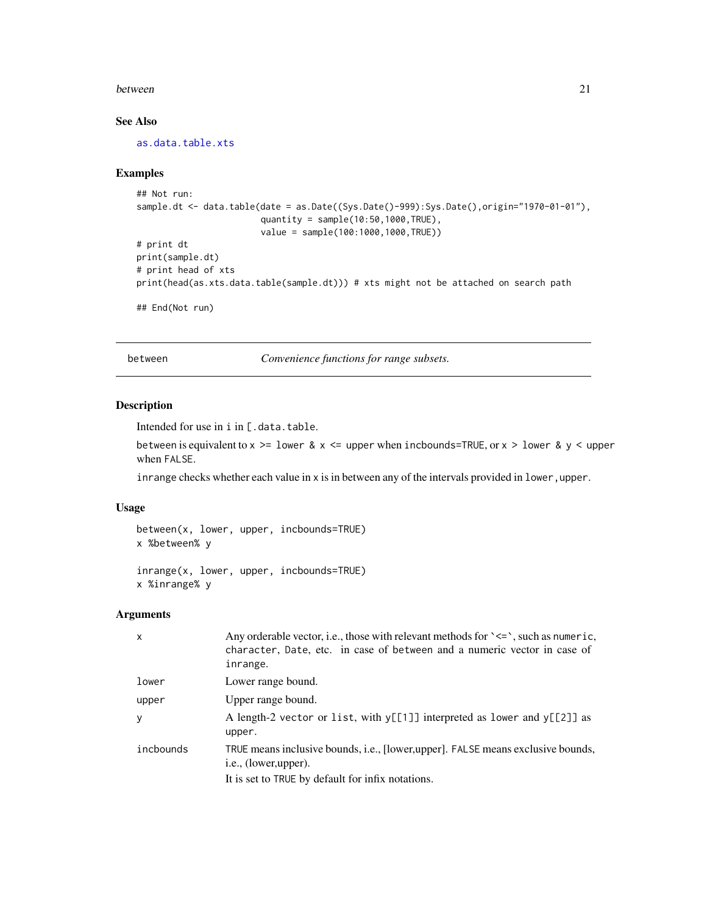## See Also

as.data.table.xts

## Examples

```
## Not run:
sample.dt <- data.table(date = as.Date((Sys.Date()-999):Sys.Date(),origin="1970-01-01"),
                        quantity = sample(10:50,1000,TRUE),
                        value = sample(100:1000,1000,TRUE))
# print dt
print(sample.dt)
# print head of xts
print(head(as.xts.data.table(sample.dt))) # xts might not be attached on search path

## End(Not run)
```

---

between *Convenience functions for range subsets.*

---

## Description

Intended for use in `i` in `[.data.table`.

`between` is equivalent to `x >= lower & x <= upper` when `incbounds=TRUE`, or `x > lower & y < upper` when `FALSE`.

`inrange` checks whether each value in `x` is in between any of the intervals provided in `lower,upper`.

## Usage

```
between(x, lower, upper, incbounds=TRUE)
x %between% y

inrange(x, lower, upper, incbounds=TRUE)
x %inrange% y
```

## Arguments

| | |
|---|---|
| x | Any orderable vector, i.e., those with relevant methods for `` `<=` ``, such as `numeric`, `character`, `Date`, etc. in case of `between` and a numeric vector in case of `inrange`. |
| lower | Lower range bound. |
| upper | Upper range bound. |
| y | A length-2 `vector` or `list`, with `y[[1]]` interpreted as `lower` and `y[[2]]` as `upper`. |
| incbounds | `TRUE` means inclusive bounds, i.e., [lower,upper]. `FALSE` means exclusive bounds, i.e., (lower,upper). It is set to `TRUE` by default for infix notations. |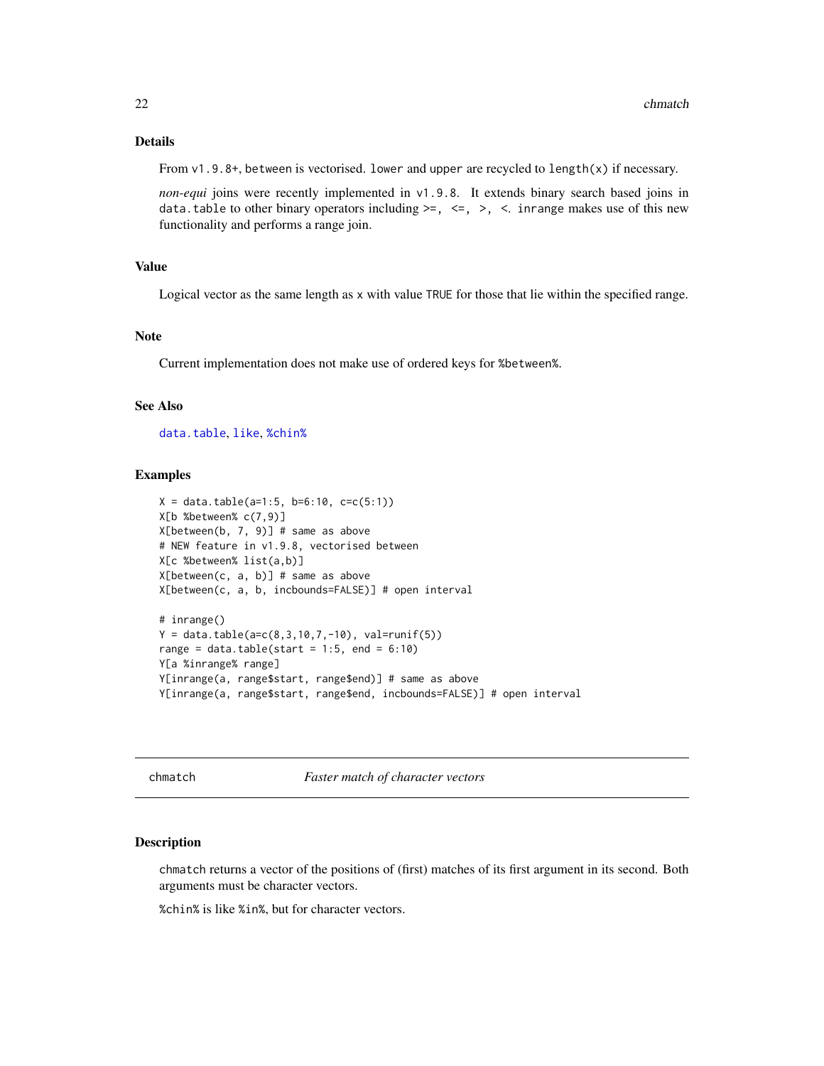## Details

From v1.9.8+, between is vectorised. lower and upper are recycled to length(x) if necessary.

*non-equi* joins were recently implemented in v1.9.8. It extends binary search based joins in data.table to other binary operators including >=, <=, >, <. inrange makes use of this new functionality and performs a range join.

## Value

Logical vector as the same length as x with value TRUE for those that lie within the specified range.

## Note

Current implementation does not make use of ordered keys for %between%.

## See Also

data.table, like, %chin%

## Examples

```
X = data.table(a=1:5, b=6:10, c=c(5:1))
X[b %between% c(7,9)]
X[between(b, 7, 9)] # same as above
# NEW feature in v1.9.8, vectorised between
X[c %between% list(a,b)]
X[between(c, a, b)] # same as above
X[between(c, a, b, incbounds=FALSE)] # open interval

# inrange()
Y = data.table(a=c(8,3,10,7,-10), val=runif(5))
range = data.table(start = 1:5, end = 6:10)
Y[a %inrange% range]
Y[inrange(a, range$start, range$end)] # same as above
Y[inrange(a, range$start, range$end, incbounds=FALSE)] # open interval
```

---

# chmatch *Faster match of character vectors*

## Description

chmatch returns a vector of the positions of (first) matches of its first argument in its second. Both arguments must be character vectors.

%chin% is like %in%, but for character vectors.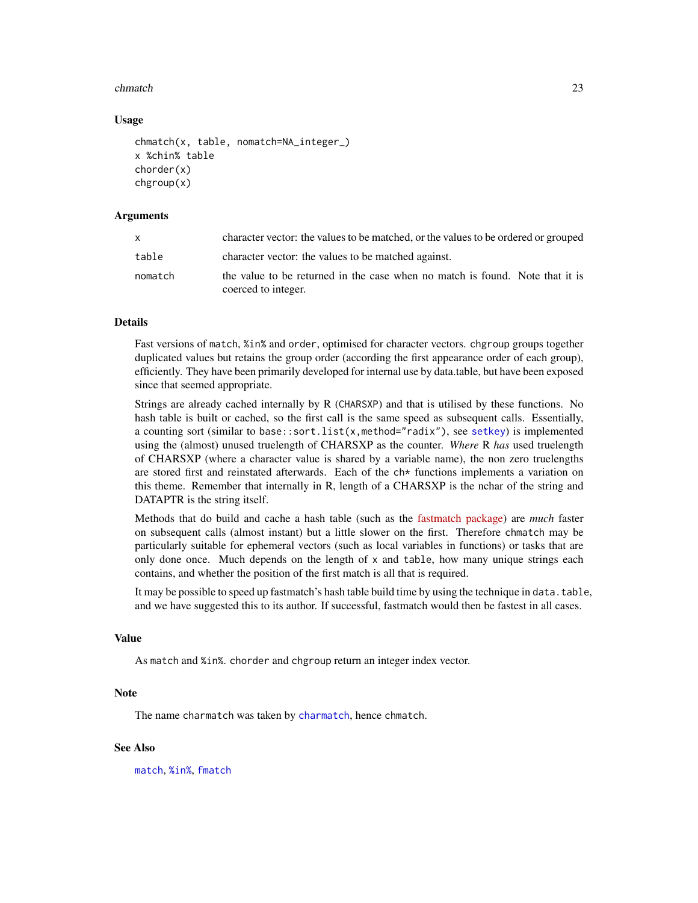### Usage

```
chmatch(x, table, nomatch=NA_integer_)
x %chin% table
chorder(x)
chgroup(x)
```

### Arguments

| | |
|---|---|
| `x` | character vector: the values to be matched, or the values to be ordered or grouped |
| `table` | character vector: the values to be matched against. |
| `nomatch` | the value to be returned in the case when no match is found. Note that it is coerced to integer. |

### Details

Fast versions of `match`, `%in%` and `order`, optimised for character vectors. `chgroup` groups together duplicated values but retains the group order (according the first appearance order of each group), efficiently. They have been primarily developed for internal use by data.table, but have been exposed since that seemed appropriate.

Strings are already cached internally by R (`CHARSXP`) and that is utilised by these functions. No hash table is built or cached, so the first call is the same speed as subsequent calls. Essentially, a counting sort (similar to `base::sort.list(x,method="radix")`, see `setkey`) is implemented using the (almost) unused truelength of CHARSXP as the counter. *Where* R *has* used truelength of CHARSXP (where a character value is shared by a variable name), the non zero truelengths are stored first and reinstated afterwards. Each of the `ch*` functions implements a variation on this theme. Remember that internally in R, length of a CHARSXP is the nchar of the string and DATAPTR is the string itself.

Methods that do build and cache a hash table (such as the fastmatch package) are *much* faster on subsequent calls (almost instant) but a little slower on the first. Therefore `chmatch` may be particularly suitable for ephemeral vectors (such as local variables in functions) or tasks that are only done once. Much depends on the length of `x` and `table`, how many unique strings each contains, and whether the position of the first match is all that is required.

It may be possible to speed up fastmatch's hash table build time by using the technique in `data.table`, and we have suggested this to its author. If successful, fastmatch would then be fastest in all cases.

### Value

As `match` and `%in%`. `chorder` and `chgroup` return an integer index vector.

### Note

The name `charmatch` was taken by `charmatch`, hence `chmatch`.

### See Also

`match`, `%in%`, `fmatch`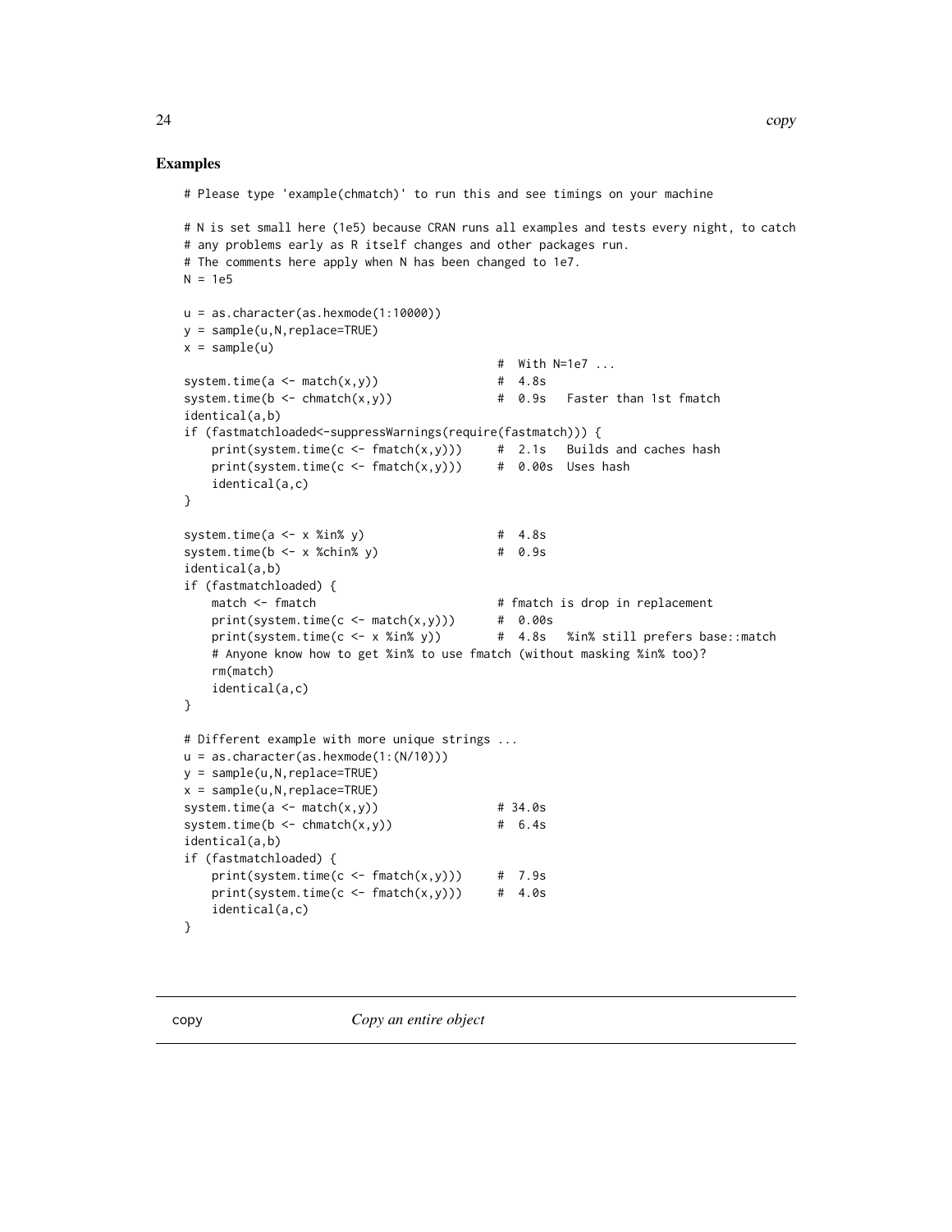## Examples

```
# Please type 'example(chmatch)' to run this and see timings on your machine

# N is set small here (1e5) because CRAN runs all examples and tests every night, to catch
# any problems early as R itself changes and other packages run.
# The comments here apply when N has been changed to 1e7.
N = 1e5

u = as.character(as.hexmode(1:10000))
y = sample(u,N,replace=TRUE)
x = sample(u)
                                           #  With N=1e7 ...
system.time(a <- match(x,y))               #  4.8s
system.time(b <- chmatch(x,y))             #  0.9s   Faster than 1st fmatch
identical(a,b)
if (fastmatchloaded<-suppressWarnings(require(fastmatch))) {
    print(system.time(c <- fmatch(x,y)))     #  2.1s   Builds and caches hash
    print(system.time(c <- fmatch(x,y)))     #  0.00s  Uses hash
    identical(a,c)
}

system.time(a <- x %in% y)                 #  4.8s
system.time(b <- x %chin% y)               #  0.9s
identical(a,b)
if (fastmatchloaded) {
    match <- fmatch                          # fmatch is drop in replacement
    print(system.time(c <- match(x,y)))      #  0.00s
    print(system.time(c <- x %in% y))        #  4.8s   %in% still prefers base::match
    # Anyone know how to get %in% to use fmatch (without masking %in% too)?
    rm(match)
    identical(a,c)
}

# Different example with more unique strings ...
u = as.character(as.hexmode(1:(N/10)))
y = sample(u,N,replace=TRUE)
x = sample(u,N,replace=TRUE)
system.time(a <- match(x,y))               # 34.0s
system.time(b <- chmatch(x,y))             #  6.4s
identical(a,b)
if (fastmatchloaded) {
    print(system.time(c <- fmatch(x,y)))     #  7.9s
    print(system.time(c <- fmatch(x,y)))     #  4.0s
    identical(a,c)
}
```

---

copy &nbsp;&nbsp;&nbsp;&nbsp;&nbsp;&nbsp;&nbsp; *Copy an entire object*

---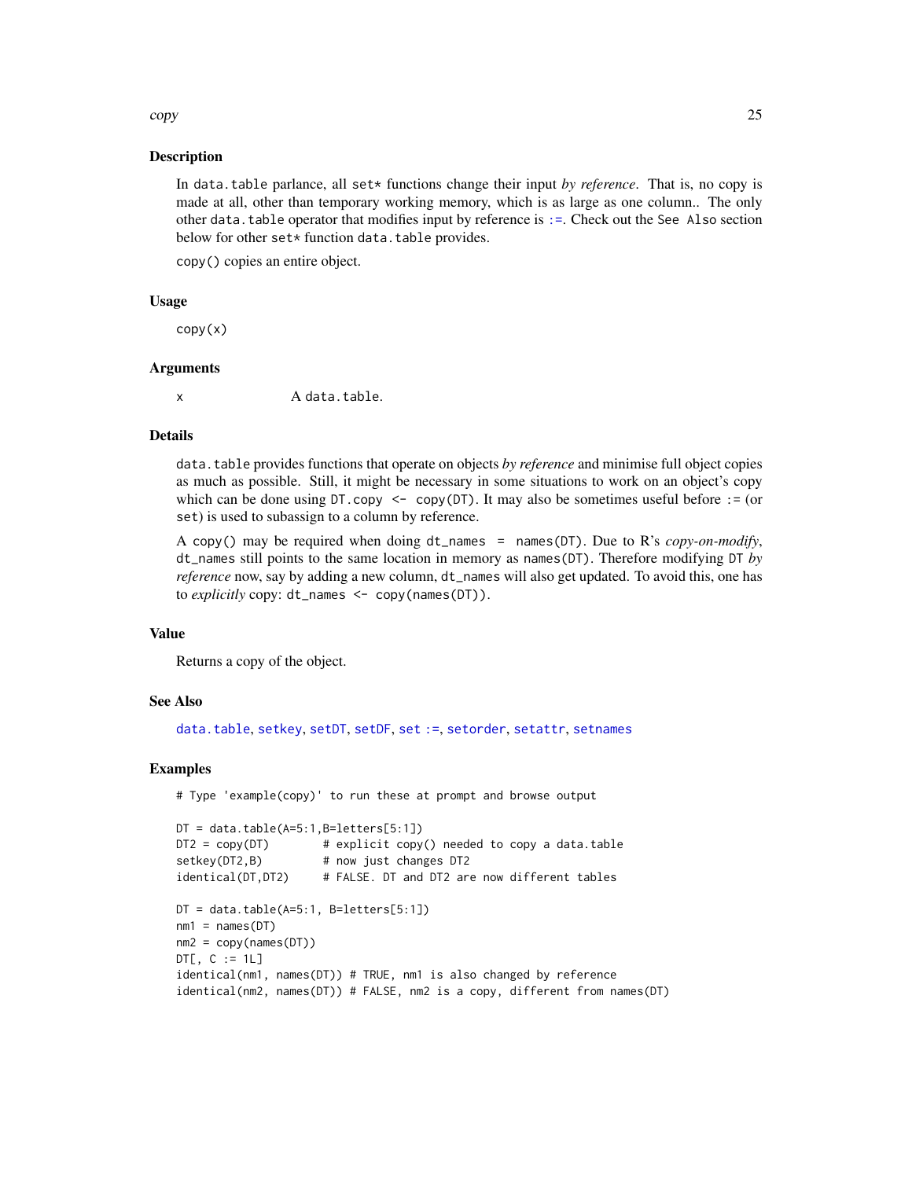## Description

In `data.table` parlance, all `set*` functions change their input *by reference*. That is, no copy is made at all, other than temporary working memory, which is as large as one column.. The only other `data.table` operator that modifies input by reference is `:=`. Check out the `See Also` section below for other `set*` function `data.table` provides.

`copy()` copies an entire object.

## Usage

```
copy(x)
```

## Arguments

| | |
|---|---|
| x | A `data.table`. |

## Details

`data.table` provides functions that operate on objects *by reference* and minimise full object copies as much as possible. Still, it might be necessary in some situations to work on an object's copy which can be done using `DT.copy <- copy(DT)`. It may also be sometimes useful before `:=` (or `set`) is used to subassign to a column by reference.

A `copy()` may be required when doing `dt_names = names(DT)`. Due to R's *copy-on-modify*, `dt_names` still points to the same location in memory as `names(DT)`. Therefore modifying `DT` *by reference* now, say by adding a new column, `dt_names` will also get updated. To avoid this, one has to *explicitly* copy: `dt_names <- copy(names(DT))`.

## Value

Returns a copy of the object.

## See Also

`data.table`, `setkey`, `setDT`, `setDF`, `set :=`, `setorder`, `setattr`, `setnames`

## Examples

```
# Type 'example(copy)' to run these at prompt and browse output

DT = data.table(A=5:1,B=letters[5:1])
DT2 = copy(DT)        # explicit copy() needed to copy a data.table
setkey(DT2,B)         # now just changes DT2
identical(DT,DT2)     # FALSE. DT and DT2 are now different tables

DT = data.table(A=5:1, B=letters[5:1])
nm1 = names(DT)
nm2 = copy(names(DT))
DT[, C := 1L]
identical(nm1, names(DT)) # TRUE, nm1 is also changed by reference
identical(nm2, names(DT)) # FALSE, nm2 is a copy, different from names(DT)
```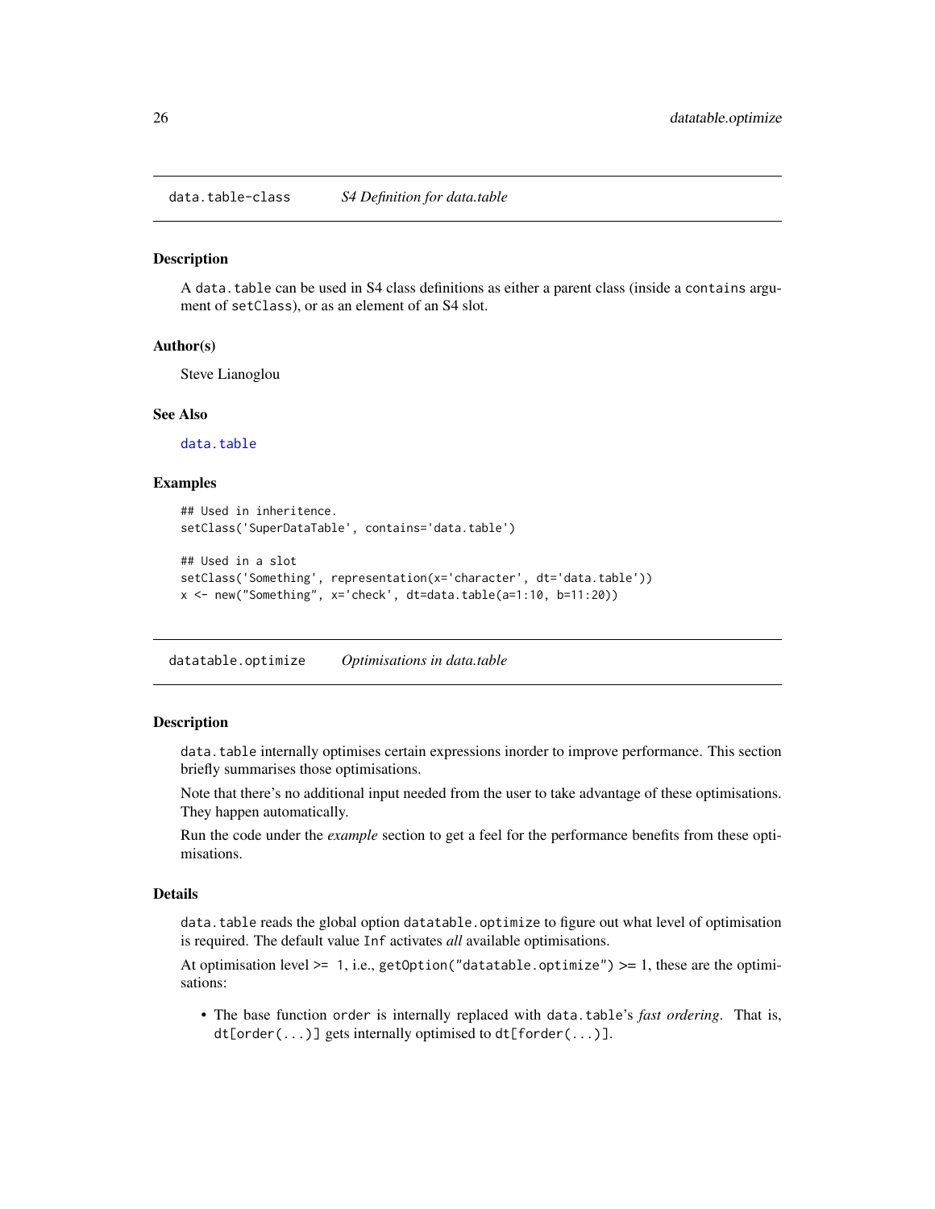## data.table-class — *S4 Definition for data.table*

### Description

A data.table can be used in S4 class definitions as either a parent class (inside a contains argument of setClass), or as an element of an S4 slot.

### Author(s)

Steve Lianoglou

### See Also

data.table

### Examples

```
## Used in inheritence.
setClass('SuperDataTable', contains='data.table')

## Used in a slot
setClass('Something', representation(x='character', dt='data.table'))
x <- new("Something", x='check', dt=data.table(a=1:10, b=11:20))
```

## datatable.optimize — *Optimisations in data.table*

### Description

data.table internally optimises certain expressions inorder to improve performance. This section briefly summarises those optimisations.

Note that there's no additional input needed from the user to take advantage of these optimisations. They happen automatically.

Run the code under the *example* section to get a feel for the performance benefits from these optimisations.

### Details

data.table reads the global option datatable.optimize to figure out what level of optimisation is required. The default value Inf activates *all* available optimisations.

At optimisation level >= 1, i.e., getOption("datatable.optimize") >= 1, these are the optimisations:

- The base function order is internally replaced with data.table's *fast ordering*. That is, dt[order(...)] gets internally optimised to dt[forder(...)].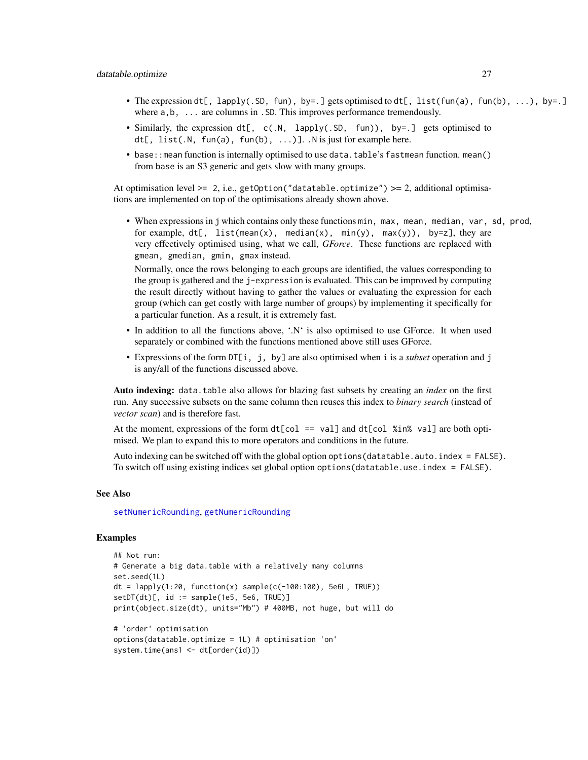- The expression `dt[, lapply(.SD, fun), by=.]` gets optimised to `dt[, list(fun(a), fun(b), ...), by=.]` where `a,b, ...` are columns in `.SD`. This improves performance tremendously.
- Similarly, the expression `dt[, c(.N, lapply(.SD, fun)), by=.]` gets optimised to `dt[, list(.N, fun(a), fun(b), ...)]`. `.N` is just for example here.
- `base::mean` function is internally optimised to use `data.table`'s `fastmean` function. `mean()` from `base` is an S3 generic and gets slow with many groups.

At optimisation level >= 2, i.e., `getOption("datatable.optimize")` >= 2, additional optimisations are implemented on top of the optimisations already shown above.

- When expressions in `j` which contains only these functions `min, max, mean, median, var, sd, prod`, for example, `dt[, list(mean(x), median(x), min(y), max(y)), by=z]`, they are very effectively optimised using, what we call, *GForce*. These functions are replaced with `gmean, gmedian, gmin, gmax` instead.

  Normally, once the rows belonging to each groups are identified, the values corresponding to the group is gathered and the `j-expression` is evaluated. This can be improved by computing the result directly without having to gather the values or evaluating the expression for each group (which can get costly with large number of groups) by implementing it specifically for a particular function. As a result, it is extremely fast.
- In addition to all the functions above, '.N' is also optimised to use GForce. It when used separately or combined with the functions mentioned above still uses GForce.
- Expressions of the form `DT[i, j, by]` are also optimised when `i` is a *subset* operation and `j` is any/all of the functions discussed above.

**Auto indexing:** `data.table` also allows for blazing fast subsets by creating an *index* on the first run. Any successive subsets on the same column then reuses this index to *binary search* (instead of *vector scan*) and is therefore fast.

At the moment, expressions of the form `dt[col == val]` and `dt[col %in% val]` are both optimised. We plan to expand this to more operators and conditions in the future.

Auto indexing can be switched off with the global option `options(datatable.auto.index = FALSE)`. To switch off using existing indices set global option `options(datatable.use.index = FALSE)`.

## See Also

`setNumericRounding`, `getNumericRounding`

## Examples

```
## Not run:
# Generate a big data.table with a relatively many columns
set.seed(1L)
dt = lapply(1:20, function(x) sample(c(-100:100), 5e6L, TRUE))
setDT(dt)[, id := sample(1e5, 5e6, TRUE)]
print(object.size(dt), units="Mb") # 400MB, not huge, but will do

# 'order' optimisation
options(datatable.optimize = 1L) # optimisation 'on'
system.time(ans1 <- dt[order(id)])
```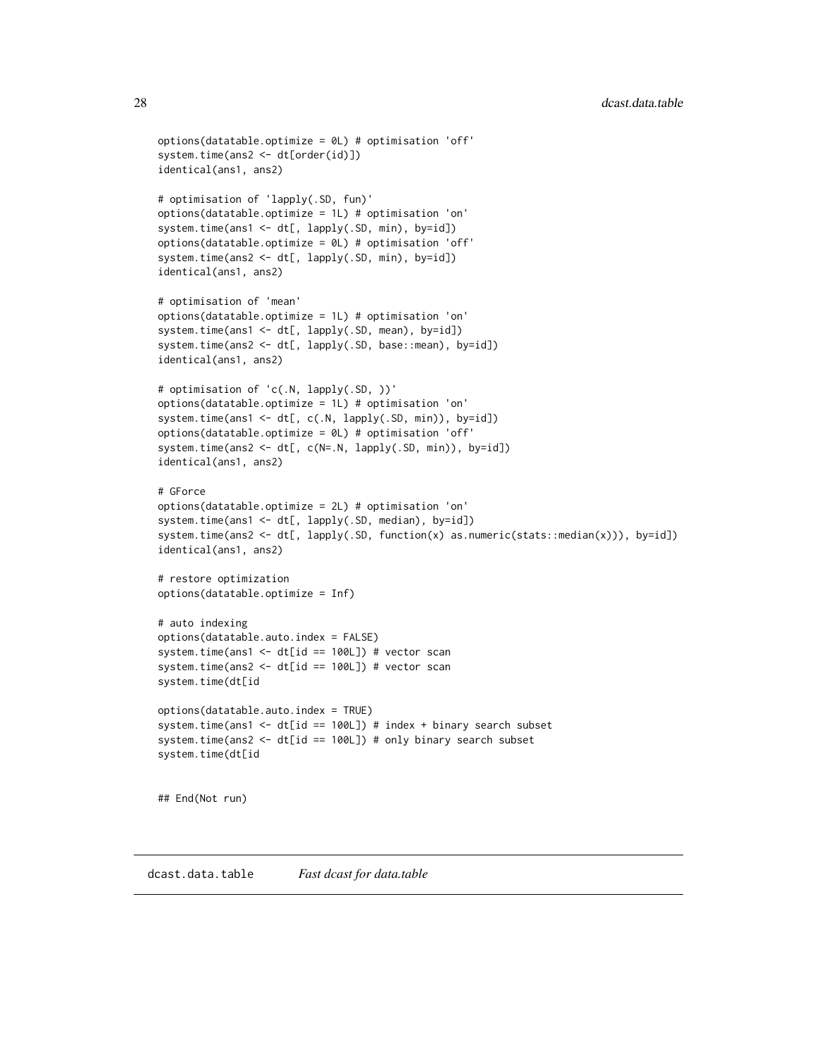```
options(datatable.optimize = 0L) # optimisation 'off'
system.time(ans2 <- dt[order(id)])
identical(ans1, ans2)

# optimisation of 'lapply(.SD, fun)'
options(datatable.optimize = 1L) # optimisation 'on'
system.time(ans1 <- dt[, lapply(.SD, min), by=id])
options(datatable.optimize = 0L) # optimisation 'off'
system.time(ans2 <- dt[, lapply(.SD, min), by=id])
identical(ans1, ans2)

# optimisation of 'mean'
options(datatable.optimize = 1L) # optimisation 'on'
system.time(ans1 <- dt[, lapply(.SD, mean), by=id])
system.time(ans2 <- dt[, lapply(.SD, base::mean), by=id])
identical(ans1, ans2)

# optimisation of 'c(.N, lapply(.SD, ))'
options(datatable.optimize = 1L) # optimisation 'on'
system.time(ans1 <- dt[, c(.N, lapply(.SD, min)), by=id])
options(datatable.optimize = 0L) # optimisation 'off'
system.time(ans2 <- dt[, c(N=.N, lapply(.SD, min)), by=id])
identical(ans1, ans2)

# GForce
options(datatable.optimize = 2L) # optimisation 'on'
system.time(ans1 <- dt[, lapply(.SD, median), by=id])
system.time(ans2 <- dt[, lapply(.SD, function(x) as.numeric(stats::median(x))), by=id])
identical(ans1, ans2)

# restore optimization
options(datatable.optimize = Inf)

# auto indexing
options(datatable.auto.index = FALSE)
system.time(ans1 <- dt[id == 100L]) # vector scan
system.time(ans2 <- dt[id == 100L]) # vector scan
system.time(dt[id

options(datatable.auto.index = TRUE)
system.time(ans1 <- dt[id == 100L]) # index + binary search subset
system.time(ans2 <- dt[id == 100L]) # only binary search subset
system.time(dt[id


## End(Not run)
```

## dcast.data.table *Fast dcast for data.table*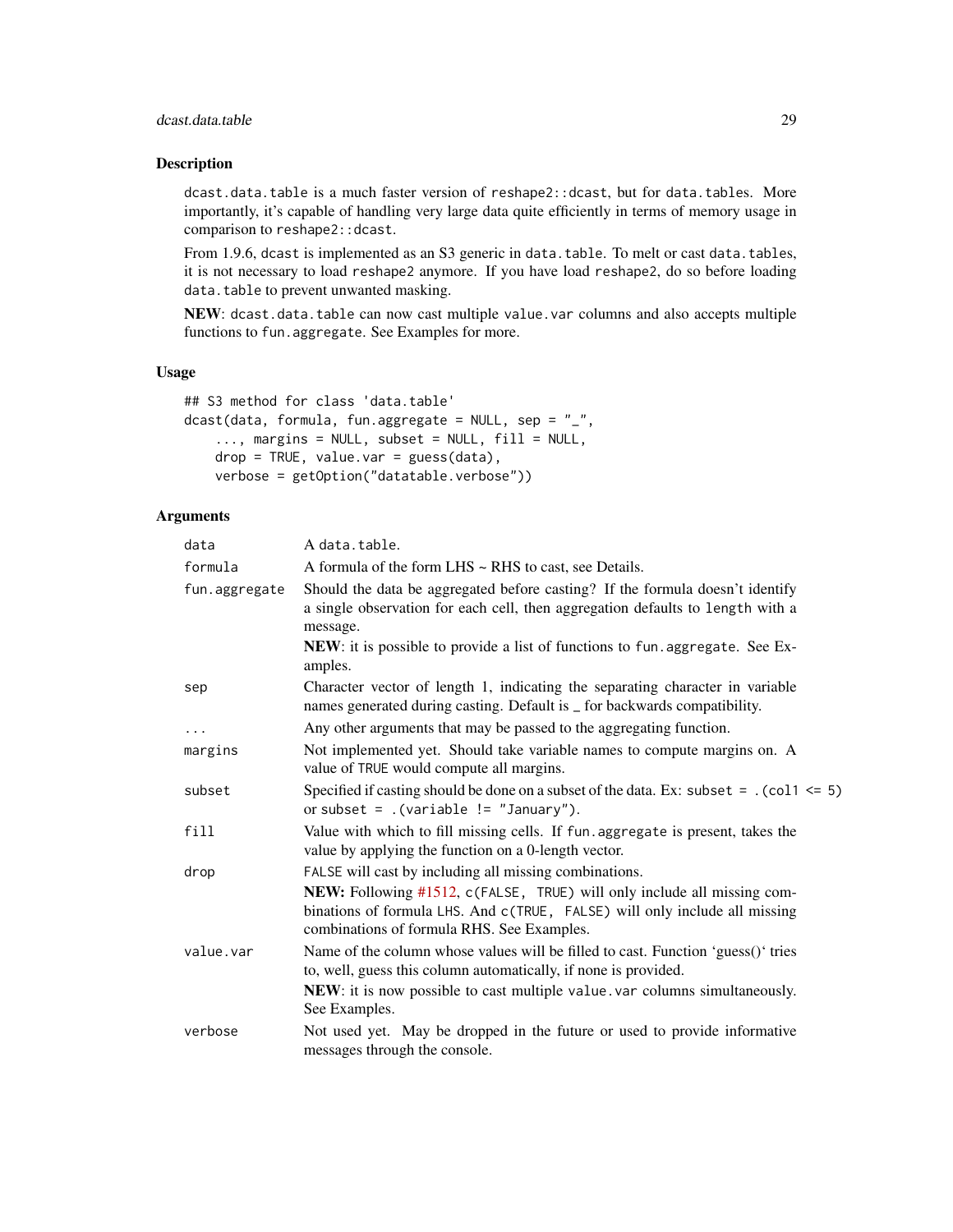## Description

dcast.data.table is a much faster version of reshape2::dcast, but for data.tables. More importantly, it's capable of handling very large data quite efficiently in terms of memory usage in comparison to reshape2::dcast.

From 1.9.6, dcast is implemented as an S3 generic in data.table. To melt or cast data.tables, it is not necessary to load reshape2 anymore. If you have load reshape2, do so before loading data.table to prevent unwanted masking.

**NEW**: dcast.data.table can now cast multiple value.var columns and also accepts multiple functions to fun.aggregate. See Examples for more.

## Usage

```
## S3 method for class 'data.table'
dcast(data, formula, fun.aggregate = NULL, sep = "_",
    ..., margins = NULL, subset = NULL, fill = NULL,
    drop = TRUE, value.var = guess(data),
    verbose = getOption("datatable.verbose"))
```

## Arguments

| | |
|---|---|
| data | A data.table. |
| formula | A formula of the form LHS ~ RHS to cast, see Details. |
| fun.aggregate | Should the data be aggregated before casting? If the formula doesn't identify a single observation for each cell, then aggregation defaults to length with a message. **NEW**: it is possible to provide a list of functions to fun.aggregate. See Examples. |
| sep | Character vector of length 1, indicating the separating character in variable names generated during casting. Default is _ for backwards compatibility. |
| ... | Any other arguments that may be passed to the aggregating function. |
| margins | Not implemented yet. Should take variable names to compute margins on. A value of TRUE would compute all margins. |
| subset | Specified if casting should be done on a subset of the data. Ex: subset = .(col1 <= 5) or subset = .(variable != "January"). |
| fill | Value with which to fill missing cells. If fun.aggregate is present, takes the value by applying the function on a 0-length vector. |
| drop | FALSE will cast by including all missing combinations. **NEW:** Following #1512, c(FALSE, TRUE) will only include all missing combinations of formula LHS. And c(TRUE, FALSE) will only include all missing combinations of formula RHS. See Examples. |
| value.var | Name of the column whose values will be filled to cast. Function 'guess()' tries to, well, guess this column automatically, if none is provided. **NEW**: it is now possible to cast multiple value.var columns simultaneously. See Examples. |
| verbose | Not used yet. May be dropped in the future or used to provide informative messages through the console. |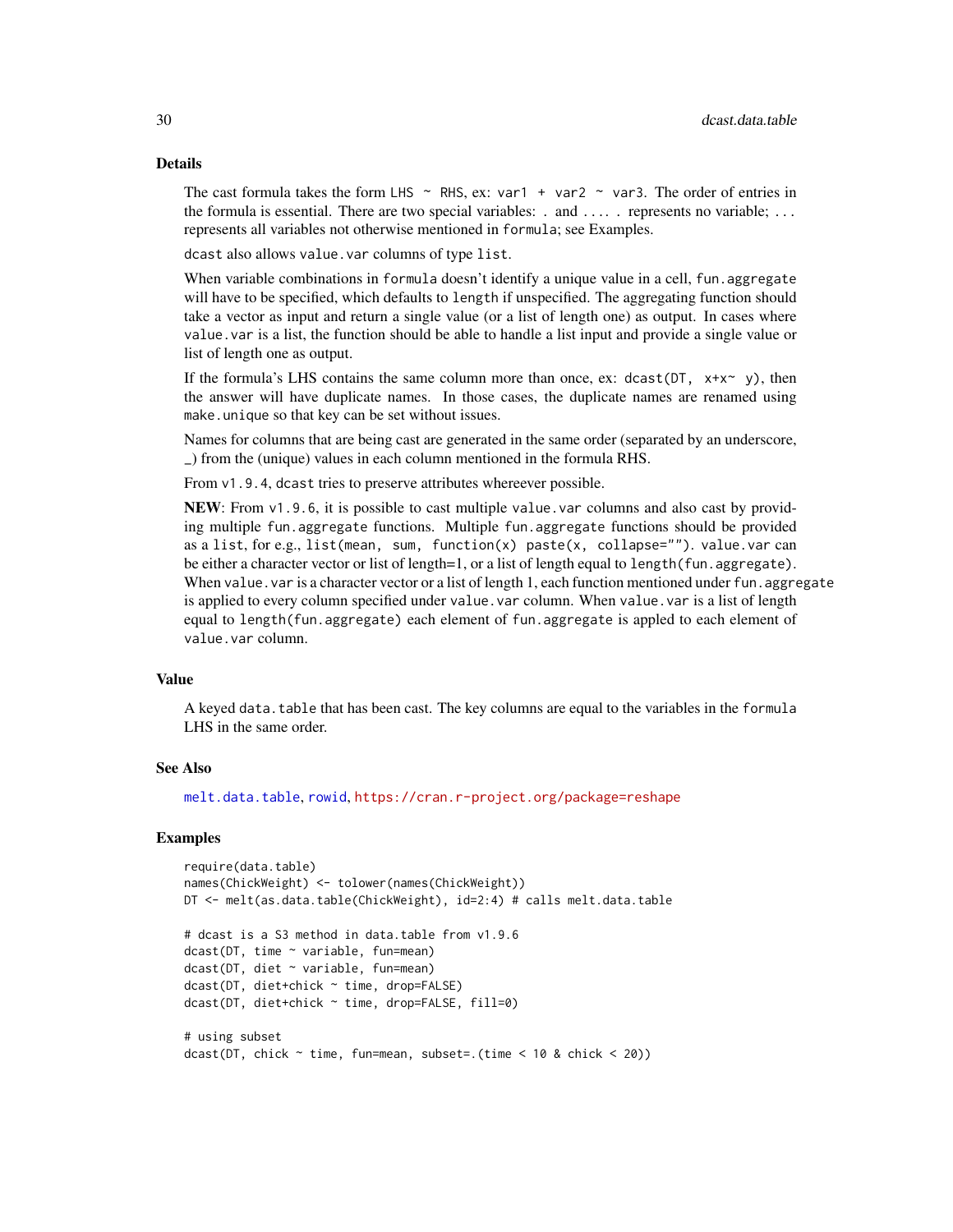## Details

The cast formula takes the form `LHS ~ RHS`, ex: `var1 + var2 ~ var3`. The order of entries in the formula is essential. There are two special variables: `.` and `...`. `.` represents no variable; `...` represents all variables not otherwise mentioned in `formula`; see Examples.

`dcast` also allows `value.var` columns of type `list`.

When variable combinations in `formula` doesn't identify a unique value in a cell, `fun.aggregate` will have to be specified, which defaults to `length` if unspecified. The aggregating function should take a vector as input and return a single value (or a list of length one) as output. In cases where `value.var` is a list, the function should be able to handle a list input and provide a single value or list of length one as output.

If the formula's LHS contains the same column more than once, ex: `dcast(DT, x+x~ y)`, then the answer will have duplicate names. In those cases, the duplicate names are renamed using `make.unique` so that key can be set without issues.

Names for columns that are being cast are generated in the same order (separated by an underscore, _) from the (unique) values in each column mentioned in the formula RHS.

From `v1.9.4`, `dcast` tries to preserve attributes whereever possible.

**NEW**: From `v1.9.6`, it is possible to cast multiple `value.var` columns and also cast by providing multiple `fun.aggregate` functions. Multiple `fun.aggregate` functions should be provided as a `list`, for e.g., `list(mean, sum, function(x) paste(x, collapse=""))`. `value.var` can be either a character vector or list of length=1, or a list of length equal to `length(fun.aggregate)`. When `value.var` is a character vector or a list of length 1, each function mentioned under `fun.aggregate` is applied to every column specified under `value.var` column. When `value.var` is a list of length equal to `length(fun.aggregate)` each element of `fun.aggregate` is appled to each element of `value.var` column.

## Value

A keyed `data.table` that has been cast. The key columns are equal to the variables in the `formula` LHS in the same order.

## See Also

`melt.data.table`, `rowid`, https://cran.r-project.org/package=reshape

## Examples

```
require(data.table)
names(ChickWeight) <- tolower(names(ChickWeight))
DT <- melt(as.data.table(ChickWeight), id=2:4) # calls melt.data.table

# dcast is a S3 method in data.table from v1.9.6
dcast(DT, time ~ variable, fun=mean)
dcast(DT, diet ~ variable, fun=mean)
dcast(DT, diet+chick ~ time, drop=FALSE)
dcast(DT, diet+chick ~ time, drop=FALSE, fill=0)

# using subset
dcast(DT, chick ~ time, fun=mean, subset=.(time < 10 & chick < 20))
```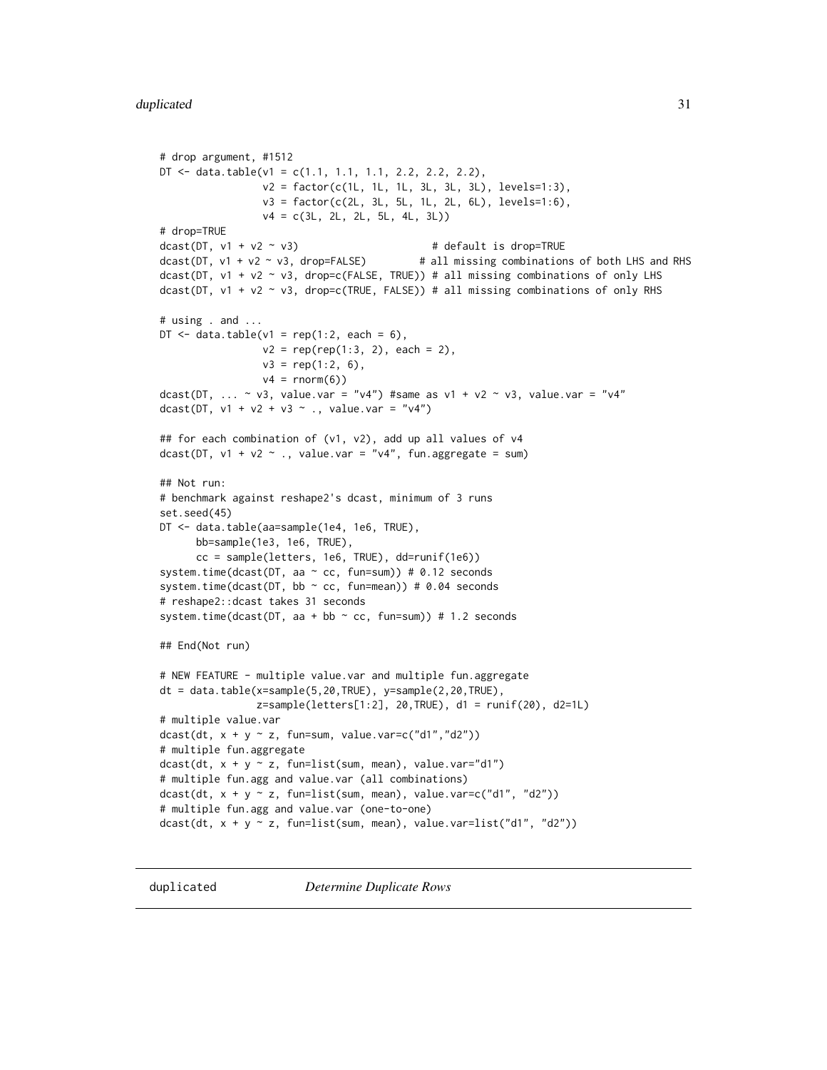```
# drop argument, #1512
DT <- data.table(v1 = c(1.1, 1.1, 1.1, 2.2, 2.2, 2.2),
                 v2 = factor(c(1L, 1L, 1L, 3L, 3L, 3L), levels=1:3),
                 v3 = factor(c(2L, 3L, 5L, 1L, 2L, 6L), levels=1:6),
                 v4 = c(3L, 2L, 2L, 5L, 4L, 3L))
# drop=TRUE
dcast(DT, v1 + v2 ~ v3)                      # default is drop=TRUE
dcast(DT, v1 + v2 ~ v3, drop=FALSE)         # all missing combinations of both LHS and RHS
dcast(DT, v1 + v2 ~ v3, drop=c(FALSE, TRUE)) # all missing combinations of only LHS
dcast(DT, v1 + v2 ~ v3, drop=c(TRUE, FALSE)) # all missing combinations of only RHS

# using . and ...
DT <- data.table(v1 = rep(1:2, each = 6),
                 v2 = rep(rep(1:3, 2), each = 2),
                 v3 = rep(1:2, 6),
                 v4 = rnorm(6))
dcast(DT, ... ~ v3, value.var = "v4") #same as v1 + v2 ~ v3, value.var = "v4"
dcast(DT, v1 + v2 + v3 ~ ., value.var = "v4")

## for each combination of (v1, v2), add up all values of v4
dcast(DT, v1 + v2 ~ ., value.var = "v4", fun.aggregate = sum)

## Not run:
# benchmark against reshape2's dcast, minimum of 3 runs
set.seed(45)
DT <- data.table(aa=sample(1e4, 1e6, TRUE),
      bb=sample(1e3, 1e6, TRUE),
      cc = sample(letters, 1e6, TRUE), dd=runif(1e6))
system.time(dcast(DT, aa ~ cc, fun=sum)) # 0.12 seconds
system.time(dcast(DT, bb ~ cc, fun=mean)) # 0.04 seconds
# reshape2::dcast takes 31 seconds
system.time(dcast(DT, aa + bb ~ cc, fun=sum)) # 1.2 seconds

## End(Not run)

# NEW FEATURE - multiple value.var and multiple fun.aggregate
dt = data.table(x=sample(5,20,TRUE), y=sample(2,20,TRUE),
                z=sample(letters[1:2], 20,TRUE), d1 = runif(20), d2=1L)
# multiple value.var
dcast(dt, x + y ~ z, fun=sum, value.var=c("d1","d2"))
# multiple fun.aggregate
dcast(dt, x + y ~ z, fun=list(sum, mean), value.var="d1")
# multiple fun.agg and value.var (all combinations)
dcast(dt, x + y ~ z, fun=list(sum, mean), value.var=c("d1", "d2"))
# multiple fun.agg and value.var (one-to-one)
dcast(dt, x + y ~ z, fun=list(sum, mean), value.var=list("d1", "d2"))
```

---

## duplicated *Determine Duplicate Rows*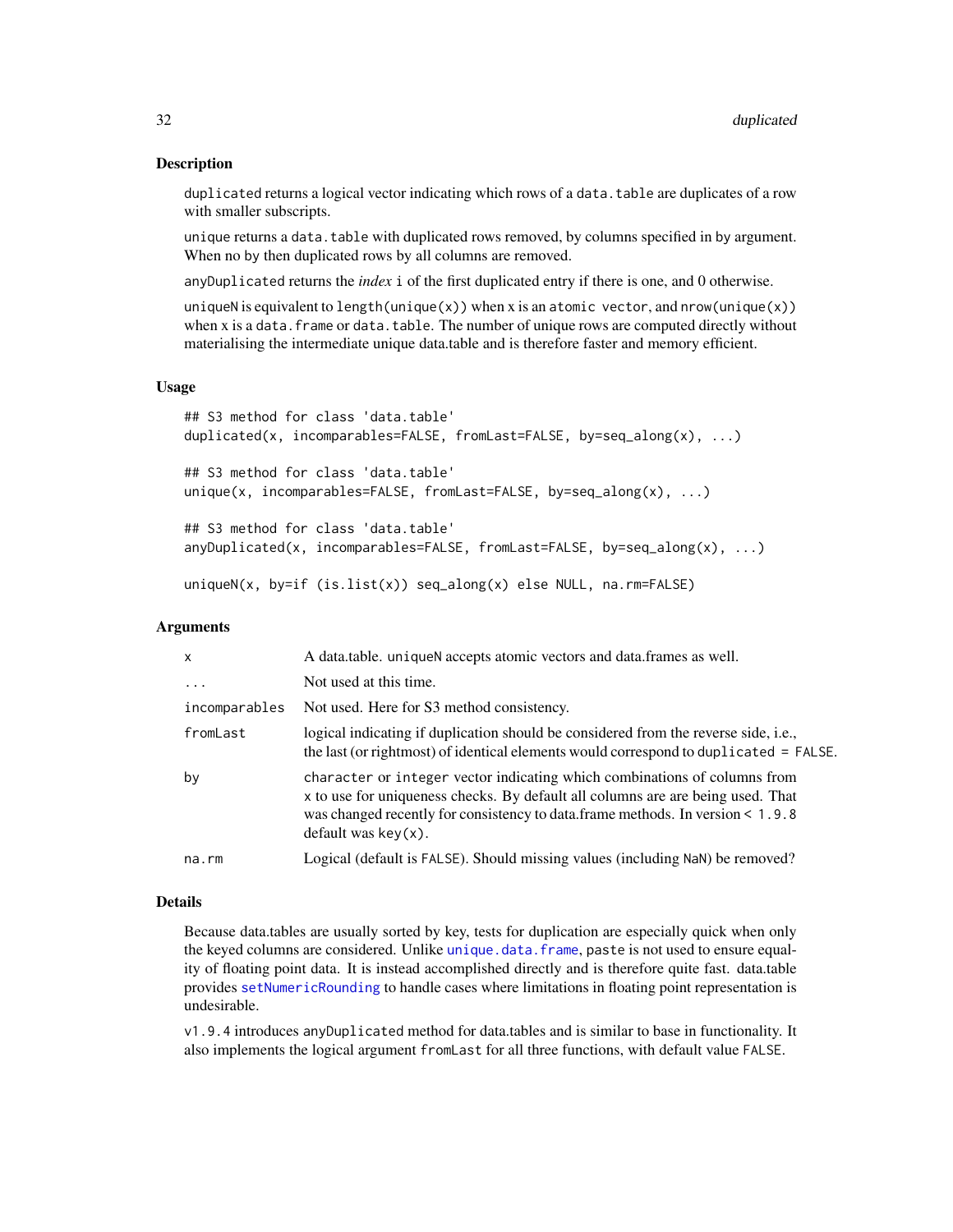## Description

duplicated returns a logical vector indicating which rows of a data.table are duplicates of a row with smaller subscripts.

unique returns a data.table with duplicated rows removed, by columns specified in by argument. When no by then duplicated rows by all columns are removed.

anyDuplicated returns the *index* i of the first duplicated entry if there is one, and 0 otherwise.

uniqueN is equivalent to length(unique(x)) when x is an atomic vector, and nrow(unique(x)) when x is a data.frame or data.table. The number of unique rows are computed directly without materialising the intermediate unique data.table and is therefore faster and memory efficient.

## Usage

```
## S3 method for class 'data.table'
duplicated(x, incomparables=FALSE, fromLast=FALSE, by=seq_along(x), ...)

## S3 method for class 'data.table'
unique(x, incomparables=FALSE, fromLast=FALSE, by=seq_along(x), ...)

## S3 method for class 'data.table'
anyDuplicated(x, incomparables=FALSE, fromLast=FALSE, by=seq_along(x), ...)

uniqueN(x, by=if (is.list(x)) seq_along(x) else NULL, na.rm=FALSE)
```

## Arguments

| | |
|---|---|
| x | A data.table. uniqueN accepts atomic vectors and data.frames as well. |
| ... | Not used at this time. |
| incomparables | Not used. Here for S3 method consistency. |
| fromLast | logical indicating if duplication should be considered from the reverse side, i.e., the last (or rightmost) of identical elements would correspond to duplicated = FALSE. |
| by | character or integer vector indicating which combinations of columns from x to use for uniqueness checks. By default all columns are are being used. That was changed recently for consistency to data.frame methods. In version < 1.9.8 default was key(x). |
| na.rm | Logical (default is FALSE). Should missing values (including NaN) be removed? |

## Details

Because data.tables are usually sorted by key, tests for duplication are especially quick when only the keyed columns are considered. Unlike unique.data.frame, paste is not used to ensure equality of floating point data. It is instead accomplished directly and is therefore quite fast. data.table provides setNumericRounding to handle cases where limitations in floating point representation is undesirable.

v1.9.4 introduces anyDuplicated method for data.tables and is similar to base in functionality. It also implements the logical argument fromLast for all three functions, with default value FALSE.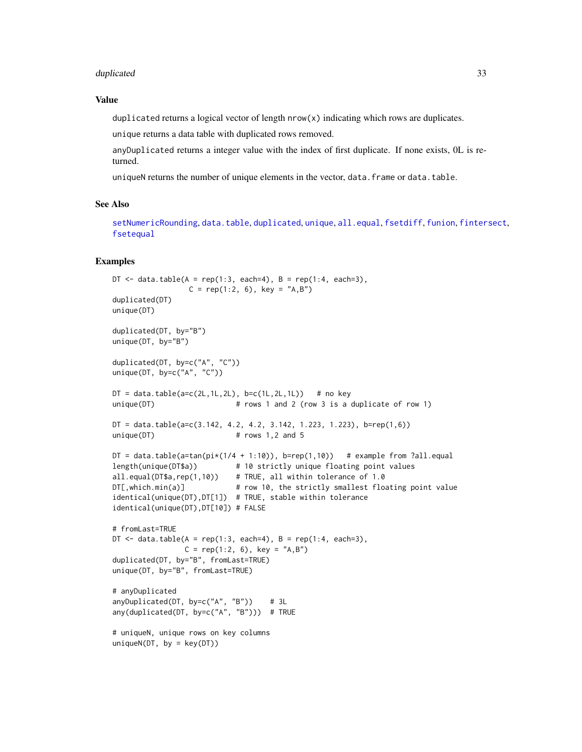## Value

`duplicated` returns a logical vector of length `nrow(x)` indicating which rows are duplicates.

`unique` returns a data table with duplicated rows removed.

`anyDuplicated` returns a integer value with the index of first duplicate. If none exists, 0L is returned.

`uniqueN` returns the number of unique elements in the vector, `data.frame` or `data.table`.

## See Also

setNumericRounding, data.table, duplicated, unique, all.equal, fsetdiff, funion, fintersect, fsetequal

## Examples

```
DT <- data.table(A = rep(1:3, each=4), B = rep(1:4, each=3),
                  C = rep(1:2, 6), key = "A,B")
duplicated(DT)
unique(DT)

duplicated(DT, by="B")
unique(DT, by="B")

duplicated(DT, by=c("A", "C"))
unique(DT, by=c("A", "C"))

DT = data.table(a=c(2L,1L,2L), b=c(1L,2L,1L))   # no key
unique(DT)                   # rows 1 and 2 (row 3 is a duplicate of row 1)

DT = data.table(a=c(3.142, 4.2, 4.2, 3.142, 1.223, 1.223), b=rep(1,6))
unique(DT)                   # rows 1,2 and 5

DT = data.table(a=tan(pi*(1/4 + 1:10)), b=rep(1,10))   # example from ?all.equal
length(unique(DT$a))         # 10 strictly unique floating point values
all.equal(DT$a,rep(1,10))    # TRUE, all within tolerance of 1.0
DT[,which.min(a)]            # row 10, the strictly smallest floating point value
identical(unique(DT),DT[1])  # TRUE, stable within tolerance
identical(unique(DT),DT[10]) # FALSE

# fromLast=TRUE
DT <- data.table(A = rep(1:3, each=4), B = rep(1:4, each=3),
                 C = rep(1:2, 6), key = "A,B")
duplicated(DT, by="B", fromLast=TRUE)
unique(DT, by="B", fromLast=TRUE)

# anyDuplicated
anyDuplicated(DT, by=c("A", "B"))    # 3L
any(duplicated(DT, by=c("A", "B")))  # TRUE

# uniqueN, unique rows on key columns
uniqueN(DT, by = key(DT))
```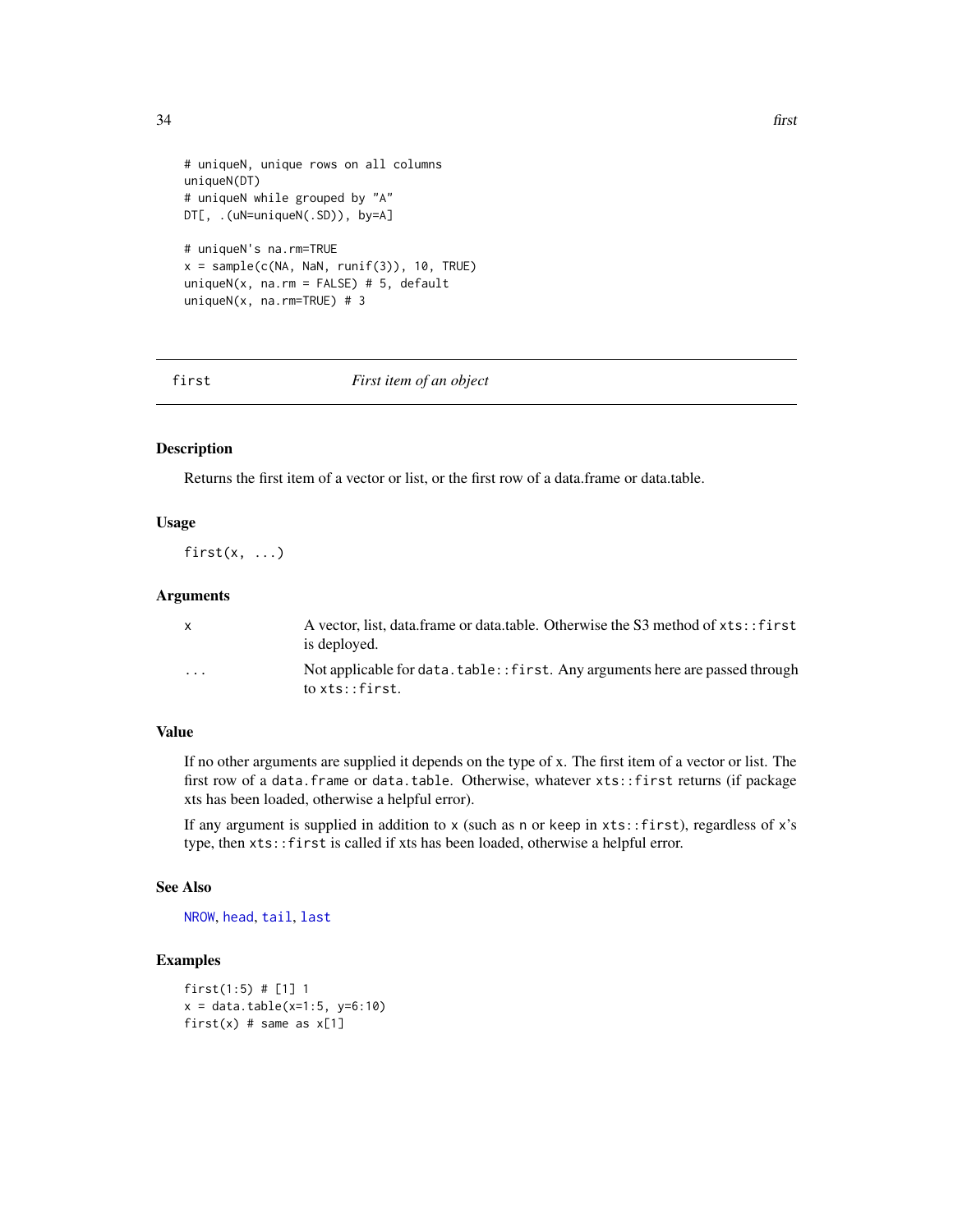```
# uniqueN, unique rows on all columns
uniqueN(DT)
# uniqueN while grouped by "A"
DT[, .(uN=uniqueN(.SD)), by=A]

# uniqueN's na.rm=TRUE
x = sample(c(NA, NaN, runif(3)), 10, TRUE)
uniqueN(x, na.rm = FALSE) # 5, default
uniqueN(x, na.rm=TRUE) # 3
```

---

## first *First item of an object*

---

### Description

Returns the first item of a vector or list, or the first row of a data.frame or data.table.

### Usage

```
first(x, ...)
```

### Arguments

| | |
|---|---|
| x | A vector, list, data.frame or data.table. Otherwise the S3 method of `xts::first` is deployed. |
| ... | Not applicable for `data.table::first`. Any arguments here are passed through to `xts::first`. |

### Value

If no other arguments are supplied it depends on the type of x. The first item of a vector or list. The first row of a `data.frame` or `data.table`. Otherwise, whatever `xts::first` returns (if package xts has been loaded, otherwise a helpful error).

If any argument is supplied in addition to `x` (such as `n` or `keep` in `xts::first`), regardless of `x`'s type, then `xts::first` is called if xts has been loaded, otherwise a helpful error.

### See Also

`NROW`, `head`, `tail`, `last`

### Examples

```
first(1:5) # [1] 1
x = data.table(x=1:5, y=6:10)
first(x) # same as x[1]
```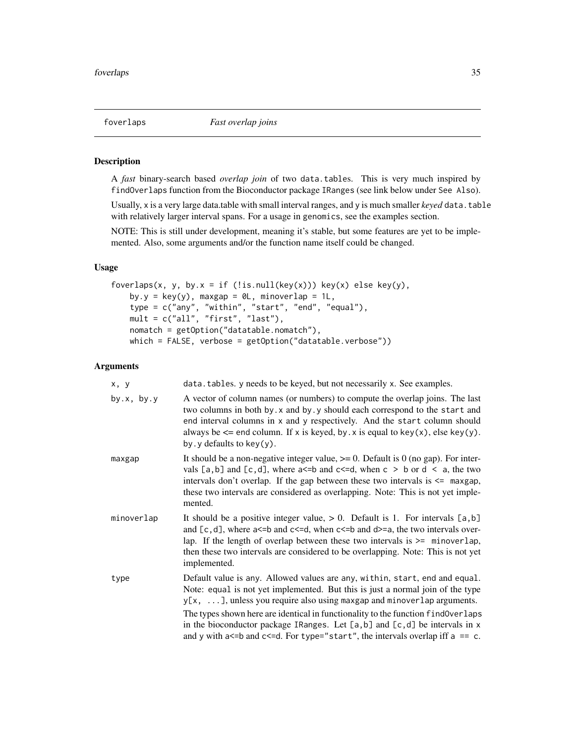# foverlaps — *Fast overlap joins*

## Description

A *fast* binary-search based *overlap join* of two `data.table`s. This is very much inspired by `findOverlaps` function from the Bioconductor package `IRanges` (see link below under See Also).

Usually, `x` is a very large data.table with small interval ranges, and `y` is much smaller *keyed* `data.table` with relatively larger interval spans. For a usage in `genomics`, see the examples section.

NOTE: This is still under development, meaning it's stable, but some features are yet to be implemented. Also, some arguments and/or the function name itself could be changed.

## Usage

```
foverlaps(x, y, by.x = if (!is.null(key(x))) key(x) else key(y),
    by.y = key(y), maxgap = 0L, minoverlap = 1L,
    type = c("any", "within", "start", "end", "equal"),
    mult = c("all", "first", "last"),
    nomatch = getOption("datatable.nomatch"),
    which = FALSE, verbose = getOption("datatable.verbose"))
```

## Arguments

| | |
|---|---|
| `x, y` | `data.tables`. `y` needs to be keyed, but not necessarily `x`. See examples. |
| `by.x, by.y` | A vector of column names (or numbers) to compute the overlap joins. The last two columns in both `by.x` and `by.y` should each correspond to the `start` and `end` interval columns in `x` and `y` respectively. And the `start` column should always be <= `end` column. If `x` is keyed, `by.x` is equal to `key(x)`, else `key(y)`. `by.y` defaults to `key(y)`. |
| `maxgap` | It should be a non-negative integer value, >= 0. Default is 0 (no gap). For intervals `[a,b]` and `[c,d]`, where `a<=b` and `c<=d`, when `c > b` or `d < a`, the two intervals don't overlap. If the gap between these two intervals is `<= maxgap`, these two intervals are considered as overlapping. Note: This is not yet implemented. |
| `minoverlap` | It should be a positive integer value, > 0. Default is 1. For intervals `[a,b]` and `[c,d]`, where `a<=b` and `c<=d`, when `c<=b` and `d>=a`, the two intervals overlap. If the length of overlap between these two intervals is `>= minoverlap`, then these two intervals are considered to be overlapping. Note: This is not yet implemented. |
| `type` | Default value is `any`. Allowed values are `any`, `within`, `start`, `end` and `equal`. Note: `equal` is not yet implemented. But this is just a normal join of the type `y[x, ...]`, unless you require also using `maxgap` and `minoverlap` arguments. <br> The types shown here are identical in functionality to the function `findOverlaps` in the bioconductor package `IRanges`. Let `[a,b]` and `[c,d]` be intervals in `x` and `y` with `a<=b` and `c<=d`. For `type="start"`, the intervals overlap iff `a == c`. |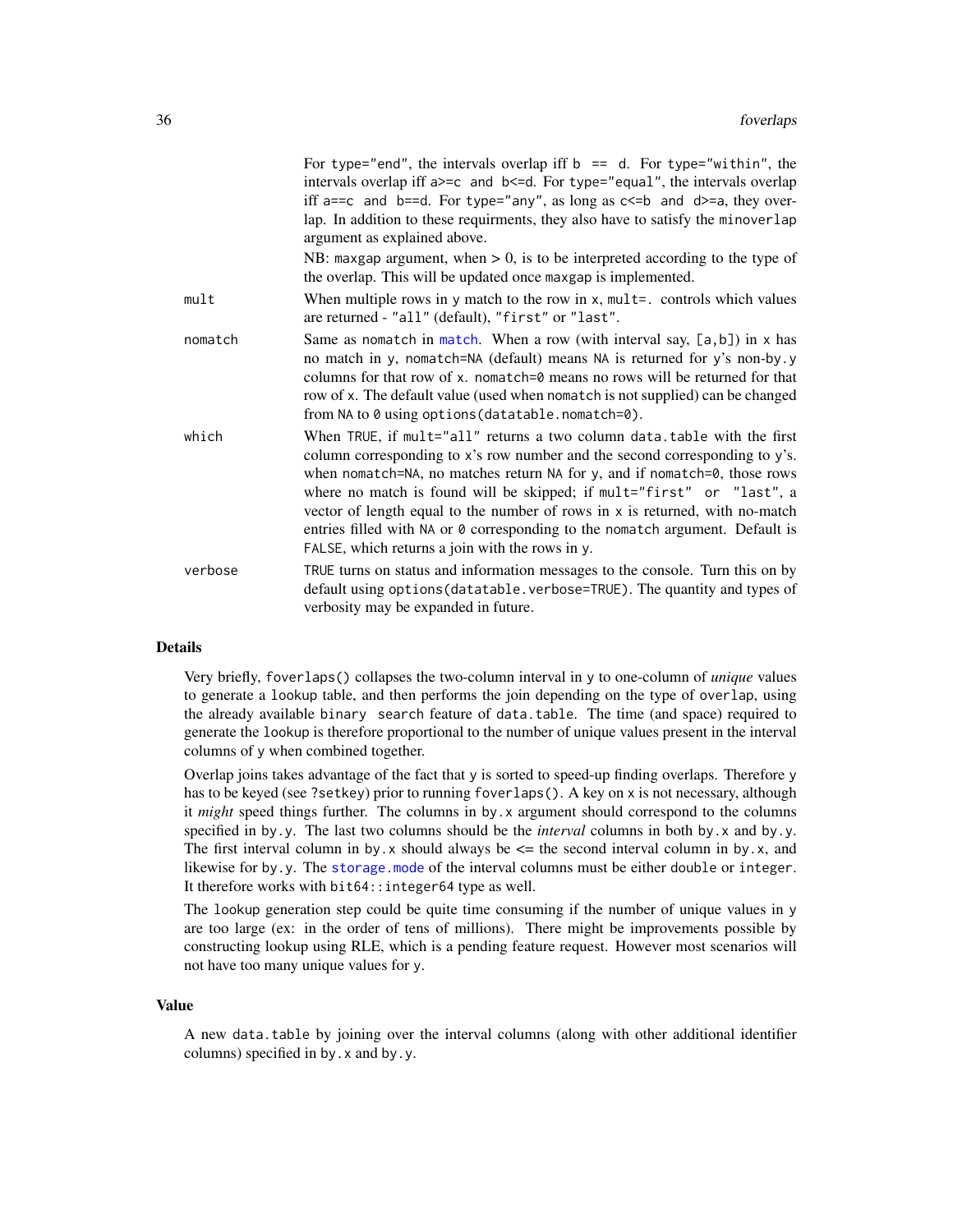For type="end", the intervals overlap iff `b == d`. For type="within", the intervals overlap iff `a>=c and b<=d`. For type="equal", the intervals overlap iff `a==c and b==d`. For type="any", as long as `c<=b and d>=a`, they overlap. In addition to these requirments, they also have to satisfy the `minoverlap` argument as explained above.

NB: `maxgap` argument, when > 0, is to be interpreted according to the type of the overlap. This will be updated once `maxgap` is implemented.

**mult** When multiple rows in y match to the row in x, `mult=.` controls which values are returned - "all" (default), "first" or "last".

**nomatch** Same as nomatch in match. When a row (with interval say, [a,b]) in x has no match in y, `nomatch=NA` (default) means NA is returned for y's non-by.y columns for that row of x. `nomatch=0` means no rows will be returned for that row of x. The default value (used when nomatch is not supplied) can be changed from NA to 0 using `options(datatable.nomatch=0)`.

**which** When TRUE, if `mult="all"` returns a two column data.table with the first column corresponding to x's row number and the second corresponding to y's. when `nomatch=NA`, no matches return NA for y, and if `nomatch=0`, those rows where no match is found will be skipped; if `mult="first" or "last"`, a vector of length equal to the number of rows in x is returned, with no-match entries filled with NA or 0 corresponding to the nomatch argument. Default is FALSE, which returns a join with the rows in y.

**verbose** TRUE turns on status and information messages to the console. Turn this on by default using `options(datatable.verbose=TRUE)`. The quantity and types of verbosity may be expanded in future.

## Details

Very briefly, `foverlaps()` collapses the two-column interval in y to one-column of *unique* values to generate a lookup table, and then performs the join depending on the type of overlap, using the already available binary search feature of data.table. The time (and space) required to generate the lookup is therefore proportional to the number of unique values present in the interval columns of y when combined together.

Overlap joins takes advantage of the fact that y is sorted to speed-up finding overlaps. Therefore y has to be keyed (see ?setkey) prior to running `foverlaps()`. A key on x is not necessary, although it *might* speed things further. The columns in by.x argument should correspond to the columns specified in by.y. The last two columns should be the *interval* columns in both by.x and by.y. The first interval column in by.x should always be <= the second interval column in by.x, and likewise for by.y. The storage.mode of the interval columns must be either double or integer. It therefore works with `bit64::integer64` type as well.

The lookup generation step could be quite time consuming if the number of unique values in y are too large (ex: in the order of tens of millions). There might be improvements possible by constructing lookup using RLE, which is a pending feature request. However most scenarios will not have too many unique values for y.

## Value

A new data.table by joining over the interval columns (along with other additional identifier columns) specified in by.x and by.y.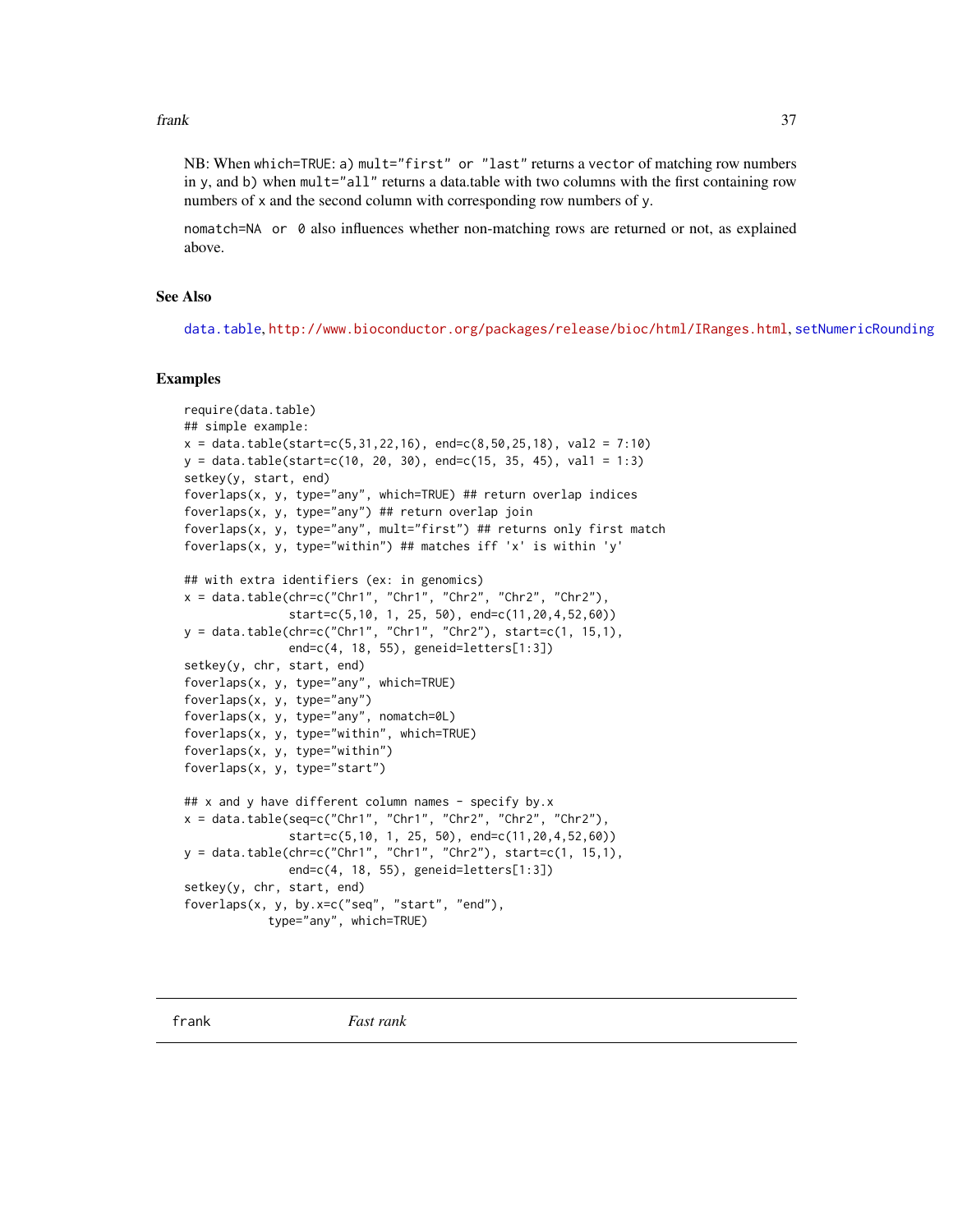NB: When `which=TRUE`: a) `mult="first" or "last"` returns a `vector` of matching row numbers in `y`, and b) when `mult="all"` returns a data.table with two columns with the first containing row numbers of `x` and the second column with corresponding row numbers of `y`.

`nomatch=NA or 0` also influences whether non-matching rows are returned or not, as explained above.

## See Also

`data.table`, http://www.bioconductor.org/packages/release/bioc/html/IRanges.html, `setNumericRounding`

## Examples

```
require(data.table)
## simple example:
x = data.table(start=c(5,31,22,16), end=c(8,50,25,18), val2 = 7:10)
y = data.table(start=c(10, 20, 30), end=c(15, 35, 45), val1 = 1:3)
setkey(y, start, end)
foverlaps(x, y, type="any", which=TRUE) ## return overlap indices
foverlaps(x, y, type="any") ## return overlap join
foverlaps(x, y, type="any", mult="first") ## returns only first match
foverlaps(x, y, type="within") ## matches iff 'x' is within 'y'

## with extra identifiers (ex: in genomics)
x = data.table(chr=c("Chr1", "Chr1", "Chr2", "Chr2", "Chr2"),
               start=c(5,10, 1, 25, 50), end=c(11,20,4,52,60))
y = data.table(chr=c("Chr1", "Chr1", "Chr2"), start=c(1, 15,1),
               end=c(4, 18, 55), geneid=letters[1:3])
setkey(y, chr, start, end)
foverlaps(x, y, type="any", which=TRUE)
foverlaps(x, y, type="any")
foverlaps(x, y, type="any", nomatch=0L)
foverlaps(x, y, type="within", which=TRUE)
foverlaps(x, y, type="within")
foverlaps(x, y, type="start")

## x and y have different column names - specify by.x
x = data.table(seq=c("Chr1", "Chr1", "Chr2", "Chr2", "Chr2"),
               start=c(5,10, 1, 25, 50), end=c(11,20,4,52,60))
y = data.table(chr=c("Chr1", "Chr1", "Chr2"), start=c(1, 15,1),
               end=c(4, 18, 55), geneid=letters[1:3])
setkey(y, chr, start, end)
foverlaps(x, y, by.x=c("seq", "start", "end"),
            type="any", which=TRUE)
```

---

# frank    *Fast rank*

---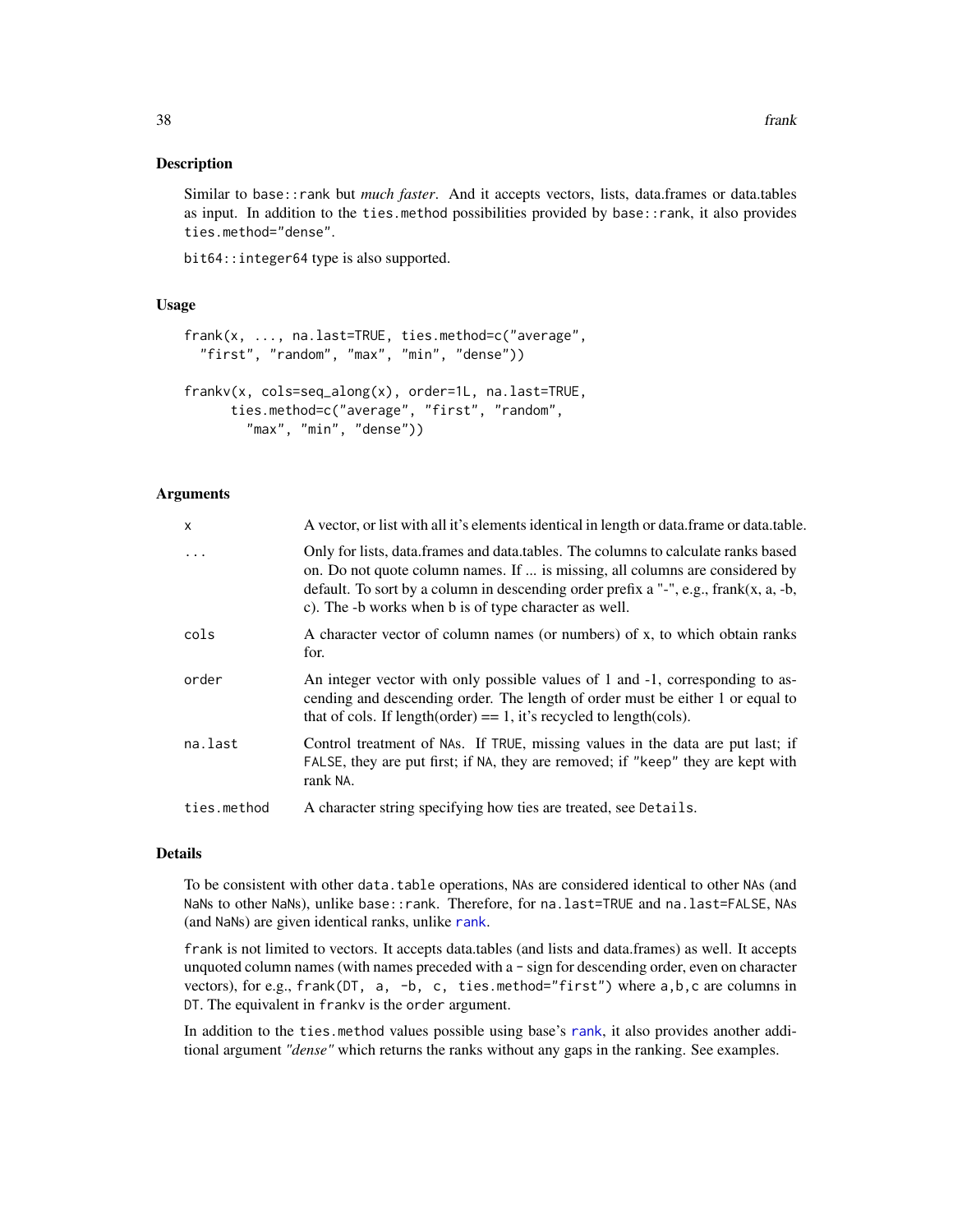## Description

Similar to `base::rank` but *much faster*. And it accepts vectors, lists, data.frames or data.tables as input. In addition to the `ties.method` possibilities provided by `base::rank`, it also provides `ties.method="dense"`.

`bit64::integer64` type is also supported.

## Usage

```
frank(x, ..., na.last=TRUE, ties.method=c("average",
  "first", "random", "max", "min", "dense"))

frankv(x, cols=seq_along(x), order=1L, na.last=TRUE,
      ties.method=c("average", "first", "random",
        "max", "min", "dense"))
```

## Arguments

| | |
|---|---|
| `x` | A vector, or list with all it's elements identical in length or data.frame or data.table. |
| `...` | Only for lists, data.frames and data.tables. The columns to calculate ranks based on. Do not quote column names. If ... is missing, all columns are considered by default. To sort by a column in descending order prefix a "-", e.g., frank(x, a, -b, c). The -b works when b is of type character as well. |
| `cols` | A character vector of column names (or numbers) of x, to which obtain ranks for. |
| `order` | An integer vector with only possible values of 1 and -1, corresponding to ascending and descending order. The length of order must be either 1 or equal to that of cols. If length(order) == 1, it's recycled to length(cols). |
| `na.last` | Control treatment of `NA`s. If `TRUE`, missing values in the data are put last; if `FALSE`, they are put first; if `NA`, they are removed; if `"keep"` they are kept with rank `NA`. |
| `ties.method` | A character string specifying how ties are treated, see `Details`. |

## Details

To be consistent with other `data.table` operations, `NA`s are considered identical to other `NA`s (and `NaN`s to other `NaN`s), unlike `base::rank`. Therefore, for `na.last=TRUE` and `na.last=FALSE`, `NA`s (and `NaN`s) are given identical ranks, unlike `rank`.

`frank` is not limited to vectors. It accepts data.tables (and lists and data.frames) as well. It accepts unquoted column names (with names preceded with a `-` sign for descending order, even on character vectors), for e.g., `frank(DT, a, -b, c, ties.method="first")` where `a,b,c` are columns in `DT`. The equivalent in `frankv` is the `order` argument.

In addition to the `ties.method` values possible using base's `rank`, it also provides another additional argument *"dense"* which returns the ranks without any gaps in the ranking. See examples.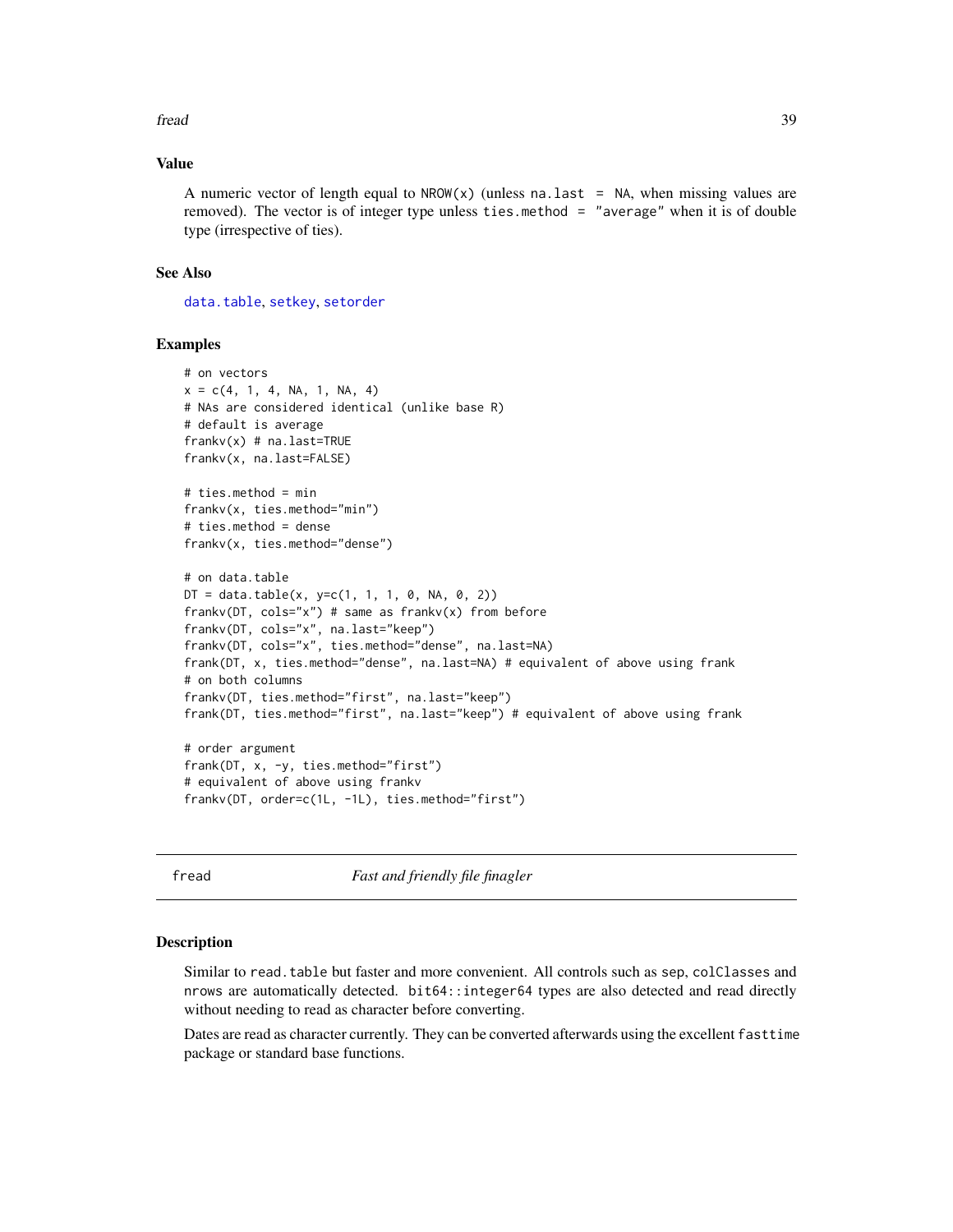### Value

A numeric vector of length equal to `NROW(x)` (unless `na.last = NA`, when missing values are removed). The vector is of integer type unless `ties.method = "average"` when it is of double type (irrespective of ties).

### See Also

`data.table`, `setkey`, `setorder`

### Examples

```
# on vectors
x = c(4, 1, 4, NA, 1, NA, 4)
# NAs are considered identical (unlike base R)
# default is average
frankv(x) # na.last=TRUE
frankv(x, na.last=FALSE)

# ties.method = min
frankv(x, ties.method="min")
# ties.method = dense
frankv(x, ties.method="dense")

# on data.table
DT = data.table(x, y=c(1, 1, 1, 0, NA, 0, 2))
frankv(DT, cols="x") # same as frankv(x) from before
frankv(DT, cols="x", na.last="keep")
frankv(DT, cols="x", ties.method="dense", na.last=NA)
frank(DT, x, ties.method="dense", na.last=NA) # equivalent of above using frank
# on both columns
frankv(DT, ties.method="first", na.last="keep")
frank(DT, ties.method="first", na.last="keep") # equivalent of above using frank

# order argument
frank(DT, x, -y, ties.method="first")
# equivalent of above using frankv
frankv(DT, order=c(1L, -1L), ties.method="first")
```

---

## fread *Fast and friendly file finagler*

---

### Description

Similar to `read.table` but faster and more convenient. All controls such as `sep`, `colClasses` and `nrows` are automatically detected. `bit64::integer64` types are also detected and read directly without needing to read as character before converting.

Dates are read as character currently. They can be converted afterwards using the excellent `fasttime` package or standard base functions.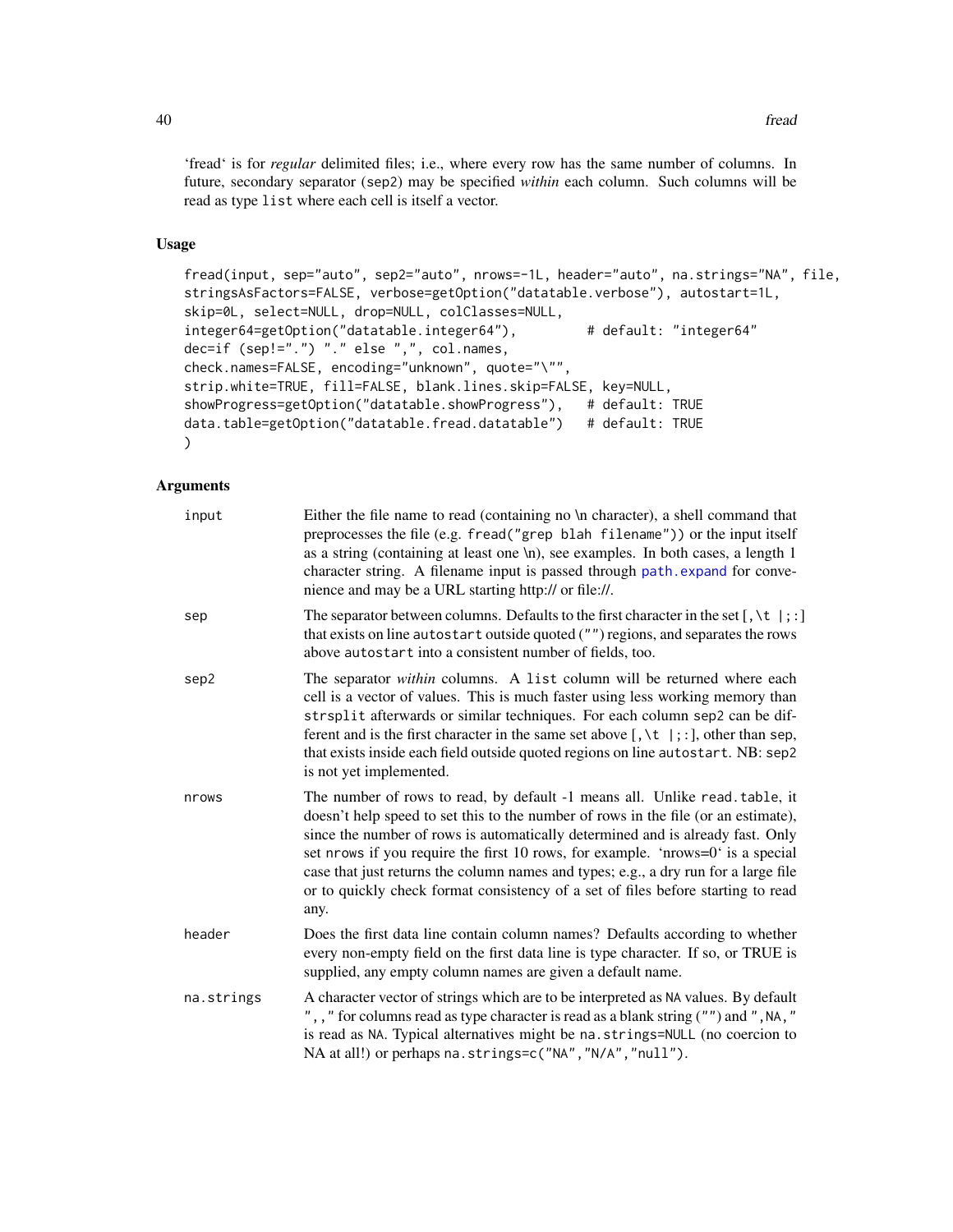'fread' is for *regular* delimited files; i.e., where every row has the same number of columns. In future, secondary separator (sep2) may be specified *within* each column. Such columns will be read as type list where each cell is itself a vector.

### Usage

```
fread(input, sep="auto", sep2="auto", nrows=-1L, header="auto", na.strings="NA", file,
stringsAsFactors=FALSE, verbose=getOption("datatable.verbose"), autostart=1L,
skip=0L, select=NULL, drop=NULL, colClasses=NULL,
integer64=getOption("datatable.integer64"),         # default: "integer64"
dec=if (sep!=".") "." else ",", col.names,
check.names=FALSE, encoding="unknown", quote="\"",
strip.white=TRUE, fill=FALSE, blank.lines.skip=FALSE, key=NULL,
showProgress=getOption("datatable.showProgress"),   # default: TRUE
data.table=getOption("datatable.fread.datatable")   # default: TRUE
)
```

### Arguments

| | |
|---|---|
| input | Either the file name to read (containing no \n character), a shell command that preprocesses the file (e.g. fread("grep blah filename")) or the input itself as a string (containing at least one \n), see examples. In both cases, a length 1 character string. A filename input is passed through path.expand for convenience and may be a URL starting http:// or file://. |
| sep | The separator between columns. Defaults to the first character in the set [,\t \|;:] that exists on line autostart outside quoted ("") regions, and separates the rows above autostart into a consistent number of fields, too. |
| sep2 | The separator *within* columns. A list column will be returned where each cell is a vector of values. This is much faster using less working memory than strsplit afterwards or similar techniques. For each column sep2 can be different and is the first character in the same set above [,\t \|;:], other than sep, that exists inside each field outside quoted regions on line autostart. NB: sep2 is not yet implemented. |
| nrows | The number of rows to read, by default -1 means all. Unlike read.table, it doesn't help speed to set this to the number of rows in the file (or an estimate), since the number of rows is automatically determined and is already fast. Only set nrows if you require the first 10 rows, for example. 'nrows=0' is a special case that just returns the column names and types; e.g., a dry run for a large file or to quickly check format consistency of a set of files before starting to read any. |
| header | Does the first data line contain column names? Defaults according to whether every non-empty field on the first data line is type character. If so, or TRUE is supplied, any empty column names are given a default name. |
| na.strings | A character vector of strings which are to be interpreted as NA values. By default ",," for columns read as type character is read as a blank string ("") and ",NA," is read as NA. Typical alternatives might be na.strings=NULL (no coercion to NA at all!) or perhaps na.strings=c("NA","N/A","null"). |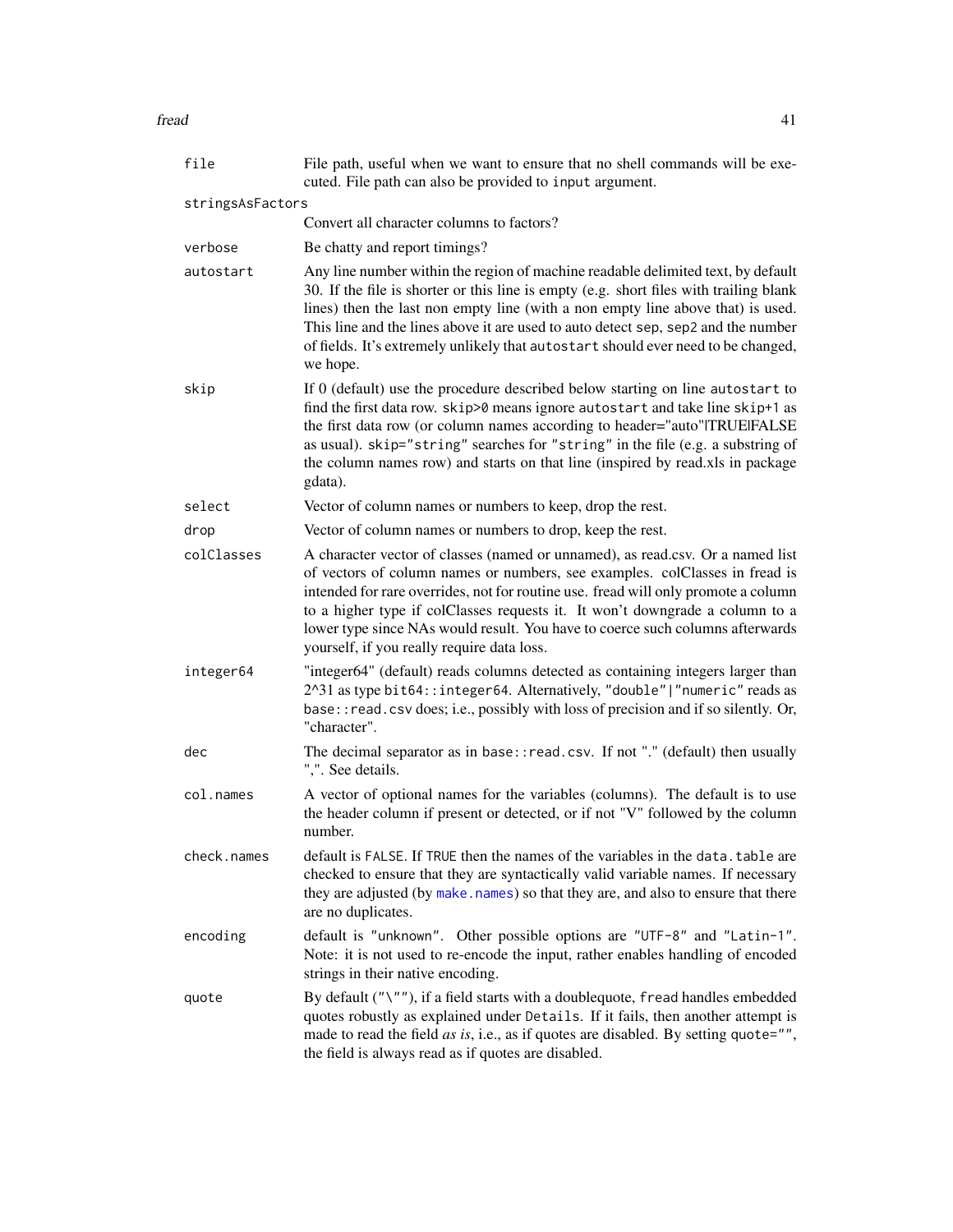| | |
|---|---|
| `file` | File path, useful when we want to ensure that no shell commands will be executed. File path can also be provided to `input` argument. |
| `stringsAsFactors` | Convert all character columns to factors? |
| `verbose` | Be chatty and report timings? |
| `autostart` | Any line number within the region of machine readable delimited text, by default 30. If the file is shorter or this line is empty (e.g. short files with trailing blank lines) then the last non empty line (with a non empty line above that) is used. This line and the lines above it are used to auto detect `sep`, `sep2` and the number of fields. It's extremely unlikely that `autostart` should ever need to be changed, we hope. |
| `skip` | If 0 (default) use the procedure described below starting on line `autostart` to find the first data row. `skip>0` means ignore `autostart` and take line `skip+1` as the first data row (or column names according to header="auto"\|TRUE\|FALSE as usual). `skip="string"` searches for `"string"` in the file (e.g. a substring of the column names row) and starts on that line (inspired by read.xls in package gdata). |
| `select` | Vector of column names or numbers to keep, drop the rest. |
| `drop` | Vector of column names or numbers to drop, keep the rest. |
| `colClasses` | A character vector of classes (named or unnamed), as read.csv. Or a named list of vectors of column names or numbers, see examples. colClasses in fread is intended for rare overrides, not for routine use. fread will only promote a column to a higher type if colClasses requests it. It won't downgrade a column to a lower type since NAs would result. You have to coerce such columns afterwards yourself, if you really require data loss. |
| `integer64` | "integer64" (default) reads columns detected as containing integers larger than 2^31 as type `bit64::integer64`. Alternatively, `"double"\|"numeric"` reads as `base::read.csv` does; i.e., possibly with loss of precision and if so silently. Or, "character". |
| `dec` | The decimal separator as in `base::read.csv`. If not "." (default) then usually ",". See details. |
| `col.names` | A vector of optional names for the variables (columns). The default is to use the header column if present or detected, or if not "V" followed by the column number. |
| `check.names` | default is `FALSE`. If `TRUE` then the names of the variables in the `data.table` are checked to ensure that they are syntactically valid variable names. If necessary they are adjusted (by `make.names`) so that they are, and also to ensure that there are no duplicates. |
| `encoding` | default is `"unknown"`. Other possible options are `"UTF-8"` and `"Latin-1"`. Note: it is not used to re-encode the input, rather enables handling of encoded strings in their native encoding. |
| `quote` | By default (`"\""`), if a field starts with a doublequote, `fread` handles embedded quotes robustly as explained under `Details`. If it fails, then another attempt is made to read the field *as is*, i.e., as if quotes are disabled. By setting `quote=""`, the field is always read as if quotes are disabled. |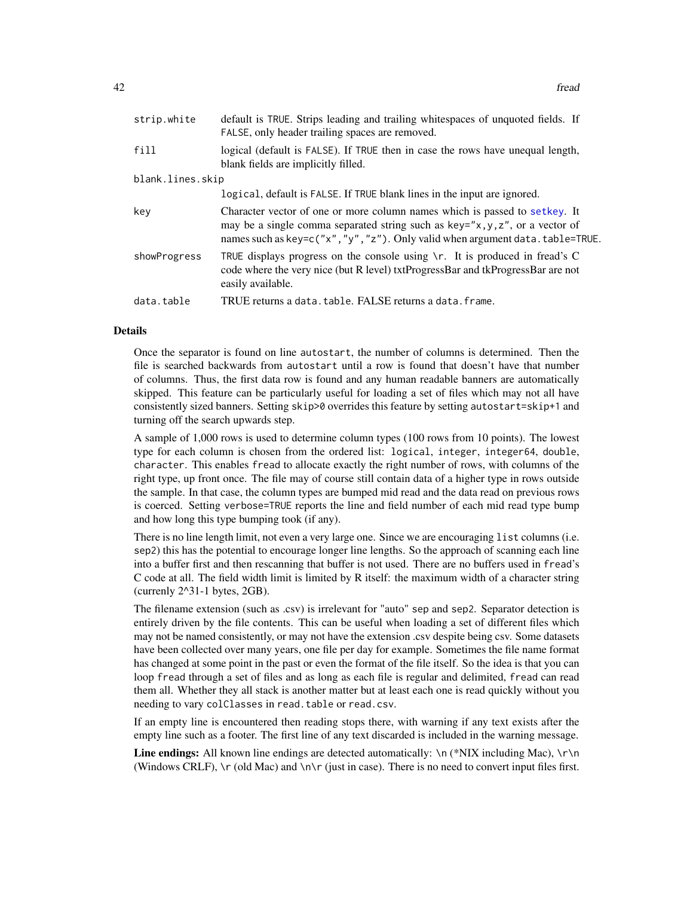| | |
|---|---|
| strip.white | default is TRUE. Strips leading and trailing whitespaces of unquoted fields. If FALSE, only header trailing spaces are removed. |
| fill | logical (default is FALSE). If TRUE then in case the rows have unequal length, blank fields are implicitly filled. |
| blank.lines.skip | logical, default is FALSE. If TRUE blank lines in the input are ignored. |
| key | Character vector of one or more column names which is passed to setkey. It may be a single comma separated string such as key="x,y,z", or a vector of names such as key=c("x","y","z"). Only valid when argument data.table=TRUE. |
| showProgress | TRUE displays progress on the console using \r. It is produced in fread's C code where the very nice (but R level) txtProgressBar and tkProgressBar are not easily available. |
| data.table | TRUE returns a data.table. FALSE returns a data.frame. |

## Details

Once the separator is found on line autostart, the number of columns is determined. Then the file is searched backwards from autostart until a row is found that doesn't have that number of columns. Thus, the first data row is found and any human readable banners are automatically skipped. This feature can be particularly useful for loading a set of files which may not all have consistently sized banners. Setting skip>0 overrides this feature by setting autostart=skip+1 and turning off the search upwards step.

A sample of 1,000 rows is used to determine column types (100 rows from 10 points). The lowest type for each column is chosen from the ordered list: logical, integer, integer64, double, character. This enables fread to allocate exactly the right number of rows, with columns of the right type, up front once. The file may of course still contain data of a higher type in rows outside the sample. In that case, the column types are bumped mid read and the data read on previous rows is coerced. Setting verbose=TRUE reports the line and field number of each mid read type bump and how long this type bumping took (if any).

There is no line length limit, not even a very large one. Since we are encouraging list columns (i.e. sep2) this has the potential to encourage longer line lengths. So the approach of scanning each line into a buffer first and then rescanning that buffer is not used. There are no buffers used in fread's C code at all. The field width limit is limited by R itself: the maximum width of a character string (currenly 2^31-1 bytes, 2GB).

The filename extension (such as .csv) is irrelevant for "auto" sep and sep2. Separator detection is entirely driven by the file contents. This can be useful when loading a set of different files which may not be named consistently, or may not have the extension .csv despite being csv. Some datasets have been collected over many years, one file per day for example. Sometimes the file name format has changed at some point in the past or even the format of the file itself. So the idea is that you can loop fread through a set of files and as long as each file is regular and delimited, fread can read them all. Whether they all stack is another matter but at least each one is read quickly without you needing to vary colClasses in read.table or read.csv.

If an empty line is encountered then reading stops there, with warning if any text exists after the empty line such as a footer. The first line of any text discarded is included in the warning message.

**Line endings:** All known line endings are detected automatically: \n (*NIX including Mac), \r\n (Windows CRLF), \r (old Mac) and \n\r (just in case). There is no need to convert input files first.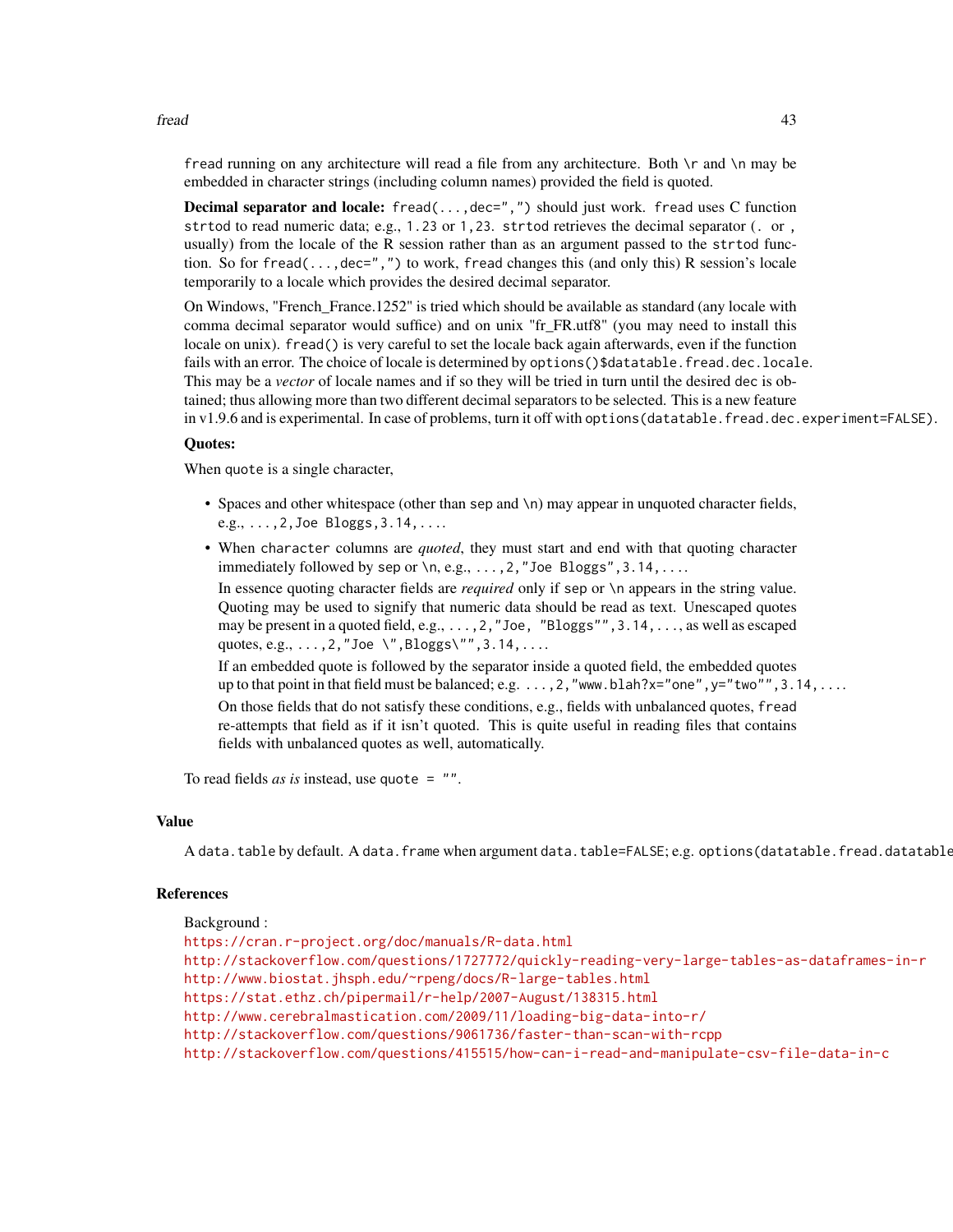fread running on any architecture will read a file from any architecture. Both \r and \n may be embedded in character strings (including column names) provided the field is quoted.

**Decimal separator and locale:** `fread(...,dec=",")` should just work. fread uses C function strtod to read numeric data; e.g., `1.23` or `1,23`. strtod retrieves the decimal separator (`.` or `,` usually) from the locale of the R session rather than as an argument passed to the strtod function. So for `fread(...,dec=",")` to work, fread changes this (and only this) R session's locale temporarily to a locale which provides the desired decimal separator.

On Windows, "French_France.1252" is tried which should be available as standard (any locale with comma decimal separator would suffice) and on unix "fr_FR.utf8" (you may need to install this locale on unix). `fread()` is very careful to set the locale back again afterwards, even if the function fails with an error. The choice of locale is determined by `options()$datatable.fread.dec.locale`. This may be a *vector* of locale names and if so they will be tried in turn until the desired dec is obtained; thus allowing more than two different decimal separators to be selected. This is a new feature in v1.9.6 and is experimental. In case of problems, turn it off with `options(datatable.fread.dec.experiment=FALSE)`.

**Quotes:**

When quote is a single character,

- Spaces and other whitespace (other than sep and \n) may appear in unquoted character fields, e.g., `...,2,Joe Bloggs,3.14,...`.
- When character columns are *quoted*, they must start and end with that quoting character immediately followed by sep or \n, e.g., `...,2,"Joe Bloggs",3.14,...`.

  In essence quoting character fields are *required* only if sep or \n appears in the string value. Quoting may be used to signify that numeric data should be read as text. Unescaped quotes may be present in a quoted field, e.g., `...,2,"Joe, "Bloggs"",3.14,...`, as well as escaped quotes, e.g., `...,2,"Joe \",Bloggs\"",3.14,...`.

  If an embedded quote is followed by the separator inside a quoted field, the embedded quotes up to that point in that field must be balanced; e.g. `...,2,"www.blah?x="one",y="two"",3.14,...`.

  On those fields that do not satisfy these conditions, e.g., fields with unbalanced quotes, fread re-attempts that field as if it isn't quoted. This is quite useful in reading files that contains fields with unbalanced quotes as well, automatically.

To read fields *as is* instead, use `quote = ""`.

## Value

A data.table by default. A data.frame when argument data.table=FALSE; e.g. options(datatable.fread.datatable

## References

Background :
https://cran.r-project.org/doc/manuals/R-data.html
http://stackoverflow.com/questions/1727772/quickly-reading-very-large-tables-as-dataframes-in-r
http://www.biostat.jhsph.edu/~rpeng/docs/R-large-tables.html
https://stat.ethz.ch/pipermail/r-help/2007-August/138315.html
http://www.cerebralmastication.com/2009/11/loading-big-data-into-r/
http://stackoverflow.com/questions/9061736/faster-than-scan-with-rcpp
http://stackoverflow.com/questions/415515/how-can-i-read-and-manipulate-csv-file-data-in-c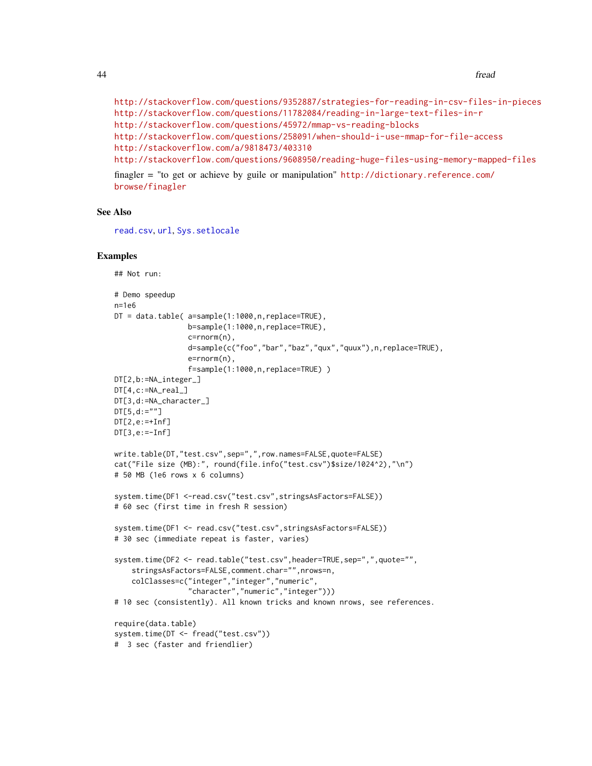http://stackoverflow.com/questions/9352887/strategies-for-reading-in-csv-files-in-pieces
http://stackoverflow.com/questions/11782084/reading-in-large-text-files-in-r
http://stackoverflow.com/questions/45972/mmap-vs-reading-blocks
http://stackoverflow.com/questions/258091/when-should-i-use-mmap-for-file-access
http://stackoverflow.com/a/9818473/403310
http://stackoverflow.com/questions/9608950/reading-huge-files-using-memory-mapped-files

finagler = "to get or achieve by guile or manipulation" http://dictionary.reference.com/browse/finagler

## See Also

read.csv, url, Sys.setlocale

## Examples

```
## Not run:

# Demo speedup
n=1e6
DT = data.table( a=sample(1:1000,n,replace=TRUE),
                 b=sample(1:1000,n,replace=TRUE),
                 c=rnorm(n),
                 d=sample(c("foo","bar","baz","qux","quux"),n,replace=TRUE),
                 e=rnorm(n),
                 f=sample(1:1000,n,replace=TRUE) )
DT[2,b:=NA_integer_]
DT[4,c:=NA_real_]
DT[3,d:=NA_character_]
DT[5,d:=""]
DT[2,e:=+Inf]
DT[3,e:=-Inf]

write.table(DT,"test.csv",sep=",",row.names=FALSE,quote=FALSE)
cat("File size (MB):", round(file.info("test.csv")$size/1024^2),"\n")
# 50 MB (1e6 rows x 6 columns)

system.time(DF1 <-read.csv("test.csv",stringsAsFactors=FALSE))
# 60 sec (first time in fresh R session)

system.time(DF1 <- read.csv("test.csv",stringsAsFactors=FALSE))
# 30 sec (immediate repeat is faster, varies)

system.time(DF2 <- read.table("test.csv",header=TRUE,sep=",",quote="",
    stringsAsFactors=FALSE,comment.char="",nrows=n,
    colClasses=c("integer","integer","numeric",
                 "character","numeric","integer")))
# 10 sec (consistently). All known tricks and known nrows, see references.

require(data.table)
system.time(DT <- fread("test.csv"))
#  3 sec (faster and friendlier)
```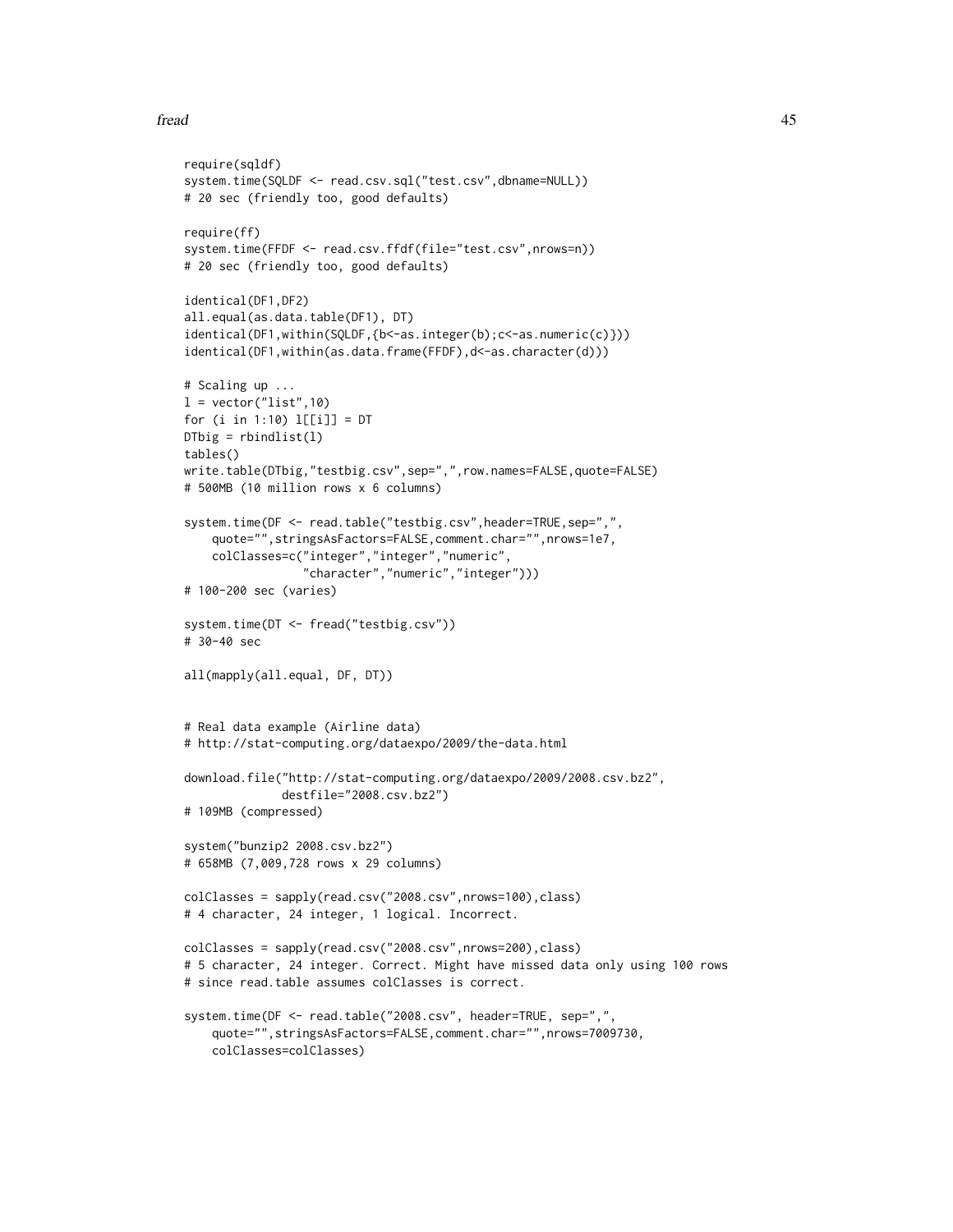```
require(sqldf)
system.time(SQLDF <- read.csv.sql("test.csv",dbname=NULL))
# 20 sec (friendly too, good defaults)

require(ff)
system.time(FFDF <- read.csv.ffdf(file="test.csv",nrows=n))
# 20 sec (friendly too, good defaults)

identical(DF1,DF2)
all.equal(as.data.table(DF1), DT)
identical(DF1,within(SQLDF,{b<-as.integer(b);c<-as.numeric(c)}))
identical(DF1,within(as.data.frame(FFDF),d<-as.character(d)))

# Scaling up ...
l = vector("list",10)
for (i in 1:10) l[[i]] = DT
DTbig = rbindlist(l)
tables()
write.table(DTbig,"testbig.csv",sep=",",row.names=FALSE,quote=FALSE)
# 500MB (10 million rows x 6 columns)

system.time(DF <- read.table("testbig.csv",header=TRUE,sep=",",
    quote="",stringsAsFactors=FALSE,comment.char="",nrows=1e7,
    colClasses=c("integer","integer","numeric",
                 "character","numeric","integer")))
# 100-200 sec (varies)

system.time(DT <- fread("testbig.csv"))
# 30-40 sec

all(mapply(all.equal, DF, DT))


# Real data example (Airline data)
# http://stat-computing.org/dataexpo/2009/the-data.html

download.file("http://stat-computing.org/dataexpo/2009/2008.csv.bz2",
              destfile="2008.csv.bz2")
# 109MB (compressed)

system("bunzip2 2008.csv.bz2")
# 658MB (7,009,728 rows x 29 columns)

colClasses = sapply(read.csv("2008.csv",nrows=100),class)
# 4 character, 24 integer, 1 logical. Incorrect.

colClasses = sapply(read.csv("2008.csv",nrows=200),class)
# 5 character, 24 integer. Correct. Might have missed data only using 100 rows
# since read.table assumes colClasses is correct.

system.time(DF <- read.table("2008.csv", header=TRUE, sep=",",
    quote="",stringsAsFactors=FALSE,comment.char="",nrows=7009730,
    colClasses=colClasses)
```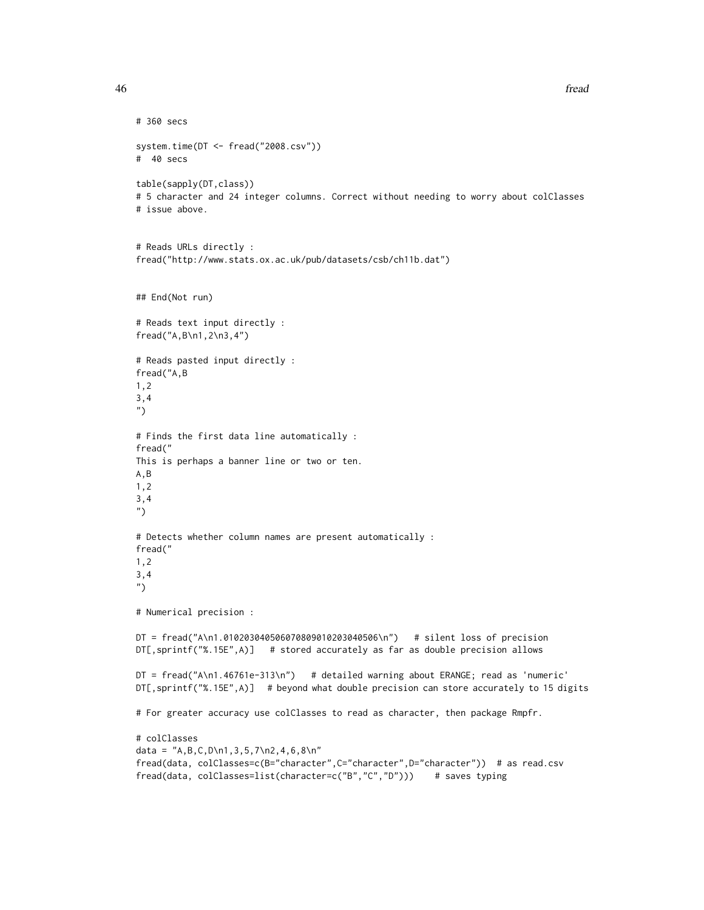```
# 360 secs

system.time(DT <- fread("2008.csv"))
#  40 secs

table(sapply(DT,class))
# 5 character and 24 integer columns. Correct without needing to worry about colClasses
# issue above.


# Reads URLs directly :
fread("http://www.stats.ox.ac.uk/pub/datasets/csb/ch11b.dat")


## End(Not run)

# Reads text input directly :
fread("A,B\n1,2\n3,4")

# Reads pasted input directly :
fread("A,B
1,2
3,4
")

# Finds the first data line automatically :
fread("
This is perhaps a banner line or two or ten.
A,B
1,2
3,4
")

# Detects whether column names are present automatically :
fread("
1,2
3,4
")

# Numerical precision :

DT = fread("A\n1.010203040506070809010203040506\n")   # silent loss of precision
DT[,sprintf("%.15E",A)]   # stored accurately as far as double precision allows

DT = fread("A\n1.46761e-313\n")   # detailed warning about ERANGE; read as 'numeric'
DT[,sprintf("%.15E",A)]   # beyond what double precision can store accurately to 15 digits

# For greater accuracy use colClasses to read as character, then package Rmpfr.

# colClasses
data = "A,B,C,D\n1,3,5,7\n2,4,6,8\n"
fread(data, colClasses=c(B="character",C="character",D="character"))  # as read.csv
fread(data, colClasses=list(character=c("B","C","D")))    # saves typing
```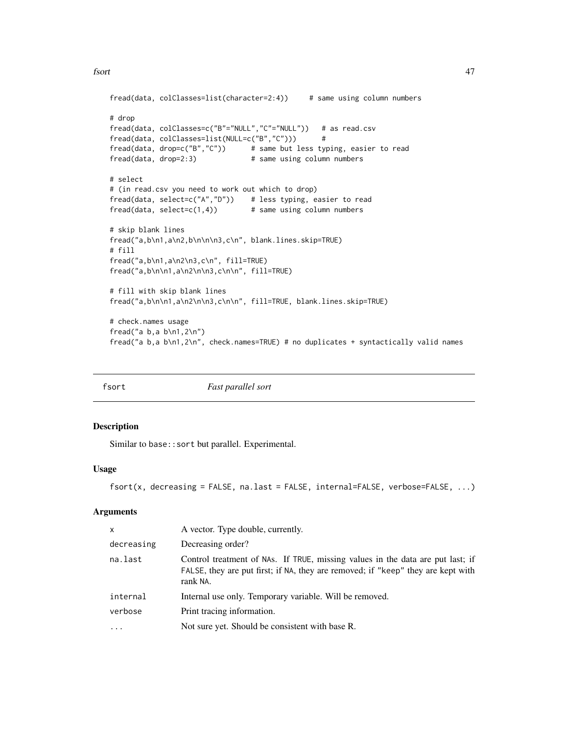```
fread(data, colClasses=list(character=2:4))     # same using column numbers

# drop
fread(data, colClasses=c("B"="NULL","C"="NULL"))   # as read.csv
fread(data, colClasses=list(NULL=c("B","C")))      #
fread(data, drop=c("B","C"))      # same but less typing, easier to read
fread(data, drop=2:3)             # same using column numbers

# select
# (in read.csv you need to work out which to drop)
fread(data, select=c("A","D"))    # less typing, easier to read
fread(data, select=c(1,4))        # same using column numbers

# skip blank lines
fread("a,b\n1,a\n2,b\n\n\n3,c\n", blank.lines.skip=TRUE)
# fill
fread("a,b\n1,a\n2\n3,c\n", fill=TRUE)
fread("a,b\n\n1,a\n2\n\n3,c\n\n", fill=TRUE)

# fill with skip blank lines
fread("a,b\n\n1,a\n2\n\n3,c\n\n", fill=TRUE, blank.lines.skip=TRUE)

# check.names usage
fread("a b,a b\n1,2\n")
fread("a b,a b\n1,2\n", check.names=TRUE) # no duplicates + syntactically valid names
```

## fsort *Fast parallel sort*

### Description

Similar to `base::sort` but parallel. Experimental.

### Usage

```
fsort(x, decreasing = FALSE, na.last = FALSE, internal=FALSE, verbose=FALSE, ...)
```

### Arguments

| | |
|---|---|
| `x` | A vector. Type double, currently. |
| `decreasing` | Decreasing order? |
| `na.last` | Control treatment of `NA`s. If `TRUE`, missing values in the data are put last; if `FALSE`, they are put first; if `NA`, they are removed; if `"keep"` they are kept with rank `NA`. |
| `internal` | Internal use only. Temporary variable. Will be removed. |
| `verbose` | Print tracing information. |
| `...` | Not sure yet. Should be consistent with base R. |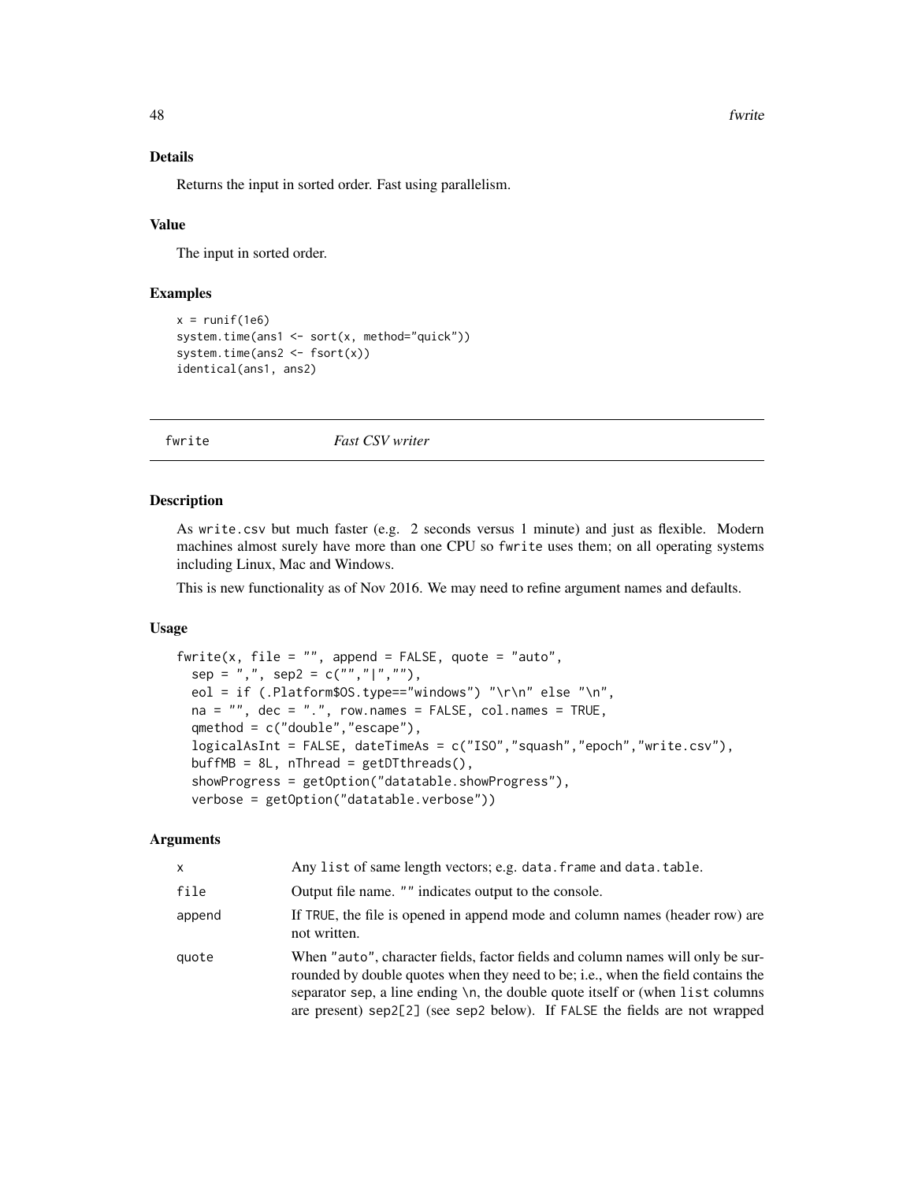### Details

Returns the input in sorted order. Fast using parallelism.

### Value

The input in sorted order.

### Examples

```
x = runif(1e6)
system.time(ans1 <- sort(x, method="quick"))
system.time(ans2 <- fsort(x))
identical(ans1, ans2)
```

---

## fwrite *Fast CSV writer*

---

### Description

As `write.csv` but much faster (e.g. 2 seconds versus 1 minute) and just as flexible. Modern machines almost surely have more than one CPU so `fwrite` uses them; on all operating systems including Linux, Mac and Windows.

This is new functionality as of Nov 2016. We may need to refine argument names and defaults.

### Usage

```
fwrite(x, file = "", append = FALSE, quote = "auto",
  sep = ",", sep2 = c("","|",""),
  eol = if (.Platform$OS.type=="windows") "\r\n" else "\n",
  na = "", dec = ".", row.names = FALSE, col.names = TRUE,
  qmethod = c("double","escape"),
  logicalAsInt = FALSE, dateTimeAs = c("ISO","squash","epoch","write.csv"),
  buffMB = 8L, nThread = getDTthreads(),
  showProgress = getOption("datatable.showProgress"),
  verbose = getOption("datatable.verbose"))
```

### Arguments

| | |
|---|---|
| `x` | Any `list` of same length vectors; e.g. `data.frame` and `data.table`. |
| `file` | Output file name. `""` indicates output to the console. |
| `append` | If `TRUE`, the file is opened in append mode and column names (header row) are not written. |
| `quote` | When `"auto"`, character fields, factor fields and column names will only be surrounded by double quotes when they need to be; i.e., when the field contains the separator `sep`, a line ending `\n`, the double quote itself or (when `list` columns are present) `sep2[2]` (see `sep2` below). If `FALSE` the fields are not wrapped |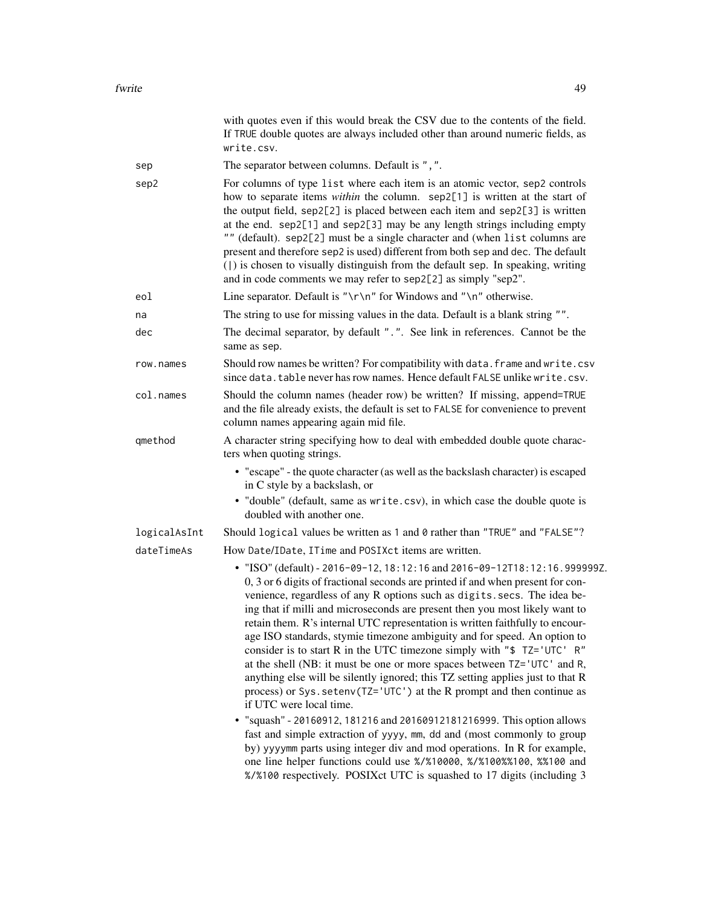with quotes even if this would break the CSV due to the contents of the field. If TRUE double quotes are always included other than around numeric fields, as write.csv.

| | |
|---|---|
| sep | The separator between columns. Default is ",". |
| sep2 | For columns of type list where each item is an atomic vector, sep2 controls how to separate items *within* the column. sep2[1] is written at the start of the output field, sep2[2] is placed between each item and sep2[3] is written at the end. sep2[1] and sep2[3] may be any length strings including empty "" (default). sep2[2] must be a single character and (when list columns are present and therefore sep2 is used) different from both sep and dec. The default (\|) is chosen to visually distinguish from the default sep. In speaking, writing and in code comments we may refer to sep2[2] as simply "sep2". |
| eol | Line separator. Default is "\r\n" for Windows and "\n" otherwise. |
| na | The string to use for missing values in the data. Default is a blank string "". |
| dec | The decimal separator, by default ".". See link in references. Cannot be the same as sep. |
| row.names | Should row names be written? For compatibility with data.frame and write.csv since data.table never has row names. Hence default FALSE unlike write.csv. |
| col.names | Should the column names (header row) be written? If missing, append=TRUE and the file already exists, the default is set to FALSE for convenience to prevent column names appearing again mid file. |

qmethod
A character string specifying how to deal with embedded double quote characters when quoting strings.

- "escape" - the quote character (as well as the backslash character) is escaped in C style by a backslash, or
- "double" (default, same as write.csv), in which case the double quote is doubled with another one.

logicalAsInt
Should logical values be written as 1 and 0 rather than "TRUE" and "FALSE"?

dateTimeAs
How Date/IDate, ITime and POSIXct items are written.

- "ISO" (default) - 2016-09-12, 18:12:16 and 2016-09-12T18:12:16.999999Z. 0, 3 or 6 digits of fractional seconds are printed if and when present for convenience, regardless of any R options such as digits.secs. The idea being that if milli and microseconds are present then you most likely want to retain them. R's internal UTC representation is written faithfully to encourage ISO standards, stymie timezone ambiguity and for speed. An option to consider is to start R in the UTC timezone simply with "$ TZ='UTC' R" at the shell (NB: it must be one or more spaces between TZ='UTC' and R, anything else will be silently ignored; this TZ setting applies just to that R process) or Sys.setenv(TZ='UTC') at the R prompt and then continue as if UTC were local time.
- "squash" - 20160912, 181216 and 20160912181216999. This option allows fast and simple extraction of yyyy, mm, dd and (most commonly to group by) yyyymm parts using integer div and mod operations. In R for example, one line helper functions could use %/%10000, %/%100%%100, %%100 and %/%100 respectively. POSIXct UTC is squashed to 17 digits (including 3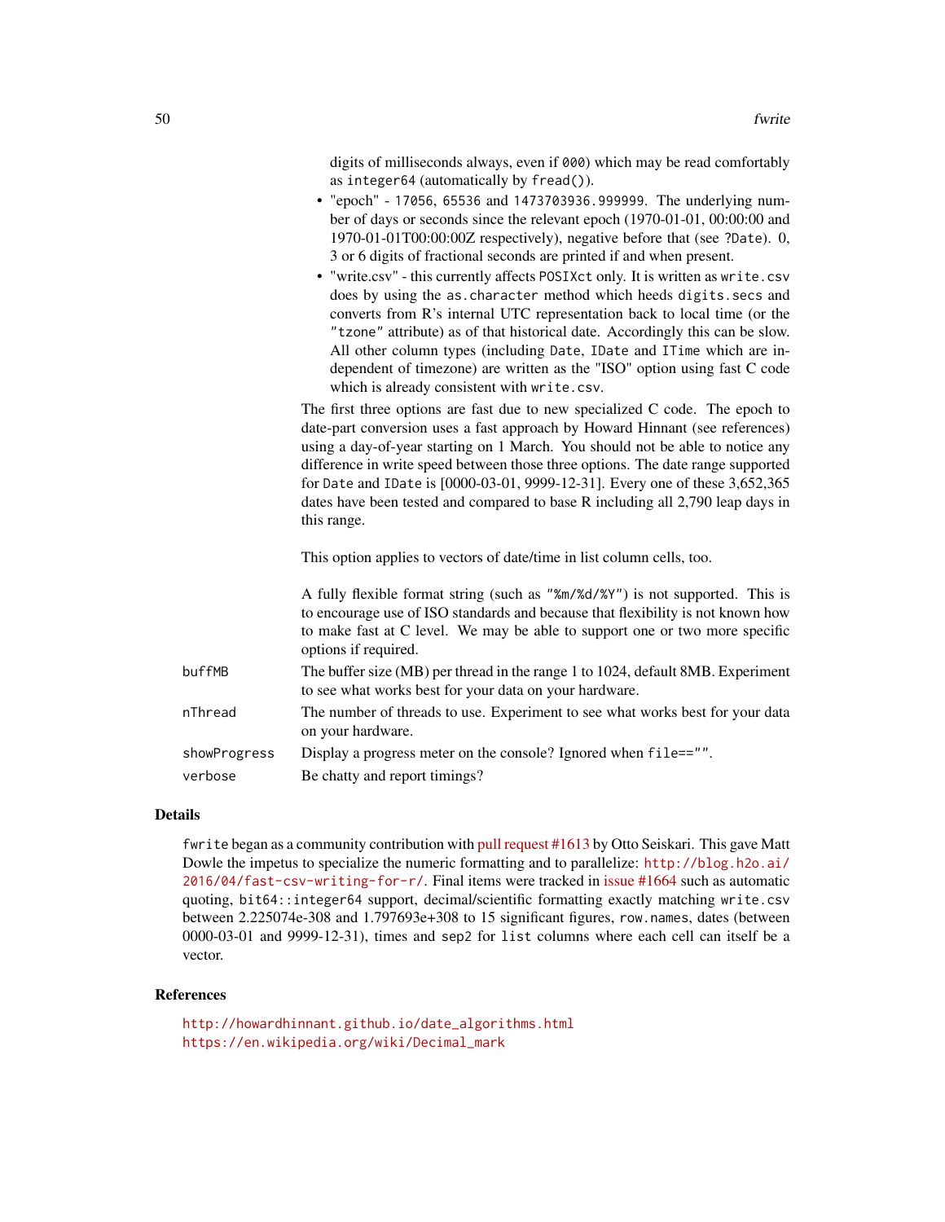digits of milliseconds always, even if `000`) which may be read comfortably as `integer64` (automatically by `fread()`).

- "epoch" - `17056`, `65536` and `1473703936.999999`. The underlying number of days or seconds since the relevant epoch (1970-01-01, 00:00:00 and 1970-01-01T00:00:00Z respectively), negative before that (see ?Date). 0, 3 or 6 digits of fractional seconds are printed if and when present.
- "write.csv" - this currently affects `POSIXct` only. It is written as `write.csv` does by using the `as.character` method which heeds `digits.secs` and converts from R's internal UTC representation back to local time (or the `"tzone"` attribute) as of that historical date. Accordingly this can be slow. All other column types (including `Date`, `IDate` and `ITime` which are independent of timezone) are written as the "ISO" option using fast C code which is already consistent with `write.csv`.

The first three options are fast due to new specialized C code. The epoch to date-part conversion uses a fast approach by Howard Hinnant (see references) using a day-of-year starting on 1 March. You should not be able to notice any difference in write speed between those three options. The date range supported for `Date` and `IDate` is [0000-03-01, 9999-12-31]. Every one of these 3,652,365 dates have been tested and compared to base R including all 2,790 leap days in this range.

This option applies to vectors of date/time in list column cells, too.

A fully flexible format string (such as `"%m/%d/%Y"`) is not supported. This is to encourage use of ISO standards and because that flexibility is not known how to make fast at C level. We may be able to support one or two more specific options if required.

`buffMB` The buffer size (MB) per thread in the range 1 to 1024, default 8MB. Experiment to see what works best for your data on your hardware.

`nThread` The number of threads to use. Experiment to see what works best for your data on your hardware.

`showProgress` Display a progress meter on the console? Ignored when `file==""`.

`verbose` Be chatty and report timings?

## Details

`fwrite` began as a community contribution with pull request #1613 by Otto Seiskari. This gave Matt Dowle the impetus to specialize the numeric formatting and to parallelize: http://blog.h2o.ai/2016/04/fast-csv-writing-for-r/. Final items were tracked in issue #1664 such as automatic quoting, `bit64::integer64` support, decimal/scientific formatting exactly matching `write.csv` between 2.225074e-308 and 1.797693e+308 to 15 significant figures, `row.names`, dates (between 0000-03-01 and 9999-12-31), times and `sep2` for `list` columns where each cell can itself be a vector.

## References

http://howardhinnant.github.io/date_algorithms.html
https://en.wikipedia.org/wiki/Decimal_mark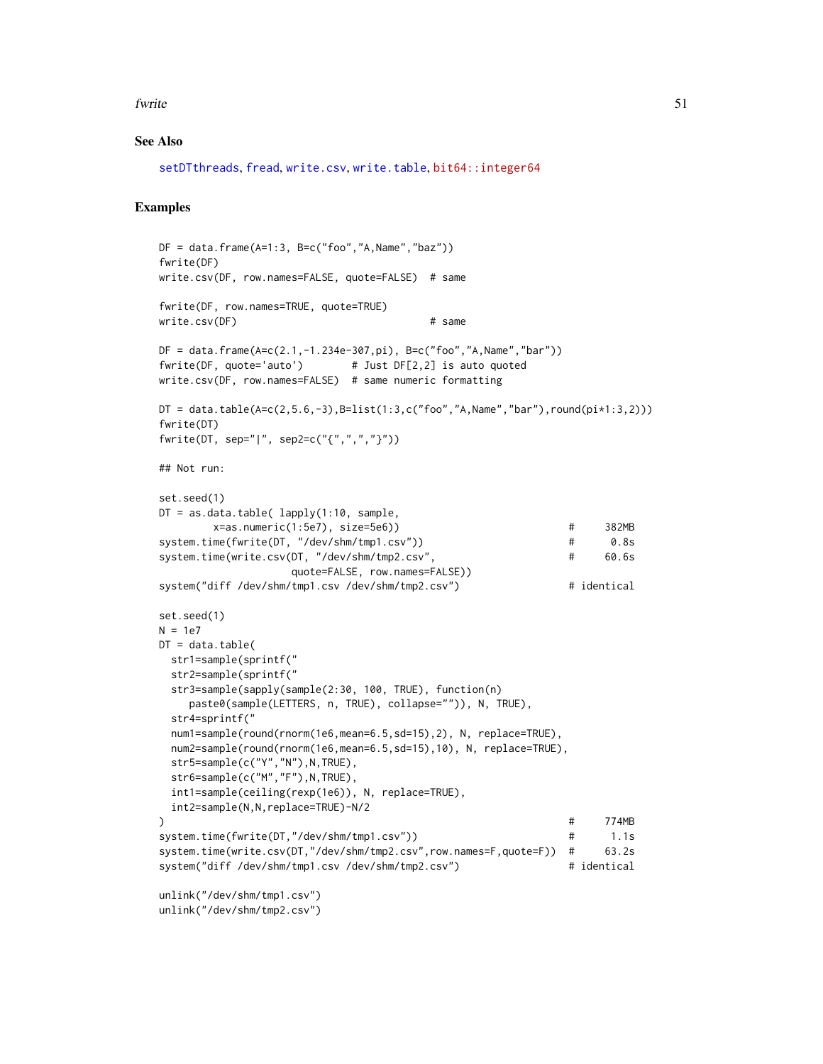## See Also

setDTthreads, fread, write.csv, write.table, bit64::integer64

## Examples

```
DF = data.frame(A=1:3, B=c("foo","A,Name","baz"))
fwrite(DF)
write.csv(DF, row.names=FALSE, quote=FALSE)  # same

fwrite(DF, row.names=TRUE, quote=TRUE)
write.csv(DF)                                # same

DF = data.frame(A=c(2.1,-1.234e-307,pi), B=c("foo","A,Name","bar"))
fwrite(DF, quote='auto')        # Just DF[2,2] is auto quoted
write.csv(DF, row.names=FALSE)  # same numeric formatting

DT = data.table(A=c(2,5.6,-3),B=list(1:3,c("foo","A,Name","bar"),round(pi*1:3,2)))
fwrite(DT)
fwrite(DT, sep="|", sep2=c("{",",","}"))

## Not run:

set.seed(1)
DT = as.data.table( lapply(1:10, sample,
         x=as.numeric(1:5e7), size=5e6))                            #     382MB
system.time(fwrite(DT, "/dev/shm/tmp1.csv"))                        #      0.8s
system.time(write.csv(DT, "/dev/shm/tmp2.csv",                      #     60.6s
                      quote=FALSE, row.names=FALSE))
system("diff /dev/shm/tmp1.csv /dev/shm/tmp2.csv")                  # identical

set.seed(1)
N = 1e7
DT = data.table(
  str1=sample(sprintf("
  str2=sample(sprintf("
  str3=sample(sapply(sample(2:30, 100, TRUE), function(n)
     paste0(sample(LETTERS, n, TRUE), collapse="")), N, TRUE),
  str4=sprintf("
  num1=sample(round(rnorm(1e6,mean=6.5,sd=15),2), N, replace=TRUE),
  num2=sample(round(rnorm(1e6,mean=6.5,sd=15),10), N, replace=TRUE),
  str5=sample(c("Y","N"),N,TRUE),
  str6=sample(c("M","F"),N,TRUE),
  int1=sample(ceiling(rexp(1e6)), N, replace=TRUE),
  int2=sample(N,N,replace=TRUE)-N/2
)                                                                   #     774MB
system.time(fwrite(DT,"/dev/shm/tmp1.csv"))                         #      1.1s
system.time(write.csv(DT,"/dev/shm/tmp2.csv",row.names=F,quote=F))  #     63.2s
system("diff /dev/shm/tmp1.csv /dev/shm/tmp2.csv")                  # identical

unlink("/dev/shm/tmp1.csv")
unlink("/dev/shm/tmp2.csv")
```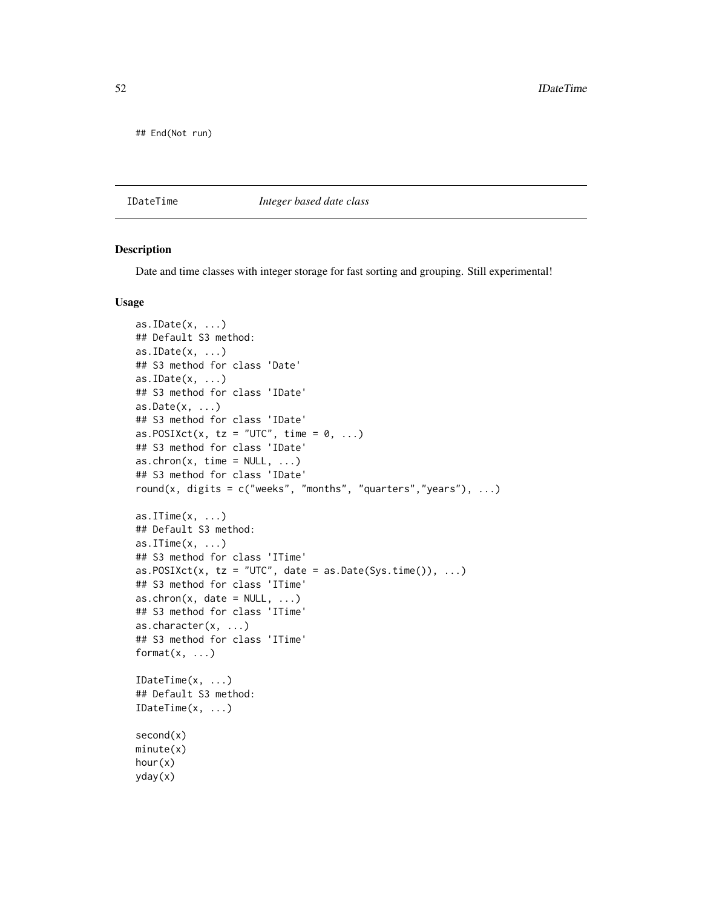```
## End(Not run)
```

## IDateTime *Integer based date class*

### Description

Date and time classes with integer storage for fast sorting and grouping. Still experimental!

### Usage

```
as.IDate(x, ...)
## Default S3 method:
as.IDate(x, ...)
## S3 method for class 'Date'
as.IDate(x, ...)
## S3 method for class 'IDate'
as.Date(x, ...)
## S3 method for class 'IDate'
as.POSIXct(x, tz = "UTC", time = 0, ...)
## S3 method for class 'IDate'
as.chron(x, time = NULL, ...)
## S3 method for class 'IDate'
round(x, digits = c("weeks", "months", "quarters","years"), ...)

as.ITime(x, ...)
## Default S3 method:
as.ITime(x, ...)
## S3 method for class 'ITime'
as.POSIXct(x, tz = "UTC", date = as.Date(Sys.time()), ...)
## S3 method for class 'ITime'
as.chron(x, date = NULL, ...)
## S3 method for class 'ITime'
as.character(x, ...)
## S3 method for class 'ITime'
format(x, ...)

IDateTime(x, ...)
## Default S3 method:
IDateTime(x, ...)

second(x)
minute(x)
hour(x)
yday(x)
```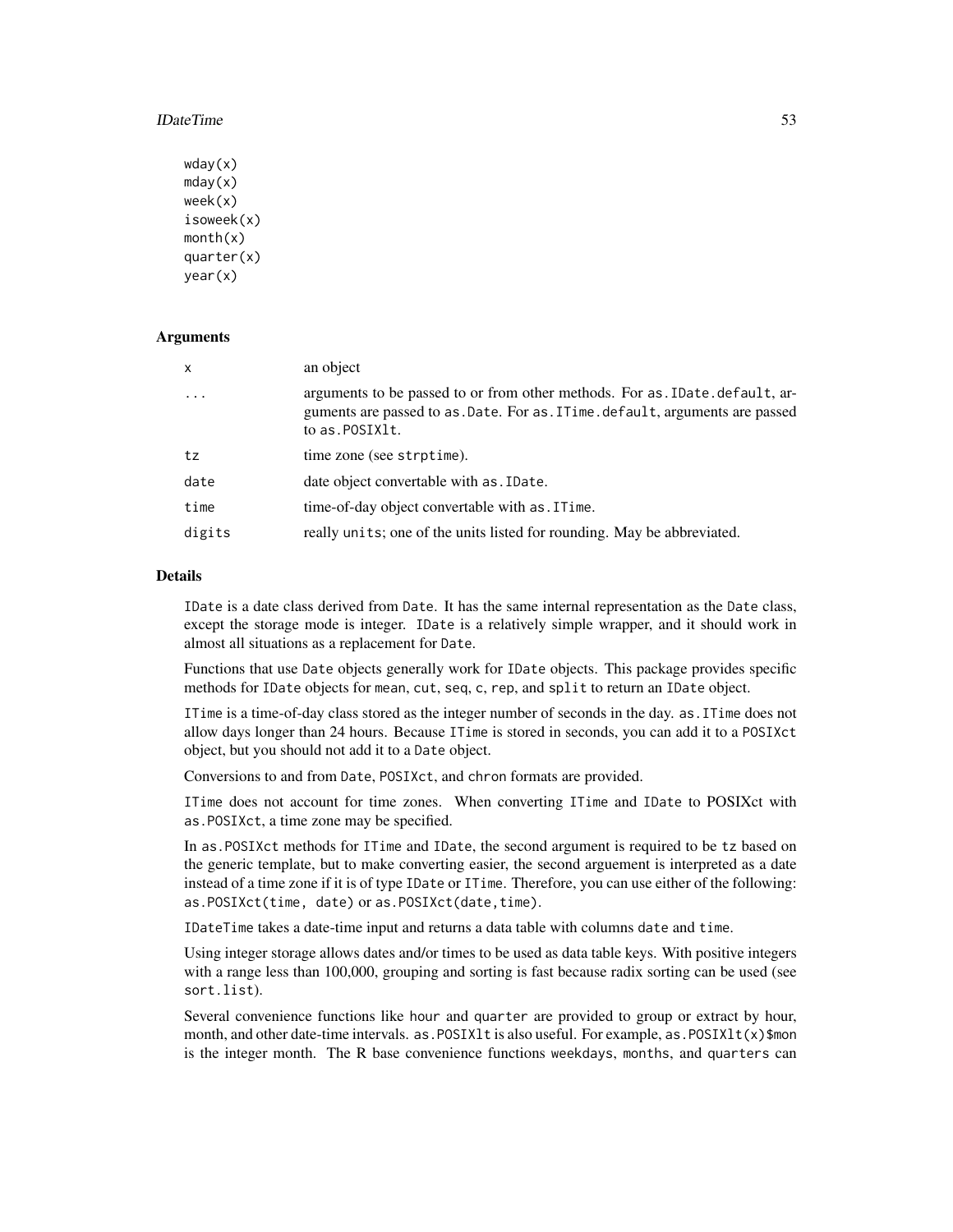```
wday(x)
mday(x)
week(x)
isoweek(x)
month(x)
quarter(x)
year(x)
```

## Arguments

| | |
|---|---|
| x | an object |
| ... | arguments to be passed to or from other methods. For as.IDate.default, arguments are passed to as.Date. For as.ITime.default, arguments are passed to as.POSIXlt. |
| tz | time zone (see strptime). |
| date | date object convertable with as.IDate. |
| time | time-of-day object convertable with as.ITime. |
| digits | really units; one of the units listed for rounding. May be abbreviated. |

## Details

IDate is a date class derived from Date. It has the same internal representation as the Date class, except the storage mode is integer. IDate is a relatively simple wrapper, and it should work in almost all situations as a replacement for Date.

Functions that use Date objects generally work for IDate objects. This package provides specific methods for IDate objects for mean, cut, seq, c, rep, and split to return an IDate object.

ITime is a time-of-day class stored as the integer number of seconds in the day. as.ITime does not allow days longer than 24 hours. Because ITime is stored in seconds, you can add it to a POSIXct object, but you should not add it to a Date object.

Conversions to and from Date, POSIXct, and chron formats are provided.

ITime does not account for time zones. When converting ITime and IDate to POSIXct with as.POSIXct, a time zone may be specified.

In as.POSIXct methods for ITime and IDate, the second argument is required to be tz based on the generic template, but to make converting easier, the second arguement is interpreted as a date instead of a time zone if it is of type IDate or ITime. Therefore, you can use either of the following: as.POSIXct(time, date) or as.POSIXct(date,time).

IDateTime takes a date-time input and returns a data table with columns date and time.

Using integer storage allows dates and/or times to be used as data table keys. With positive integers with a range less than 100,000, grouping and sorting is fast because radix sorting can be used (see sort.list).

Several convenience functions like hour and quarter are provided to group or extract by hour, month, and other date-time intervals. as.POSIXlt is also useful. For example, as.POSIXlt(x)$mon is the integer month. The R base convenience functions weekdays, months, and quarters can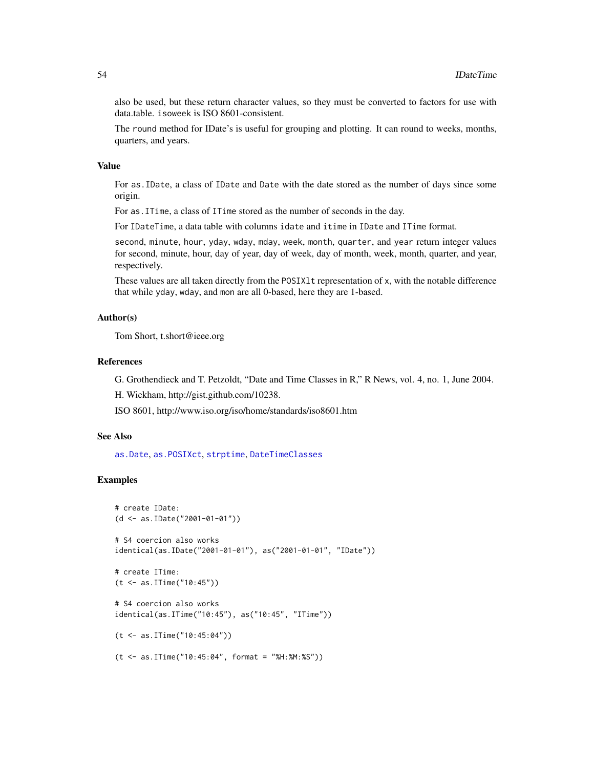also be used, but these return character values, so they must be converted to factors for use with data.table. `isoweek` is ISO 8601-consistent.

The `round` method for IDate's is useful for grouping and plotting. It can round to weeks, months, quarters, and years.

### Value

For `as.IDate`, a class of `IDate` and `Date` with the date stored as the number of days since some origin.

For `as.ITime`, a class of `ITime` stored as the number of seconds in the day.

For `IDateTime`, a data table with columns `idate` and `itime` in `IDate` and `ITime` format.

`second`, `minute`, `hour`, `yday`, `wday`, `mday`, `week`, `month`, `quarter`, and `year` return integer values for second, minute, hour, day of year, day of week, day of month, week, month, quarter, and year, respectively.

These values are all taken directly from the `POSIXlt` representation of `x`, with the notable difference that while `yday`, `wday`, and `mon` are all 0-based, here they are 1-based.

### Author(s)

Tom Short, t.short@ieee.org

### References

G. Grothendieck and T. Petzoldt, "Date and Time Classes in R," R News, vol. 4, no. 1, June 2004.

H. Wickham, http://gist.github.com/10238.

ISO 8601, http://www.iso.org/iso/home/standards/iso8601.htm

### See Also

`as.Date`, `as.POSIXct`, `strptime`, `DateTimeClasses`

### Examples

```
# create IDate:
(d <- as.IDate("2001-01-01"))

# S4 coercion also works
identical(as.IDate("2001-01-01"), as("2001-01-01", "IDate"))

# create ITime:
(t <- as.ITime("10:45"))

# S4 coercion also works
identical(as.ITime("10:45"), as("10:45", "ITime"))

(t <- as.ITime("10:45:04"))

(t <- as.ITime("10:45:04", format = "%H:%M:%S"))
```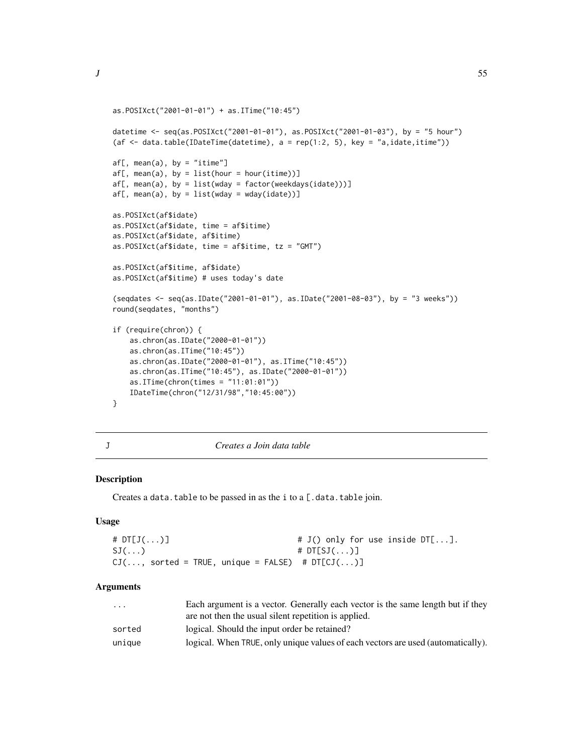```
as.POSIXct("2001-01-01") + as.ITime("10:45")

datetime <- seq(as.POSIXct("2001-01-01"), as.POSIXct("2001-01-03"), by = "5 hour")
(af <- data.table(IDateTime(datetime), a = rep(1:2, 5), key = "a,idate,itime"))

af[, mean(a), by = "itime"]
af[, mean(a), by = list(hour = hour(itime))]
af[, mean(a), by = list(wday = factor(weekdays(idate)))]
af[, mean(a), by = list(wday = wday(idate))]

as.POSIXct(af$idate)
as.POSIXct(af$idate, time = af$itime)
as.POSIXct(af$idate, af$itime)
as.POSIXct(af$idate, time = af$itime, tz = "GMT")

as.POSIXct(af$itime, af$idate)
as.POSIXct(af$itime) # uses today's date

(seqdates <- seq(as.IDate("2001-01-01"), as.IDate("2001-08-03"), by = "3 weeks"))
round(seqdates, "months")

if (require(chron)) {
    as.chron(as.IDate("2000-01-01"))
    as.chron(as.ITime("10:45"))
    as.chron(as.IDate("2000-01-01"), as.ITime("10:45"))
    as.chron(as.ITime("10:45"), as.IDate("2000-01-01"))
    as.ITime(chron(times = "11:01:01"))
    IDateTime(chron("12/31/98","10:45:00"))
}
```

## J *Creates a Join data table*

### Description

Creates a `data.table` to be passed in as the `i` to a `[.data.table` join.

### Usage

```
# DT[J(...)]                          # J() only for use inside DT[...].
SJ(...)                               # DT[SJ(...)]
CJ(..., sorted = TRUE, unique = FALSE)  # DT[CJ(...)]
```

### Arguments

| | |
|---|---|
| `...` | Each argument is a vector. Generally each vector is the same length but if they are not then the usual silent repetition is applied. |
| `sorted` | logical. Should the input order be retained? |
| `unique` | logical. When `TRUE`, only unique values of each vectors are used (automatically). |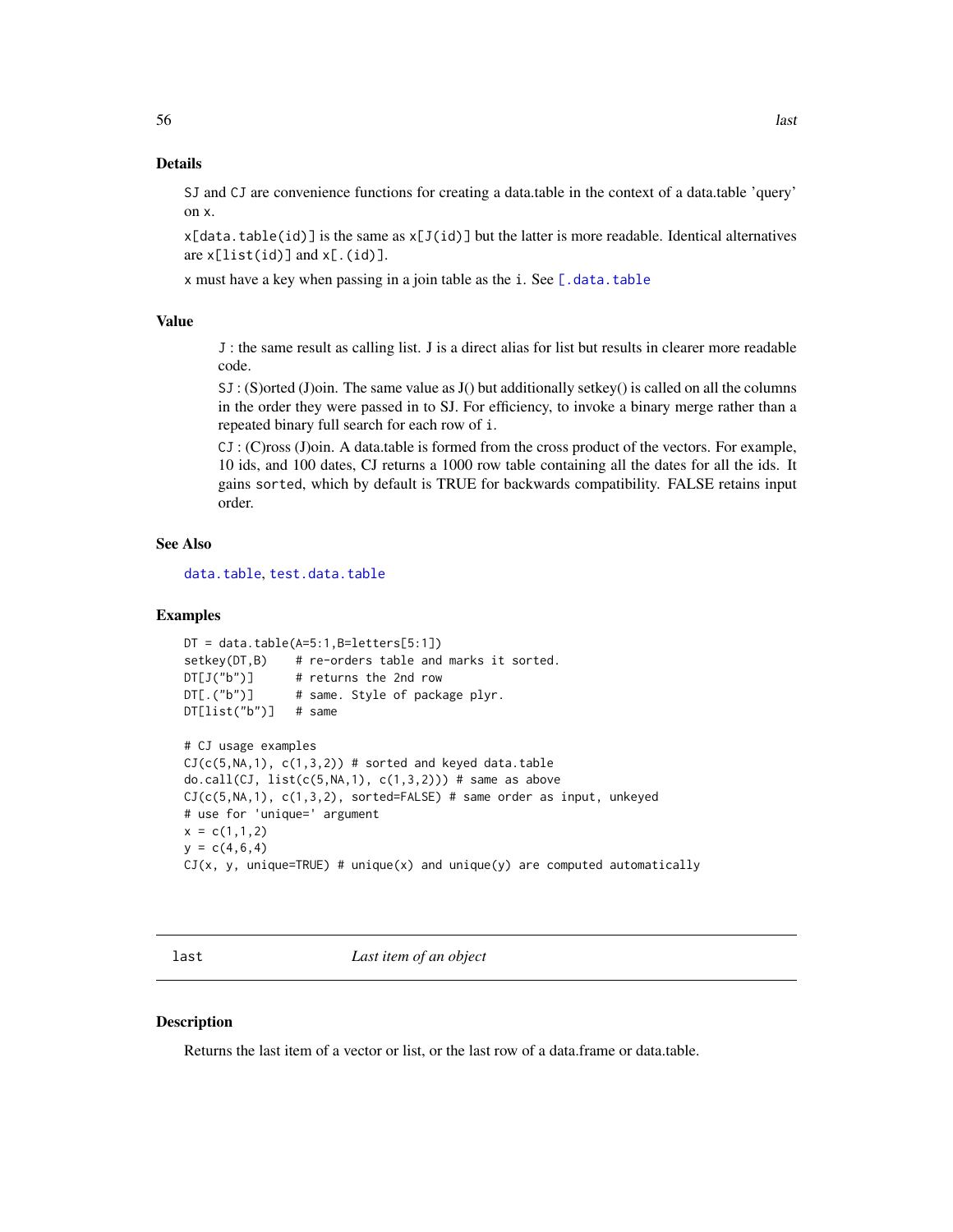## Details

SJ and CJ are convenience functions for creating a data.table in the context of a data.table 'query' on x.

x[data.table(id)] is the same as x[J(id)] but the latter is more readable. Identical alternatives are x[list(id)] and x[.(id)].

x must have a key when passing in a join table as the i. See [.data.table

## Value

J : the same result as calling list. J is a direct alias for list but results in clearer more readable code.

SJ : (S)orted (J)oin. The same value as J() but additionally setkey() is called on all the columns in the order they were passed in to SJ. For efficiency, to invoke a binary merge rather than a repeated binary full search for each row of i.

CJ : (C)ross (J)oin. A data.table is formed from the cross product of the vectors. For example, 10 ids, and 100 dates, CJ returns a 1000 row table containing all the dates for all the ids. It gains sorted, which by default is TRUE for backwards compatibility. FALSE retains input order.

## See Also

data.table, test.data.table

## Examples

```
DT = data.table(A=5:1,B=letters[5:1])
setkey(DT,B)    # re-orders table and marks it sorted.
DT[J("b")]      # returns the 2nd row
DT[.("b")]      # same. Style of package plyr.
DT[list("b")]   # same

# CJ usage examples
CJ(c(5,NA,1), c(1,3,2)) # sorted and keyed data.table
do.call(CJ, list(c(5,NA,1), c(1,3,2))) # same as above
CJ(c(5,NA,1), c(1,3,2), sorted=FALSE) # same order as input, unkeyed
# use for 'unique=' argument
x = c(1,1,2)
y = c(4,6,4)
CJ(x, y, unique=TRUE) # unique(x) and unique(y) are computed automatically
```

---

# last — *Last item of an object*

## Description

Returns the last item of a vector or list, or the last row of a data.frame or data.table.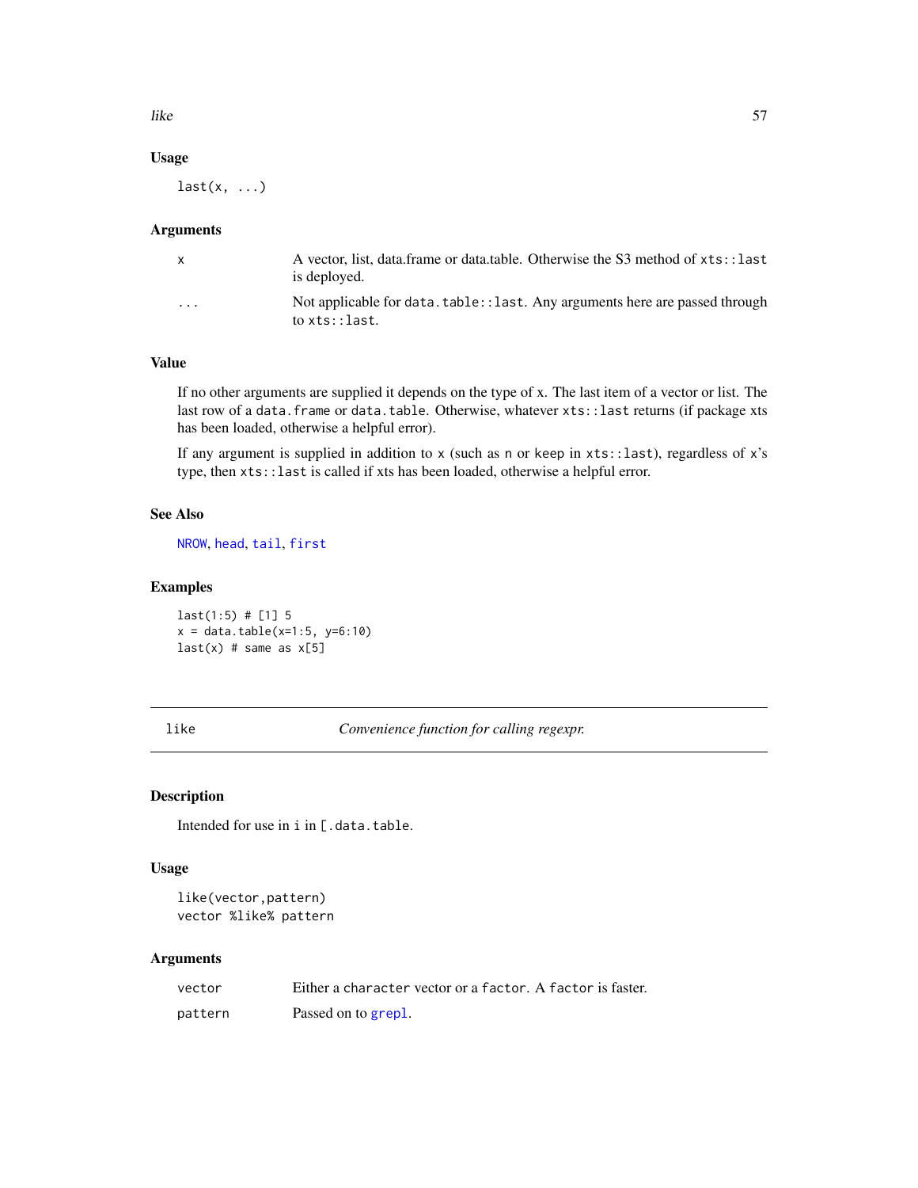### Usage

```
last(x, ...)
```

### Arguments

| | |
|---|---|
| x | A vector, list, data.frame or data.table. Otherwise the S3 method of xts::last is deployed. |
| ... | Not applicable for data.table::last. Any arguments here are passed through to xts::last. |

### Value

If no other arguments are supplied it depends on the type of x. The last item of a vector or list. The last row of a data.frame or data.table. Otherwise, whatever xts::last returns (if package xts has been loaded, otherwise a helpful error).

If any argument is supplied in addition to x (such as n or keep in xts::last), regardless of x's type, then xts::last is called if xts has been loaded, otherwise a helpful error.

### See Also

NROW, head, tail, first

### Examples

```
last(1:5) # [1] 5
x = data.table(x=1:5, y=6:10)
last(x) # same as x[5]
```

---

## like — *Convenience function for calling regexpr.*

---

### Description

Intended for use in i in [.data.table.

### Usage

```
like(vector,pattern)
vector %like% pattern
```

### Arguments

| | |
|---|---|
| vector | Either a character vector or a factor. A factor is faster. |
| pattern | Passed on to grepl. |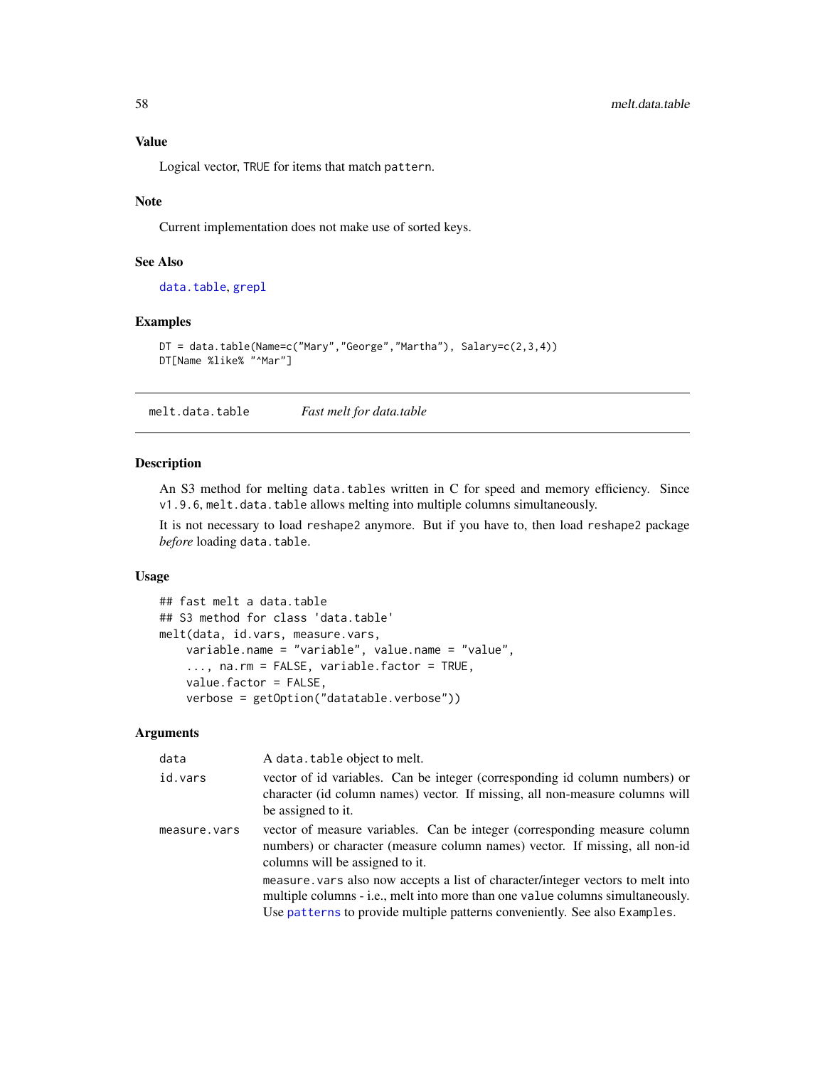### Value

Logical vector, TRUE for items that match pattern.

### Note

Current implementation does not make use of sorted keys.

### See Also

data.table, grepl

### Examples

```
DT = data.table(Name=c("Mary","George","Martha"), Salary=c(2,3,4))
DT[Name %like% "^Mar"]
```

---

## melt.data.table — *Fast melt for data.table*

---

### Description

An S3 method for melting data.tables written in C for speed and memory efficiency. Since v1.9.6, melt.data.table allows melting into multiple columns simultaneously.

It is not necessary to load reshape2 anymore. But if you have to, then load reshape2 package *before* loading data.table.

### Usage

```
## fast melt a data.table
## S3 method for class 'data.table'
melt(data, id.vars, measure.vars,
    variable.name = "variable", value.name = "value",
    ..., na.rm = FALSE, variable.factor = TRUE,
    value.factor = FALSE,
    verbose = getOption("datatable.verbose"))
```

### Arguments

| | |
|---|---|
| data | A data.table object to melt. |
| id.vars | vector of id variables. Can be integer (corresponding id column numbers) or character (id column names) vector. If missing, all non-measure columns will be assigned to it. |
| measure.vars | vector of measure variables. Can be integer (corresponding measure column numbers) or character (measure column names) vector. If missing, all non-id columns will be assigned to it.<br><br>measure.vars also now accepts a list of character/integer vectors to melt into multiple columns - i.e., melt into more than one value columns simultaneously. Use patterns to provide multiple patterns conveniently. See also Examples. |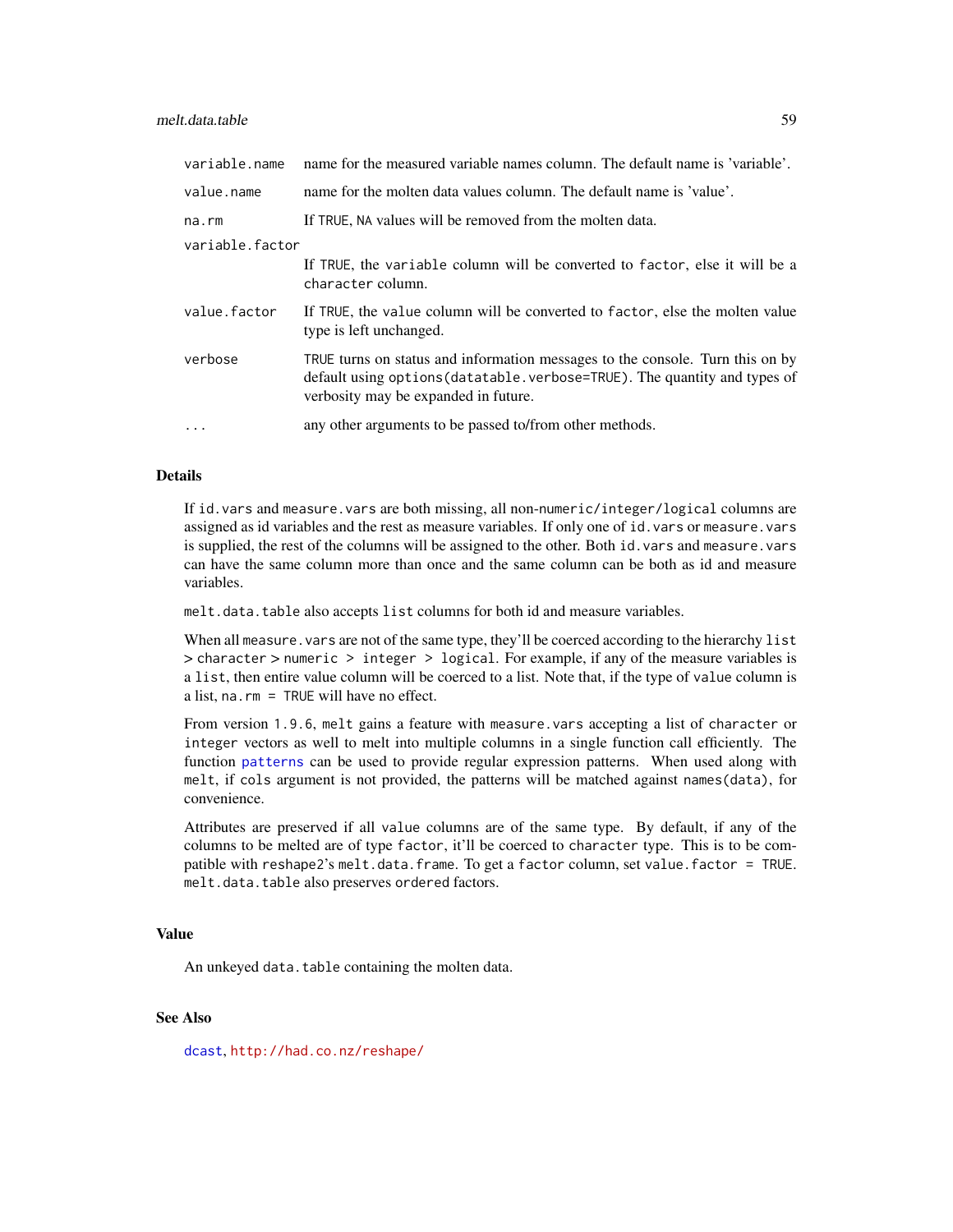| | |
|---|---|
| `variable.name` | name for the measured variable names column. The default name is 'variable'. |
| `value.name` | name for the molten data values column. The default name is 'value'. |
| `na.rm` | If `TRUE`, `NA` values will be removed from the molten data. |
| `variable.factor` | If `TRUE`, the `variable` column will be converted to `factor`, else it will be a `character` column. |
| `value.factor` | If `TRUE`, the `value` column will be converted to `factor`, else the molten value type is left unchanged. |
| `verbose` | `TRUE` turns on status and information messages to the console. Turn this on by default using `options(datatable.verbose=TRUE)`. The quantity and types of verbosity may be expanded in future. |
| `...` | any other arguments to be passed to/from other methods. |

## Details

If `id.vars` and `measure.vars` are both missing, all non-`numeric/integer/logical` columns are assigned as id variables and the rest as measure variables. If only one of `id.vars` or `measure.vars` is supplied, the rest of the columns will be assigned to the other. Both `id.vars` and `measure.vars` can have the same column more than once and the same column can be both as id and measure variables.

`melt.data.table` also accepts `list` columns for both id and measure variables.

When all `measure.vars` are not of the same type, they'll be coerced according to the hierarchy `list` > `character` > `numeric > integer > logical`. For example, if any of the measure variables is a `list`, then entire value column will be coerced to a list. Note that, if the type of `value` column is a list, `na.rm = TRUE` will have no effect.

From version `1.9.6`, `melt` gains a feature with `measure.vars` accepting a list of `character` or `integer` vectors as well to melt into multiple columns in a single function call efficiently. The function `patterns` can be used to provide regular expression patterns. When used along with `melt`, if `cols` argument is not provided, the patterns will be matched against `names(data)`, for convenience.

Attributes are preserved if all `value` columns are of the same type. By default, if any of the columns to be melted are of type `factor`, it'll be coerced to `character` type. This is to be compatible with `reshape2`'s `melt.data.frame`. To get a `factor` column, set `value.factor = TRUE`. `melt.data.table` also preserves `ordered` factors.

## Value

An unkeyed `data.table` containing the molten data.

## See Also

`dcast`, `http://had.co.nz/reshape/`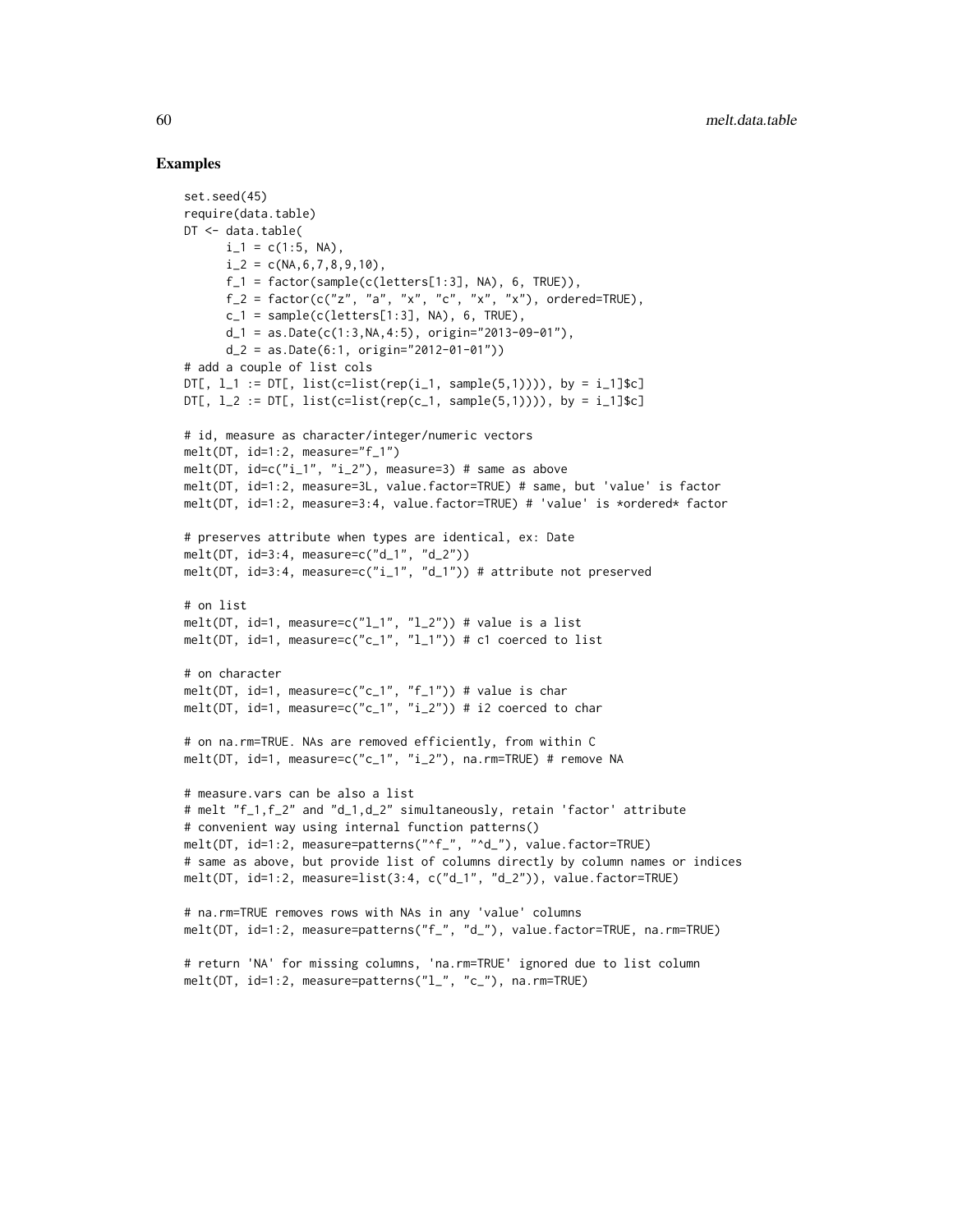## Examples

```
set.seed(45)
require(data.table)
DT <- data.table(
      i_1 = c(1:5, NA),
      i_2 = c(NA,6,7,8,9,10),
      f_1 = factor(sample(c(letters[1:3], NA), 6, TRUE)),
      f_2 = factor(c("z", "a", "x", "c", "x", "x"), ordered=TRUE),
      c_1 = sample(c(letters[1:3], NA), 6, TRUE),
      d_1 = as.Date(c(1:3,NA,4:5), origin="2013-09-01"),
      d_2 = as.Date(6:1, origin="2012-01-01"))
# add a couple of list cols
DT[, l_1 := DT[, list(c=list(rep(i_1, sample(5,1)))), by = i_1]$c]
DT[, l_2 := DT[, list(c=list(rep(c_1, sample(5,1)))), by = i_1]$c]

# id, measure as character/integer/numeric vectors
melt(DT, id=1:2, measure="f_1")
melt(DT, id=c("i_1", "i_2"), measure=3) # same as above
melt(DT, id=1:2, measure=3L, value.factor=TRUE) # same, but 'value' is factor
melt(DT, id=1:2, measure=3:4, value.factor=TRUE) # 'value' is *ordered* factor

# preserves attribute when types are identical, ex: Date
melt(DT, id=3:4, measure=c("d_1", "d_2"))
melt(DT, id=3:4, measure=c("i_1", "d_1")) # attribute not preserved

# on list
melt(DT, id=1, measure=c("l_1", "l_2")) # value is a list
melt(DT, id=1, measure=c("c_1", "l_1")) # c1 coerced to list

# on character
melt(DT, id=1, measure=c("c_1", "f_1")) # value is char
melt(DT, id=1, measure=c("c_1", "i_2")) # i2 coerced to char

# on na.rm=TRUE. NAs are removed efficiently, from within C
melt(DT, id=1, measure=c("c_1", "i_2"), na.rm=TRUE) # remove NA

# measure.vars can be also a list
# melt "f_1,f_2" and "d_1,d_2" simultaneously, retain 'factor' attribute
# convenient way using internal function patterns()
melt(DT, id=1:2, measure=patterns("^f_", "^d_"), value.factor=TRUE)
# same as above, but provide list of columns directly by column names or indices
melt(DT, id=1:2, measure=list(3:4, c("d_1", "d_2")), value.factor=TRUE)

# na.rm=TRUE removes rows with NAs in any 'value' columns
melt(DT, id=1:2, measure=patterns("f_", "d_"), value.factor=TRUE, na.rm=TRUE)

# return 'NA' for missing columns, 'na.rm=TRUE' ignored due to list column
melt(DT, id=1:2, measure=patterns("l_", "c_"), na.rm=TRUE)
```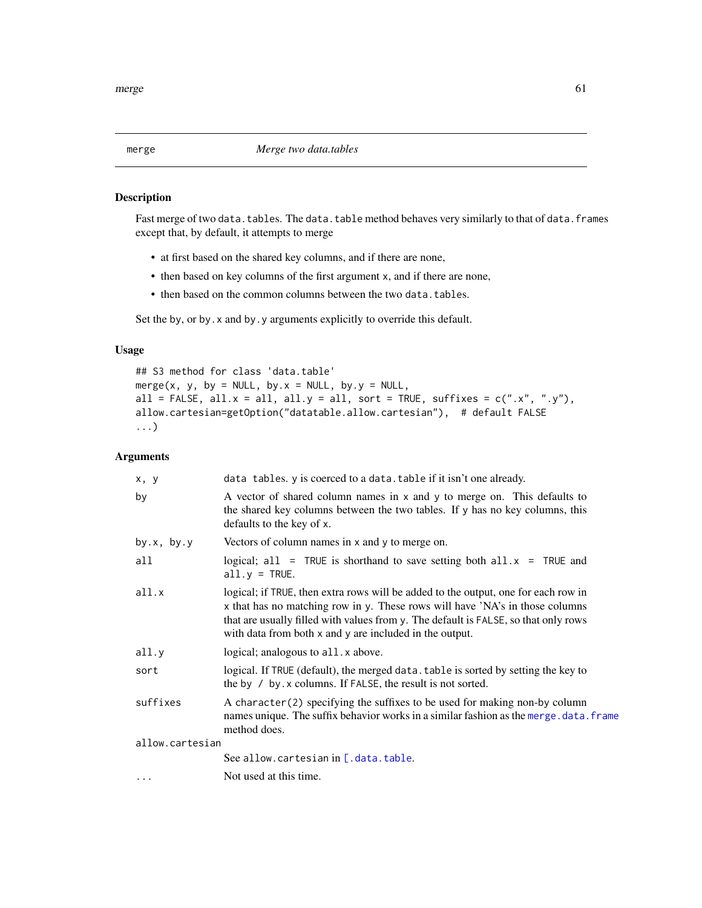# merge — *Merge two data.tables*

## Description

Fast merge of two data.tables. The data.table method behaves very similarly to that of data.frames except that, by default, it attempts to merge

- at first based on the shared key columns, and if there are none,
- then based on key columns of the first argument x, and if there are none,
- then based on the common columns between the two data.tables.

Set the by, or by.x and by.y arguments explicitly to override this default.

## Usage

```
## S3 method for class 'data.table'
merge(x, y, by = NULL, by.x = NULL, by.y = NULL,
all = FALSE, all.x = all, all.y = all, sort = TRUE, suffixes = c(".x", ".y"),
allow.cartesian=getOption("datatable.allow.cartesian"),  # default FALSE
...)
```

## Arguments

| | |
|---|---|
| x, y | data tables. y is coerced to a data.table if it isn't one already. |
| by | A vector of shared column names in x and y to merge on. This defaults to the shared key columns between the two tables. If y has no key columns, this defaults to the key of x. |
| by.x, by.y | Vectors of column names in x and y to merge on. |
| all | logical; all = TRUE is shorthand to save setting both all.x = TRUE and all.y = TRUE. |
| all.x | logical; if TRUE, then extra rows will be added to the output, one for each row in x that has no matching row in y. These rows will have 'NA's in those columns that are usually filled with values from y. The default is FALSE, so that only rows with data from both x and y are included in the output. |
| all.y | logical; analogous to all.x above. |
| sort | logical. If TRUE (default), the merged data.table is sorted by setting the key to the by / by.x columns. If FALSE, the result is not sorted. |
| suffixes | A character(2) specifying the suffixes to be used for making non-by column names unique. The suffix behavior works in a similar fashion as the merge.data.frame method does. |
| allow.cartesian | See allow.cartesian in [.data.table. |
| ... | Not used at this time. |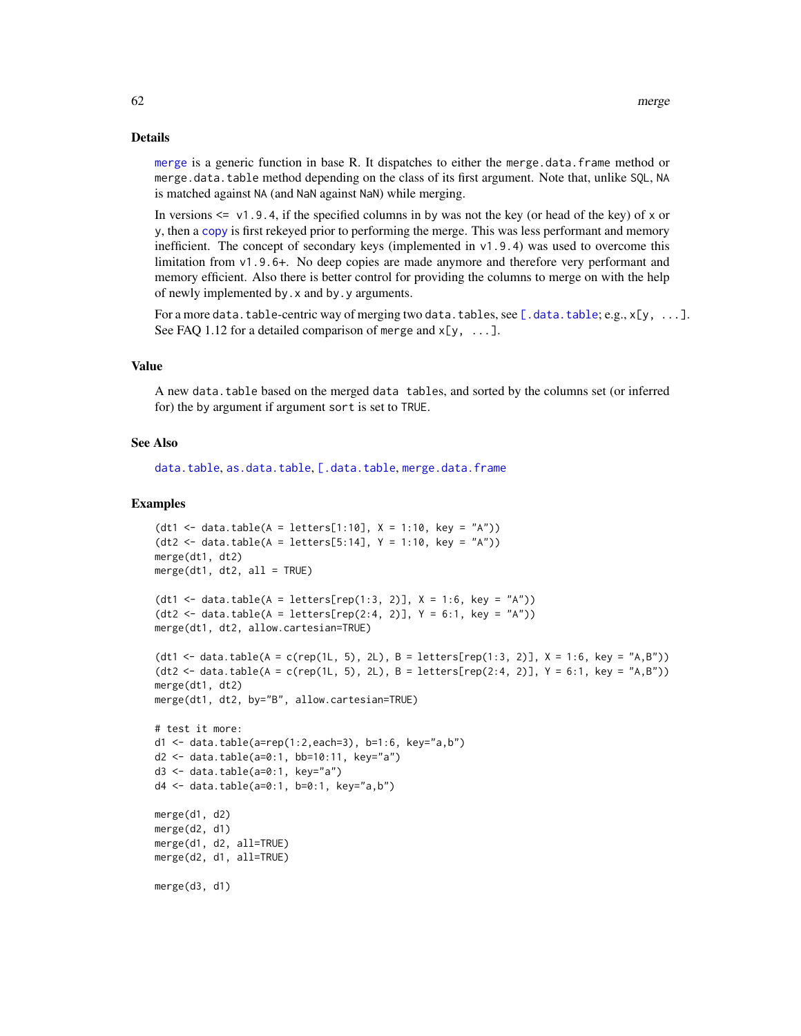## Details

merge is a generic function in base R. It dispatches to either the merge.data.frame method or merge.data.table method depending on the class of its first argument. Note that, unlike SQL, NA is matched against NA (and NaN against NaN) while merging.

In versions <= v1.9.4, if the specified columns in by was not the key (or head of the key) of x or y, then a copy is first rekeyed prior to performing the merge. This was less performant and memory inefficient. The concept of secondary keys (implemented in v1.9.4) was used to overcome this limitation from v1.9.6+. No deep copies are made anymore and therefore very performant and memory efficient. Also there is better control for providing the columns to merge on with the help of newly implemented by.x and by.y arguments.

For a more data.table-centric way of merging two data.tables, see [.data.table; e.g., x[y, ...]. See FAQ 1.12 for a detailed comparison of merge and x[y, ...].

## Value

A new data.table based on the merged data tables, and sorted by the columns set (or inferred for) the by argument if argument sort is set to TRUE.

## See Also

data.table, as.data.table, [.data.table, merge.data.frame

## Examples

```
(dt1 <- data.table(A = letters[1:10], X = 1:10, key = "A"))
(dt2 <- data.table(A = letters[5:14], Y = 1:10, key = "A"))
merge(dt1, dt2)
merge(dt1, dt2, all = TRUE)

(dt1 <- data.table(A = letters[rep(1:3, 2)], X = 1:6, key = "A"))
(dt2 <- data.table(A = letters[rep(2:4, 2)], Y = 6:1, key = "A"))
merge(dt1, dt2, allow.cartesian=TRUE)

(dt1 <- data.table(A = c(rep(1L, 5), 2L), B = letters[rep(1:3, 2)], X = 1:6, key = "A,B"))
(dt2 <- data.table(A = c(rep(1L, 5), 2L), B = letters[rep(2:4, 2)], Y = 6:1, key = "A,B"))
merge(dt1, dt2)
merge(dt1, dt2, by="B", allow.cartesian=TRUE)

# test it more:
d1 <- data.table(a=rep(1:2,each=3), b=1:6, key="a,b")
d2 <- data.table(a=0:1, bb=10:11, key="a")
d3 <- data.table(a=0:1, key="a")
d4 <- data.table(a=0:1, b=0:1, key="a,b")

merge(d1, d2)
merge(d2, d1)
merge(d1, d2, all=TRUE)
merge(d2, d1, all=TRUE)

merge(d3, d1)
```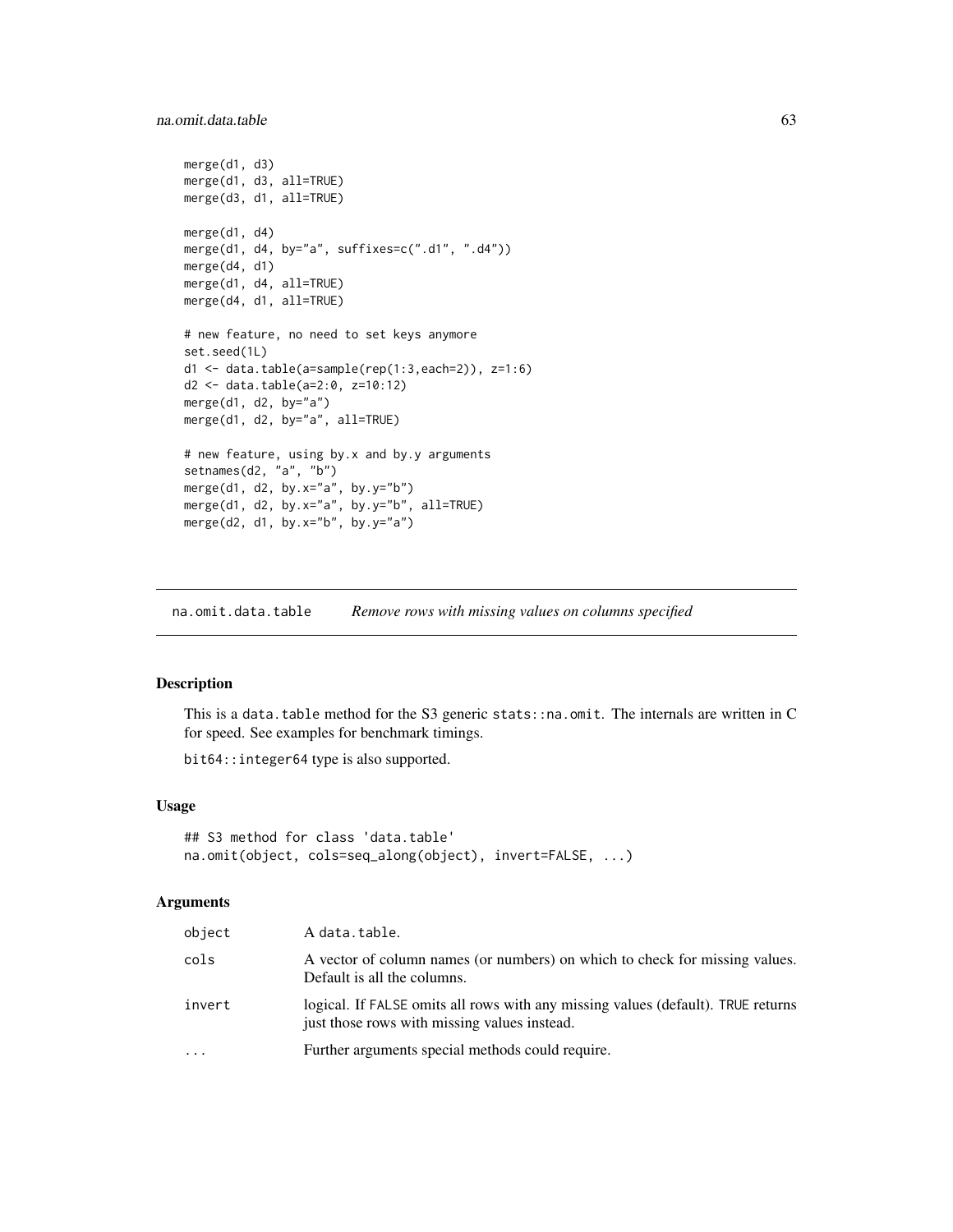```
merge(d1, d3)
merge(d1, d3, all=TRUE)
merge(d3, d1, all=TRUE)

merge(d1, d4)
merge(d1, d4, by="a", suffixes=c(".d1", ".d4"))
merge(d4, d1)
merge(d1, d4, all=TRUE)
merge(d4, d1, all=TRUE)

# new feature, no need to set keys anymore
set.seed(1L)
d1 <- data.table(a=sample(rep(1:3,each=2)), z=1:6)
d2 <- data.table(a=2:0, z=10:12)
merge(d1, d2, by="a")
merge(d1, d2, by="a", all=TRUE)

# new feature, using by.x and by.y arguments
setnames(d2, "a", "b")
merge(d1, d2, by.x="a", by.y="b")
merge(d1, d2, by.x="a", by.y="b", all=TRUE)
merge(d2, d1, by.x="b", by.y="a")
```

---

## na.omit.data.table — *Remove rows with missing values on columns specified*

### Description

This is a data.table method for the S3 generic stats::na.omit. The internals are written in C for speed. See examples for benchmark timings.

bit64::integer64 type is also supported.

### Usage

```
## S3 method for class 'data.table'
na.omit(object, cols=seq_along(object), invert=FALSE, ...)
```

### Arguments

| | |
|---|---|
| object | A data.table. |
| cols | A vector of column names (or numbers) on which to check for missing values. Default is all the columns. |
| invert | logical. If FALSE omits all rows with any missing values (default). TRUE returns just those rows with missing values instead. |
| ... | Further arguments special methods could require. |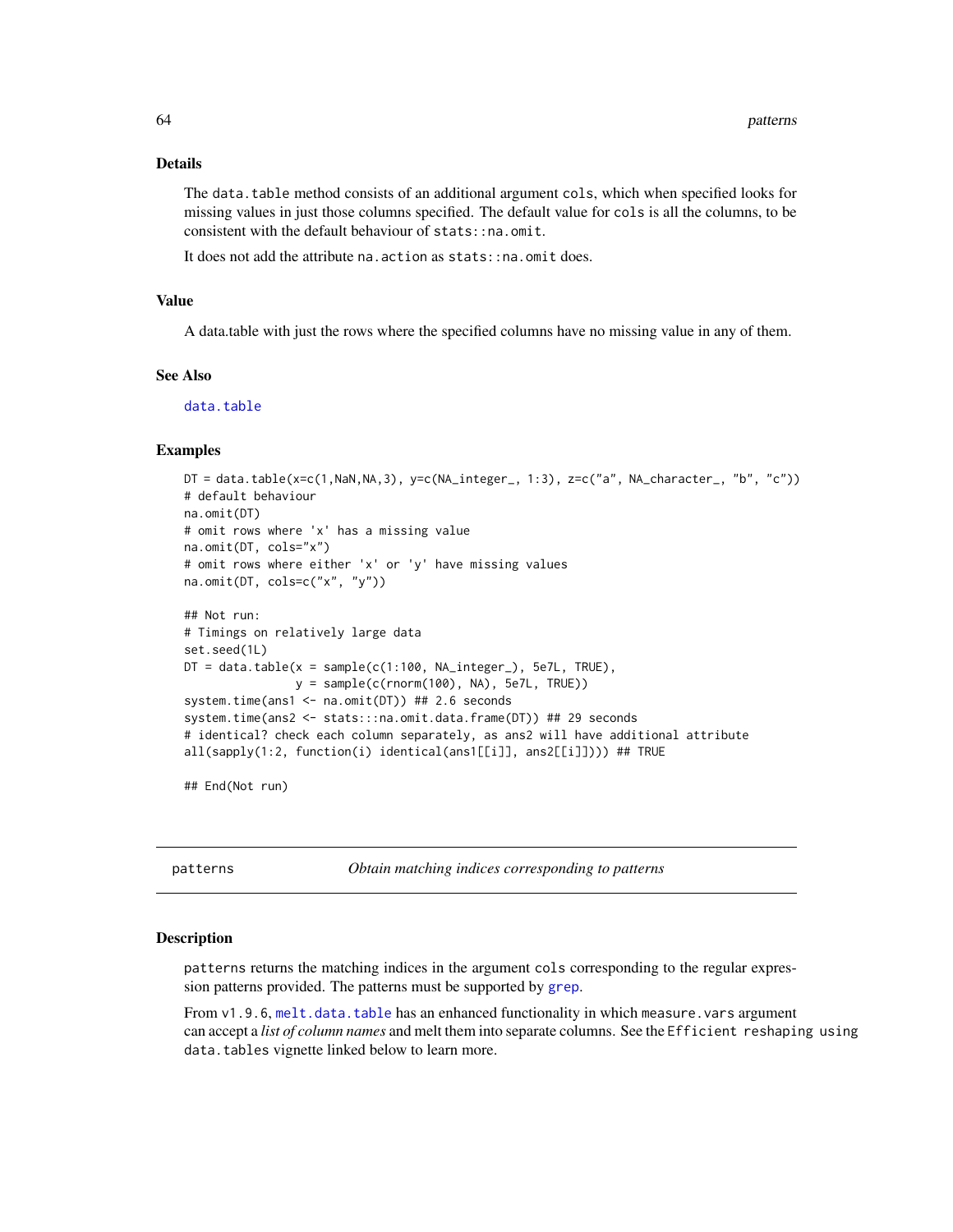## Details

The `data.table` method consists of an additional argument `cols`, which when specified looks for missing values in just those columns specified. The default value for `cols` is all the columns, to be consistent with the default behaviour of `stats::na.omit`.

It does not add the attribute `na.action` as `stats::na.omit` does.

## Value

A data.table with just the rows where the specified columns have no missing value in any of them.

## See Also

data.table

## Examples

```
DT = data.table(x=c(1,NaN,NA,3), y=c(NA_integer_, 1:3), z=c("a", NA_character_, "b", "c"))
# default behaviour
na.omit(DT)
# omit rows where 'x' has a missing value
na.omit(DT, cols="x")
# omit rows where either 'x' or 'y' have missing values
na.omit(DT, cols=c("x", "y"))

## Not run:
# Timings on relatively large data
set.seed(1L)
DT = data.table(x = sample(c(1:100, NA_integer_), 5e7L, TRUE),
                y = sample(c(rnorm(100), NA), 5e7L, TRUE))
system.time(ans1 <- na.omit(DT)) ## 2.6 seconds
system.time(ans2 <- stats:::na.omit.data.frame(DT)) ## 29 seconds
# identical? check each column separately, as ans2 will have additional attribute
all(sapply(1:2, function(i) identical(ans1[[i]], ans2[[i]]))) ## TRUE

## End(Not run)
```

---

# patterns — *Obtain matching indices corresponding to patterns*

## Description

`patterns` returns the matching indices in the argument `cols` corresponding to the regular expression patterns provided. The patterns must be supported by `grep`.

From `v1.9.6`, `melt.data.table` has an enhanced functionality in which `measure.vars` argument can accept a *list of column names* and melt them into separate columns. See the `Efficient reshaping using data.tables` vignette linked below to learn more.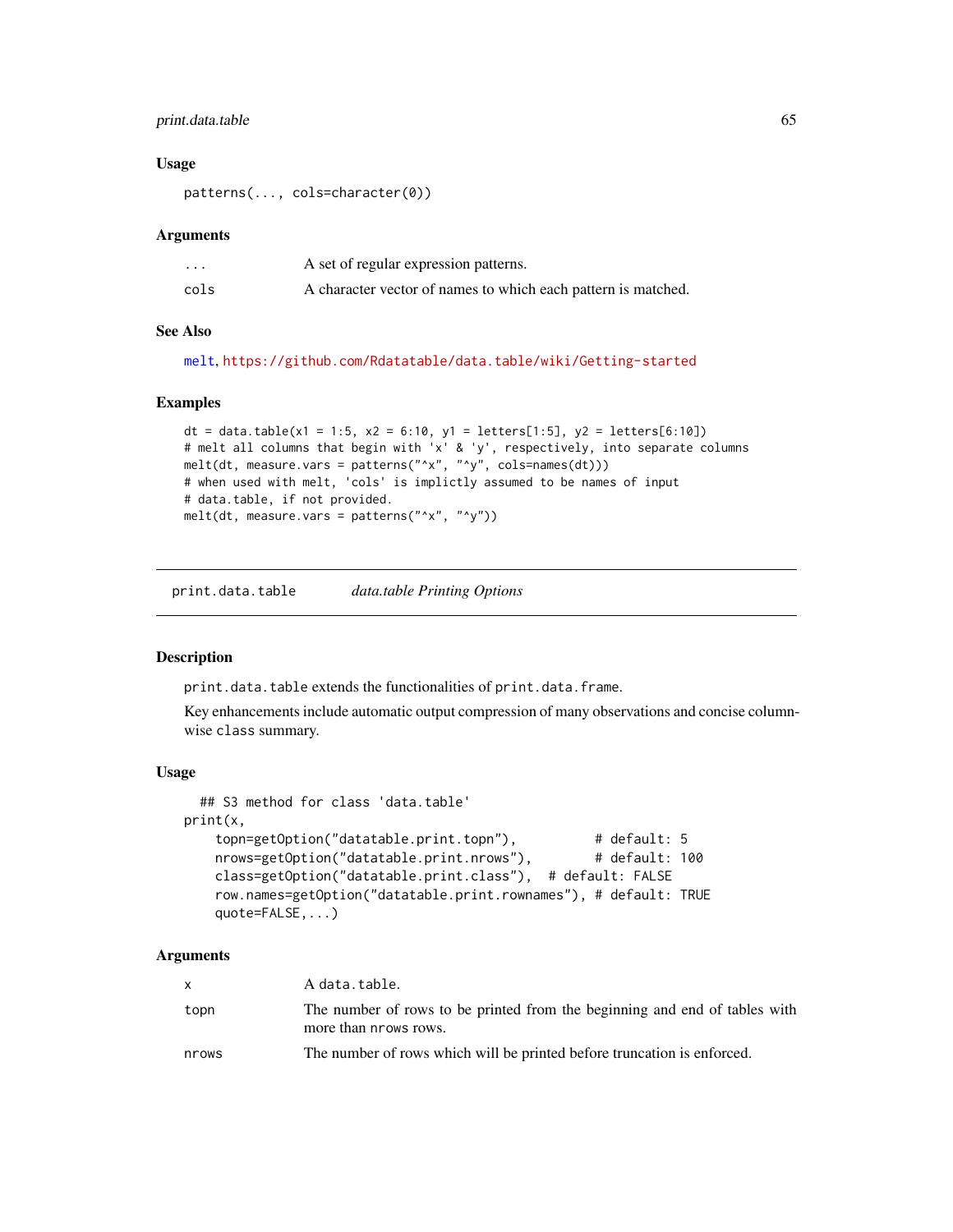### Usage

```
patterns(..., cols=character(0))
```

### Arguments

| | |
|---|---|
| ... | A set of regular expression patterns. |
| cols | A character vector of names to which each pattern is matched. |

### See Also

melt, https://github.com/Rdatatable/data.table/wiki/Getting-started

### Examples

```
dt = data.table(x1 = 1:5, x2 = 6:10, y1 = letters[1:5], y2 = letters[6:10])
# melt all columns that begin with 'x' & 'y', respectively, into separate columns
melt(dt, measure.vars = patterns("^x", "^y", cols=names(dt)))
# when used with melt, 'cols' is implictly assumed to be names of input
# data.table, if not provided.
melt(dt, measure.vars = patterns("^x", "^y"))
```

---

## print.data.table    *data.table Printing Options*

### Description

print.data.table extends the functionalities of print.data.frame.

Key enhancements include automatic output compression of many observations and concise column-wise class summary.

### Usage

```
  ## S3 method for class 'data.table'
print(x,
    topn=getOption("datatable.print.topn"),          # default: 5
    nrows=getOption("datatable.print.nrows"),        # default: 100
    class=getOption("datatable.print.class"),  # default: FALSE
    row.names=getOption("datatable.print.rownames"), # default: TRUE
    quote=FALSE,...)
```

### Arguments

| | |
|---|---|
| x | A data.table. |
| topn | The number of rows to be printed from the beginning and end of tables with more than nrows rows. |
| nrows | The number of rows which will be printed before truncation is enforced. |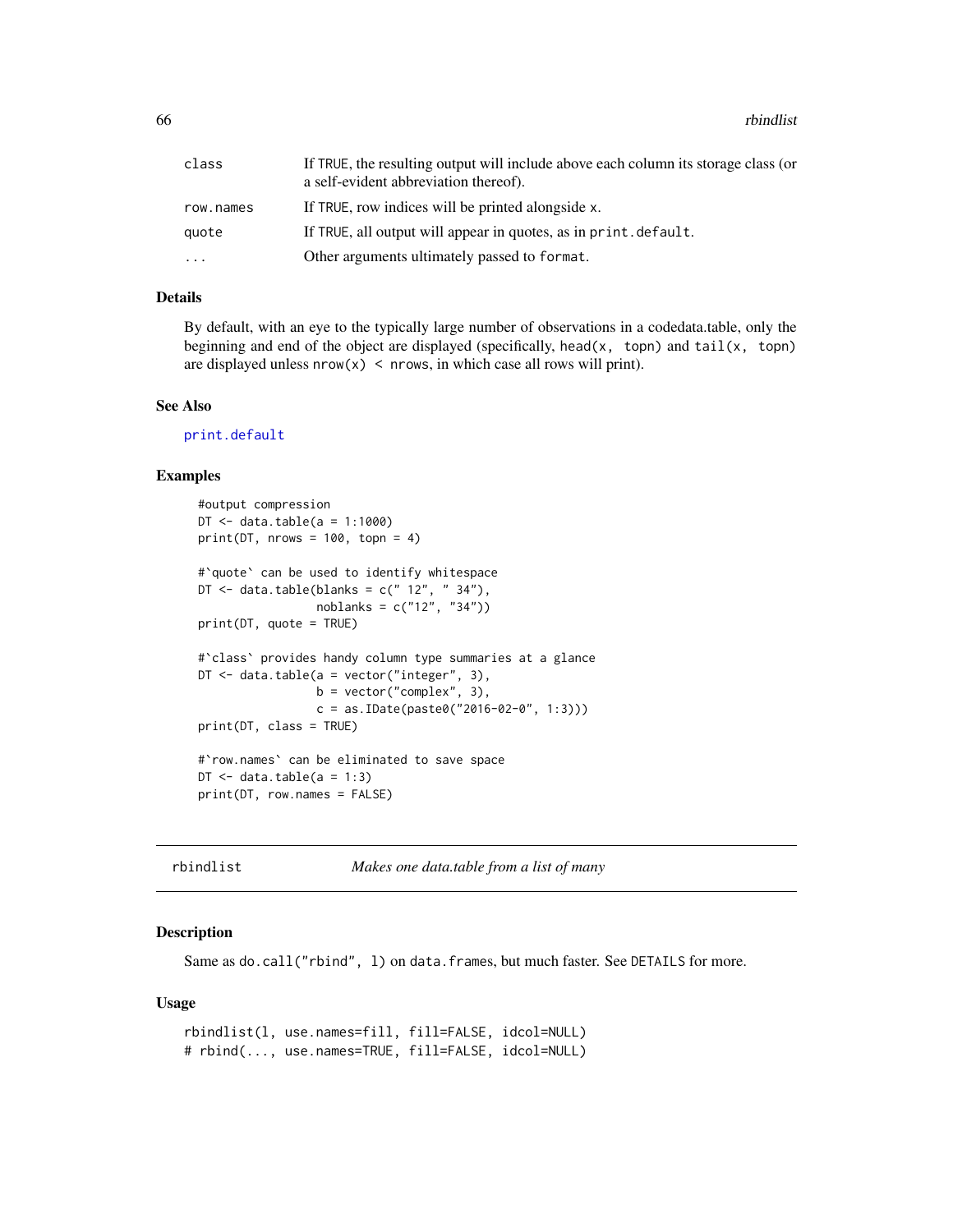| | |
|---|---|
| class | If TRUE, the resulting output will include above each column its storage class (or a self-evident abbreviation thereof). |
| row.names | If TRUE, row indices will be printed alongside x. |
| quote | If TRUE, all output will appear in quotes, as in print.default. |
| ... | Other arguments ultimately passed to format. |

### Details

By default, with an eye to the typically large number of observations in a codedata.table, only the beginning and end of the object are displayed (specifically, `head(x, topn)` and `tail(x, topn)` are displayed unless `nrow(x) < nrows`, in which case all rows will print).

### See Also

print.default

### Examples

```
#output compression
DT <- data.table(a = 1:1000)
print(DT, nrows = 100, topn = 4)

#`quote` can be used to identify whitespace
DT <- data.table(blanks = c(" 12", " 34"),
                 noblanks = c("12", "34"))
print(DT, quote = TRUE)

#`class` provides handy column type summaries at a glance
DT <- data.table(a = vector("integer", 3),
                 b = vector("complex", 3),
                 c = as.IDate(paste0("2016-02-0", 1:3)))
print(DT, class = TRUE)

#`row.names` can be eliminated to save space
DT <- data.table(a = 1:3)
print(DT, row.names = FALSE)
```

---

## rbindlist — *Makes one data.table from a list of many*

### Description

Same as `do.call("rbind", l)` on `data.frames`, but much faster. See DETAILS for more.

### Usage

```
rbindlist(l, use.names=fill, fill=FALSE, idcol=NULL)
# rbind(..., use.names=TRUE, fill=FALSE, idcol=NULL)
```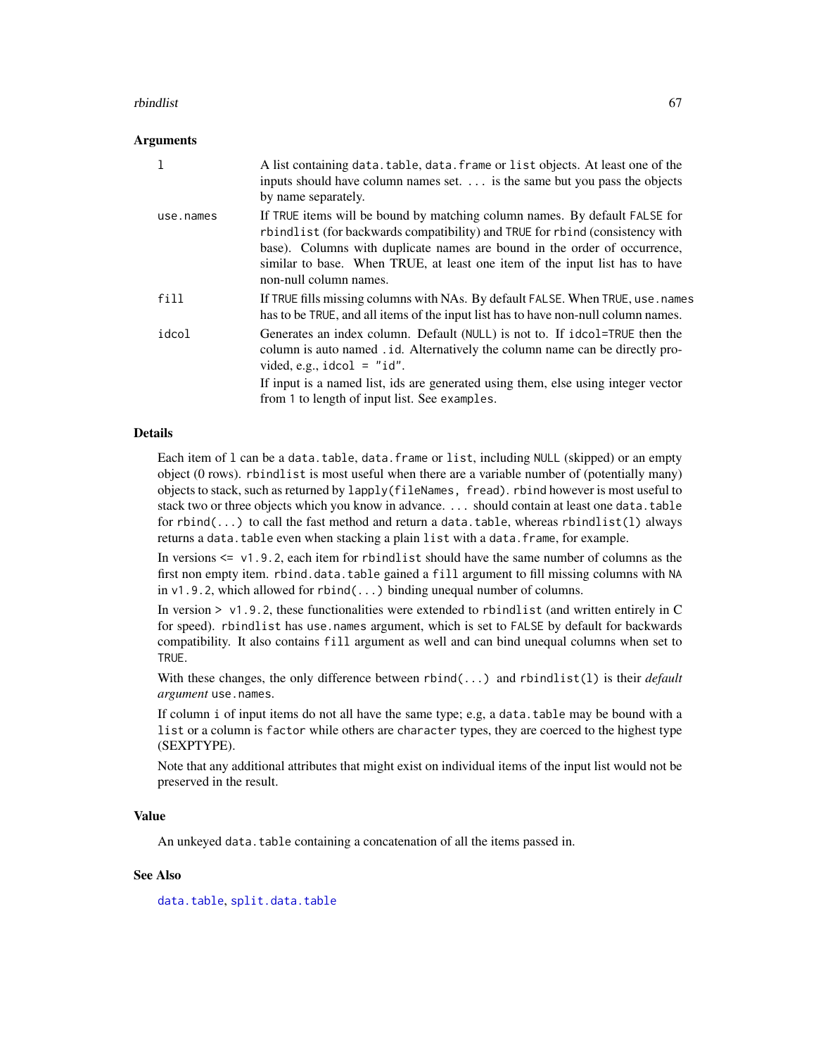### Arguments

| | |
|---|---|
| `l` | A list containing `data.table`, `data.frame` or `list` objects. At least one of the inputs should have column names set. `...` is the same but you pass the objects by name separately. |
| `use.names` | If `TRUE` items will be bound by matching column names. By default `FALSE` for `rbindlist` (for backwards compatibility) and `TRUE` for `rbind` (consistency with base). Columns with duplicate names are bound in the order of occurrence, similar to base. When TRUE, at least one item of the input list has to have non-null column names. |
| `fill` | If `TRUE` fills missing columns with NAs. By default `FALSE`. When `TRUE`, `use.names` has to be `TRUE`, and all items of the input list has to have non-null column names. |
| `idcol` | Generates an index column. Default (`NULL`) is not to. If `idcol=TRUE` then the column is auto named `.id`. Alternatively the column name can be directly provided, e.g., `idcol = "id"`. If input is a named list, ids are generated using them, else using integer vector from `1` to length of input list. See `examples`. |

### Details

Each item of `l` can be a `data.table`, `data.frame` or `list`, including `NULL` (skipped) or an empty object (0 rows). `rbindlist` is most useful when there are a variable number of (potentially many) objects to stack, such as returned by `lapply(fileNames, fread)`. `rbind` however is most useful to stack two or three objects which you know in advance. `...` should contain at least one `data.table` for `rbind(...)` to call the fast method and return a `data.table`, whereas `rbindlist(l)` always returns a `data.table` even when stacking a plain `list` with a `data.frame`, for example.

In versions `<= v1.9.2`, each item for `rbindlist` should have the same number of columns as the first non empty item. `rbind.data.table` gained a `fill` argument to fill missing columns with `NA` in `v1.9.2`, which allowed for `rbind(...)` binding unequal number of columns.

In version `> v1.9.2`, these functionalities were extended to `rbindlist` (and written entirely in C for speed). `rbindlist` has `use.names` argument, which is set to `FALSE` by default for backwards compatibility. It also contains `fill` argument as well and can bind unequal columns when set to `TRUE`.

With these changes, the only difference between `rbind(...)` and `rbindlist(l)` is their *default argument* `use.names`.

If column `i` of input items do not all have the same type; e.g, a `data.table` may be bound with a `list` or a column is `factor` while others are `character` types, they are coerced to the highest type (SEXPTYPE).

Note that any additional attributes that might exist on individual items of the input list would not be preserved in the result.

### Value

An unkeyed `data.table` containing a concatenation of all the items passed in.

### See Also

`data.table`, `split.data.table`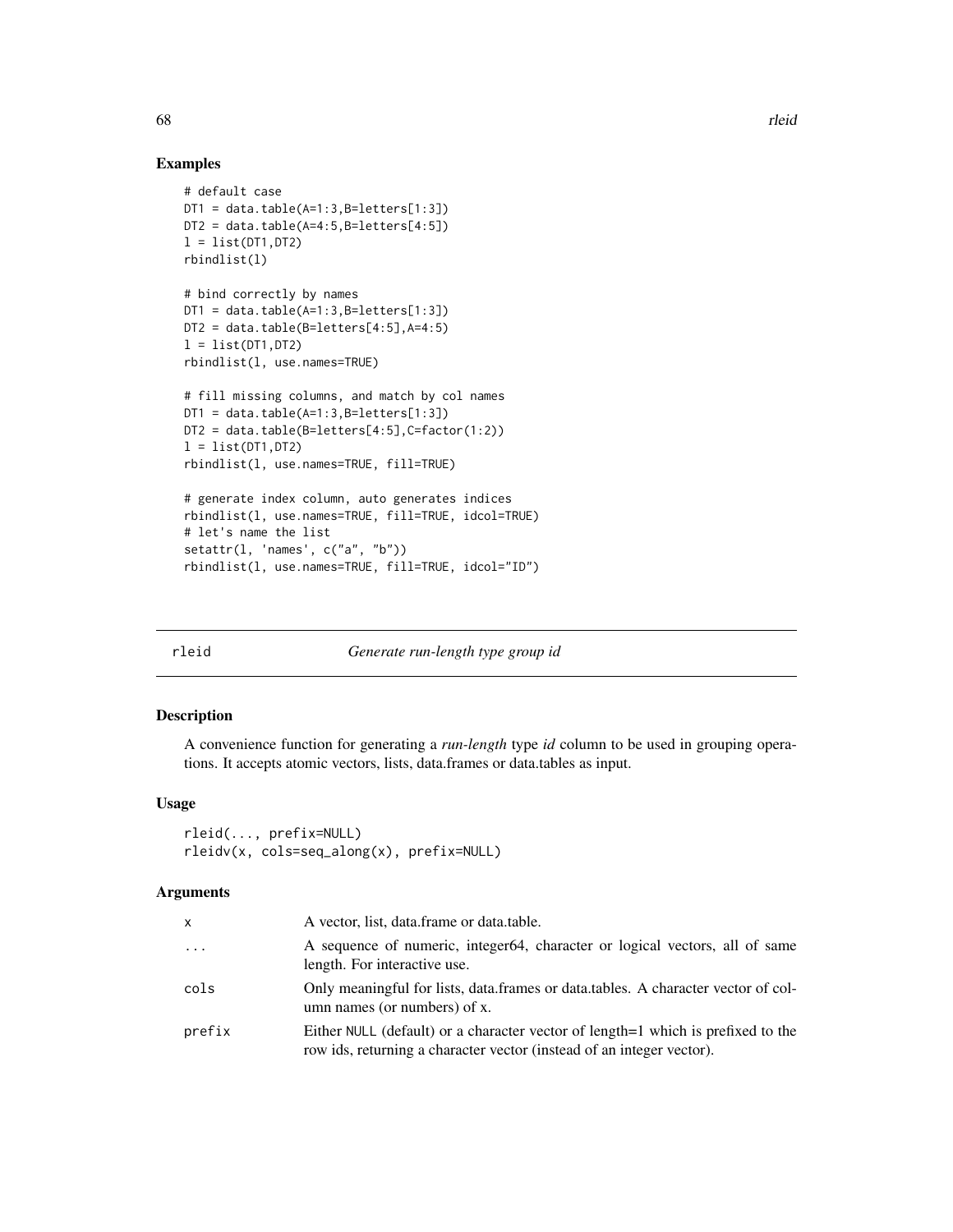## Examples

```
# default case
DT1 = data.table(A=1:3,B=letters[1:3])
DT2 = data.table(A=4:5,B=letters[4:5])
l = list(DT1,DT2)
rbindlist(l)

# bind correctly by names
DT1 = data.table(A=1:3,B=letters[1:3])
DT2 = data.table(B=letters[4:5],A=4:5)
l = list(DT1,DT2)
rbindlist(l, use.names=TRUE)

# fill missing columns, and match by col names
DT1 = data.table(A=1:3,B=letters[1:3])
DT2 = data.table(B=letters[4:5],C=factor(1:2))
l = list(DT1,DT2)
rbindlist(l, use.names=TRUE, fill=TRUE)

# generate index column, auto generates indices
rbindlist(l, use.names=TRUE, fill=TRUE, idcol=TRUE)
# let's name the list
setattr(l, 'names', c("a", "b"))
rbindlist(l, use.names=TRUE, fill=TRUE, idcol="ID")
```

---

# rleid — *Generate run-length type group id*

---

## Description

A convenience function for generating a *run-length* type *id* column to be used in grouping operations. It accepts atomic vectors, lists, data.frames or data.tables as input.

## Usage

```
rleid(..., prefix=NULL)
rleidv(x, cols=seq_along(x), prefix=NULL)
```

## Arguments

| | |
|---|---|
| x | A vector, list, data.frame or data.table. |
| ... | A sequence of numeric, integer64, character or logical vectors, all of same length. For interactive use. |
| cols | Only meaningful for lists, data.frames or data.tables. A character vector of column names (or numbers) of x. |
| prefix | Either NULL (default) or a character vector of length=1 which is prefixed to the row ids, returning a character vector (instead of an integer vector). |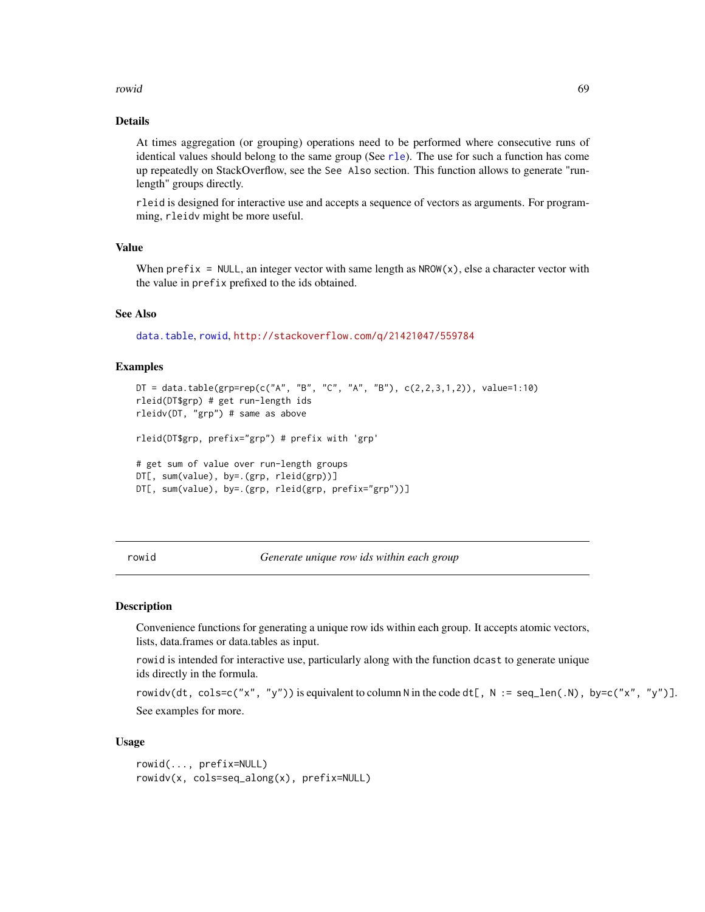## Details

At times aggregation (or grouping) operations need to be performed where consecutive runs of identical values should belong to the same group (See `rle`). The use for such a function has come up repeatedly on StackOverflow, see the `See Also` section. This function allows to generate "run-length" groups directly.

`rleid` is designed for interactive use and accepts a sequence of vectors as arguments. For programming, `rleidv` might be more useful.

## Value

When `prefix = NULL`, an integer vector with same length as `NROW(x)`, else a character vector with the value in `prefix` prefixed to the ids obtained.

## See Also

`data.table`, `rowid`, http://stackoverflow.com/q/21421047/559784

## Examples

```
DT = data.table(grp=rep(c("A", "B", "C", "A", "B"), c(2,2,3,1,2)), value=1:10)
rleid(DT$grp) # get run-length ids
rleidv(DT, "grp") # same as above

rleid(DT$grp, prefix="grp") # prefix with 'grp'

# get sum of value over run-length groups
DT[, sum(value), by=.(grp, rleid(grp))]
DT[, sum(value), by=.(grp, rleid(grp, prefix="grp"))]
```

---

# rowid — *Generate unique row ids within each group*

## Description

Convenience functions for generating a unique row ids within each group. It accepts atomic vectors, lists, data.frames or data.tables as input.

`rowid` is intended for interactive use, particularly along with the function `dcast` to generate unique ids directly in the formula.

`rowidv(dt, cols=c("x", "y"))` is equivalent to column `N` in the code `dt[, N := seq_len(.N), by=c("x", "y")]`.

See examples for more.

## Usage

```
rowid(..., prefix=NULL)
rowidv(x, cols=seq_along(x), prefix=NULL)
```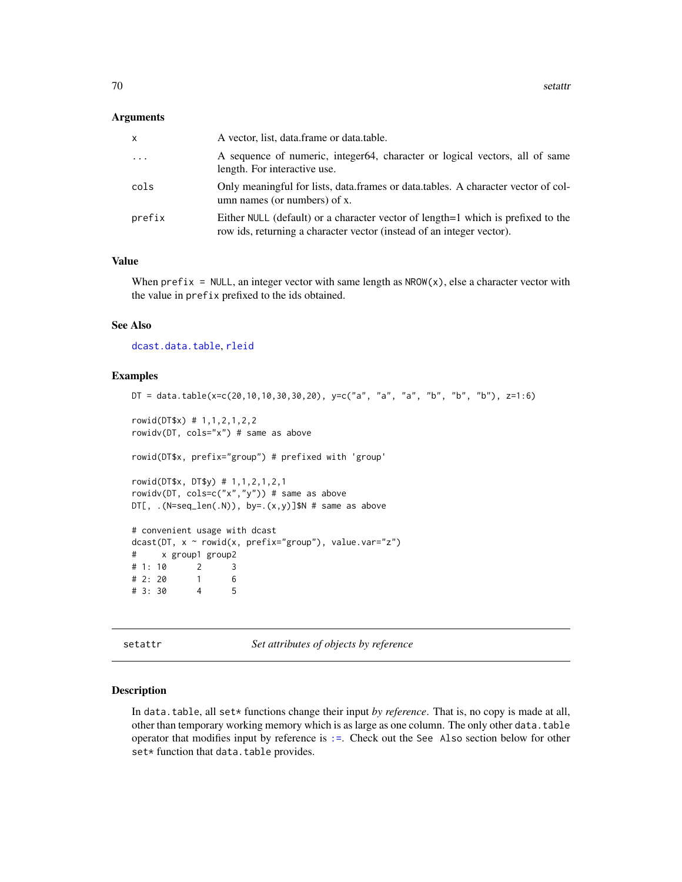### Arguments

| | |
|---|---|
| x | A vector, list, data.frame or data.table. |
| ... | A sequence of numeric, integer64, character or logical vectors, all of same length. For interactive use. |
| cols | Only meaningful for lists, data.frames or data.tables. A character vector of column names (or numbers) of x. |
| prefix | Either NULL (default) or a character vector of length=1 which is prefixed to the row ids, returning a character vector (instead of an integer vector). |

### Value

When `prefix = NULL`, an integer vector with same length as `NROW(x)`, else a character vector with the value in `prefix` prefixed to the ids obtained.

### See Also

dcast.data.table, rleid

### Examples

```
DT = data.table(x=c(20,10,10,30,30,20), y=c("a", "a", "a", "b", "b", "b"), z=1:6)

rowid(DT$x) # 1,1,2,1,2,2
rowidv(DT, cols="x") # same as above

rowid(DT$x, prefix="group") # prefixed with 'group'

rowid(DT$x, DT$y) # 1,1,2,1,2,1
rowidv(DT, cols=c("x","y")) # same as above
DT[, .(N=seq_len(.N)), by=.(x,y)]$N # same as above

# convenient usage with dcast
dcast(DT, x ~ rowid(x, prefix="group"), value.var="z")
#     x group1 group2
# 1: 10      2      3
# 2: 20      1      6
# 3: 30      4      5
```

---

## setattr    *Set attributes of objects by reference*

---

### Description

In `data.table`, all `set*` functions change their input *by reference*. That is, no copy is made at all, other than temporary working memory which is as large as one column. The only other `data.table` operator that modifies input by reference is `:=`. Check out the `See Also` section below for other `set*` function that `data.table` provides.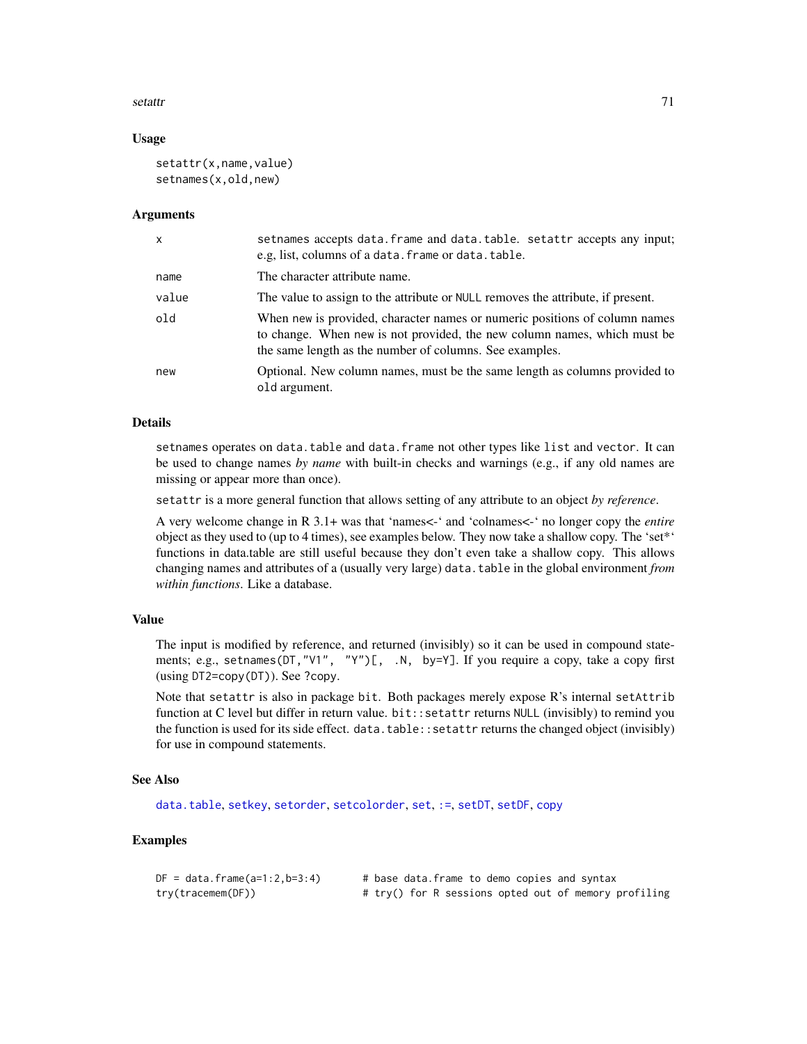### Usage

```
setattr(x,name,value)
setnames(x,old,new)
```

### Arguments

| | |
|---|---|
| x | setnames accepts data.frame and data.table. setattr accepts any input; e.g, list, columns of a data.frame or data.table. |
| name | The character attribute name. |
| value | The value to assign to the attribute or NULL removes the attribute, if present. |
| old | When new is provided, character names or numeric positions of column names to change. When new is not provided, the new column names, which must be the same length as the number of columns. See examples. |
| new | Optional. New column names, must be the same length as columns provided to old argument. |

### Details

setnames operates on data.table and data.frame not other types like list and vector. It can be used to change names *by name* with built-in checks and warnings (e.g., if any old names are missing or appear more than once).

setattr is a more general function that allows setting of any attribute to an object *by reference*.

A very welcome change in R 3.1+ was that 'names<-' and 'colnames<-' no longer copy the *entire* object as they used to (up to 4 times), see examples below. They now take a shallow copy. The 'set*' functions in data.table are still useful because they don't even take a shallow copy. This allows changing names and attributes of a (usually very large) data.table in the global environment *from within functions*. Like a database.

### Value

The input is modified by reference, and returned (invisibly) so it can be used in compound statements; e.g., setnames(DT,"V1", "Y")[, .N, by=Y]. If you require a copy, take a copy first (using DT2=copy(DT)). See ?copy.

Note that setattr is also in package bit. Both packages merely expose R's internal setAttrib function at C level but differ in return value. bit::setattr returns NULL (invisibly) to remind you the function is used for its side effect. data.table::setattr returns the changed object (invisibly) for use in compound statements.

### See Also

data.table, setkey, setorder, setcolorder, set, :=, setDT, setDF, copy

### Examples

```
DF = data.frame(a=1:2,b=3:4)       # base data.frame to demo copies and syntax
try(tracemem(DF))                  # try() for R sessions opted out of memory profiling
```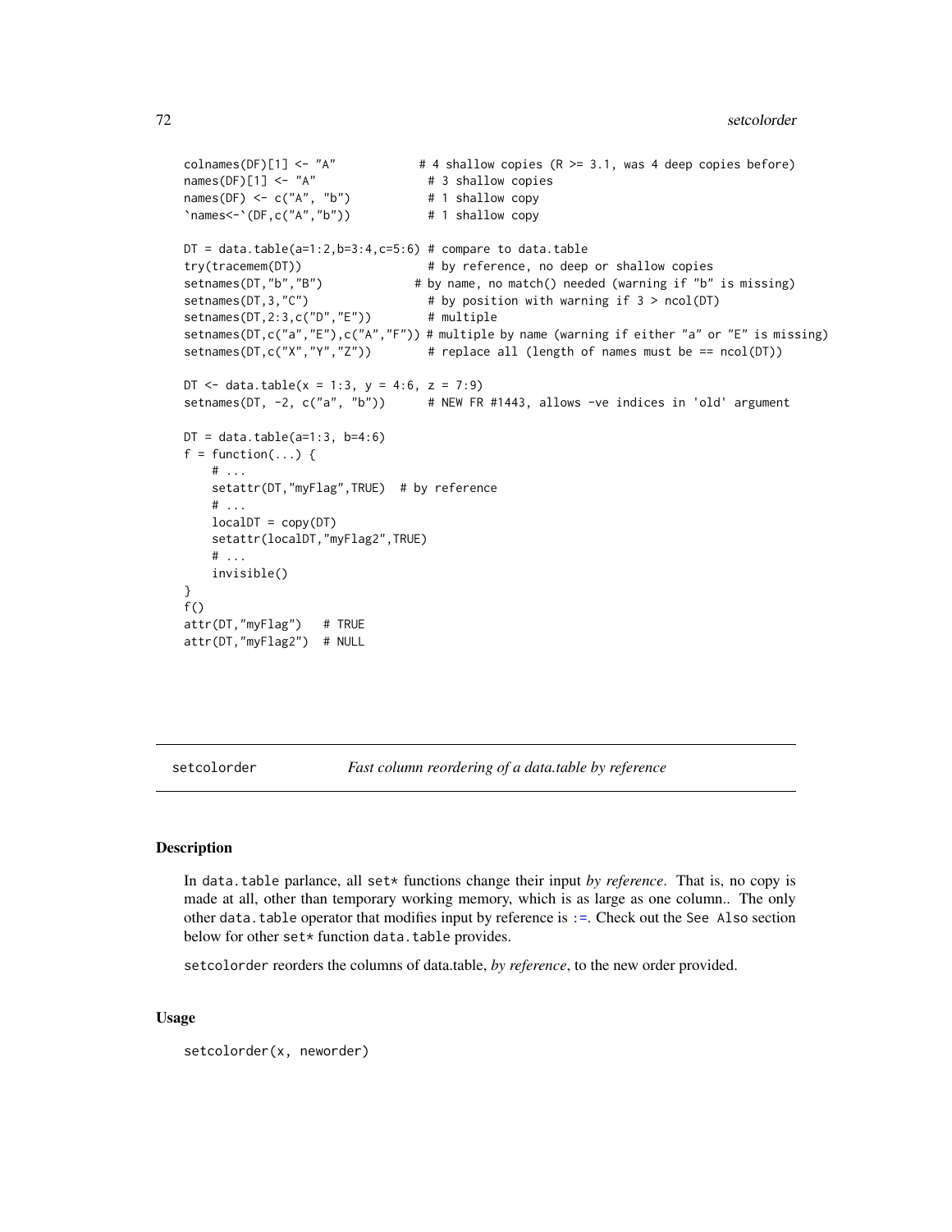```
colnames(DF)[1] <- "A"            # 4 shallow copies (R >= 3.1, was 4 deep copies before)
names(DF)[1] <- "A"               # 3 shallow copies
names(DF) <- c("A", "b")          # 1 shallow copy
`names<-`(DF,c("A","b"))          # 1 shallow copy

DT = data.table(a=1:2,b=3:4,c=5:6) # compare to data.table
try(tracemem(DT))                  # by reference, no deep or shallow copies
setnames(DT,"b","B")              # by name, no match() needed (warning if "b" is missing)
setnames(DT,3,"C")                 # by position with warning if 3 > ncol(DT)
setnames(DT,2:3,c("D","E"))        # multiple
setnames(DT,c("a","E"),c("A","F")) # multiple by name (warning if either "a" or "E" is missing)
setnames(DT,c("X","Y","Z"))        # replace all (length of names must be == ncol(DT))

DT <- data.table(x = 1:3, y = 4:6, z = 7:9)
setnames(DT, -2, c("a", "b"))      # NEW FR #1443, allows -ve indices in 'old' argument

DT = data.table(a=1:3, b=4:6)
f = function(...) {
    # ...
    setattr(DT,"myFlag",TRUE)  # by reference
    # ...
    localDT = copy(DT)
    setattr(localDT,"myFlag2",TRUE)
    # ...
    invisible()
}
f()
attr(DT,"myFlag")   # TRUE
attr(DT,"myFlag2")  # NULL
```

## setcolorder *Fast column reordering of a data.table by reference*

### Description

In data.table parlance, all set* functions change their input *by reference*. That is, no copy is made at all, other than temporary working memory, which is as large as one column.. The only other data.table operator that modifies input by reference is :=. Check out the See Also section below for other set* function data.table provides.

setcolorder reorders the columns of data.table, *by reference*, to the new order provided.

### Usage

```
setcolorder(x, neworder)
```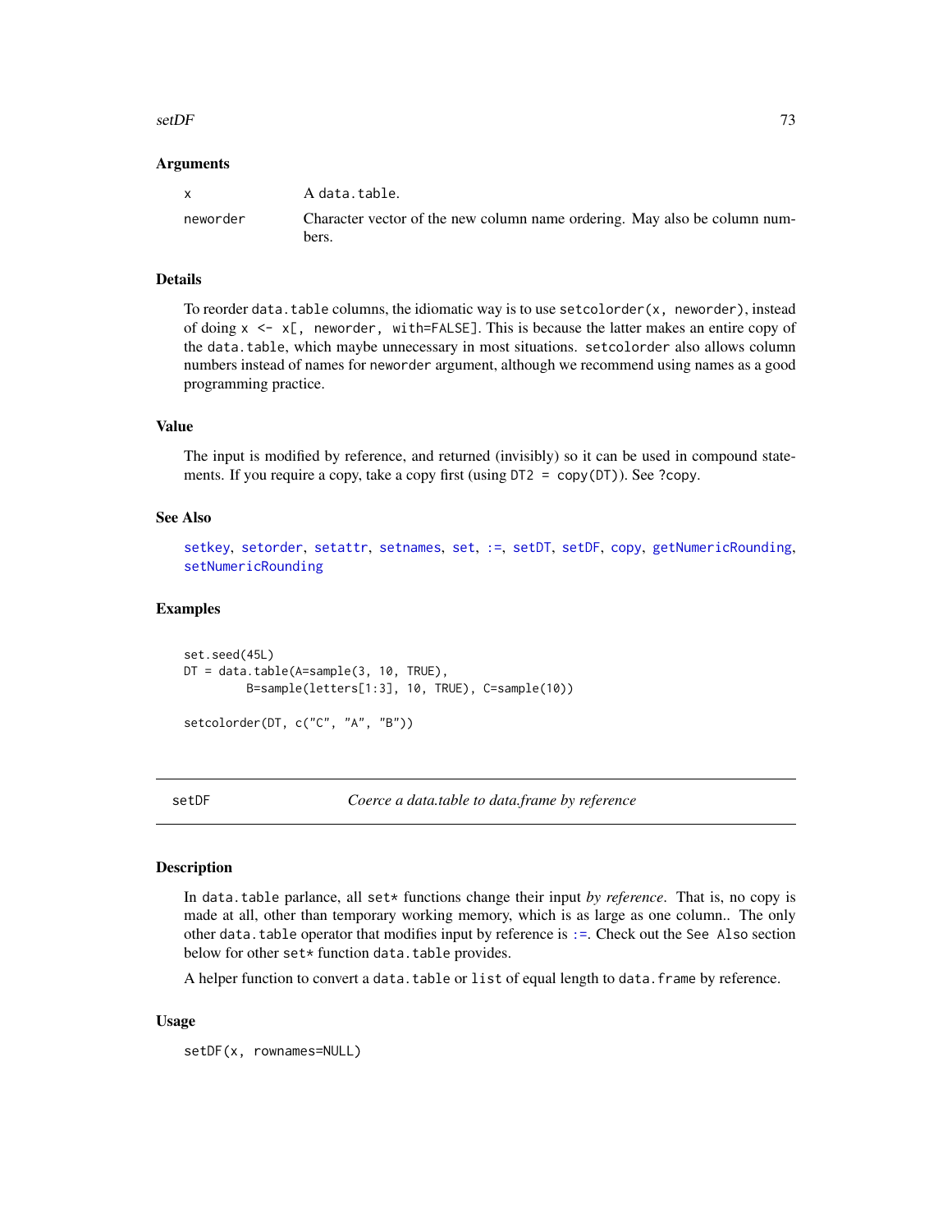### Arguments

| | |
|---|---|
| x | A data.table. |
| neworder | Character vector of the new column name ordering. May also be column numbers. |

### Details

To reorder data.table columns, the idiomatic way is to use `setcolorder(x, neworder)`, instead of doing `x <- x[, neworder, with=FALSE]`. This is because the latter makes an entire copy of the data.table, which maybe unnecessary in most situations. `setcolorder` also allows column numbers instead of names for `neworder` argument, although we recommend using names as a good programming practice.

### Value

The input is modified by reference, and returned (invisibly) so it can be used in compound statements. If you require a copy, take a copy first (using `DT2 = copy(DT)`). See ?copy.

### See Also

setkey, setorder, setattr, setnames, set, :=, setDT, setDF, copy, getNumericRounding, setNumericRounding

### Examples

```
set.seed(45L)
DT = data.table(A=sample(3, 10, TRUE),
         B=sample(letters[1:3], 10, TRUE), C=sample(10))

setcolorder(DT, c("C", "A", "B"))
```

---

## setDF — *Coerce a data.table to data.frame by reference*

---

### Description

In data.table parlance, all `set*` functions change their input *by reference*. That is, no copy is made at all, other than temporary working memory, which is as large as one column.. The only other data.table operator that modifies input by reference is `:=`. Check out the See Also section below for other `set*` function data.table provides.

A helper function to convert a data.table or list of equal length to data.frame by reference.

### Usage

```
setDF(x, rownames=NULL)
```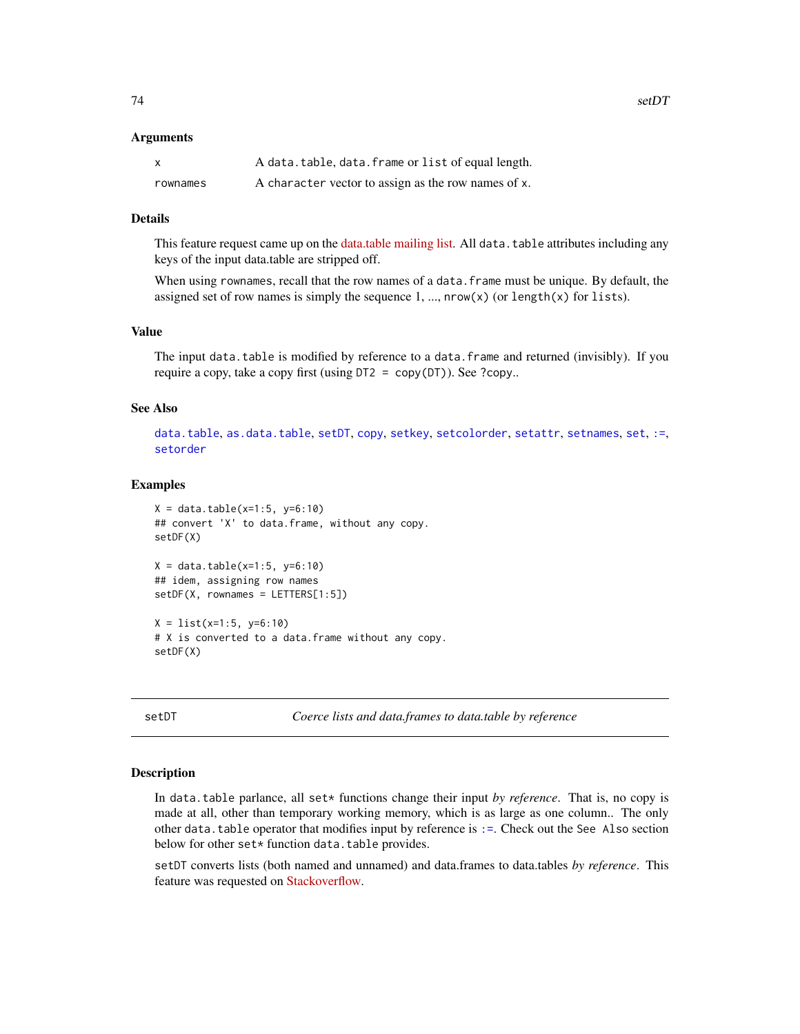### Arguments

| | |
|---|---|
| x | A data.table, data.frame or list of equal length. |
| rownames | A character vector to assign as the row names of x. |

### Details

This feature request came up on the data.table mailing list. All data.table attributes including any keys of the input data.table are stripped off.

When using rownames, recall that the row names of a data.frame must be unique. By default, the assigned set of row names is simply the sequence 1, ..., nrow(x) (or length(x) for lists).

### Value

The input data.table is modified by reference to a data.frame and returned (invisibly). If you require a copy, take a copy first (using DT2 = copy(DT)). See ?copy..

### See Also

data.table, as.data.table, setDT, copy, setkey, setcolorder, setattr, setnames, set, :=, setorder

### Examples

```
X = data.table(x=1:5, y=6:10)
## convert 'X' to data.frame, without any copy.
setDF(X)

X = data.table(x=1:5, y=6:10)
## idem, assigning row names
setDF(X, rownames = LETTERS[1:5])

X = list(x=1:5, y=6:10)
# X is converted to a data.frame without any copy.
setDF(X)
```

---

## setDT — *Coerce lists and data.frames to data.table by reference*

### Description

In data.table parlance, all set* functions change their input *by reference*. That is, no copy is made at all, other than temporary working memory, which is as large as one column.. The only other data.table operator that modifies input by reference is :=. Check out the See Also section below for other set* function data.table provides.

setDT converts lists (both named and unnamed) and data.frames to data.tables *by reference*. This feature was requested on Stackoverflow.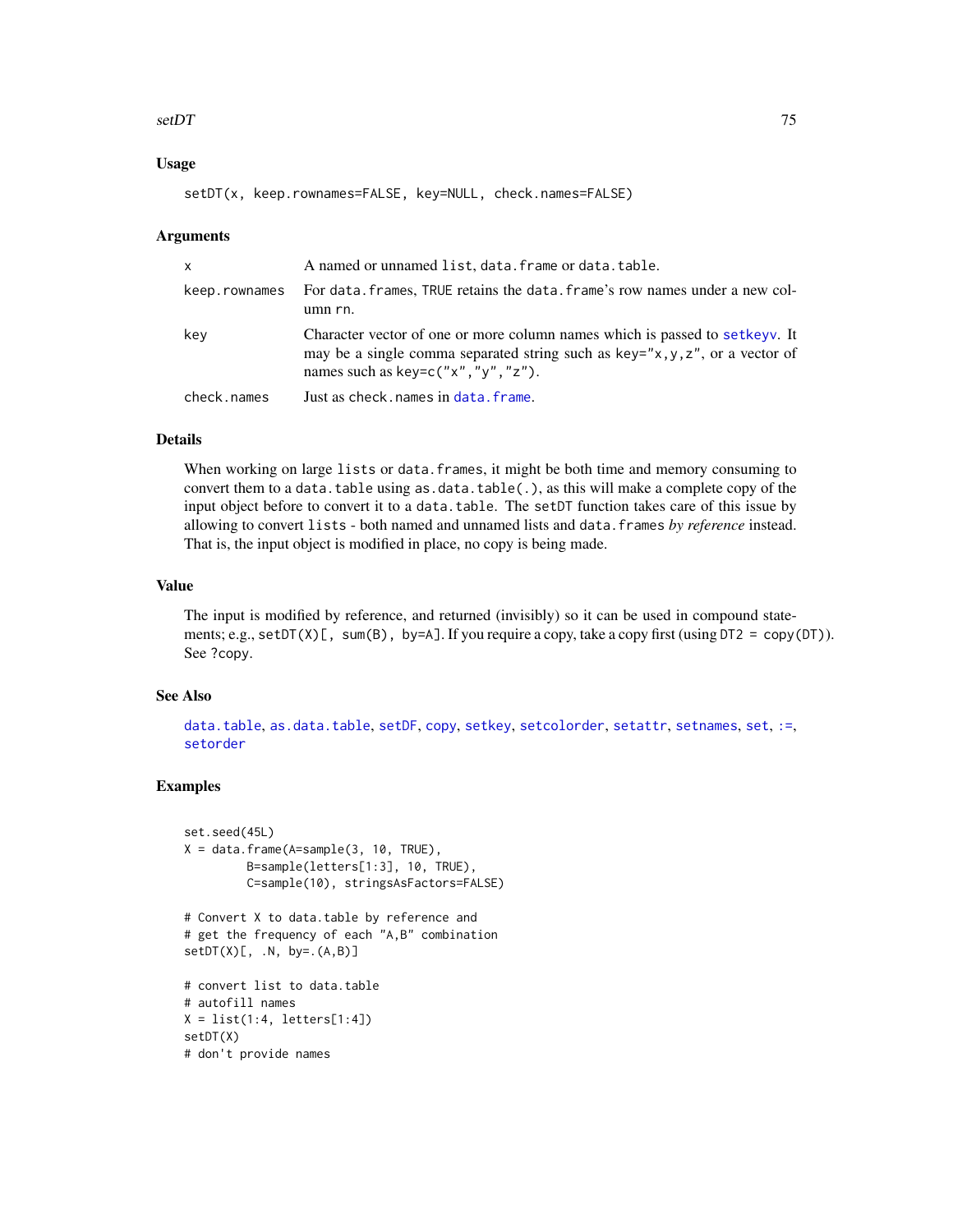### Usage

```
setDT(x, keep.rownames=FALSE, key=NULL, check.names=FALSE)
```

### Arguments

| | |
|---|---|
| x | A named or unnamed list, data.frame or data.table. |
| keep.rownames | For data.frames, TRUE retains the data.frame's row names under a new column rn. |
| key | Character vector of one or more column names which is passed to setkeyv. It may be a single comma separated string such as key="x,y,z", or a vector of names such as key=c("x","y","z"). |
| check.names | Just as check.names in data.frame. |

### Details

When working on large lists or data.frames, it might be both time and memory consuming to convert them to a data.table using as.data.table(.), as this will make a complete copy of the input object before to convert it to a data.table. The setDT function takes care of this issue by allowing to convert lists - both named and unnamed lists and data.frames *by reference* instead. That is, the input object is modified in place, no copy is being made.

### Value

The input is modified by reference, and returned (invisibly) so it can be used in compound statements; e.g., setDT(X)[, sum(B), by=A]. If you require a copy, take a copy first (using DT2 = copy(DT)). See ?copy.

### See Also

data.table, as.data.table, setDF, copy, setkey, setcolorder, setattr, setnames, set, :=, setorder

### Examples

```
set.seed(45L)
X = data.frame(A=sample(3, 10, TRUE),
         B=sample(letters[1:3], 10, TRUE),
         C=sample(10), stringsAsFactors=FALSE)

# Convert X to data.table by reference and
# get the frequency of each "A,B" combination
setDT(X)[, .N, by=.(A,B)]

# convert list to data.table
# autofill names
X = list(1:4, letters[1:4])
setDT(X)
# don't provide names
```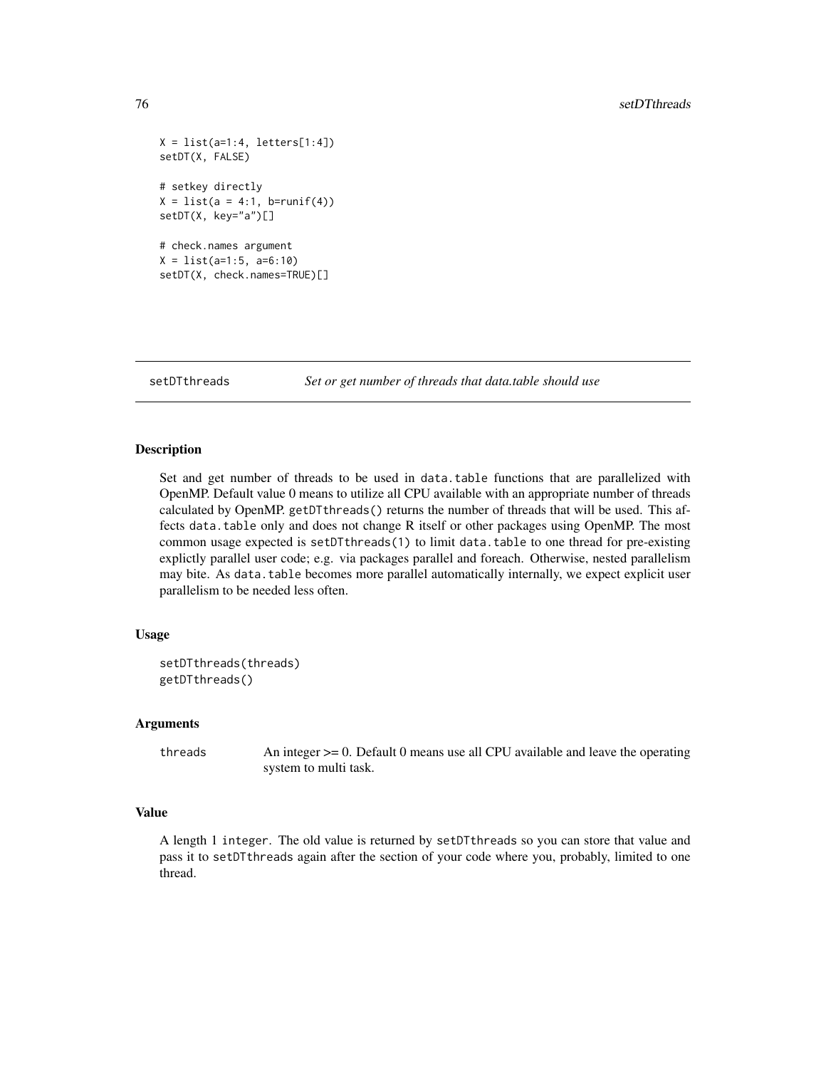```
X = list(a=1:4, letters[1:4])
setDT(X, FALSE)

# setkey directly
X = list(a = 4:1, b=runif(4))
setDT(X, key="a")[]

# check.names argument
X = list(a=1:5, a=6:10)
setDT(X, check.names=TRUE)[]
```

---

## setDTthreads — *Set or get number of threads that data.table should use*

### Description

Set and get number of threads to be used in `data.table` functions that are parallelized with OpenMP. Default value 0 means to utilize all CPU available with an appropriate number of threads calculated by OpenMP. `getDTthreads()` returns the number of threads that will be used. This affects `data.table` only and does not change R itself or other packages using OpenMP. The most common usage expected is `setDTthreads(1)` to limit `data.table` to one thread for pre-existing explictly parallel user code; e.g. via packages parallel and foreach. Otherwise, nested parallelism may bite. As `data.table` becomes more parallel automatically internally, we expect explicit user parallelism to be needed less often.

### Usage

```
setDTthreads(threads)
getDTthreads()
```

### Arguments

| | |
|---|---|
| `threads` | An integer >= 0. Default 0 means use all CPU available and leave the operating system to multi task. |

### Value

A length 1 `integer`. The old value is returned by `setDTthreads` so you can store that value and pass it to `setDTthreads` again after the section of your code where you, probably, limited to one thread.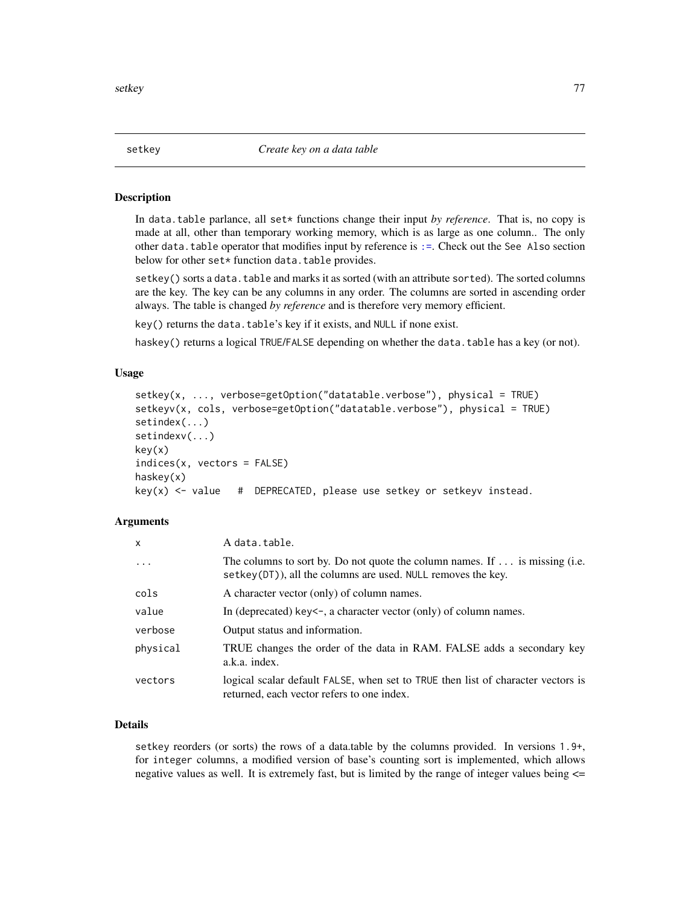setkey *Create key on a data table*

### Description

In `data.table` parlance, all `set*` functions change their input *by reference*. That is, no copy is made at all, other than temporary working memory, which is as large as one column.. The only other `data.table` operator that modifies input by reference is `:=`. Check out the `See Also` section below for other `set*` function `data.table` provides.

`setkey()` sorts a `data.table` and marks it as sorted (with an attribute `sorted`). The sorted columns are the key. The key can be any columns in any order. The columns are sorted in ascending order always. The table is changed *by reference* and is therefore very memory efficient.

`key()` returns the `data.table`'s key if it exists, and `NULL` if none exist.

`haskey()` returns a logical `TRUE`/`FALSE` depending on whether the `data.table` has a key (or not).

### Usage

```
setkey(x, ..., verbose=getOption("datatable.verbose"), physical = TRUE)
setkeyv(x, cols, verbose=getOption("datatable.verbose"), physical = TRUE)
setindex(...)
setindexv(...)
key(x)
indices(x, vectors = FALSE)
haskey(x)
key(x) <- value   #  DEPRECATED, please use setkey or setkeyv instead.
```

### Arguments

| | |
|---|---|
| x | A `data.table`. |
| ... | The columns to sort by. Do not quote the column names. If `...` is missing (i.e. `setkey(DT)`), all the columns are used. `NULL` removes the key. |
| cols | A character vector (only) of column names. |
| value | In (deprecated) `key<-`, a character vector (only) of column names. |
| verbose | Output status and information. |
| physical | TRUE changes the order of the data in RAM. FALSE adds a secondary key a.k.a. index. |
| vectors | logical scalar default `FALSE`, when set to `TRUE` then list of character vectors is returned, each vector refers to one index. |

### Details

`setkey` reorders (or sorts) the rows of a data.table by the columns provided. In versions `1.9+`, for `integer` columns, a modified version of base's counting sort is implemented, which allows negative values as well. It is extremely fast, but is limited by the range of integer values being <=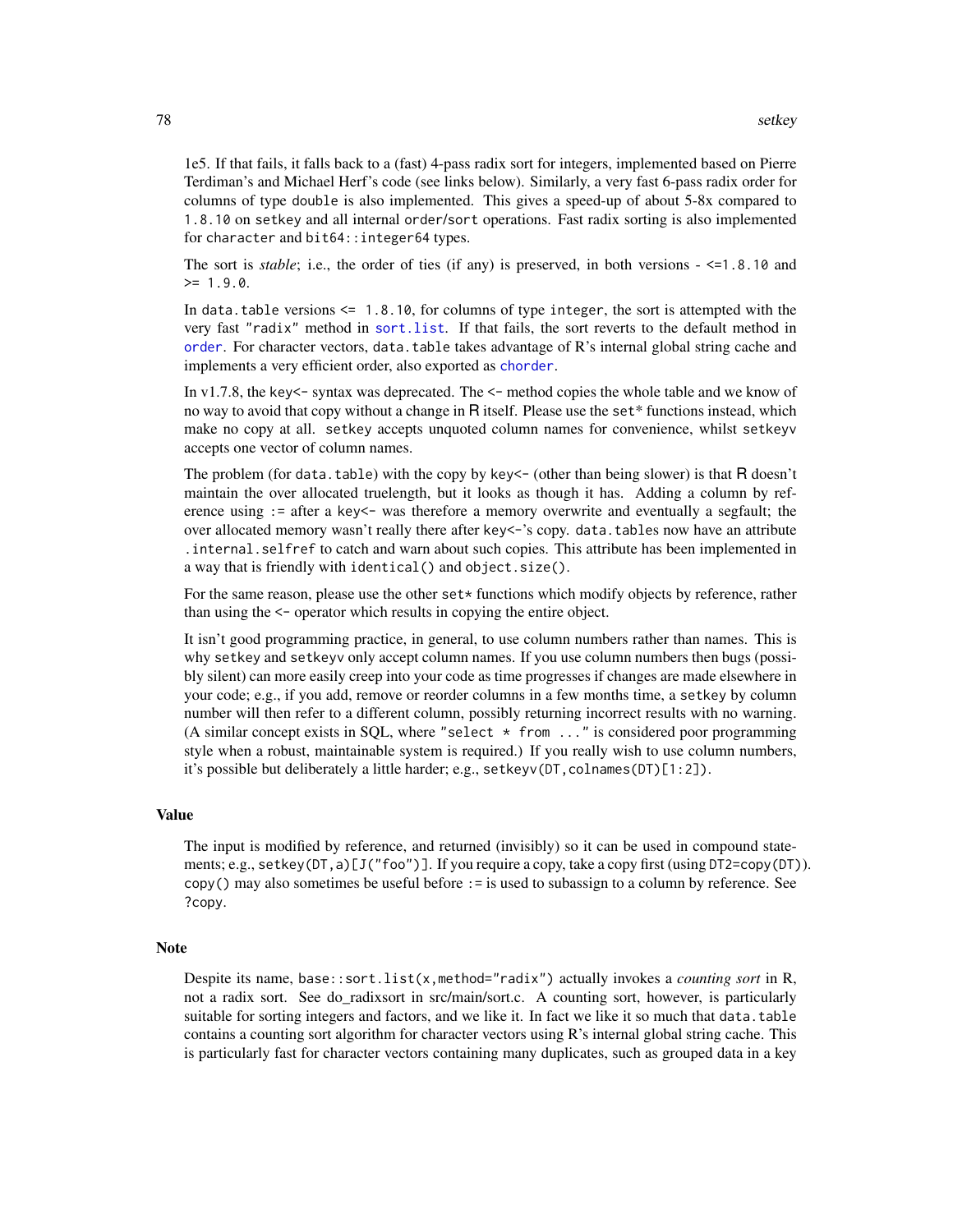1e5. If that fails, it falls back to a (fast) 4-pass radix sort for integers, implemented based on Pierre Terdiman's and Michael Herf's code (see links below). Similarly, a very fast 6-pass radix order for columns of type `double` is also implemented. This gives a speed-up of about 5-8x compared to `1.8.10` on `setkey` and all internal `order`/`sort` operations. Fast radix sorting is also implemented for `character` and `bit64::integer64` types.

The sort is *stable*; i.e., the order of ties (if any) is preserved, in both versions - `<=1.8.10` and `>= 1.9.0`.

In `data.table` versions `<= 1.8.10`, for columns of type `integer`, the sort is attempted with the very fast `"radix"` method in `sort.list`. If that fails, the sort reverts to the default method in `order`. For character vectors, `data.table` takes advantage of R's internal global string cache and implements a very efficient order, also exported as `chorder`.

In v1.7.8, the `key<-` syntax was deprecated. The `<-` method copies the whole table and we know of no way to avoid that copy without a change in R itself. Please use the `set*` functions instead, which make no copy at all. `setkey` accepts unquoted column names for convenience, whilst `setkeyv` accepts one vector of column names.

The problem (for `data.table`) with the copy by `key<-` (other than being slower) is that R doesn't maintain the over allocated truelength, but it looks as though it has. Adding a column by reference using `:=` after a `key<-` was therefore a memory overwrite and eventually a segfault; the over allocated memory wasn't really there after `key<-`'s copy. `data.tables` now have an attribute `.internal.selfref` to catch and warn about such copies. This attribute has been implemented in a way that is friendly with `identical()` and `object.size()`.

For the same reason, please use the other `set*` functions which modify objects by reference, rather than using the `<-` operator which results in copying the entire object.

It isn't good programming practice, in general, to use column numbers rather than names. This is why `setkey` and `setkeyv` only accept column names. If you use column numbers then bugs (possibly silent) can more easily creep into your code as time progresses if changes are made elsewhere in your code; e.g., if you add, remove or reorder columns in a few months time, a `setkey` by column number will then refer to a different column, possibly returning incorrect results with no warning. (A similar concept exists in SQL, where `"select * from ..."` is considered poor programming style when a robust, maintainable system is required.) If you really wish to use column numbers, it's possible but deliberately a little harder; e.g., `setkeyv(DT,colnames(DT)[1:2])`.

## Value

The input is modified by reference, and returned (invisibly) so it can be used in compound statements; e.g., `setkey(DT,a)[J("foo")]`. If you require a copy, take a copy first (using `DT2=copy(DT)`). `copy()` may also sometimes be useful before `:=` is used to subassign to a column by reference. See `?copy`.

## Note

Despite its name, `base::sort.list(x,method="radix")` actually invokes a *counting sort* in R, not a radix sort. See do_radixsort in src/main/sort.c. A counting sort, however, is particularly suitable for sorting integers and factors, and we like it. In fact we like it so much that `data.table` contains a counting sort algorithm for character vectors using R's internal global string cache. This is particularly fast for character vectors containing many duplicates, such as grouped data in a key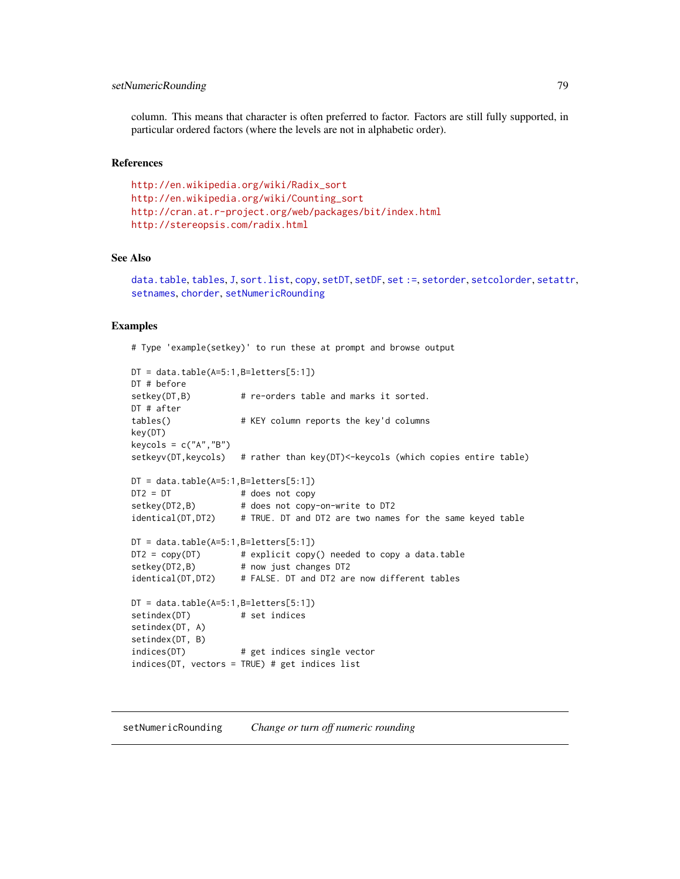column. This means that character is often preferred to factor. Factors are still fully supported, in particular ordered factors (where the levels are not in alphabetic order).

### References

http://en.wikipedia.org/wiki/Radix_sort
http://en.wikipedia.org/wiki/Counting_sort
http://cran.at.r-project.org/web/packages/bit/index.html
http://stereopsis.com/radix.html

### See Also

data.table, tables, J, sort.list, copy, setDT, setDF, set :=, setorder, setcolorder, setattr, setnames, chorder, setNumericRounding

### Examples

```
# Type 'example(setkey)' to run these at prompt and browse output

DT = data.table(A=5:1,B=letters[5:1])
DT # before
setkey(DT,B)          # re-orders table and marks it sorted.
DT # after
tables()              # KEY column reports the key'd columns
key(DT)
keycols = c("A","B")
setkeyv(DT,keycols)   # rather than key(DT)<-keycols (which copies entire table)

DT = data.table(A=5:1,B=letters[5:1])
DT2 = DT              # does not copy
setkey(DT2,B)         # does not copy-on-write to DT2
identical(DT,DT2)     # TRUE. DT and DT2 are two names for the same keyed table

DT = data.table(A=5:1,B=letters[5:1])
DT2 = copy(DT)        # explicit copy() needed to copy a data.table
setkey(DT2,B)         # now just changes DT2
identical(DT,DT2)     # FALSE. DT and DT2 are now different tables

DT = data.table(A=5:1,B=letters[5:1])
setindex(DT)          # set indices
setindex(DT, A)
setindex(DT, B)
indices(DT)           # get indices single vector
indices(DT, vectors = TRUE) # get indices list
```

## setNumericRounding    *Change or turn off numeric rounding*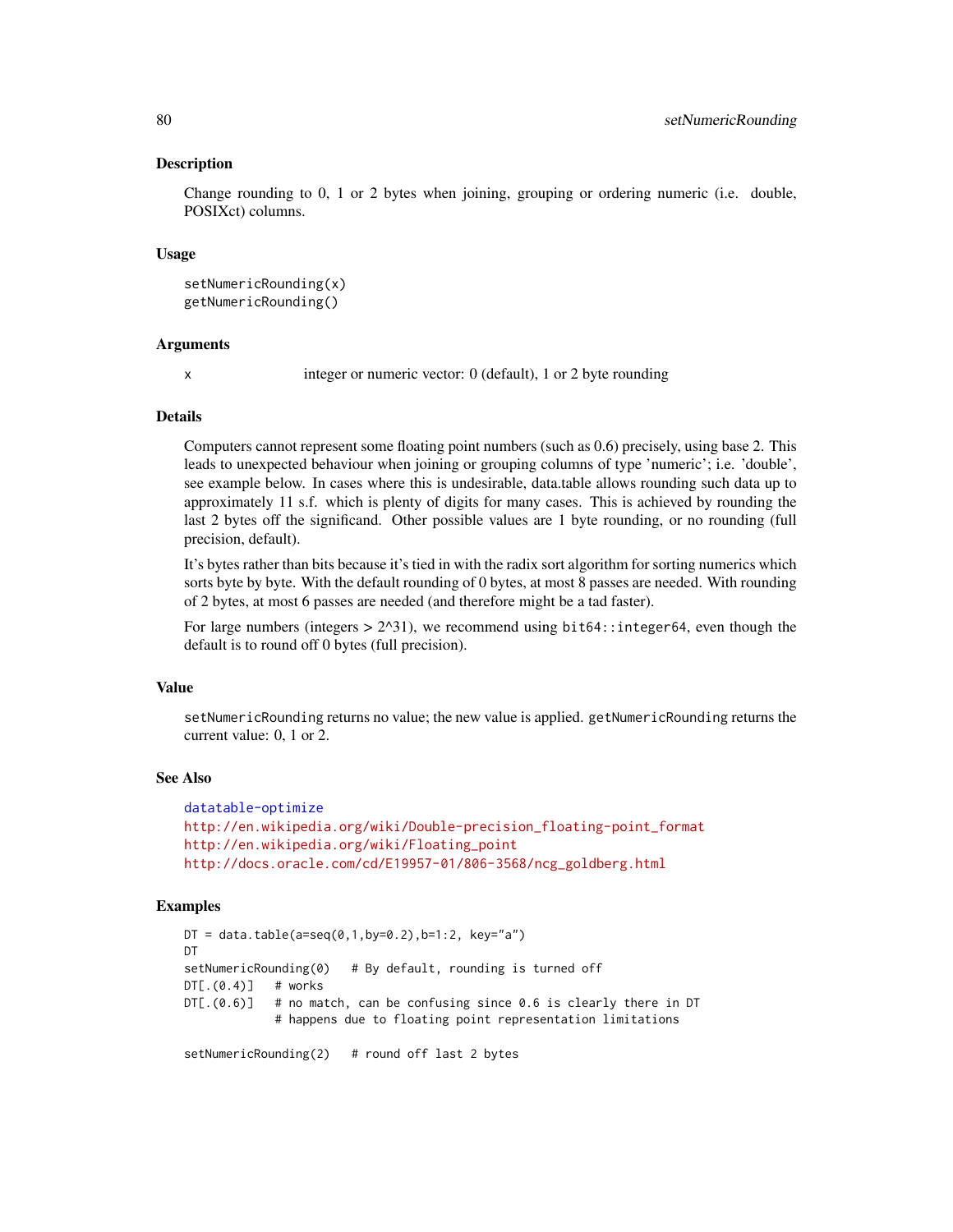### Description

Change rounding to 0, 1 or 2 bytes when joining, grouping or ordering numeric (i.e. double, POSIXct) columns.

### Usage

```
setNumericRounding(x)
getNumericRounding()
```

### Arguments

| | |
|---|---|
| x | integer or numeric vector: 0 (default), 1 or 2 byte rounding |

### Details

Computers cannot represent some floating point numbers (such as 0.6) precisely, using base 2. This leads to unexpected behaviour when joining or grouping columns of type 'numeric'; i.e. 'double', see example below. In cases where this is undesirable, data.table allows rounding such data up to approximately 11 s.f. which is plenty of digits for many cases. This is achieved by rounding the last 2 bytes off the significand. Other possible values are 1 byte rounding, or no rounding (full precision, default).

It's bytes rather than bits because it's tied in with the radix sort algorithm for sorting numerics which sorts byte by byte. With the default rounding of 0 bytes, at most 8 passes are needed. With rounding of 2 bytes, at most 6 passes are needed (and therefore might be a tad faster).

For large numbers (integers > 2^31), we recommend using `bit64::integer64`, even though the default is to round off 0 bytes (full precision).

### Value

`setNumericRounding` returns no value; the new value is applied. `getNumericRounding` returns the current value: 0, 1 or 2.

### See Also

datatable-optimize
http://en.wikipedia.org/wiki/Double-precision_floating-point_format
http://en.wikipedia.org/wiki/Floating_point
http://docs.oracle.com/cd/E19957-01/806-3568/ncg_goldberg.html

### Examples

```
DT = data.table(a=seq(0,1,by=0.2),b=1:2, key="a")
DT
setNumericRounding(0)   # By default, rounding is turned off
DT[.(0.4)]   # works
DT[.(0.6)]   # no match, can be confusing since 0.6 is clearly there in DT
             # happens due to floating point representation limitations

setNumericRounding(2)   # round off last 2 bytes
```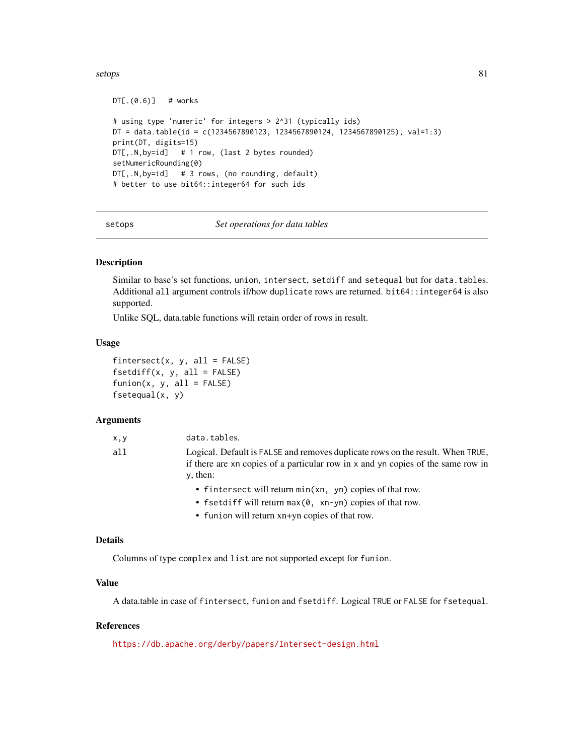```
DT[.(0.6)]   # works

# using type 'numeric' for integers > 2^31 (typically ids)
DT = data.table(id = c(1234567890123, 1234567890124, 1234567890125), val=1:3)
print(DT, digits=15)
DT[,.N,by=id]   # 1 row, (last 2 bytes rounded)
setNumericRounding(0)
DT[,.N,by=id]   # 3 rows, (no rounding, default)
# better to use bit64::integer64 for such ids
```

---

## setops — *Set operations for data tables*

---

### Description

Similar to base's set functions, `union`, `intersect`, `setdiff` and `setequal` but for `data.tables`. Additional `all` argument controls if/how `duplicate` rows are returned. `bit64::integer64` is also supported.

Unlike SQL, data.table functions will retain order of rows in result.

### Usage

```
fintersect(x, y, all = FALSE)
fsetdiff(x, y, all = FALSE)
funion(x, y, all = FALSE)
fsetequal(x, y)
```

### Arguments

| | |
|---|---|
| `x,y` | `data.tables`. |
| `all` | Logical. Default is `FALSE` and removes duplicate rows on the result. When `TRUE`, if there are `xn` copies of a particular row in `x` and `yn` copies of the same row in `y`, then:<br>• `fintersect` will return `min(xn, yn)` copies of that row.<br>• `fsetdiff` will return `max(0, xn-yn)` copies of that row.<br>• `funion` will return `xn+yn` copies of that row. |

### Details

Columns of type `complex` and `list` are not supported except for `funion`.

### Value

A data.table in case of `fintersect`, `funion` and `fsetdiff`. Logical `TRUE` or `FALSE` for `fsetequal`.

### References

https://db.apache.org/derby/papers/Intersect-design.html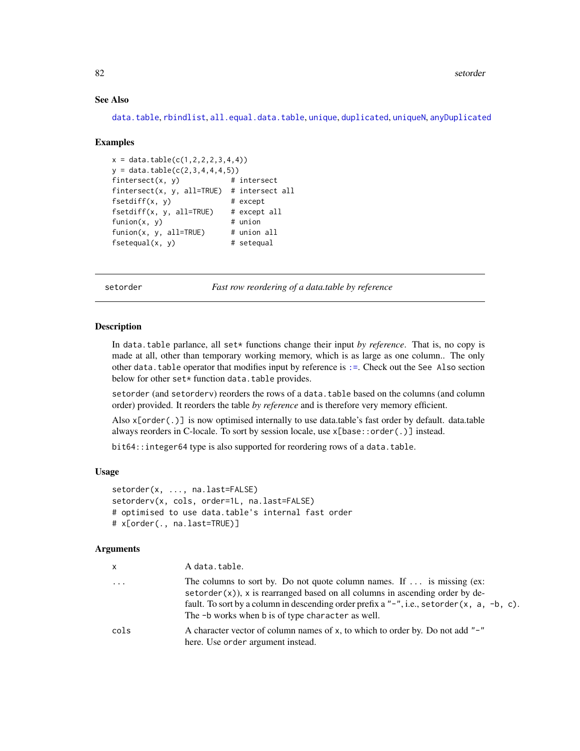### See Also

data.table, rbindlist, all.equal.data.table, unique, duplicated, uniqueN, anyDuplicated

### Examples

```
x = data.table(c(1,2,2,2,3,4,4))
y = data.table(c(2,3,4,4,4,5))
fintersect(x, y)            # intersect
fintersect(x, y, all=TRUE)  # intersect all
fsetdiff(x, y)              # except
fsetdiff(x, y, all=TRUE)    # except all
funion(x, y)                # union
funion(x, y, all=TRUE)      # union all
fsetequal(x, y)             # setequal
```

---

## setorder — *Fast row reordering of a data.table by reference*

### Description

In data.table parlance, all set* functions change their input *by reference*. That is, no copy is made at all, other than temporary working memory, which is as large as one column.. The only other data.table operator that modifies input by reference is :=. Check out the See Also section below for other set* function data.table provides.

setorder (and setorderv) reorders the rows of a data.table based on the columns (and column order) provided. It reorders the table *by reference* and is therefore very memory efficient.

Also x[order(.)] is now optimised internally to use data.table's fast order by default. data.table always reorders in C-locale. To sort by session locale, use x[base::order(.)] instead.

bit64::integer64 type is also supported for reordering rows of a data.table.

### Usage

```
setorder(x, ..., na.last=FALSE)
setorderv(x, cols, order=1L, na.last=FALSE)
# optimised to use data.table's internal fast order
# x[order(., na.last=TRUE)]
```

### Arguments

| | |
|---|---|
| x | A data.table. |
| ... | The columns to sort by. Do not quote column names. If ... is missing (ex: setorder(x)), x is rearranged based on all columns in ascending order by default. To sort by a column in descending order prefix a "-", i.e., setorder(x, a, -b, c). The -b works when b is of type character as well. |
| cols | A character vector of column names of x, to which to order by. Do not add "-" here. Use order argument instead. |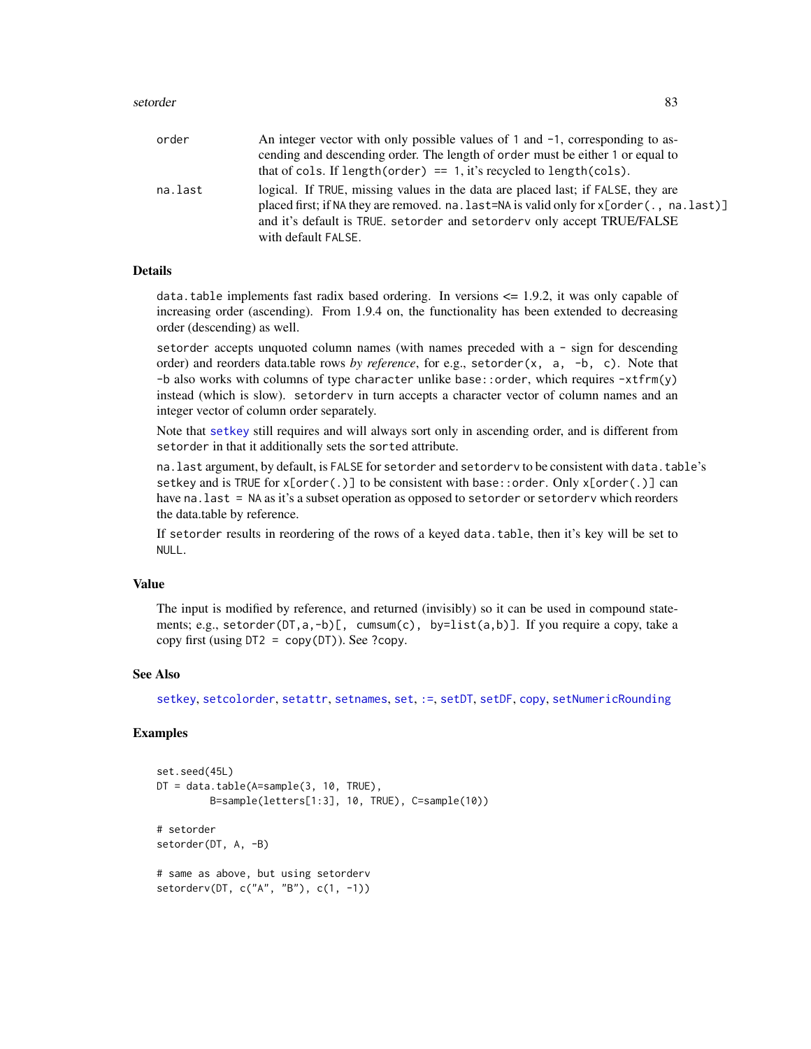| | |
|---|---|
| order | An integer vector with only possible values of 1 and -1, corresponding to ascending and descending order. The length of order must be either 1 or equal to that of cols. If length(order) == 1, it's recycled to length(cols). |
| na.last | logical. If TRUE, missing values in the data are placed last; if FALSE, they are placed first; if NA they are removed. na.last=NA is valid only for x[order(., na.last)] and it's default is TRUE. setorder and setorderv only accept TRUE/FALSE with default FALSE. |

## Details

data.table implements fast radix based ordering. In versions <= 1.9.2, it was only capable of increasing order (ascending). From 1.9.4 on, the functionality has been extended to decreasing order (descending) as well.

setorder accepts unquoted column names (with names preceded with a - sign for descending order) and reorders data.table rows *by reference*, for e.g., setorder(x, a, -b, c). Note that -b also works with columns of type character unlike base::order, which requires -xtfrm(y) instead (which is slow). setorderv in turn accepts a character vector of column names and an integer vector of column order separately.

Note that setkey still requires and will always sort only in ascending order, and is different from setorder in that it additionally sets the sorted attribute.

na.last argument, by default, is FALSE for setorder and setorderv to be consistent with data.table's setkey and is TRUE for x[order(.)] to be consistent with base::order. Only x[order(.)] can have na.last = NA as it's a subset operation as opposed to setorder or setorderv which reorders the data.table by reference.

If setorder results in reordering of the rows of a keyed data.table, then it's key will be set to NULL.

## Value

The input is modified by reference, and returned (invisibly) so it can be used in compound statements; e.g., setorder(DT,a,-b)[, cumsum(c), by=list(a,b)]. If you require a copy, take a copy first (using DT2 = copy(DT)). See ?copy.

## See Also

setkey, setcolorder, setattr, setnames, set, :=, setDT, setDF, copy, setNumericRounding

## Examples

```
set.seed(45L)
DT = data.table(A=sample(3, 10, TRUE),
         B=sample(letters[1:3], 10, TRUE), C=sample(10))

# setorder
setorder(DT, A, -B)

# same as above, but using setorderv
setorderv(DT, c("A", "B"), c(1, -1))
```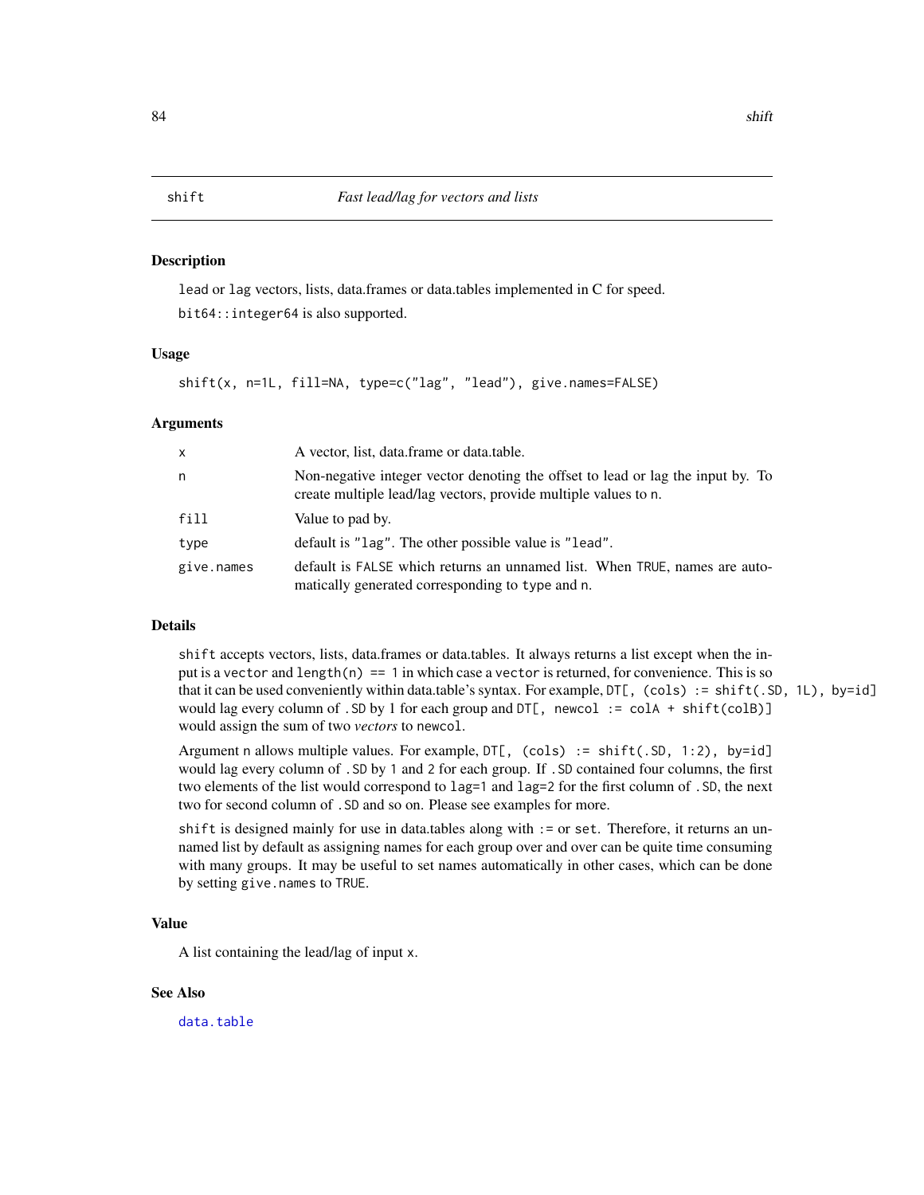# shift — *Fast lead/lag for vectors and lists*

## Description

`lead` or `lag` vectors, lists, data.frames or data.tables implemented in C for speed.

`bit64::integer64` is also supported.

## Usage

```
shift(x, n=1L, fill=NA, type=c("lag", "lead"), give.names=FALSE)
```

## Arguments

| | |
|---|---|
| `x` | A vector, list, data.frame or data.table. |
| `n` | Non-negative integer vector denoting the offset to lead or lag the input by. To create multiple lead/lag vectors, provide multiple values to `n`. |
| `fill` | Value to pad by. |
| `type` | default is `"lag"`. The other possible value is `"lead"`. |
| `give.names` | default is `FALSE` which returns an unnamed list. When `TRUE`, names are automatically generated corresponding to `type` and `n`. |

## Details

`shift` accepts vectors, lists, data.frames or data.tables. It always returns a list except when the input is a `vector` and `length(n) == 1` in which case a `vector` is returned, for convenience. This is so that it can be used conveniently within data.table's syntax. For example, `DT[, (cols) := shift(.SD, 1L), by=id]` would lag every column of `.SD` by 1 for each group and `DT[, newcol := colA + shift(colB)]` would assign the sum of two *vectors* to `newcol`.

Argument `n` allows multiple values. For example, `DT[, (cols) := shift(.SD, 1:2), by=id]` would lag every column of `.SD` by `1` and `2` for each group. If `.SD` contained four columns, the first two elements of the list would correspond to `lag=1` and `lag=2` for the first column of `.SD`, the next two for second column of `.SD` and so on. Please see examples for more.

`shift` is designed mainly for use in data.tables along with `:=` or `set`. Therefore, it returns an unnamed list by default as assigning names for each group over and over can be quite time consuming with many groups. It may be useful to set names automatically in other cases, which can be done by setting `give.names` to `TRUE`.

## Value

A list containing the lead/lag of input `x`.

## See Also

`data.table`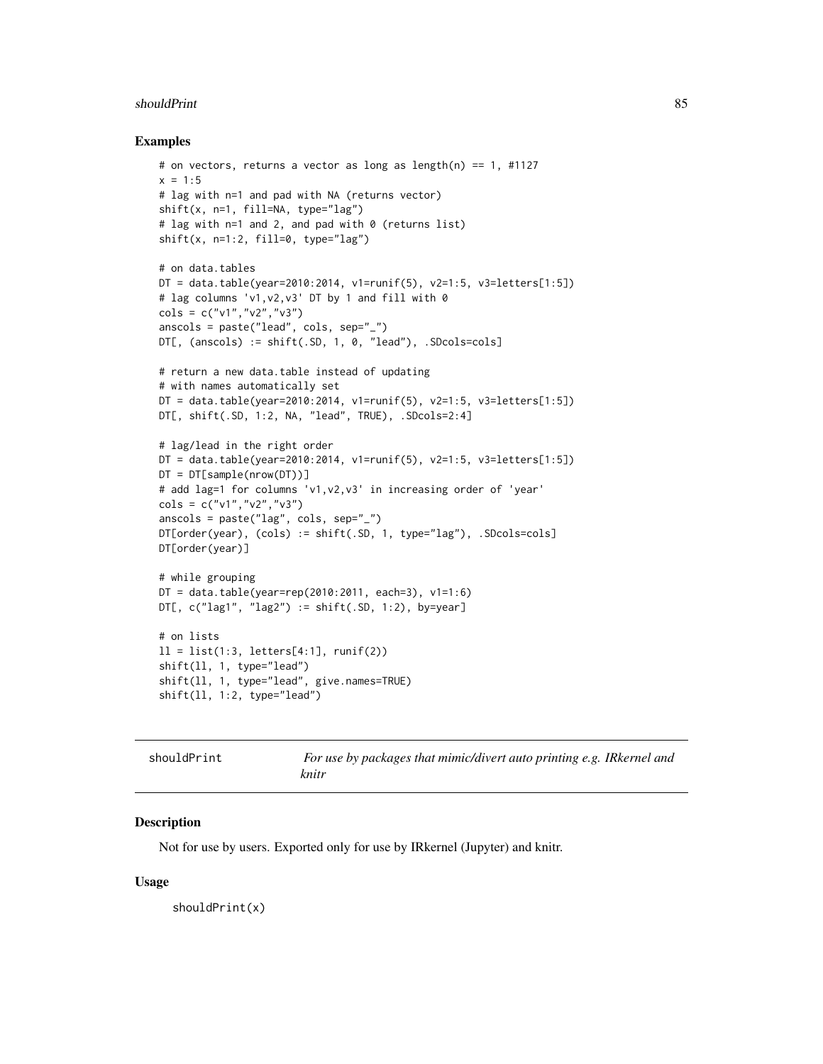## Examples

```
# on vectors, returns a vector as long as length(n) == 1, #1127
x = 1:5
# lag with n=1 and pad with NA (returns vector)
shift(x, n=1, fill=NA, type="lag")
# lag with n=1 and 2, and pad with 0 (returns list)
shift(x, n=1:2, fill=0, type="lag")

# on data.tables
DT = data.table(year=2010:2014, v1=runif(5), v2=1:5, v3=letters[1:5])
# lag columns 'v1,v2,v3' DT by 1 and fill with 0
cols = c("v1","v2","v3")
anscols = paste("lead", cols, sep="_")
DT[, (anscols) := shift(.SD, 1, 0, "lead"), .SDcols=cols]

# return a new data.table instead of updating
# with names automatically set
DT = data.table(year=2010:2014, v1=runif(5), v2=1:5, v3=letters[1:5])
DT[, shift(.SD, 1:2, NA, "lead", TRUE), .SDcols=2:4]

# lag/lead in the right order
DT = data.table(year=2010:2014, v1=runif(5), v2=1:5, v3=letters[1:5])
DT = DT[sample(nrow(DT))]
# add lag=1 for columns 'v1,v2,v3' in increasing order of 'year'
cols = c("v1","v2","v3")
anscols = paste("lag", cols, sep="_")
DT[order(year), (cols) := shift(.SD, 1, type="lag"), .SDcols=cols]
DT[order(year)]

# while grouping
DT = data.table(year=rep(2010:2011, each=3), v1=1:6)
DT[, c("lag1", "lag2") := shift(.SD, 1:2), by=year]

# on lists
ll = list(1:3, letters[4:1], runif(2))
shift(ll, 1, type="lead")
shift(ll, 1, type="lead", give.names=TRUE)
shift(ll, 1:2, type="lead")
```

---

# shouldPrint — *For use by packages that mimic/divert auto printing e.g. IRkernel and knitr*

## Description

Not for use by users. Exported only for use by IRkernel (Jupyter) and knitr.

## Usage

```
shouldPrint(x)
```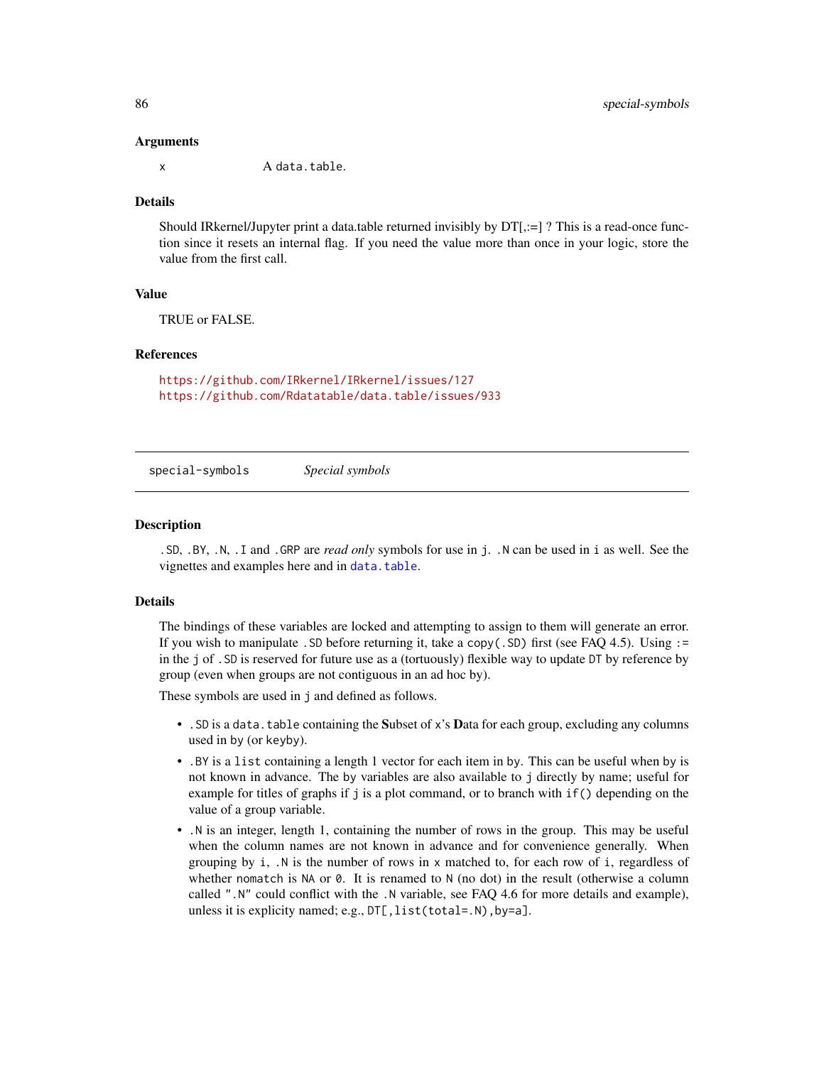### Arguments

x    A `data.table`.

### Details

Should IRkernel/Jupyter print a data.table returned invisibly by DT[,:=] ? This is a read-once function since it resets an internal flag. If you need the value more than once in your logic, store the value from the first call.

### Value

TRUE or FALSE.

### References

https://github.com/IRkernel/IRkernel/issues/127
https://github.com/Rdatatable/data.table/issues/933

---

## special-symbols    *Special symbols*

### Description

`.SD`, `.BY`, `.N`, `.I` and `.GRP` are *read only* symbols for use in `j`. `.N` can be used in `i` as well. See the vignettes and examples here and in `data.table`.

### Details

The bindings of these variables are locked and attempting to assign to them will generate an error. If you wish to manipulate `.SD` before returning it, take a `copy(.SD)` first (see FAQ 4.5). Using `:=` in the `j` of `.SD` is reserved for future use as a (tortuously) flexible way to update `DT` by reference by group (even when groups are not contiguous in an ad hoc by).

These symbols are used in `j` and defined as follows.

- `.SD` is a `data.table` containing the **S**ubset of `x`'s **D**ata for each group, excluding any columns used in `by` (or `keyby`).
- `.BY` is a `list` containing a length 1 vector for each item in `by`. This can be useful when `by` is not known in advance. The `by` variables are also available to `j` directly by name; useful for example for titles of graphs if `j` is a plot command, or to branch with `if()` depending on the value of a group variable.
- `.N` is an integer, length 1, containing the number of rows in the group. This may be useful when the column names are not known in advance and for convenience generally. When grouping by `i`, `.N` is the number of rows in `x` matched to, for each row of `i`, regardless of whether `nomatch` is `NA` or `0`. It is renamed to `N` (no dot) in the result (otherwise a column called `".N"` could conflict with the `.N` variable, see FAQ 4.6 for more details and example), unless it is explicity named; e.g., `DT[,list(total=.N),by=a]`.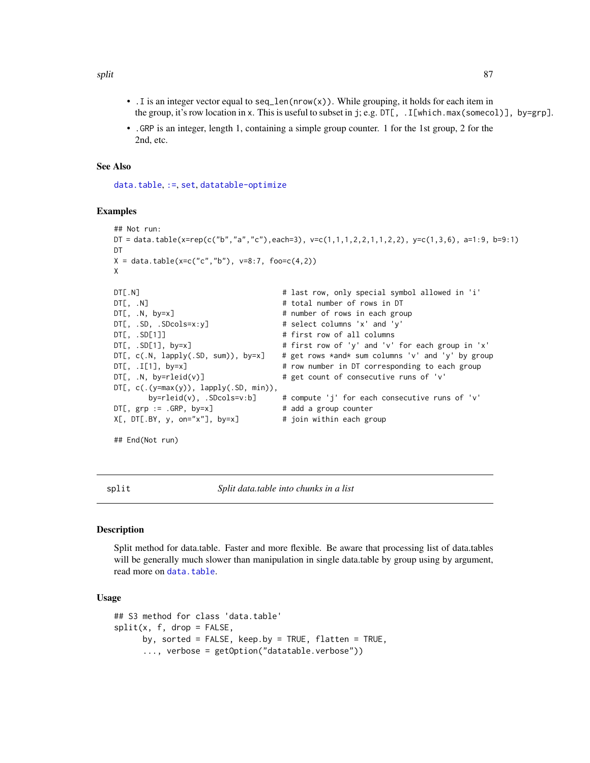- `.I` is an integer vector equal to `seq_len(nrow(x))`. While grouping, it holds for each item in the group, it's row location in `x`. This is useful to subset in `j`; e.g. `DT[, .I[which.max(somecol)], by=grp]`.
- `.GRP` is an integer, length 1, containing a simple group counter. 1 for the 1st group, 2 for the 2nd, etc.

### See Also

`data.table`, `:=`, `set`, `datatable-optimize`

### Examples

```
## Not run:
DT = data.table(x=rep(c("b","a","c"),each=3), v=c(1,1,1,2,2,1,1,2,2), y=c(1,3,6), a=1:9, b=9:1)
DT
X = data.table(x=c("c","b"), v=8:7, foo=c(4,2))
X

DT[.N]                                  # last row, only special symbol allowed in 'i'
DT[, .N]                                # total number of rows in DT
DT[, .N, by=x]                          # number of rows in each group
DT[, .SD, .SDcols=x:y]                  # select columns 'x' and 'y'
DT[, .SD[1]]                            # first row of all columns
DT[, .SD[1], by=x]                      # first row of 'y' and 'v' for each group in 'x'
DT[, c(.N, lapply(.SD, sum)), by=x]     # get rows *and* sum columns 'v' and 'y' by group
DT[, .I[1], by=x]                       # row number in DT corresponding to each group
DT[, .N, by=rleid(v)]                   # get count of consecutive runs of 'v'
DT[, c(.(y=max(y)), lapply(.SD, min)),
        by=rleid(v), .SDcols=v:b]       # compute 'j' for each consecutive runs of 'v'
DT[, grp := .GRP, by=x]                 # add a group counter
X[, DT[.BY, y, on="x"], by=x]           # join within each group

## End(Not run)
```

---

## split — *Split data.table into chunks in a list*

### Description

Split method for data.table. Faster and more flexible. Be aware that processing list of data.tables will be generally much slower than manipulation in single data.table by group using by argument, read more on `data.table`.

### Usage

```
## S3 method for class 'data.table'
split(x, f, drop = FALSE,
      by, sorted = FALSE, keep.by = TRUE, flatten = TRUE,
      ..., verbose = getOption("datatable.verbose"))
```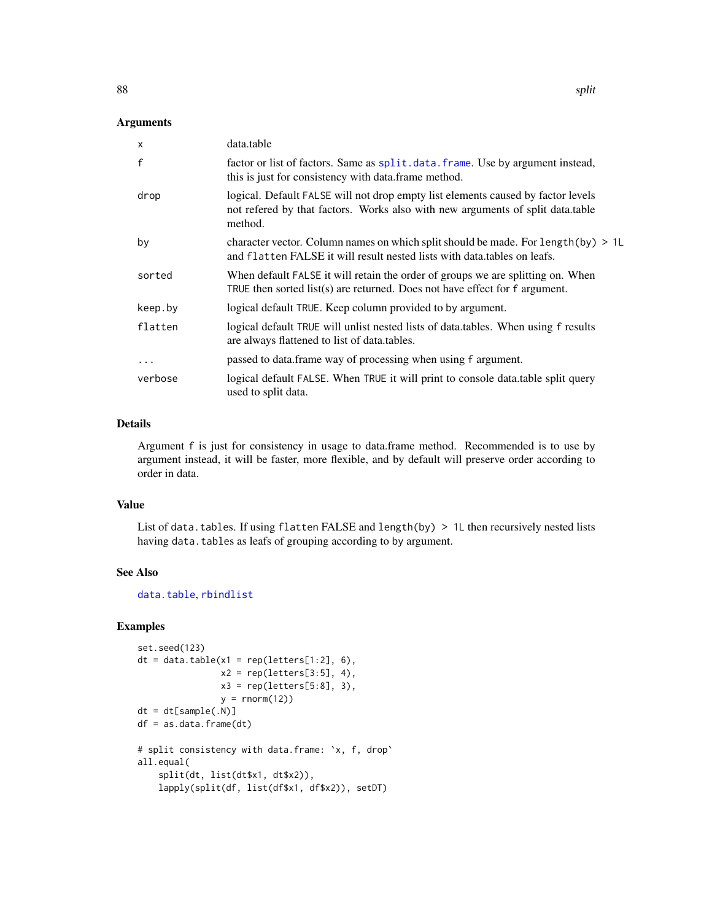## Arguments

| | |
|---|---|
| `x` | data.table |
| `f` | factor or list of factors. Same as `split.data.frame`. Use `by` argument instead, this is just for consistency with data.frame method. |
| `drop` | logical. Default `FALSE` will not drop empty list elements caused by factor levels not refered by that factors. Works also with new arguments of split data.table method. |
| `by` | character vector. Column names on which split should be made. For `length(by) > 1L` and `flatten` FALSE it will result nested lists with data.tables on leafs. |
| `sorted` | When default `FALSE` it will retain the order of groups we are splitting on. When `TRUE` then sorted list(s) are returned. Does not have effect for `f` argument. |
| `keep.by` | logical default `TRUE`. Keep column provided to `by` argument. |
| `flatten` | logical default `TRUE` will unlist nested lists of data.tables. When using `f` results are always flattened to list of data.tables. |
| `...` | passed to data.frame way of processing when using `f` argument. |
| `verbose` | logical default `FALSE`. When `TRUE` it will print to console data.table split query used to split data. |

## Details

Argument `f` is just for consistency in usage to data.frame method. Recommended is to use `by` argument instead, it will be faster, more flexible, and by default will preserve order according to order in data.

## Value

List of `data.tables`. If using `flatten` FALSE and `length(by) > 1L` then recursively nested lists having `data.tables` as leafs of grouping according to `by` argument.

## See Also

`data.table`, `rbindlist`

## Examples

```
set.seed(123)
dt = data.table(x1 = rep(letters[1:2], 6),
                x2 = rep(letters[3:5], 4),
                x3 = rep(letters[5:8], 3),
                y = rnorm(12))
dt = dt[sample(.N)]
df = as.data.frame(dt)

# split consistency with data.frame: `x, f, drop`
all.equal(
    split(dt, list(dt$x1, dt$x2)),
    lapply(split(df, list(df$x1, df$x2)), setDT)
```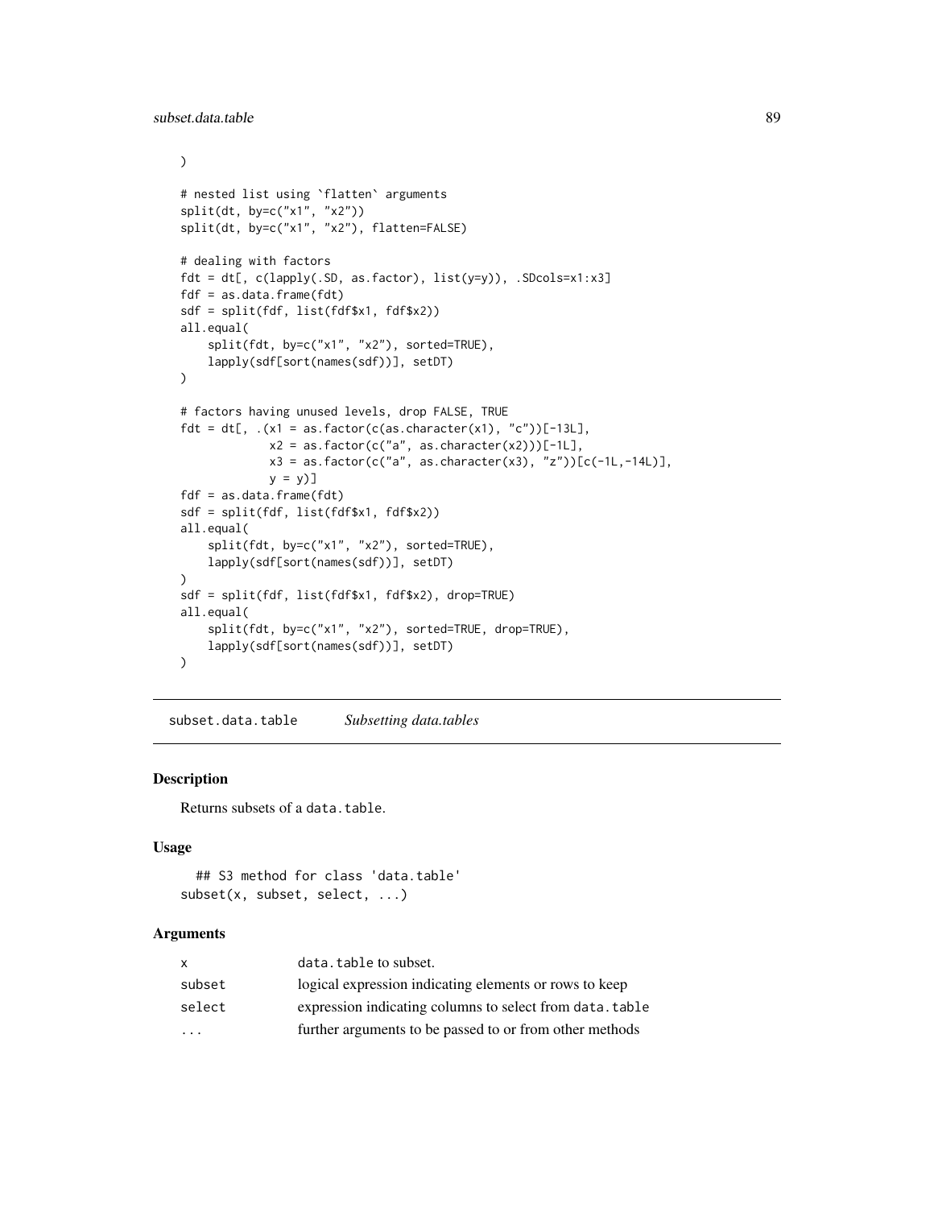```
)

# nested list using `flatten` arguments
split(dt, by=c("x1", "x2"))
split(dt, by=c("x1", "x2"), flatten=FALSE)

# dealing with factors
fdt = dt[, c(lapply(.SD, as.factor), list(y=y)), .SDcols=x1:x3]
fdf = as.data.frame(fdt)
sdf = split(fdf, list(fdf$x1, fdf$x2))
all.equal(
    split(fdt, by=c("x1", "x2"), sorted=TRUE),
    lapply(sdf[sort(names(sdf))], setDT)
)

# factors having unused levels, drop FALSE, TRUE
fdt = dt[, .(x1 = as.factor(c(as.character(x1), "c"))[-13L],
             x2 = as.factor(c("a", as.character(x2)))[-1L],
             x3 = as.factor(c("a", as.character(x3), "z"))[c(-1L,-14L)],
             y = y)]
fdf = as.data.frame(fdt)
sdf = split(fdf, list(fdf$x1, fdf$x2))
all.equal(
    split(fdt, by=c("x1", "x2"), sorted=TRUE),
    lapply(sdf[sort(names(sdf))], setDT)
)
sdf = split(fdf, list(fdf$x1, fdf$x2), drop=TRUE)
all.equal(
    split(fdt, by=c("x1", "x2"), sorted=TRUE, drop=TRUE),
    lapply(sdf[sort(names(sdf))], setDT)
)
```

---

## subset.data.table *Subsetting data.tables*

### Description

Returns subsets of a data.table.

### Usage

```
## S3 method for class 'data.table'
subset(x, subset, select, ...)
```

### Arguments

| | |
|---|---|
| x | data.table to subset. |
| subset | logical expression indicating elements or rows to keep |
| select | expression indicating columns to select from data.table |
| ... | further arguments to be passed to or from other methods |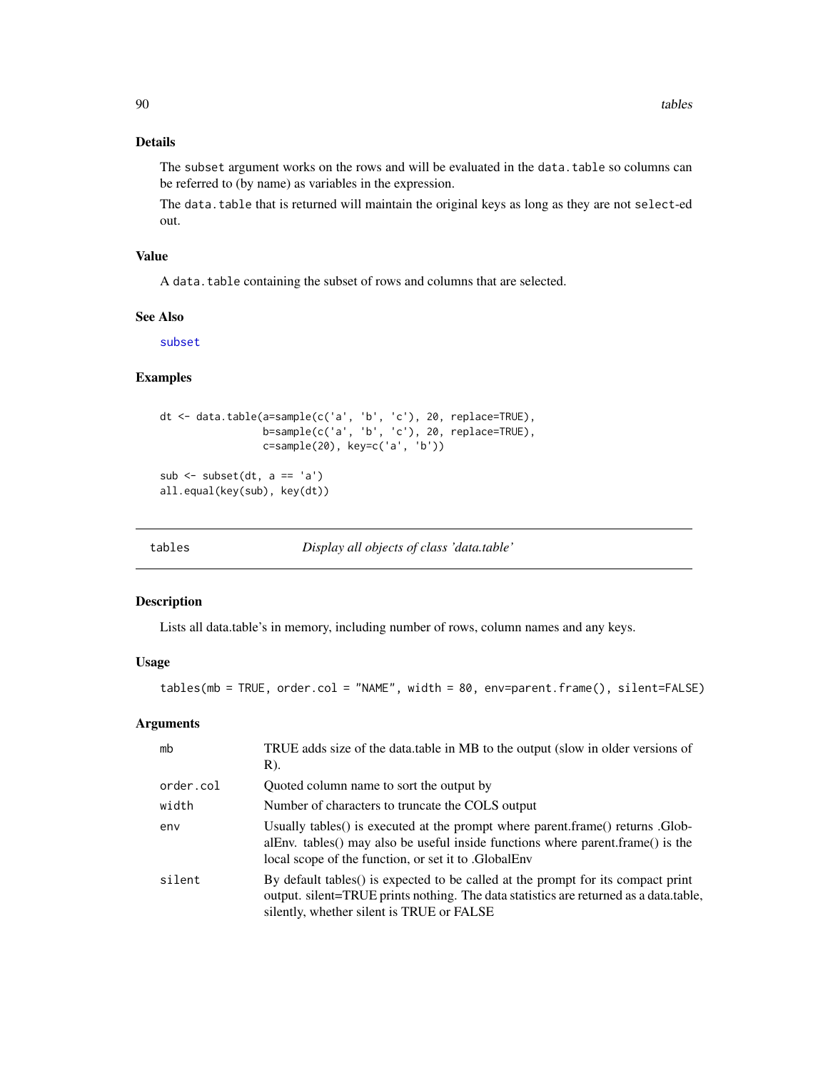### Details

The `subset` argument works on the rows and will be evaluated in the `data.table` so columns can be referred to (by name) as variables in the expression.

The `data.table` that is returned will maintain the original keys as long as they are not `select`-ed out.

### Value

A `data.table` containing the subset of rows and columns that are selected.

### See Also

`subset`

### Examples

```
dt <- data.table(a=sample(c('a', 'b', 'c'), 20, replace=TRUE),
                 b=sample(c('a', 'b', 'c'), 20, replace=TRUE),
                 c=sample(20), key=c('a', 'b'))

sub <- subset(dt, a == 'a')
all.equal(key(sub), key(dt))
```

---

## tables *Display all objects of class 'data.table'*

---

### Description

Lists all data.table's in memory, including number of rows, column names and any keys.

### Usage

```
tables(mb = TRUE, order.col = "NAME", width = 80, env=parent.frame(), silent=FALSE)
```

### Arguments

| | |
|---|---|
| `mb` | TRUE adds size of the data.table in MB to the output (slow in older versions of R). |
| `order.col` | Quoted column name to sort the output by |
| `width` | Number of characters to truncate the COLS output |
| `env` | Usually tables() is executed at the prompt where parent.frame() returns .GlobalEnv. tables() may also be useful inside functions where parent.frame() is the local scope of the function, or set it to .GlobalEnv |
| `silent` | By default tables() is expected to be called at the prompt for its compact print output. silent=TRUE prints nothing. The data statistics are returned as a data.table, silently, whether silent is TRUE or FALSE |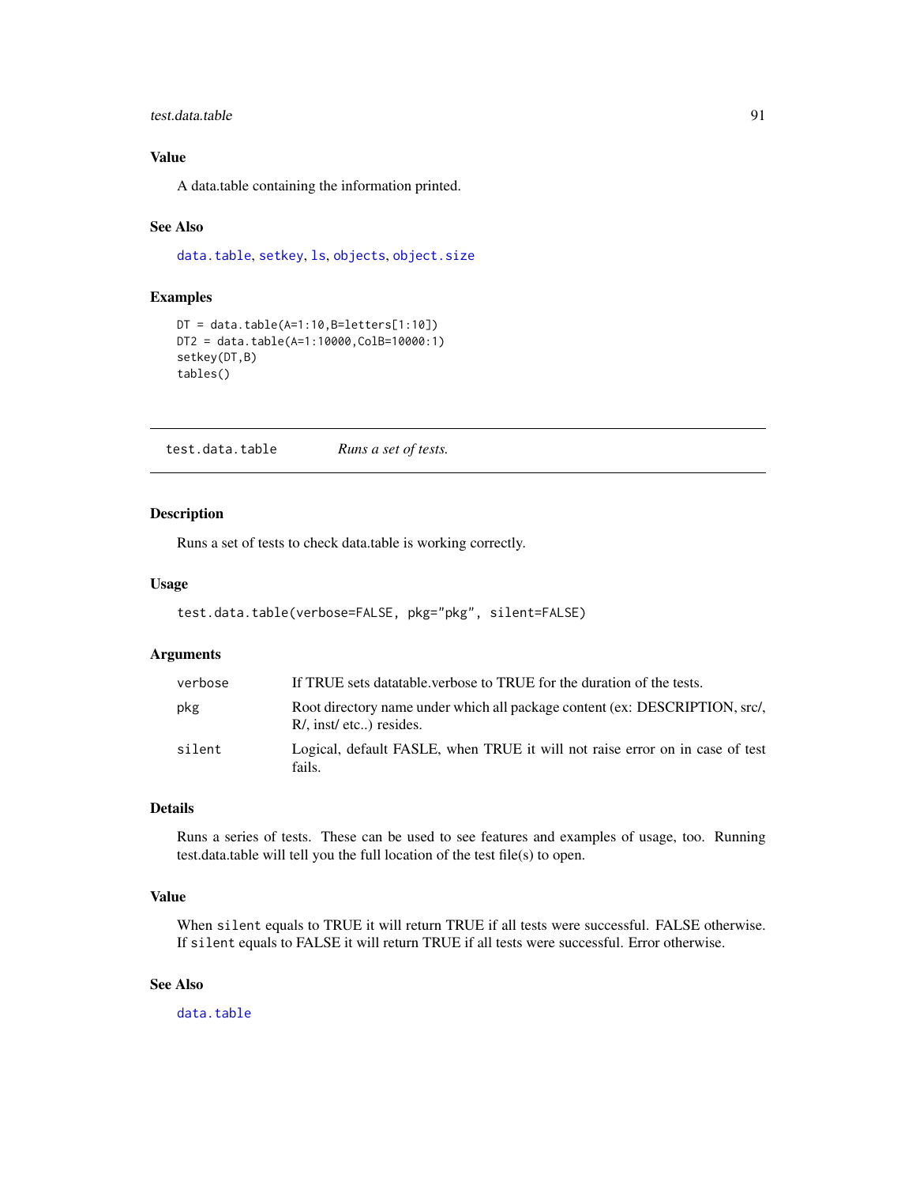## Value

A data.table containing the information printed.

## See Also

data.table, setkey, ls, objects, object.size

## Examples

```
DT = data.table(A=1:10,B=letters[1:10])
DT2 = data.table(A=1:10000,ColB=10000:1)
setkey(DT,B)
tables()
```

---

# test.data.table *Runs a set of tests.*

---

## Description

Runs a set of tests to check data.table is working correctly.

## Usage

```
test.data.table(verbose=FALSE, pkg="pkg", silent=FALSE)
```

## Arguments

| | |
|---|---|
| verbose | If TRUE sets datatable.verbose to TRUE for the duration of the tests. |
| pkg | Root directory name under which all package content (ex: DESCRIPTION, src/, R/, inst/ etc..) resides. |
| silent | Logical, default FASLE, when TRUE it will not raise error on in case of test fails. |

## Details

Runs a series of tests. These can be used to see features and examples of usage, too. Running test.data.table will tell you the full location of the test file(s) to open.

## Value

When `silent` equals to TRUE it will return TRUE if all tests were successful. FALSE otherwise. If `silent` equals to FALSE it will return TRUE if all tests were successful. Error otherwise.

## See Also

data.table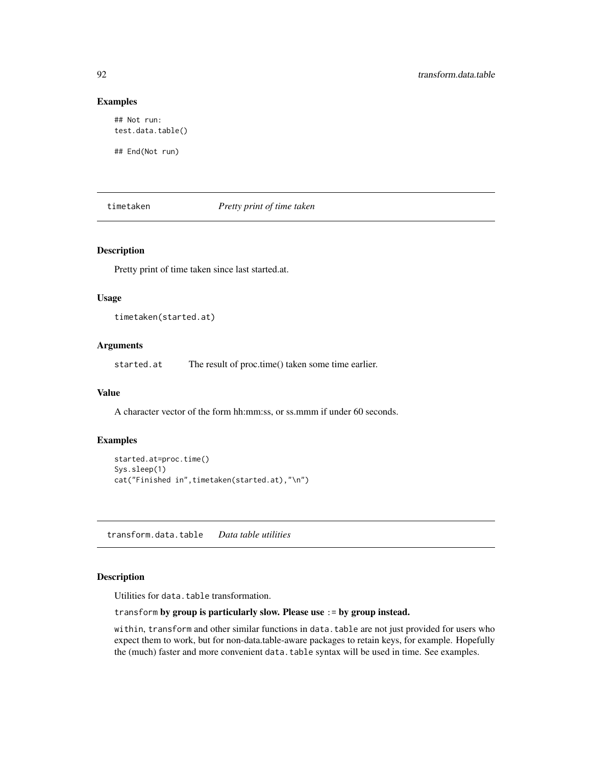### Examples

```
## Not run:
test.data.table()

## End(Not run)
```

## timetaken — *Pretty print of time taken*

### Description

Pretty print of time taken since last started.at.

### Usage

```
timetaken(started.at)
```

### Arguments

| | |
|---|---|
| `started.at` | The result of proc.time() taken some time earlier. |

### Value

A character vector of the form hh:mm:ss, or ss.mmm if under 60 seconds.

### Examples

```
started.at=proc.time()
Sys.sleep(1)
cat("Finished in",timetaken(started.at),"\n")
```

## transform.data.table — *Data table utilities*

### Description

Utilities for `data.table` transformation.

**`transform` by group is particularly slow. Please use `:=` by group instead.**

`within`, `transform` and other similar functions in `data.table` are not just provided for users who expect them to work, but for non-data.table-aware packages to retain keys, for example. Hopefully the (much) faster and more convenient `data.table` syntax will be used in time. See examples.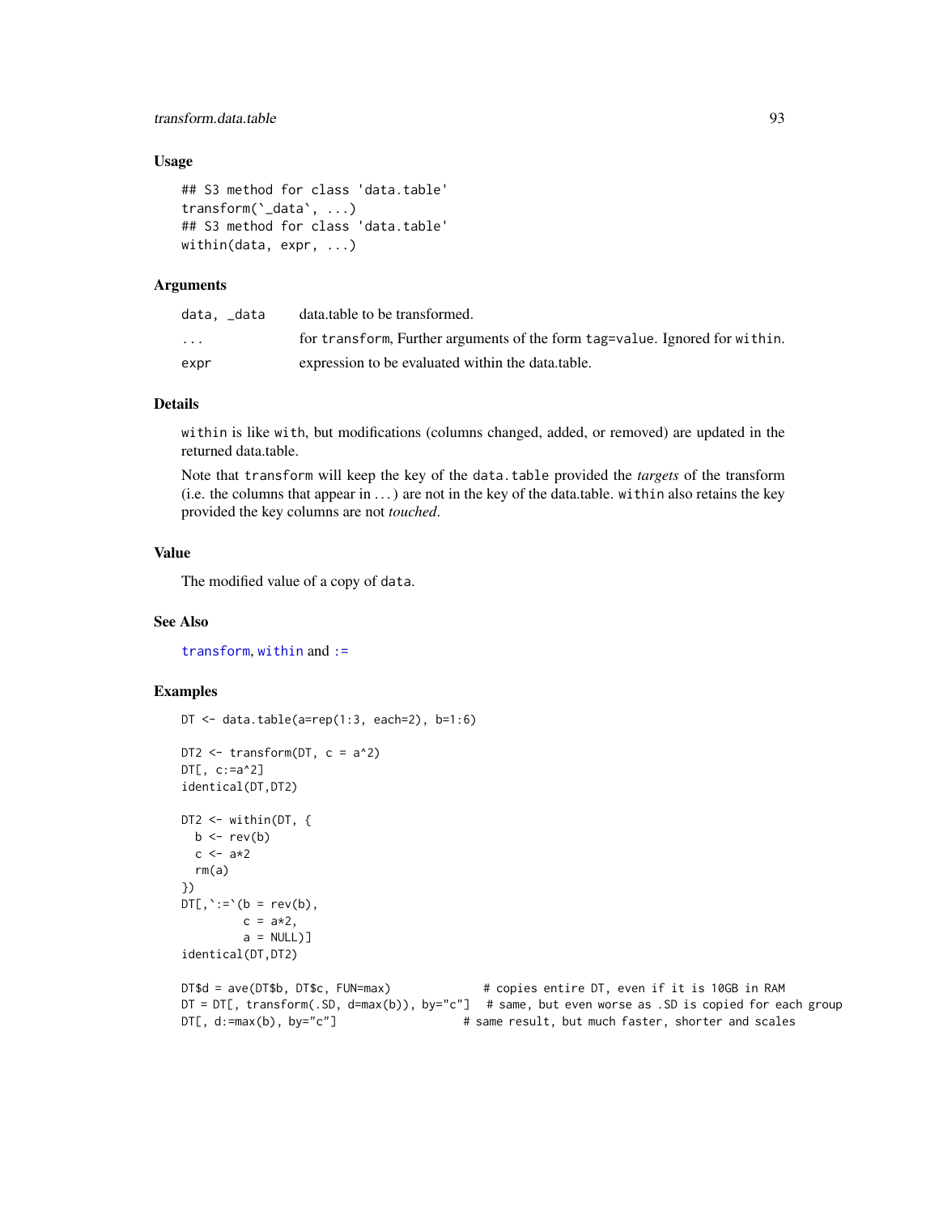## Usage

```
## S3 method for class 'data.table'
transform(`_data`, ...)
## S3 method for class 'data.table'
within(data, expr, ...)
```

## Arguments

| | |
|---|---|
| data, _data | data.table to be transformed. |
| ... | for transform, Further arguments of the form tag=value. Ignored for within. |
| expr | expression to be evaluated within the data.table. |

## Details

within is like with, but modifications (columns changed, added, or removed) are updated in the returned data.table.

Note that transform will keep the key of the data.table provided the *targets* of the transform (i.e. the columns that appear in ...) are not in the key of the data.table. within also retains the key provided the key columns are not *touched*.

## Value

The modified value of a copy of data.

## See Also

transform, within and :=

## Examples

```
DT <- data.table(a=rep(1:3, each=2), b=1:6)

DT2 <- transform(DT, c = a^2)
DT[, c:=a^2]
identical(DT,DT2)

DT2 <- within(DT, {
  b <- rev(b)
  c <- a*2
  rm(a)
})
DT[,`:=`(b = rev(b),
         c = a*2,
         a = NULL)]
identical(DT,DT2)

DT$d = ave(DT$b, DT$c, FUN=max)              # copies entire DT, even if it is 10GB in RAM
DT = DT[, transform(.SD, d=max(b)), by="c"]  # same, but even worse as .SD is copied for each group
DT[, d:=max(b), by="c"]                  # same result, but much faster, shorter and scales
```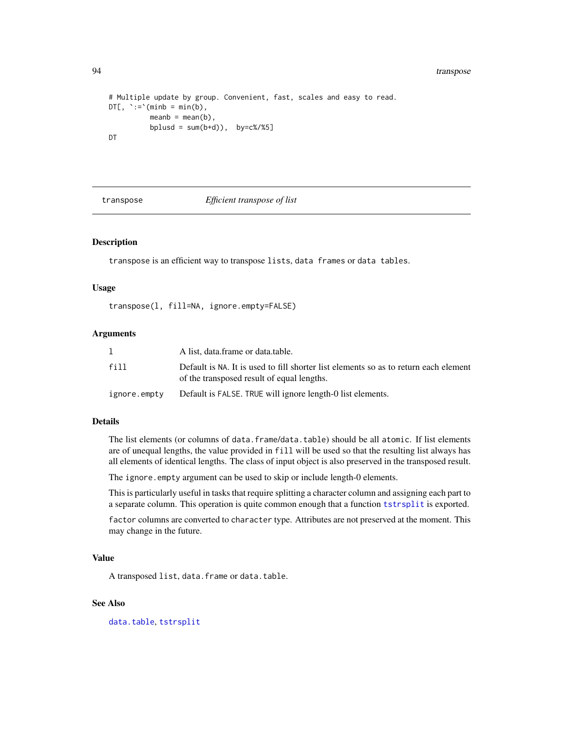```
# Multiple update by group. Convenient, fast, scales and easy to read.
DT[, `:=`(minb = min(b),
          meanb = mean(b),
          bplusd = sum(b+d)),  by=c%/%5]
DT
```

---

## transpose *Efficient transpose of list*

---

### Description

`transpose` is an efficient way to transpose `lists`, `data frames` or `data tables`.

### Usage

```
transpose(l, fill=NA, ignore.empty=FALSE)
```

### Arguments

| | |
|---|---|
| `l` | A list, data.frame or data.table. |
| `fill` | Default is `NA`. It is used to fill shorter list elements so as to return each element of the transposed result of equal lengths. |
| `ignore.empty` | Default is `FALSE`. `TRUE` will ignore length-0 list elements. |

### Details

The list elements (or columns of `data.frame`/`data.table`) should be all `atomic`. If list elements are of unequal lengths, the value provided in `fill` will be used so that the resulting list always has all elements of identical lengths. The class of input object is also preserved in the transposed result.

The `ignore.empty` argument can be used to skip or include length-0 elements.

This is particularly useful in tasks that require splitting a character column and assigning each part to a separate column. This operation is quite common enough that a function `tstrsplit` is exported.

`factor` columns are converted to `character` type. Attributes are not preserved at the moment. This may change in the future.

### Value

A transposed `list`, `data.frame` or `data.table`.

### See Also

`data.table`, `tstrsplit`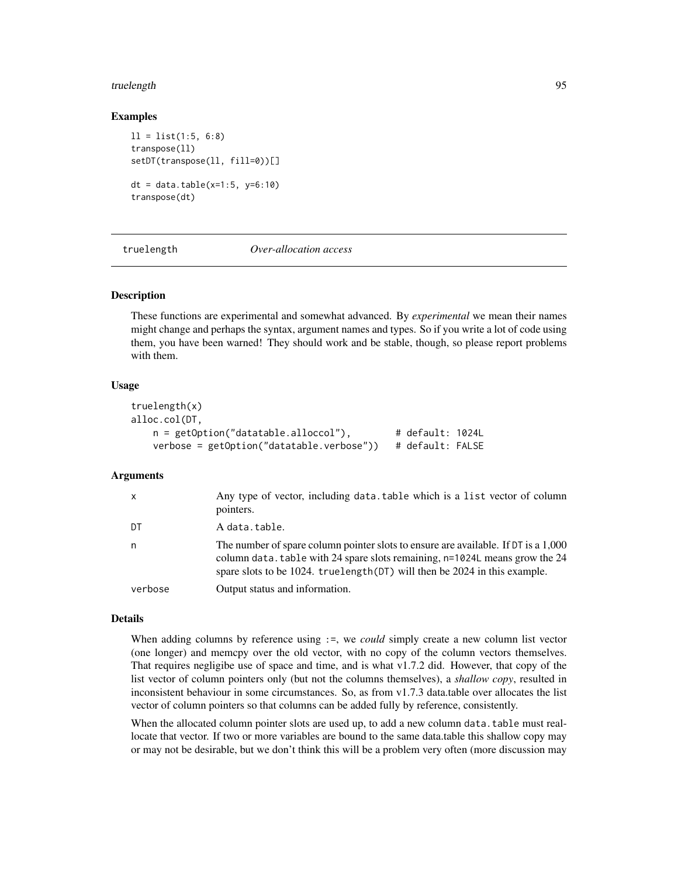### Examples

```
ll = list(1:5, 6:8)
transpose(ll)
setDT(transpose(ll, fill=0))[]

dt = data.table(x=1:5, y=6:10)
transpose(dt)
```

---

## truelength *Over-allocation access*

---

### Description

These functions are experimental and somewhat advanced. By *experimental* we mean their names might change and perhaps the syntax, argument names and types. So if you write a lot of code using them, you have been warned! They should work and be stable, though, so please report problems with them.

### Usage

```
truelength(x)
alloc.col(DT,
    n = getOption("datatable.alloccol"),        # default: 1024L
    verbose = getOption("datatable.verbose"))   # default: FALSE
```

### Arguments

| | |
|---|---|
| x | Any type of vector, including data.table which is a list vector of column pointers. |
| DT | A data.table. |
| n | The number of spare column pointer slots to ensure are available. If DT is a 1,000 column data.table with 24 spare slots remaining, n=1024L means grow the 24 spare slots to be 1024. truelength(DT) will then be 2024 in this example. |
| verbose | Output status and information. |

### Details

When adding columns by reference using :=, we *could* simply create a new column list vector (one longer) and memcpy over the old vector, with no copy of the column vectors themselves. That requires negligibe use of space and time, and is what v1.7.2 did. However, that copy of the list vector of column pointers only (but not the columns themselves), a *shallow copy*, resulted in inconsistent behaviour in some circumstances. So, as from v1.7.3 data.table over allocates the list vector of column pointers so that columns can be added fully by reference, consistently.

When the allocated column pointer slots are used up, to add a new column data.table must reallocate that vector. If two or more variables are bound to the same data.table this shallow copy may or may not be desirable, but we don't think this will be a problem very often (more discussion may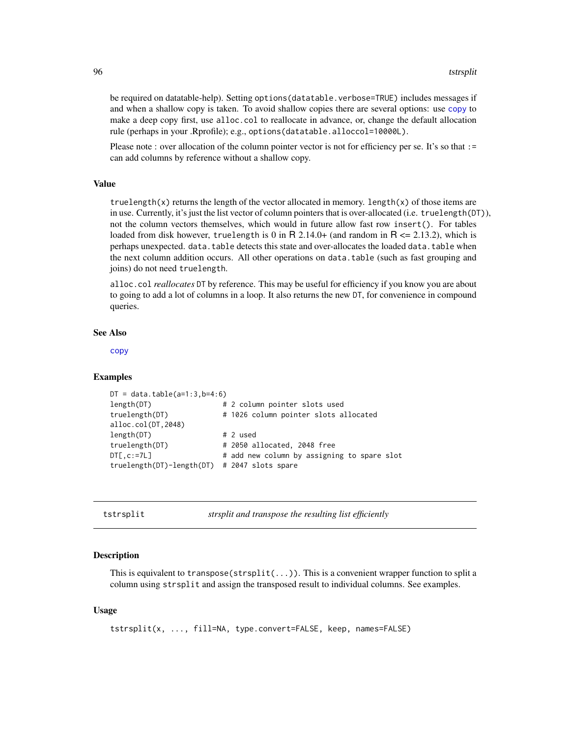be required on datatable-help). Setting `options(datatable.verbose=TRUE)` includes messages if and when a shallow copy is taken. To avoid shallow copies there are several options: use `copy` to make a deep copy first, use `alloc.col` to reallocate in advance, or, change the default allocation rule (perhaps in your .Rprofile); e.g., `options(datatable.alloccol=10000L)`.

Please note : over allocation of the column pointer vector is not for efficiency per se. It's so that `:=` can add columns by reference without a shallow copy.

### Value

`truelength(x)` returns the length of the vector allocated in memory. `length(x)` of those items are in use. Currently, it's just the list vector of column pointers that is over-allocated (i.e. `truelength(DT)`), not the column vectors themselves, which would in future allow fast row `insert()`. For tables loaded from disk however, `truelength` is 0 in R 2.14.0+ (and random in R <= 2.13.2), which is perhaps unexpected. `data.table` detects this state and over-allocates the loaded `data.table` when the next column addition occurs. All other operations on `data.table` (such as fast grouping and joins) do not need `truelength`.

`alloc.col` *reallocates* `DT` by reference. This may be useful for efficiency if you know you are about to going to add a lot of columns in a loop. It also returns the new `DT`, for convenience in compound queries.

### See Also

`copy`

### Examples

```
DT = data.table(a=1:3,b=4:6)
length(DT)                 # 2 column pointer slots used
truelength(DT)             # 1026 column pointer slots allocated
alloc.col(DT,2048)
length(DT)                 # 2 used
truelength(DT)             # 2050 allocated, 2048 free
DT[,c:=7L]                 # add new column by assigning to spare slot
truelength(DT)-length(DT)  # 2047 slots spare
```

---

## tstrsplit — *strsplit and transpose the resulting list efficiently*

### Description

This is equivalent to `transpose(strsplit(...))`. This is a convenient wrapper function to split a column using `strsplit` and assign the transposed result to individual columns. See examples.

### Usage

```
tstrsplit(x, ..., fill=NA, type.convert=FALSE, keep, names=FALSE)
```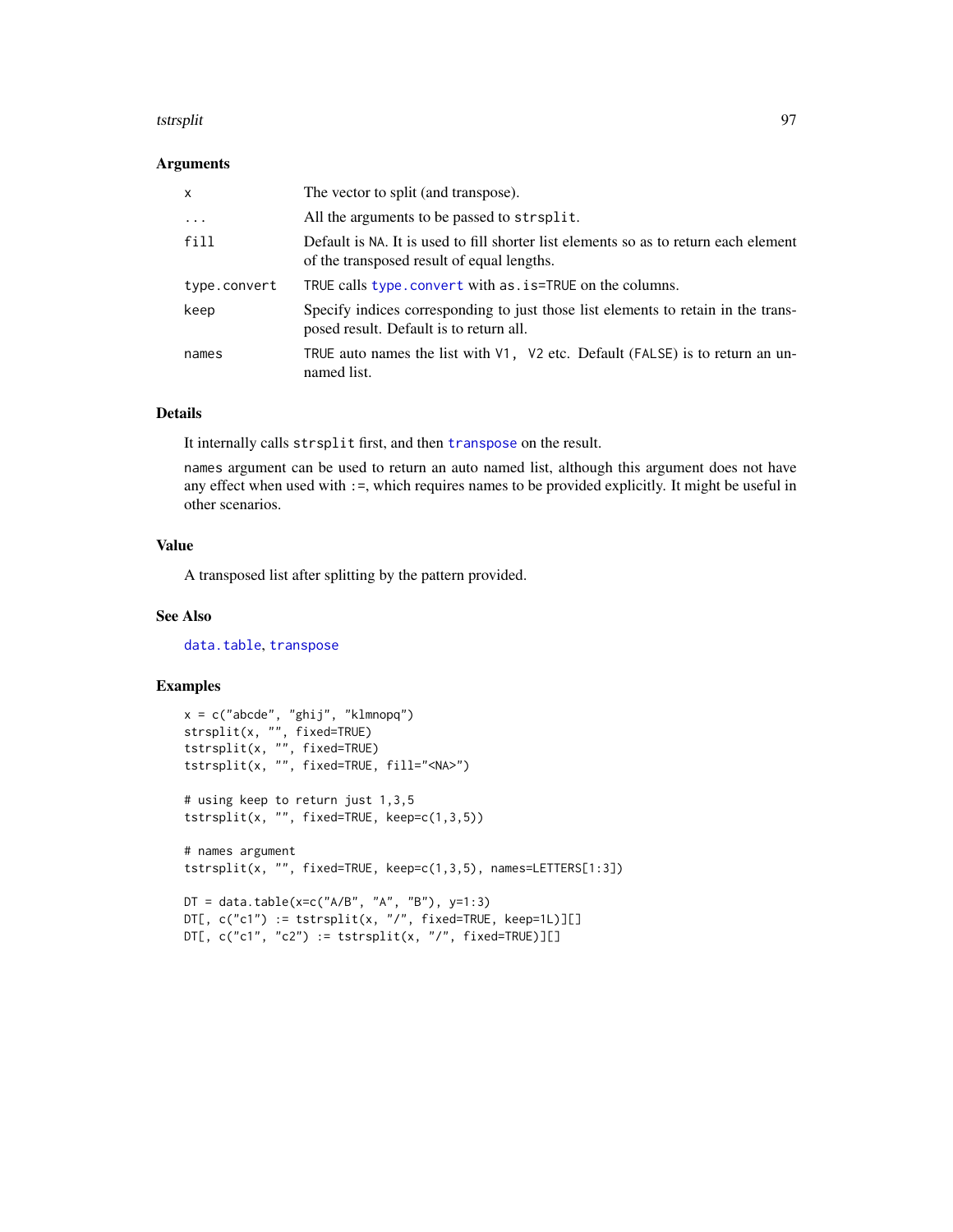## Arguments

| | |
|---|---|
| x | The vector to split (and transpose). |
| ... | All the arguments to be passed to `strsplit`. |
| fill | Default is `NA`. It is used to fill shorter list elements so as to return each element of the transposed result of equal lengths. |
| type.convert | `TRUE` calls `type.convert` with `as.is=TRUE` on the columns. |
| keep | Specify indices corresponding to just those list elements to retain in the transposed result. Default is to return all. |
| names | `TRUE` auto names the list with `V1, V2` etc. Default (`FALSE`) is to return an unnamed list. |

## Details

It internally calls `strsplit` first, and then `transpose` on the result.

`names` argument can be used to return an auto named list, although this argument does not have any effect when used with `:=`, which requires names to be provided explicitly. It might be useful in other scenarios.

## Value

A transposed list after splitting by the pattern provided.

## See Also

`data.table`, `transpose`

## Examples

```
x = c("abcde", "ghij", "klmnopq")
strsplit(x, "", fixed=TRUE)
tstrsplit(x, "", fixed=TRUE)
tstrsplit(x, "", fixed=TRUE, fill="<NA>")

# using keep to return just 1,3,5
tstrsplit(x, "", fixed=TRUE, keep=c(1,3,5))

# names argument
tstrsplit(x, "", fixed=TRUE, keep=c(1,3,5), names=LETTERS[1:3])

DT = data.table(x=c("A/B", "A", "B"), y=1:3)
DT[, c("c1") := tstrsplit(x, "/", fixed=TRUE, keep=1L)][]
DT[, c("c1", "c2") := tstrsplit(x, "/", fixed=TRUE)][]
```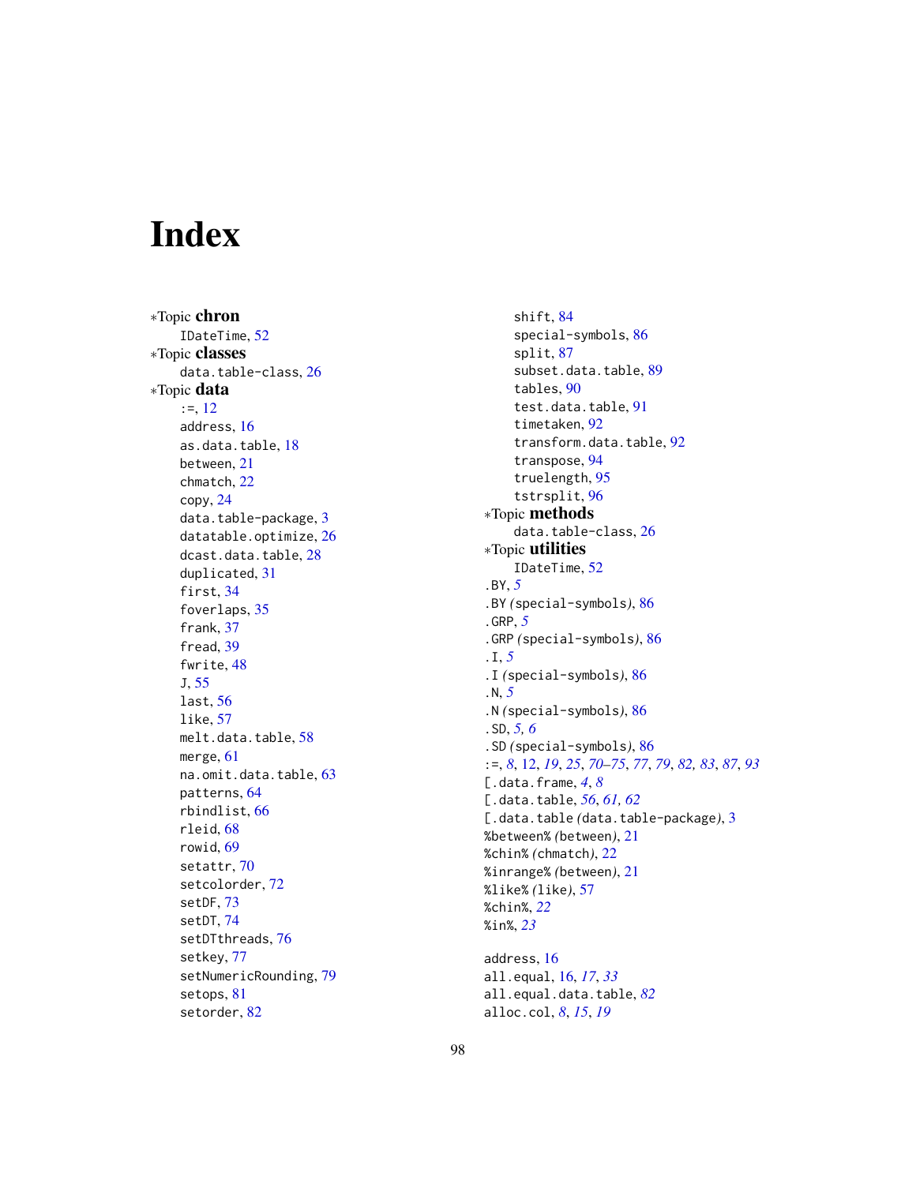# Index

*Topic **chron**

- IDateTime, 52

*Topic **classes**

- data.table-class, 26

*Topic **data**

- :=, 12
- address, 16
- as.data.table, 18
- between, 21
- chmatch, 22
- copy, 24
- data.table-package, 3
- datatable.optimize, 26
- dcast.data.table, 28
- duplicated, 31
- first, 34
- foverlaps, 35
- frank, 37
- fread, 39
- fwrite, 48
- J, 55
- last, 56
- like, 57
- melt.data.table, 58
- merge, 61
- na.omit.data.table, 63
- patterns, 64
- rbindlist, 66
- rleid, 68
- rowid, 69
- setattr, 70
- setcolorder, 72
- setDF, 73
- setDT, 74
- setDTthreads, 76
- setkey, 77
- setNumericRounding, 79
- setops, 81
- setorder, 82
- shift, 84
- special-symbols, 86
- split, 87
- subset.data.table, 89
- tables, 90
- test.data.table, 91
- timetaken, 92
- transform.data.table, 92
- transpose, 94
- truelength, 95
- tstrsplit, 96

*Topic **methods**

- data.table-class, 26

*Topic **utilities**

- IDateTime, 52

.BY, *5*
.BY *(*special-symbols*)*, 86
.GRP, *5*
.GRP *(*special-symbols*)*, 86
.I, *5*
.I *(*special-symbols*)*, 86
.N, *5*
.N *(*special-symbols*)*, 86
.SD, *5*, *6*
.SD *(*special-symbols*)*, 86
:=, *8*, 12, *19*, *25*, *70–75*, *77*, *79*, *82*, *83*, *87*, *93*
[.data.frame, *4*, *8*
[.data.table, *56*, *61*, *62*
[.data.table *(*data.table-package*)*, 3
%between% *(*between*)*, 21
%chin% *(*chmatch*)*, 22
%inrange% *(*between*)*, 21
%like% *(*like*)*, 57
%chin%, *22*
%in%, *23*

address, 16
all.equal, 16, *17*, *33*
all.equal.data.table, *82*
alloc.col, *8*, *15*, *19*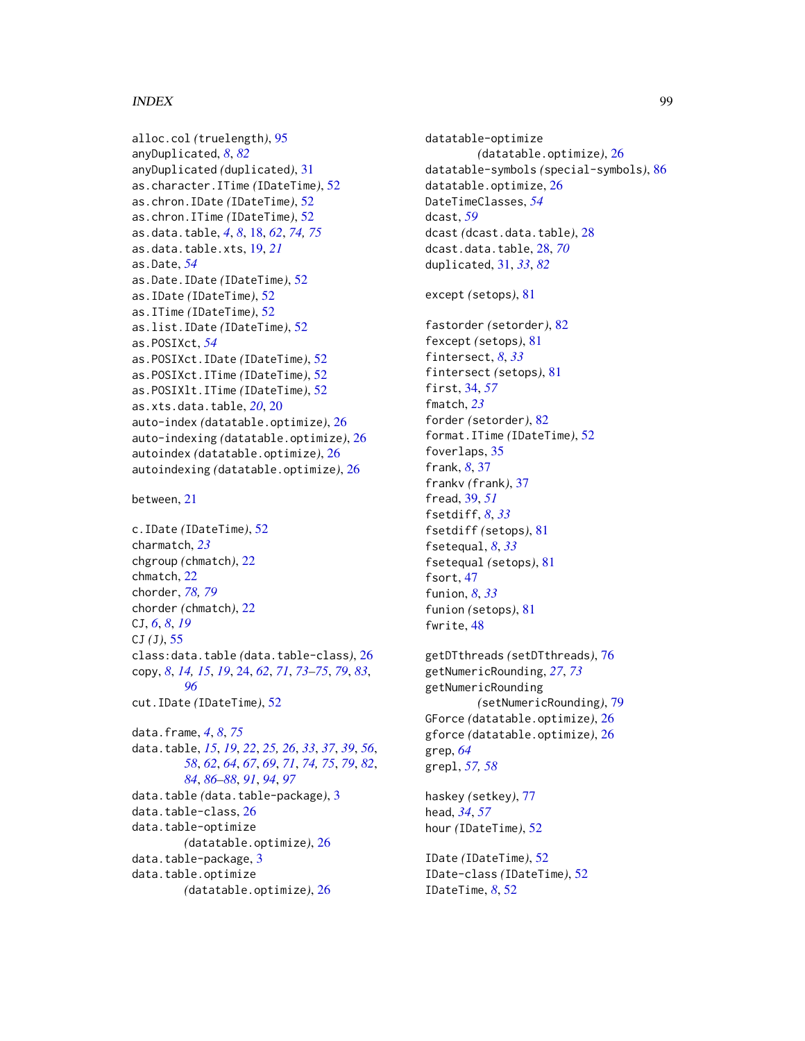alloc.col *(truelength)*, 95
anyDuplicated, *8*, *82*
anyDuplicated *(duplicated)*, 31
as.character.ITime *(IDateTime)*, 52
as.chron.IDate *(IDateTime)*, 52
as.chron.ITime *(IDateTime)*, 52
as.data.table, *4*, *8*, 18, *62*, *74, 75*
as.data.table.xts, 19, *21*
as.Date, *54*
as.Date.IDate *(IDateTime)*, 52
as.IDate *(IDateTime)*, 52
as.ITime *(IDateTime)*, 52
as.list.IDate *(IDateTime)*, 52
as.POSIXct, *54*
as.POSIXct.IDate *(IDateTime)*, 52
as.POSIXct.ITime *(IDateTime)*, 52
as.POSIXlt.ITime *(IDateTime)*, 52
as.xts.data.table, *20*, 20
auto-index *(datatable.optimize)*, 26
auto-indexing *(datatable.optimize)*, 26
autoindex *(datatable.optimize)*, 26
autoindexing *(datatable.optimize)*, 26

between, 21

c.IDate *(IDateTime)*, 52
charmatch, *23*
chgroup *(chmatch)*, 22
chmatch, 22
chorder, *78, 79*
chorder *(chmatch)*, 22
CJ, *6*, *8*, *19*
CJ *(J)*, 55
class:data.table *(data.table-class)*, 26
copy, *8*, *14, 15*, *19*, 24, *62*, *71*, *73–75*, *79*, *83*, *96*
cut.IDate *(IDateTime)*, 52

data.frame, *4*, *8*, *75*
data.table, *15*, *19*, *22*, *25, 26*, *33*, *37*, *39*, *56*, *58*, *62*, *64*, *67*, *69*, *71*, *74, 75*, *79*, *82*, *84*, *86–88*, *91*, *94*, *97*
data.table *(data.table-package)*, 3
data.table-class, 26
data.table-optimize *(datatable.optimize)*, 26
data.table-package, 3
data.table.optimize *(datatable.optimize)*, 26
datatable-optimize *(datatable.optimize)*, 26
datatable-symbols *(special-symbols)*, 86
datatable.optimize, 26
DateTimeClasses, *54*
dcast, *59*
dcast *(dcast.data.table)*, 28
dcast.data.table, 28, *70*
duplicated, 31, *33*, *82*

except *(setops)*, 81

fastorder *(setorder)*, 82
fexcept *(setops)*, 81
fintersect, *8*, *33*
fintersect *(setops)*, 81
first, 34, *57*
fmatch, *23*
forder *(setorder)*, 82
format.ITime *(IDateTime)*, 52
foverlaps, 35
frank, *8*, 37
frankv *(frank)*, 37
fread, 39, *51*
fsetdiff, *8*, *33*
fsetdiff *(setops)*, 81
fsetequal, *8*, *33*
fsetequal *(setops)*, 81
fsort, 47
funion, *8*, *33*
funion *(setops)*, 81
fwrite, 48

getDTthreads *(setDTthreads)*, 76
getNumericRounding, *27*, *73*
getNumericRounding *(setNumericRounding)*, 79
GForce *(datatable.optimize)*, 26
gforce *(datatable.optimize)*, 26
grep, *64*
grepl, *57, 58*

haskey *(setkey)*, 77
head, *34*, *57*
hour *(IDateTime)*, 52

IDate *(IDateTime)*, 52
IDate-class *(IDateTime)*, 52
IDateTime, *8*, 52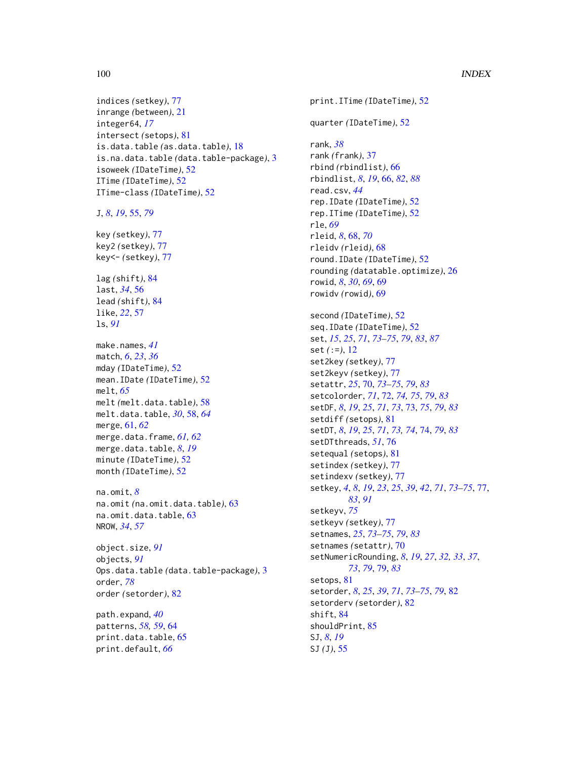indices *(setkey)*, 77
inrange *(between)*, 21
integer64, *17*
intersect *(setops)*, 81
is.data.table *(as.data.table)*, 18
is.na.data.table *(data.table-package)*, 3
isoweek *(IDateTime)*, 52
ITime *(IDateTime)*, 52
ITime-class *(IDateTime)*, 52

J, *8*, *19*, 55, *79*

key *(setkey)*, 77
key2 *(setkey)*, 77
key<- *(setkey)*, 77

lag *(shift)*, 84
last, *34*, 56
lead *(shift)*, 84
like, *22*, 57
ls, *91*

make.names, *41*
match, *6*, *23*, *36*
mday *(IDateTime)*, 52
mean.IDate *(IDateTime)*, 52
melt, *65*
melt *(melt.data.table)*, 58
melt.data.table, *30*, 58, *64*
merge, 61, *62*
merge.data.frame, *61, 62*
merge.data.table, *8*, *19*
minute *(IDateTime)*, 52
month *(IDateTime)*, 52

na.omit, *8*
na.omit *(na.omit.data.table)*, 63
na.omit.data.table, 63
NROW, *34*, *57*

object.size, *91*
objects, *91*
Ops.data.table *(data.table-package)*, 3
order, *78*
order *(setorder)*, 82

path.expand, *40*
patterns, *58, 59*, 64
print.data.table, 65
print.default, *66*

print.ITime *(IDateTime)*, 52

quarter *(IDateTime)*, 52

rank, *38*
rank *(frank)*, 37
rbind *(rbindlist)*, 66
rbindlist, *8*, *19*, 66, *82*, *88*
read.csv, *44*
rep.IDate *(IDateTime)*, 52
rep.ITime *(IDateTime)*, 52
rle, *69*
rleid, *8*, 68, *70*
rleidv *(rleid)*, 68
round.IDate *(IDateTime)*, 52
rounding *(datatable.optimize)*, 26
rowid, *8*, *30*, *69*, 69
rowidv *(rowid)*, 69

second *(IDateTime)*, 52
seq.IDate *(IDateTime)*, 52
set, *15*, *25*, *71*, *73–75*, *79*, *83*, *87*
set *(:=)*, 12
set2key *(setkey)*, 77
set2keyv *(setkey)*, 77
setattr, *25*, 70, *73–75*, *79*, *83*
setcolorder, *71*, 72, *74, 75*, *79*, *83*
setDF, *8*, *19*, *25*, *71*, *73*, 73, *75*, *79*, *83*
setdiff *(setops)*, 81
setDT, *8*, *19*, *25*, *71*, *73, 74*, 74, *79*, *83*
setDTthreads, *51*, 76
setequal *(setops)*, 81
setindex *(setkey)*, 77
setindexv *(setkey)*, 77
setkey, *4*, *8*, *19*, *23*, *25*, *39*, *42*, *71*, *73–75*, 77, *83*, *91*
setkeyv, *75*
setkeyv *(setkey)*, 77
setnames, *25*, *73–75*, *79*, *83*
setnames *(setattr)*, 70
setNumericRounding, *8*, *19*, *27*, *32, 33*, *37*, *73*, *79*, 79, *83*
setops, 81
setorder, *8*, *25*, *39*, *71*, *73–75*, *79*, 82
setorderv *(setorder)*, 82
shift, 84
shouldPrint, 85
SJ, *8*, *19*
SJ *(J)*, 55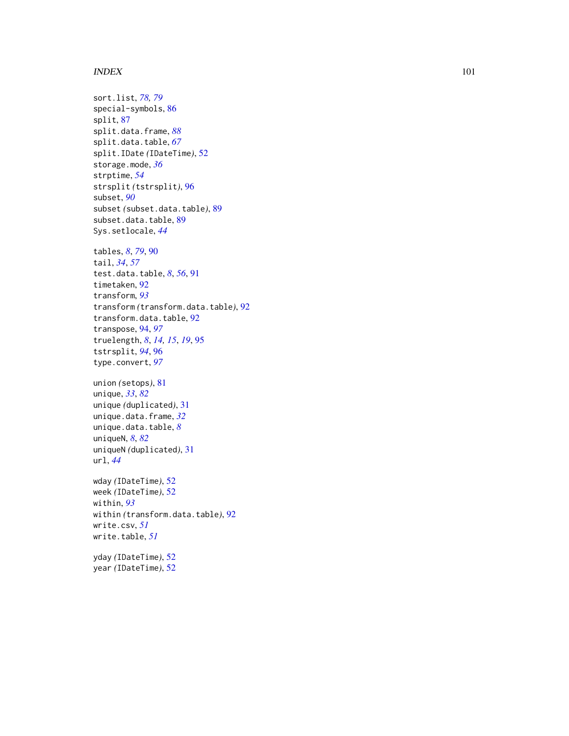sort.list, *78, 79*
special-symbols, 86
split, 87
split.data.frame, *88*
split.data.table, *67*
split.IDate *(*IDateTime*)*, 52
storage.mode, *36*
strptime, *54*
strsplit *(*tstrsplit*)*, 96
subset, *90*
subset *(*subset.data.table*)*, 89
subset.data.table, 89
Sys.setlocale, *44*

tables, *8*, *79*, 90
tail, *34*, *57*
test.data.table, *8*, *56*, 91
timetaken, 92
transform, *93*
transform *(*transform.data.table*)*, 92
transform.data.table, 92
transpose, 94, *97*
truelength, *8*, *14, 15*, *19*, 95
tstrsplit, *94*, 96
type.convert, *97*

union *(*setops*)*, 81
unique, *33*, *82*
unique *(*duplicated*)*, 31
unique.data.frame, *32*
unique.data.table, *8*
uniqueN, *8*, *82*
uniqueN *(*duplicated*)*, 31
url, *44*

wday *(*IDateTime*)*, 52
week *(*IDateTime*)*, 52
within, *93*
within *(*transform.data.table*)*, 92
write.csv, *51*
write.table, *51*

yday *(*IDateTime*)*, 52
year *(*IDateTime*)*, 52